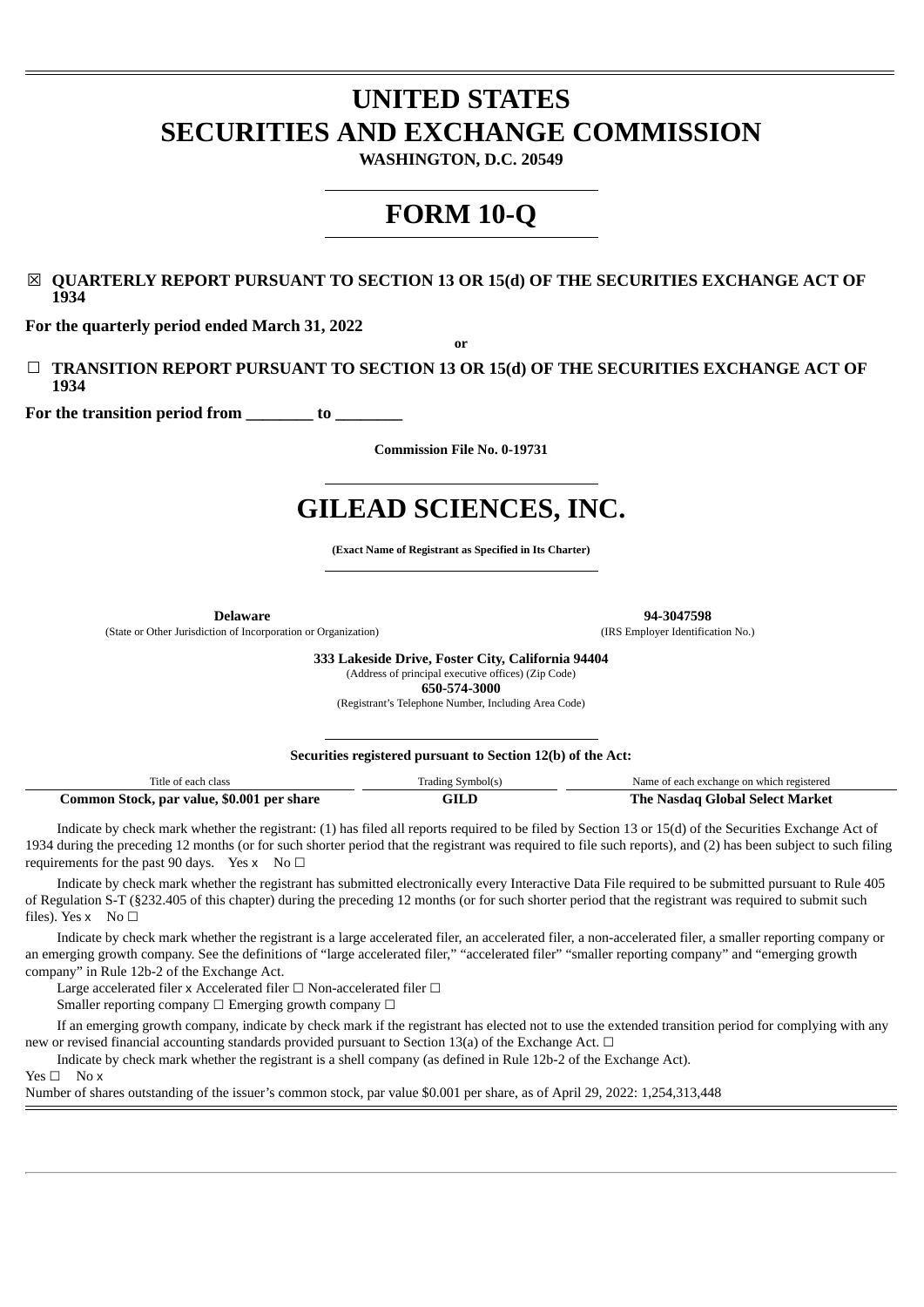# UNITED STATES
# SECURITIES AND EXCHANGE COMMISSION

**WASHINGTON, D.C. 20549**

# FORM 10-Q

☒ **QUARTERLY REPORT PURSUANT TO SECTION 13 OR 15(d) OF THE SECURITIES EXCHANGE ACT OF 1934**

**For the quarterly period ended March 31, 2022**

**or**

☐ **TRANSITION REPORT PURSUANT TO SECTION 13 OR 15(d) OF THE SECURITIES EXCHANGE ACT OF 1934**

**For the transition period from ________ to ________**

**Commission File No. 0-19731**

# GILEAD SCIENCES, INC.

**(Exact Name of Registrant as Specified in Its Charter)**

| **Delaware** | **94-3047598** |
|---|---|
| (State or Other Jurisdiction of Incorporation or Organization) | (IRS Employer Identification No.) |

**333 Lakeside Drive, Foster City, California 94404**
(Address of principal executive offices) (Zip Code)
**650-574-3000**
(Registrant's Telephone Number, Including Area Code)

**Securities registered pursuant to Section 12(b) of the Act:**

| Title of each class | Trading Symbol(s) | Name of each exchange on which registered |
|---|---|---|
| **Common Stock, par value, $0.001 per share** | **GILD** | **The Nasdaq Global Select Market** |

Indicate by check mark whether the registrant: (1) has filed all reports required to be filed by Section 13 or 15(d) of the Securities Exchange Act of 1934 during the preceding 12 months (or for such shorter period that the registrant was required to file such reports), and (2) has been subject to such filing requirements for the past 90 days. Yes x No ☐

Indicate by check mark whether the registrant has submitted electronically every Interactive Data File required to be submitted pursuant to Rule 405 of Regulation S-T (§232.405 of this chapter) during the preceding 12 months (or for such shorter period that the registrant was required to submit such files). Yes x No ☐

Indicate by check mark whether the registrant is a large accelerated filer, an accelerated filer, a non-accelerated filer, a smaller reporting company or an emerging growth company. See the definitions of "large accelerated filer," "accelerated filer" "smaller reporting company" and "emerging growth company" in Rule 12b-2 of the Exchange Act.

Large accelerated filer x Accelerated filer ☐ Non-accelerated filer ☐
Smaller reporting company ☐ Emerging growth company ☐

If an emerging growth company, indicate by check mark if the registrant has elected not to use the extended transition period for complying with any new or revised financial accounting standards provided pursuant to Section 13(a) of the Exchange Act. ☐

Indicate by check mark whether the registrant is a shell company (as defined in Rule 12b-2 of the Exchange Act).
Yes ☐ No x

Number of shares outstanding of the issuer's common stock, par value $0.001 per share, as of April 29, 2022: 1,254,313,448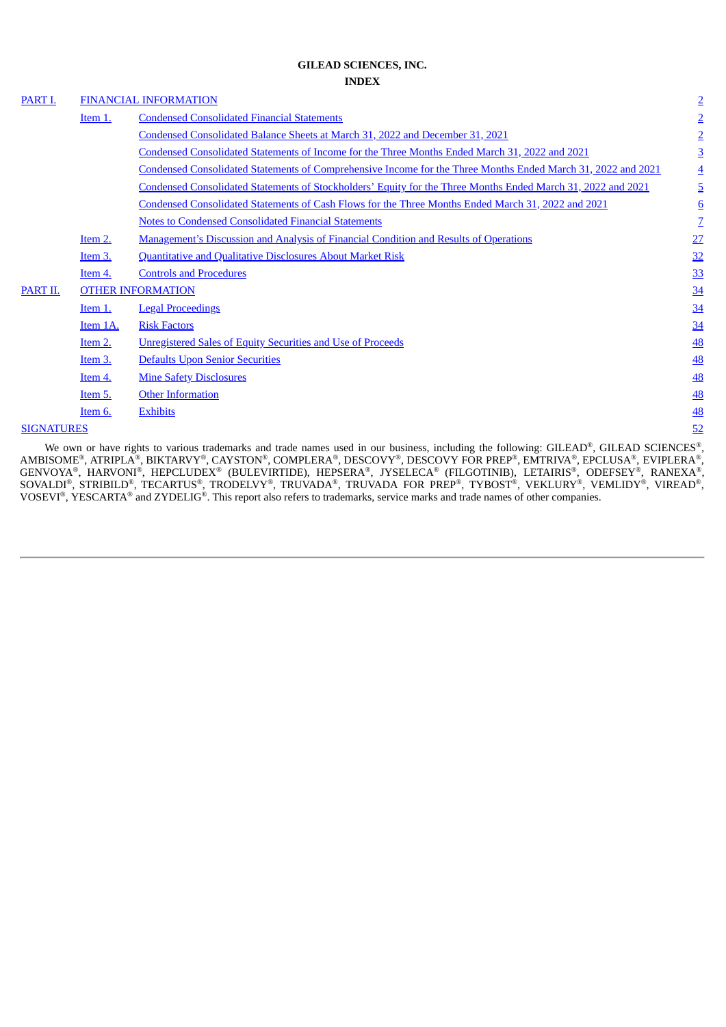**GILEAD SCIENCES, INC.**

**INDEX**

| | | | |
|---|---|---|---|
| PART I. | FINANCIAL INFORMATION | | 2 |
| | Item 1. | Condensed Consolidated Financial Statements | 2 |
| | | Condensed Consolidated Balance Sheets at March 31, 2022 and December 31, 2021 | 2 |
| | | Condensed Consolidated Statements of Income for the Three Months Ended March 31, 2022 and 2021 | 3 |
| | | Condensed Consolidated Statements of Comprehensive Income for the Three Months Ended March 31, 2022 and 2021 | 4 |
| | | Condensed Consolidated Statements of Stockholders' Equity for the Three Months Ended March 31, 2022 and 2021 | 5 |
| | | Condensed Consolidated Statements of Cash Flows for the Three Months Ended March 31, 2022 and 2021 | 6 |
| | | Notes to Condensed Consolidated Financial Statements | 7 |
| | Item 2. | Management's Discussion and Analysis of Financial Condition and Results of Operations | 27 |
| | Item 3. | Quantitative and Qualitative Disclosures About Market Risk | 32 |
| | Item 4. | Controls and Procedures | 33 |
| PART II. | OTHER INFORMATION | | 34 |
| | Item 1. | Legal Proceedings | 34 |
| | Item 1A. | Risk Factors | 34 |
| | Item 2. | Unregistered Sales of Equity Securities and Use of Proceeds | 48 |
| | Item 3. | Defaults Upon Senior Securities | 48 |
| | Item 4. | Mine Safety Disclosures | 48 |
| | Item 5. | Other Information | 48 |
| | Item 6. | Exhibits | 48 |
| SIGNATURES | | | 52 |

We own or have rights to various trademarks and trade names used in our business, including the following: GILEAD®, GILEAD SCIENCES®, AMBISOME®, ATRIPLA®, BIKTARVY®, CAYSTON®, COMPLERA®, DESCOVY®, DESCOVY FOR PREP®, EMTRIVA®, EPCLUSA®, EVIPLERA®, GENVOYA®, HARVONI®, HEPCLUDEX® (BULEVIRTIDE), HEPSERA®, JYSELECA® (FILGOTINIB), LETAIRIS®, ODEFSEY®, RANEXA®, SOVALDI®, STRIBILD®, TECARTUS®, TRODELVY®, TRUVADA®, TRUVADA FOR PREP®, TYBOST®, VEKLURY®, VEMLIDY®, VIREAD®, VOSEVI®, YESCARTA® and ZYDELIG®. This report also refers to trademarks, service marks and trade names of other companies.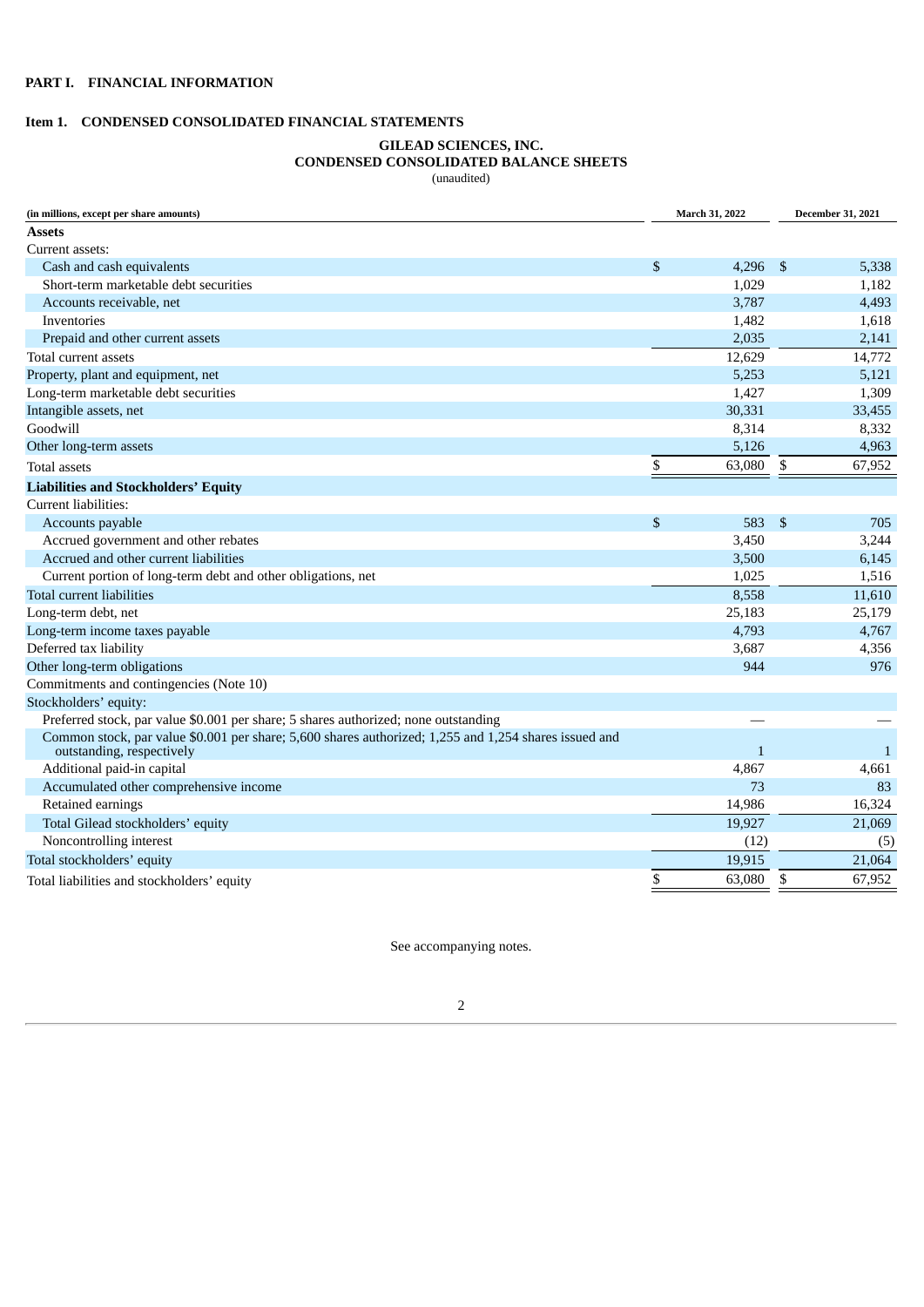# PART I. FINANCIAL INFORMATION

## Item 1. CONDENSED CONSOLIDATED FINANCIAL STATEMENTS

### GILEAD SCIENCES, INC.
### CONDENSED CONSOLIDATED BALANCE SHEETS
(unaudited)

| (in millions, except per share amounts) | March 31, 2022 | December 31, 2021 |
|---|---|---|
| **Assets** | | |
| Current assets: | | |
| Cash and cash equivalents | $ 4,296 | $ 5,338 |
| Short-term marketable debt securities | 1,029 | 1,182 |
| Accounts receivable, net | 3,787 | 4,493 |
| Inventories | 1,482 | 1,618 |
| Prepaid and other current assets | 2,035 | 2,141 |
| Total current assets | 12,629 | 14,772 |
| Property, plant and equipment, net | 5,253 | 5,121 |
| Long-term marketable debt securities | 1,427 | 1,309 |
| Intangible assets, net | 30,331 | 33,455 |
| Goodwill | 8,314 | 8,332 |
| Other long-term assets | 5,126 | 4,963 |
| Total assets | $ 63,080 | $ 67,952 |
| **Liabilities and Stockholders' Equity** | | |
| Current liabilities: | | |
| Accounts payable | $ 583 | $ 705 |
| Accrued government and other rebates | 3,450 | 3,244 |
| Accrued and other current liabilities | 3,500 | 6,145 |
| Current portion of long-term debt and other obligations, net | 1,025 | 1,516 |
| Total current liabilities | 8,558 | 11,610 |
| Long-term debt, net | 25,183 | 25,179 |
| Long-term income taxes payable | 4,793 | 4,767 |
| Deferred tax liability | 3,687 | 4,356 |
| Other long-term obligations | 944 | 976 |
| Commitments and contingencies (Note 10) | | |
| Stockholders' equity: | | |
| Preferred stock, par value $0.001 per share; 5 shares authorized; none outstanding | — | — |
| Common stock, par value $0.001 per share; 5,600 shares authorized; 1,255 and 1,254 shares issued and outstanding, respectively | 1 | 1 |
| Additional paid-in capital | 4,867 | 4,661 |
| Accumulated other comprehensive income | 73 | 83 |
| Retained earnings | 14,986 | 16,324 |
| Total Gilead stockholders' equity | 19,927 | 21,069 |
| Noncontrolling interest | (12) | (5) |
| Total stockholders' equity | 19,915 | 21,064 |
| Total liabilities and stockholders' equity | $ 63,080 | $ 67,952 |

See accompanying notes.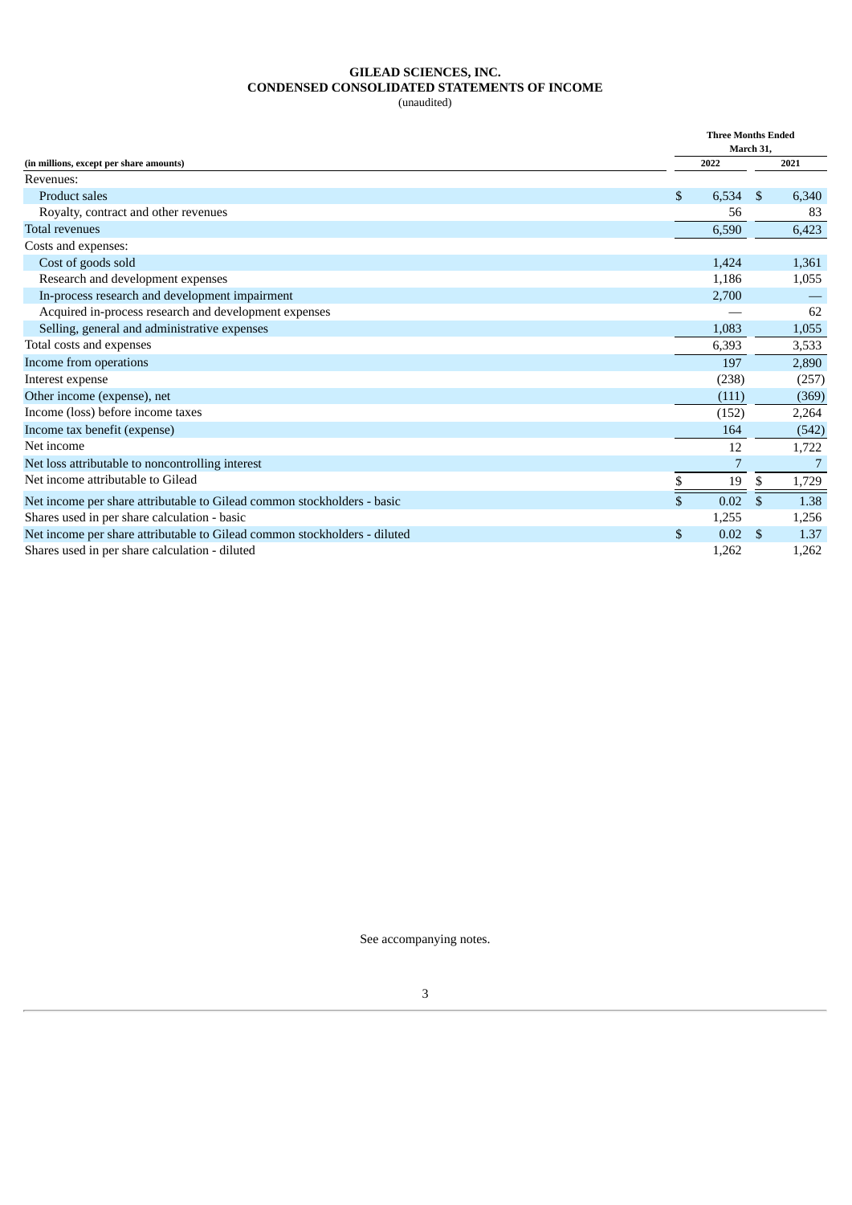# GILEAD SCIENCES, INC.
## CONDENSED CONSOLIDATED STATEMENTS OF INCOME
(unaudited)

| (in millions, except per share amounts) | Three Months Ended March 31, 2022 | Three Months Ended March 31, 2021 |
|---|---|---|
| Revenues: | | |
| Product sales | $ 6,534 | $ 6,340 |
| Royalty, contract and other revenues | 56 | 83 |
| Total revenues | 6,590 | 6,423 |
| Costs and expenses: | | |
| Cost of goods sold | 1,424 | 1,361 |
| Research and development expenses | 1,186 | 1,055 |
| In-process research and development impairment | 2,700 | — |
| Acquired in-process research and development expenses | — | 62 |
| Selling, general and administrative expenses | 1,083 | 1,055 |
| Total costs and expenses | 6,393 | 3,533 |
| Income from operations | 197 | 2,890 |
| Interest expense | (238) | (257) |
| Other income (expense), net | (111) | (369) |
| Income (loss) before income taxes | (152) | 2,264 |
| Income tax benefit (expense) | 164 | (542) |
| Net income | 12 | 1,722 |
| Net loss attributable to noncontrolling interest | 7 | 7 |
| Net income attributable to Gilead | $ 19 | $ 1,729 |
| Net income per share attributable to Gilead common stockholders - basic | $ 0.02 | $ 1.38 |
| Shares used in per share calculation - basic | 1,255 | 1,256 |
| Net income per share attributable to Gilead common stockholders - diluted | $ 0.02 | $ 1.37 |
| Shares used in per share calculation - diluted | 1,262 | 1,262 |

See accompanying notes.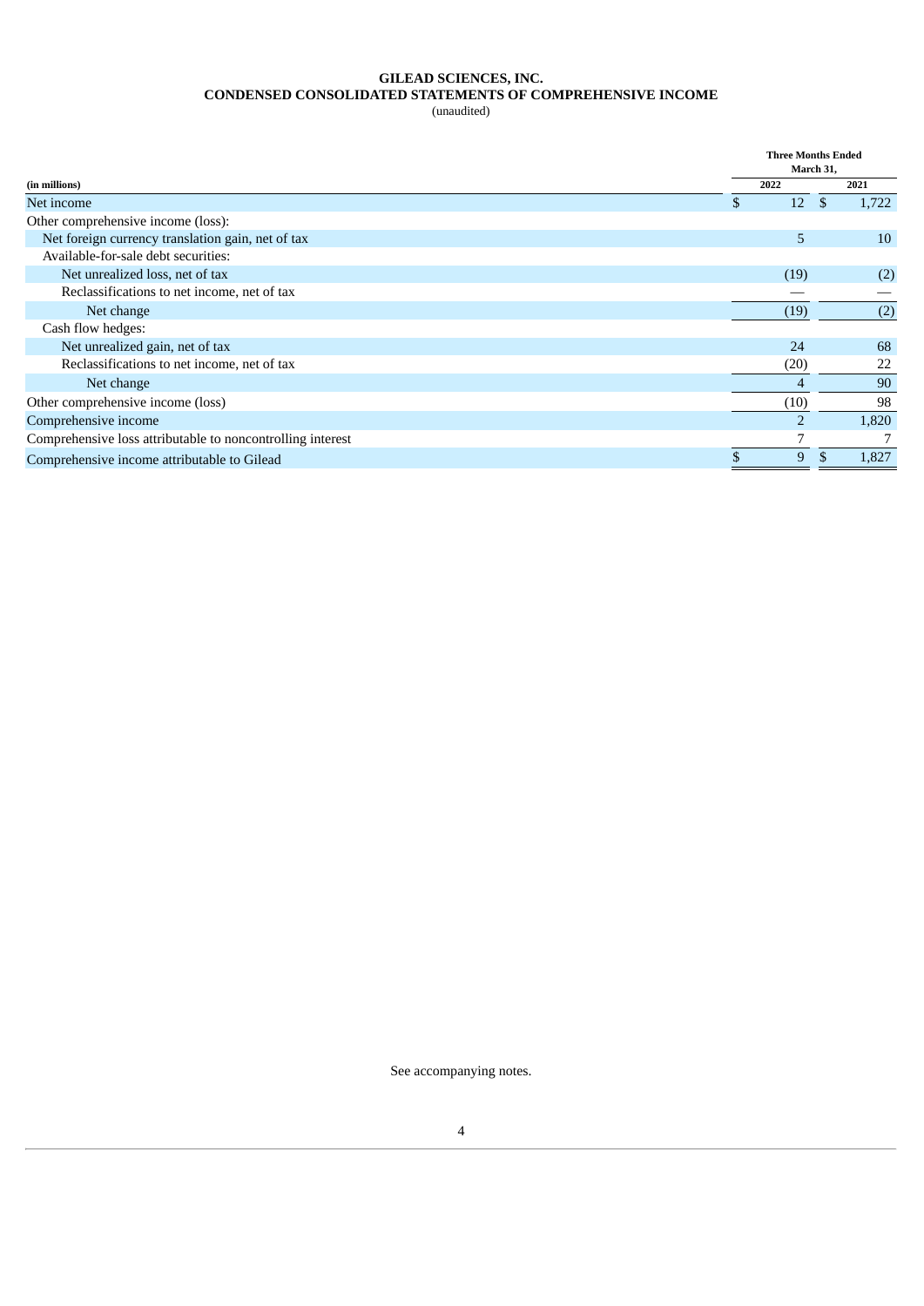# GILEAD SCIENCES, INC.
## CONDENSED CONSOLIDATED STATEMENTS OF COMPREHENSIVE INCOME
(unaudited)

| (in millions) | Three Months Ended March 31, 2022 | Three Months Ended March 31, 2021 |
|---|---|---|
| Net income | $ 12 | $ 1,722 |
| Other comprehensive income (loss): | | |
| Net foreign currency translation gain, net of tax | 5 | 10 |
| Available-for-sale debt securities: | | |
| Net unrealized loss, net of tax | (19) | (2) |
| Reclassifications to net income, net of tax | — | — |
| Net change | (19) | (2) |
| Cash flow hedges: | | |
| Net unrealized gain, net of tax | 24 | 68 |
| Reclassifications to net income, net of tax | (20) | 22 |
| Net change | 4 | 90 |
| Other comprehensive income (loss) | (10) | 98 |
| Comprehensive income | 2 | 1,820 |
| Comprehensive loss attributable to noncontrolling interest | 7 | 7 |
| Comprehensive income attributable to Gilead | $ 9 | $ 1,827 |

See accompanying notes.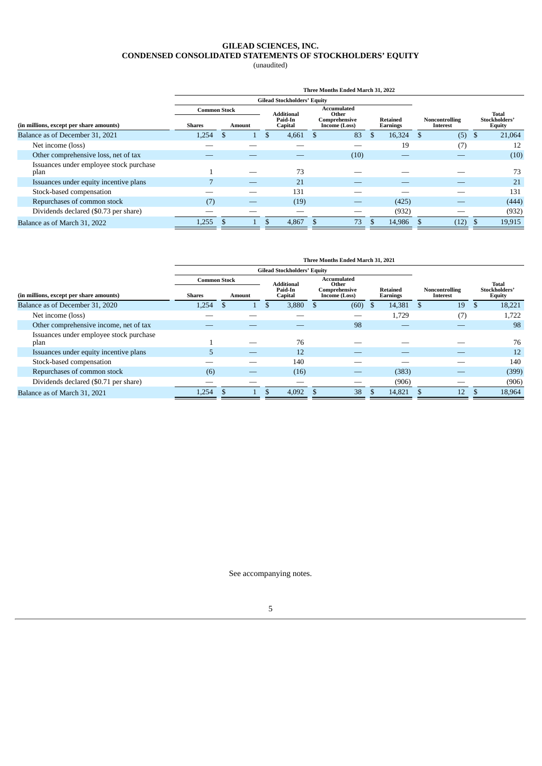# GILEAD SCIENCES, INC.
## CONDENSED CONSOLIDATED STATEMENTS OF STOCKHOLDERS' EQUITY
(unaudited)

| | Three Months Ended March 31, 2022 | | | | | | | |
|---|---|---|---|---|---|---|---|---|
| | Gilead Stockholders' Equity | | | | | | | |
| | Common Stock | | Additional Paid-In Capital | Accumulated Other Comprehensive Income (Loss) | Retained Earnings | Noncontrolling Interest | Total Stockholders' Equity |
| (in millions, except per share amounts) | Shares | Amount | | | | | |
| Balance as of December 31, 2021 | 1,254 | $ 1 | $ 4,661 | $ 83 | $ 16,324 | $ (5) | $ 21,064 |
| Net income (loss) | — | — | — | — | 19 | (7) | 12 |
| Other comprehensive loss, net of tax | — | — | — | (10) | — | — | (10) |
| Issuances under employee stock purchase plan | 1 | — | 73 | — | — | — | 73 |
| Issuances under equity incentive plans | 7 | — | 21 | — | — | — | 21 |
| Stock-based compensation | — | — | 131 | — | — | — | 131 |
| Repurchases of common stock | (7) | — | (19) | — | (425) | — | (444) |
| Dividends declared ($0.73 per share) | — | — | — | — | (932) | — | (932) |
| Balance as of March 31, 2022 | 1,255 | $ 1 | $ 4,867 | $ 73 | $ 14,986 | $ (12) | $ 19,915 |

| | Three Months Ended March 31, 2021 | | | | | | |
|---|---|---|---|---|---|---|---|
| | Gilead Stockholders' Equity | | | | | | |
| | Common Stock | | Additional Paid-In Capital | Accumulated Other Comprehensive Income (Loss) | Retained Earnings | Noncontrolling Interest | Total Stockholders' Equity |
| (in millions, except per share amounts) | Shares | Amount | | | | | |
| Balance as of December 31, 2020 | 1,254 | $ 1 | $ 3,880 | $ (60) | $ 14,381 | $ 19 | $ 18,221 |
| Net income (loss) | — | — | — | — | 1,729 | (7) | 1,722 |
| Other comprehensive income, net of tax | — | — | — | 98 | — | — | 98 |
| Issuances under employee stock purchase plan | 1 | — | 76 | — | — | — | 76 |
| Issuances under equity incentive plans | 5 | — | 12 | — | — | — | 12 |
| Stock-based compensation | — | — | 140 | — | — | — | 140 |
| Repurchases of common stock | (6) | — | (16) | — | (383) | — | (399) |
| Dividends declared ($0.71 per share) | — | — | — | — | (906) | — | (906) |
| Balance as of March 31, 2021 | 1,254 | $ 1 | $ 4,092 | $ 38 | $ 14,821 | $ 12 | $ 18,964 |

See accompanying notes.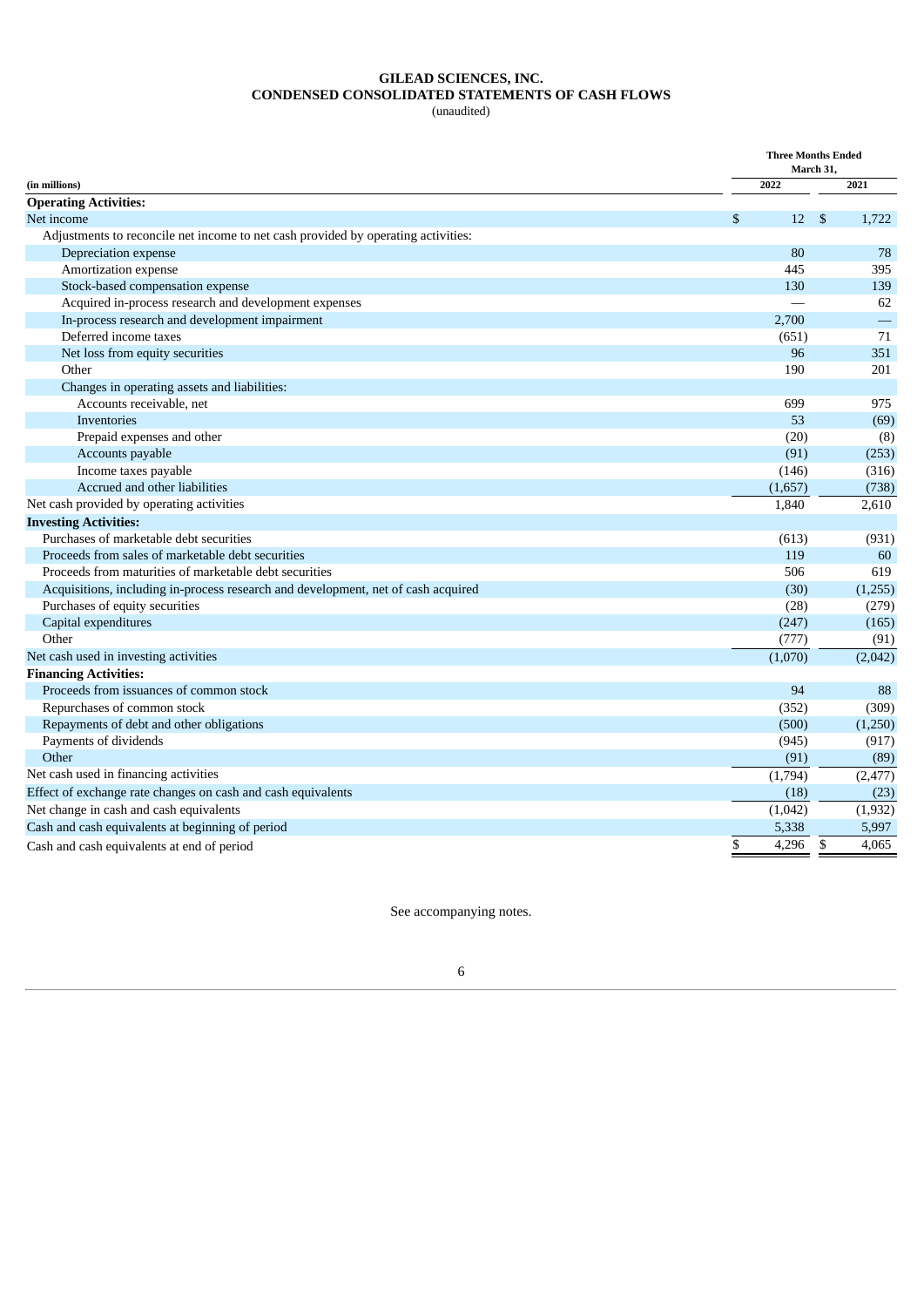# GILEAD SCIENCES, INC.

## CONDENSED CONSOLIDATED STATEMENTS OF CASH FLOWS

(unaudited)

| (in millions) | Three Months Ended March 31, 2022 | Three Months Ended March 31, 2021 |
|---|---|---|
| **Operating Activities:** | | |
| Net income | $ 12 | $ 1,722 |
| Adjustments to reconcile net income to net cash provided by operating activities: | | |
| Depreciation expense | 80 | 78 |
| Amortization expense | 445 | 395 |
| Stock-based compensation expense | 130 | 139 |
| Acquired in-process research and development expenses | — | 62 |
| In-process research and development impairment | 2,700 | — |
| Deferred income taxes | (651) | 71 |
| Net loss from equity securities | 96 | 351 |
| Other | 190 | 201 |
| Changes in operating assets and liabilities: | | |
| Accounts receivable, net | 699 | 975 |
| Inventories | 53 | (69) |
| Prepaid expenses and other | (20) | (8) |
| Accounts payable | (91) | (253) |
| Income taxes payable | (146) | (316) |
| Accrued and other liabilities | (1,657) | (738) |
| Net cash provided by operating activities | 1,840 | 2,610 |
| **Investing Activities:** | | |
| Purchases of marketable debt securities | (613) | (931) |
| Proceeds from sales of marketable debt securities | 119 | 60 |
| Proceeds from maturities of marketable debt securities | 506 | 619 |
| Acquisitions, including in-process research and development, net of cash acquired | (30) | (1,255) |
| Purchases of equity securities | (28) | (279) |
| Capital expenditures | (247) | (165) |
| Other | (777) | (91) |
| Net cash used in investing activities | (1,070) | (2,042) |
| **Financing Activities:** | | |
| Proceeds from issuances of common stock | 94 | 88 |
| Repurchases of common stock | (352) | (309) |
| Repayments of debt and other obligations | (500) | (1,250) |
| Payments of dividends | (945) | (917) |
| Other | (91) | (89) |
| Net cash used in financing activities | (1,794) | (2,477) |
| Effect of exchange rate changes on cash and cash equivalents | (18) | (23) |
| Net change in cash and cash equivalents | (1,042) | (1,932) |
| Cash and cash equivalents at beginning of period | 5,338 | 5,997 |
| Cash and cash equivalents at end of period | $ 4,296 | $ 4,065 |

See accompanying notes.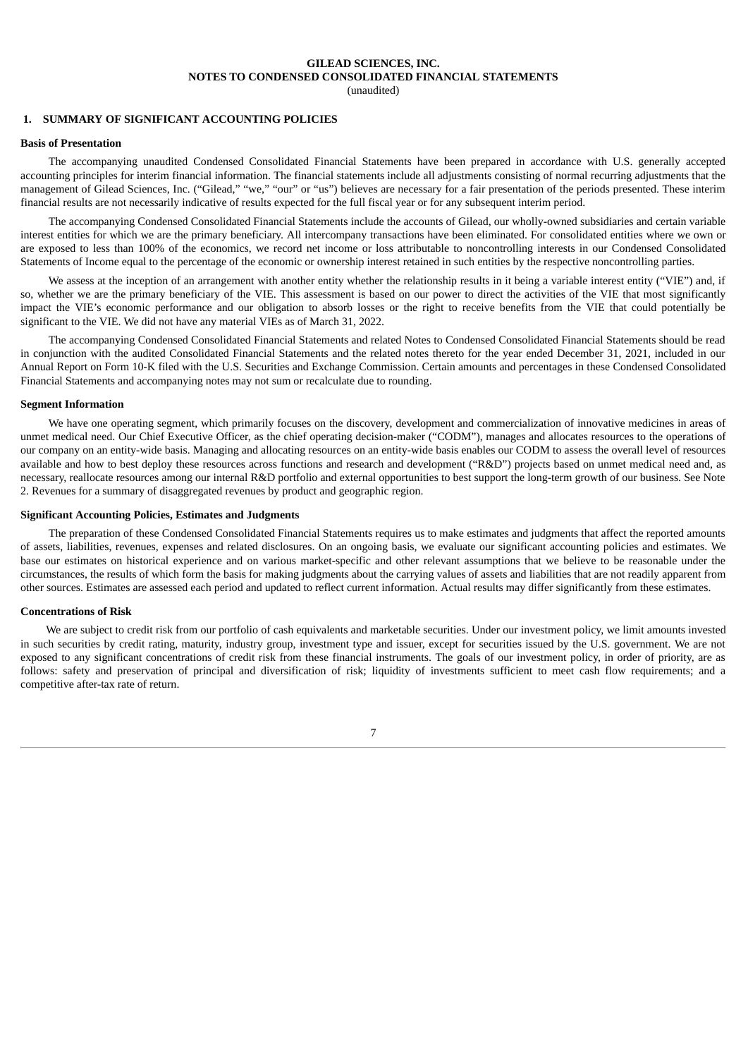**GILEAD SCIENCES, INC.**
**NOTES TO CONDENSED CONSOLIDATED FINANCIAL STATEMENTS**
(unaudited)

## 1. SUMMARY OF SIGNIFICANT ACCOUNTING POLICIES

### Basis of Presentation

The accompanying unaudited Condensed Consolidated Financial Statements have been prepared in accordance with U.S. generally accepted accounting principles for interim financial information. The financial statements include all adjustments consisting of normal recurring adjustments that the management of Gilead Sciences, Inc. ("Gilead," "we," "our" or "us") believes are necessary for a fair presentation of the periods presented. These interim financial results are not necessarily indicative of results expected for the full fiscal year or for any subsequent interim period.

The accompanying Condensed Consolidated Financial Statements include the accounts of Gilead, our wholly-owned subsidiaries and certain variable interest entities for which we are the primary beneficiary. All intercompany transactions have been eliminated. For consolidated entities where we own or are exposed to less than 100% of the economics, we record net income or loss attributable to noncontrolling interests in our Condensed Consolidated Statements of Income equal to the percentage of the economic or ownership interest retained in such entities by the respective noncontrolling parties.

We assess at the inception of an arrangement with another entity whether the relationship results in it being a variable interest entity ("VIE") and, if so, whether we are the primary beneficiary of the VIE. This assessment is based on our power to direct the activities of the VIE that most significantly impact the VIE's economic performance and our obligation to absorb losses or the right to receive benefits from the VIE that could potentially be significant to the VIE. We did not have any material VIEs as of March 31, 2022.

The accompanying Condensed Consolidated Financial Statements and related Notes to Condensed Consolidated Financial Statements should be read in conjunction with the audited Consolidated Financial Statements and the related notes thereto for the year ended December 31, 2021, included in our Annual Report on Form 10-K filed with the U.S. Securities and Exchange Commission. Certain amounts and percentages in these Condensed Consolidated Financial Statements and accompanying notes may not sum or recalculate due to rounding.

### Segment Information

We have one operating segment, which primarily focuses on the discovery, development and commercialization of innovative medicines in areas of unmet medical need. Our Chief Executive Officer, as the chief operating decision-maker ("CODM"), manages and allocates resources to the operations of our company on an entity-wide basis. Managing and allocating resources on an entity-wide basis enables our CODM to assess the overall level of resources available and how to best deploy these resources across functions and research and development ("R&D") projects based on unmet medical need and, as necessary, reallocate resources among our internal R&D portfolio and external opportunities to best support the long-term growth of our business. See Note 2. Revenues for a summary of disaggregated revenues by product and geographic region.

### Significant Accounting Policies, Estimates and Judgments

The preparation of these Condensed Consolidated Financial Statements requires us to make estimates and judgments that affect the reported amounts of assets, liabilities, revenues, expenses and related disclosures. On an ongoing basis, we evaluate our significant accounting policies and estimates. We base our estimates on historical experience and on various market-specific and other relevant assumptions that we believe to be reasonable under the circumstances, the results of which form the basis for making judgments about the carrying values of assets and liabilities that are not readily apparent from other sources. Estimates are assessed each period and updated to reflect current information. Actual results may differ significantly from these estimates.

### Concentrations of Risk

We are subject to credit risk from our portfolio of cash equivalents and marketable securities. Under our investment policy, we limit amounts invested in such securities by credit rating, maturity, industry group, investment type and issuer, except for securities issued by the U.S. government. We are not exposed to any significant concentrations of credit risk from these financial instruments. The goals of our investment policy, in order of priority, are as follows: safety and preservation of principal and diversification of risk; liquidity of investments sufficient to meet cash flow requirements; and a competitive after-tax rate of return.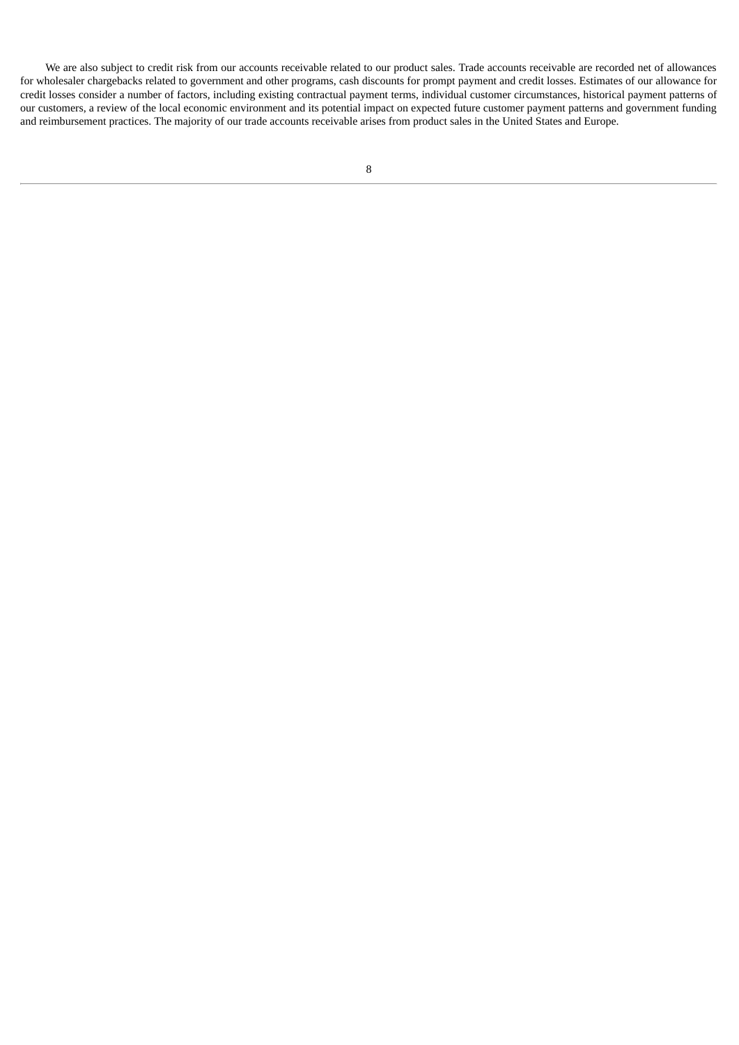We are also subject to credit risk from our accounts receivable related to our product sales. Trade accounts receivable are recorded net of allowances for wholesaler chargebacks related to government and other programs, cash discounts for prompt payment and credit losses. Estimates of our allowance for credit losses consider a number of factors, including existing contractual payment terms, individual customer circumstances, historical payment patterns of our customers, a review of the local economic environment and its potential impact on expected future customer payment patterns and government funding and reimbursement practices. The majority of our trade accounts receivable arises from product sales in the United States and Europe.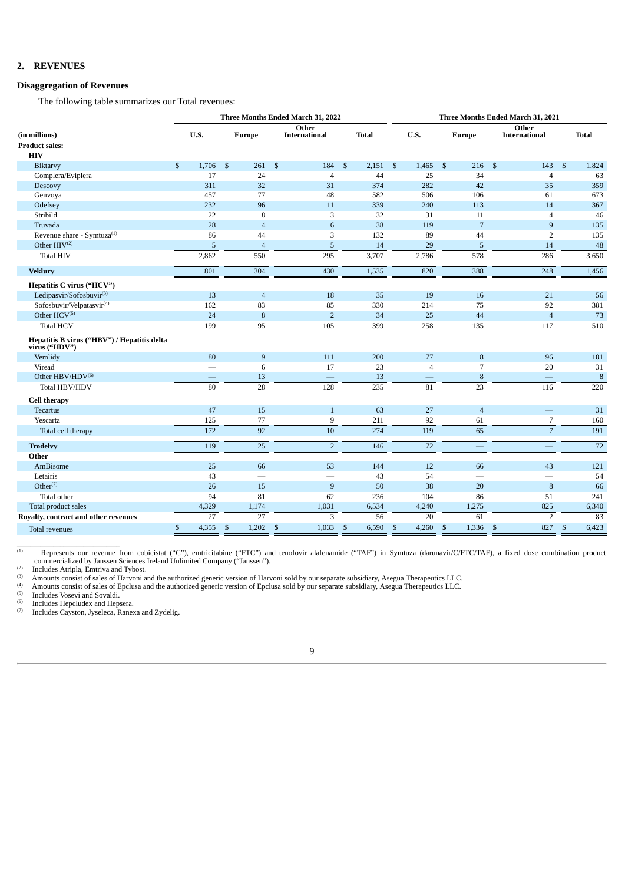## 2. REVENUES

### Disaggregation of Revenues

The following table summarizes our Total revenues:

| | Three Months Ended March 31, 2022 | | | | Three Months Ended March 31, 2021 | | | |
|---|---|---|---|---|---|---|---|---|
| (in millions) | U.S. | Europe | Other International | Total | U.S. | Europe | Other International | Total |
| **Product sales:** | | | | | | | | |
| **HIV** | | | | | | | | |
| Biktarvy | $ 1,706 | $ 261 | $ 184 | $ 2,151 | $ 1,465 | $ 216 | $ 143 | $ 1,824 |
| Complera/Eviplera | 17 | 24 | 4 | 44 | 25 | 34 | 4 | 63 |
| Descovy | 311 | 32 | 31 | 374 | 282 | 42 | 35 | 359 |
| Genvoya | 457 | 77 | 48 | 582 | 506 | 106 | 61 | 673 |
| Odefsey | 232 | 96 | 11 | 339 | 240 | 113 | 14 | 367 |
| Stribild | 22 | 8 | 3 | 32 | 31 | 11 | 4 | 46 |
| Truvada | 28 | 4 | 6 | 38 | 119 | 7 | 9 | 135 |
| Revenue share - Symtuza[(1)] | 86 | 44 | 3 | 132 | 89 | 44 | 2 | 135 |
| Other HIV[(2)] | 5 | 4 | 5 | 14 | 29 | 5 | 14 | 48 |
| Total HIV | 2,862 | 550 | 295 | 3,707 | 2,786 | 578 | 286 | 3,650 |
| **Veklury** | 801 | 304 | 430 | 1,535 | 820 | 388 | 248 | 1,456 |
| **Hepatitis C virus ("HCV")** | | | | | | | | |
| Ledipasvir/Sofosbuvir[(3)] | 13 | 4 | 18 | 35 | 19 | 16 | 21 | 56 |
| Sofosbuvir/Velpatasvir[(4)] | 162 | 83 | 85 | 330 | 214 | 75 | 92 | 381 |
| Other HCV[(5)] | 24 | 8 | 2 | 34 | 25 | 44 | 4 | 73 |
| Total HCV | 199 | 95 | 105 | 399 | 258 | 135 | 117 | 510 |
| **Hepatitis B virus ("HBV") / Hepatitis delta virus ("HDV")** | | | | | | | | |
| Vemlidy | 80 | 9 | 111 | 200 | 77 | 8 | 96 | 181 |
| Viread | — | 6 | 17 | 23 | 4 | 7 | 20 | 31 |
| Other HBV/HDV[(6)] | — | 13 | — | 13 | — | 8 | — | 8 |
| Total HBV/HDV | 80 | 28 | 128 | 235 | 81 | 23 | 116 | 220 |
| **Cell therapy** | | | | | | | | |
| Tecartus | 47 | 15 | 1 | 63 | 27 | 4 | — | 31 |
| Yescarta | 125 | 77 | 9 | 211 | 92 | 61 | 7 | 160 |
| Total cell therapy | 172 | 92 | 10 | 274 | 119 | 65 | 7 | 191 |
| **Trodelvy** | 119 | 25 | 2 | 146 | 72 | — | — | 72 |
| **Other** | | | | | | | | |
| AmBisome | 25 | 66 | 53 | 144 | 12 | 66 | 43 | 121 |
| Letairis | 43 | — | — | 43 | 54 | — | — | 54 |
| Other[(7)] | 26 | 15 | 9 | 50 | 38 | 20 | 8 | 66 |
| Total other | 94 | 81 | 62 | 236 | 104 | 86 | 51 | 241 |
| Total product sales | 4,329 | 1,174 | 1,031 | 6,534 | 4,240 | 1,275 | 825 | 6,340 |
| **Royalty, contract and other revenues** | 27 | 27 | 3 | 56 | 20 | 61 | 2 | 83 |
| Total revenues | $ 4,355 | $ 1,202 | $ 1,033 | $ 6,590 | $ 4,260 | $ 1,336 | $ 827 | $ 6,423 |

(1) Represents our revenue from cobicistat ("C"), emtricitabine ("FTC") and tenofovir alafenamide ("TAF") in Symtuza (darunavir/C/FTC/TAF), a fixed dose combination product commercialized by Janssen Sciences Ireland Unlimited Company ("Janssen").

(2) Includes Atripla, Emtriva and Tybost.

(3) Amounts consist of sales of Harvoni and the authorized generic version of Harvoni sold by our separate subsidiary, Asegua Therapeutics LLC.

(4) Amounts consist of sales of Epclusa and the authorized generic version of Epclusa sold by our separate subsidiary, Asegua Therapeutics LLC.

(5) Includes Vosevi and Sovaldi.

(6) Includes Hepcludex and Hepsera.

(7) Includes Cayston, Jyseleca, Ranexa and Zydelig.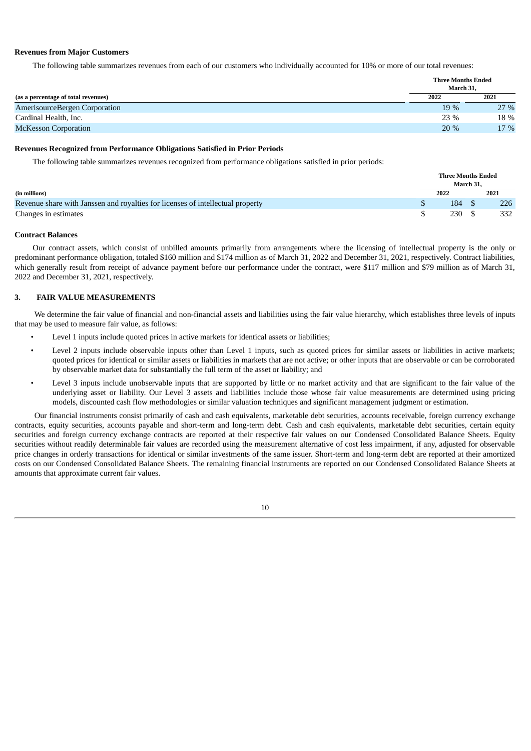**Revenues from Major Customers**

The following table summarizes revenues from each of our customers who individually accounted for 10% or more of our total revenues:

| (as a percentage of total revenues) | Three Months Ended March 31, 2022 | Three Months Ended March 31, 2021 |
|---|---|---|
| AmerisourceBergen Corporation | 19 % | 27 % |
| Cardinal Health, Inc. | 23 % | 18 % |
| McKesson Corporation | 20 % | 17 % |

**Revenues Recognized from Performance Obligations Satisfied in Prior Periods**

The following table summarizes revenues recognized from performance obligations satisfied in prior periods:

| (in millions) | Three Months Ended March 31, 2022 | Three Months Ended March 31, 2021 |
|---|---|---|
| Revenue share with Janssen and royalties for licenses of intellectual property | $ 184 | $ 226 |
| Changes in estimates | $ 230 | $ 332 |

**Contract Balances**

Our contract assets, which consist of unbilled amounts primarily from arrangements where the licensing of intellectual property is the only or predominant performance obligation, totaled $160 million and $174 million as of March 31, 2022 and December 31, 2021, respectively. Contract liabilities, which generally result from receipt of advance payment before our performance under the contract, were $117 million and $79 million as of March 31, 2022 and December 31, 2021, respectively.

## 3. FAIR VALUE MEASUREMENTS

We determine the fair value of financial and non-financial assets and liabilities using the fair value hierarchy, which establishes three levels of inputs that may be used to measure fair value, as follows:

- Level 1 inputs include quoted prices in active markets for identical assets or liabilities;
- Level 2 inputs include observable inputs other than Level 1 inputs, such as quoted prices for similar assets or liabilities in active markets; quoted prices for identical or similar assets or liabilities in markets that are not active; or other inputs that are observable or can be corroborated by observable market data for substantially the full term of the asset or liability; and
- Level 3 inputs include unobservable inputs that are supported by little or no market activity and that are significant to the fair value of the underlying asset or liability. Our Level 3 assets and liabilities include those whose fair value measurements are determined using pricing models, discounted cash flow methodologies or similar valuation techniques and significant management judgment or estimation.

Our financial instruments consist primarily of cash and cash equivalents, marketable debt securities, accounts receivable, foreign currency exchange contracts, equity securities, accounts payable and short-term and long-term debt. Cash and cash equivalents, marketable debt securities, certain equity securities and foreign currency exchange contracts are reported at their respective fair values on our Condensed Consolidated Balance Sheets. Equity securities without readily determinable fair values are recorded using the measurement alternative of cost less impairment, if any, adjusted for observable price changes in orderly transactions for identical or similar investments of the same issuer. Short-term and long-term debt are reported at their amortized costs on our Condensed Consolidated Balance Sheets. The remaining financial instruments are reported on our Condensed Consolidated Balance Sheets at amounts that approximate current fair values.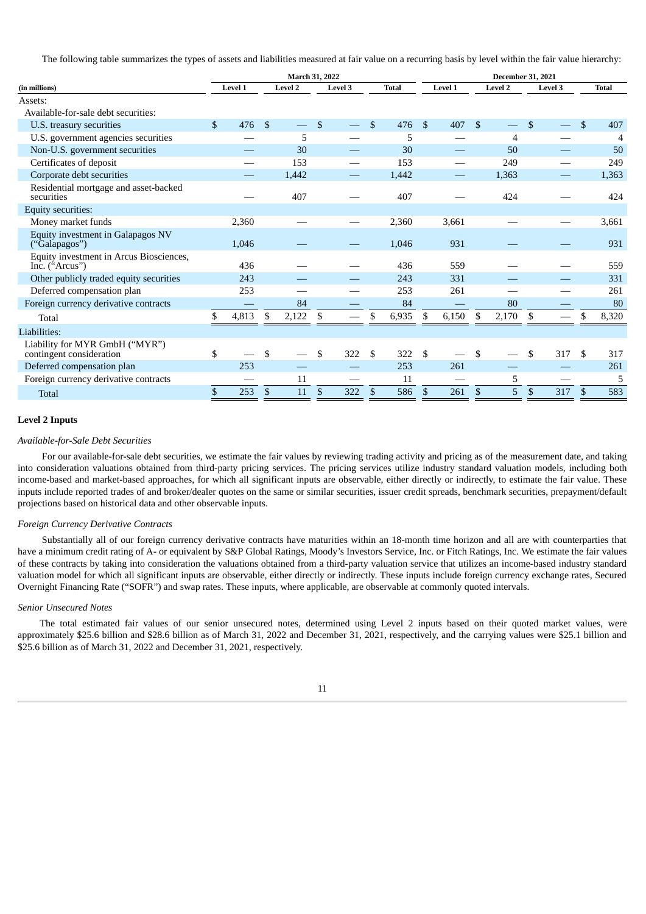The following table summarizes the types of assets and liabilities measured at fair value on a recurring basis by level within the fair value hierarchy:

| (in millions) | March 31, 2022 | | | | December 31, 2021 | | | |
|---|---|---|---|---|---|---|---|---|
| | Level 1 | Level 2 | Level 3 | Total | Level 1 | Level 2 | Level 3 | Total |
| Assets: | | | | | | | | |
| Available-for-sale debt securities: | | | | | | | | |
| U.S. treasury securities | $ 476 | $ — | $ — | $ 476 | $ 407 | $ — | $ — | $ 407 |
| U.S. government agencies securities | — | 5 | — | 5 | — | 4 | — | 4 |
| Non-U.S. government securities | — | 30 | — | 30 | — | 50 | — | 50 |
| Certificates of deposit | — | 153 | — | 153 | — | 249 | — | 249 |
| Corporate debt securities | — | 1,442 | — | 1,442 | — | 1,363 | — | 1,363 |
| Residential mortgage and asset-backed securities | — | 407 | — | 407 | — | 424 | — | 424 |
| Equity securities: | | | | | | | | |
| Money market funds | 2,360 | — | — | 2,360 | 3,661 | — | — | 3,661 |
| Equity investment in Galapagos NV ("Galapagos") | 1,046 | — | — | 1,046 | 931 | — | — | 931 |
| Equity investment in Arcus Biosciences, Inc. ("Arcus") | 436 | — | — | 436 | 559 | — | — | 559 |
| Other publicly traded equity securities | 243 | — | — | 243 | 331 | — | — | 331 |
| Deferred compensation plan | 253 | — | — | 253 | 261 | — | — | 261 |
| Foreign currency derivative contracts | — | 84 | — | 84 | — | 80 | — | 80 |
| Total | $ 4,813 | $ 2,122 | $ — | $ 6,935 | $ 6,150 | $ 2,170 | $ — | $ 8,320 |
| Liabilities: | | | | | | | | |
| Liability for MYR GmbH ("MYR") contingent consideration | $ — | $ — | $ 322 | $ 322 | $ — | $ — | $ 317 | $ 317 |
| Deferred compensation plan | 253 | — | — | 253 | 261 | — | — | 261 |
| Foreign currency derivative contracts | — | 11 | — | 11 | — | 5 | — | 5 |
| Total | $ 253 | $ 11 | $ 322 | $ 586 | $ 261 | $ 5 | $ 317 | $ 583 |

**Level 2 Inputs**

*Available-for-Sale Debt Securities*

For our available-for-sale debt securities, we estimate the fair values by reviewing trading activity and pricing as of the measurement date, and taking into consideration valuations obtained from third-party pricing services. The pricing services utilize industry standard valuation models, including both income-based and market-based approaches, for which all significant inputs are observable, either directly or indirectly, to estimate the fair value. These inputs include reported trades of and broker/dealer quotes on the same or similar securities, issuer credit spreads, benchmark securities, prepayment/default projections based on historical data and other observable inputs.

*Foreign Currency Derivative Contracts*

Substantially all of our foreign currency derivative contracts have maturities within an 18-month time horizon and all are with counterparties that have a minimum credit rating of A- or equivalent by S&P Global Ratings, Moody's Investors Service, Inc. or Fitch Ratings, Inc. We estimate the fair values of these contracts by taking into consideration the valuations obtained from a third-party valuation service that utilizes an income-based industry standard valuation model for which all significant inputs are observable, either directly or indirectly. These inputs include foreign currency exchange rates, Secured Overnight Financing Rate ("SOFR") and swap rates. These inputs, where applicable, are observable at commonly quoted intervals.

*Senior Unsecured Notes*

The total estimated fair values of our senior unsecured notes, determined using Level 2 inputs based on their quoted market values, were approximately $25.6 billion and $28.6 billion as of March 31, 2022 and December 31, 2021, respectively, and the carrying values were $25.1 billion and $25.6 billion as of March 31, 2022 and December 31, 2021, respectively.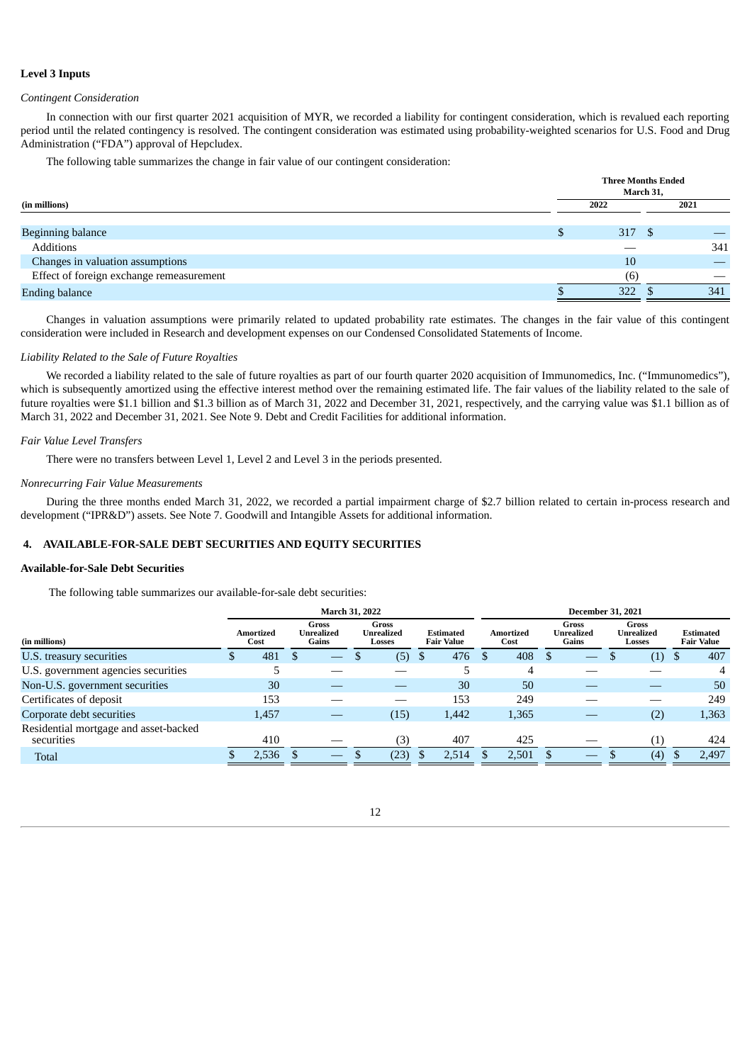**Level 3 Inputs**

*Contingent Consideration*

In connection with our first quarter 2021 acquisition of MYR, we recorded a liability for contingent consideration, which is revalued each reporting period until the related contingency is resolved. The contingent consideration was estimated using probability-weighted scenarios for U.S. Food and Drug Administration ("FDA") approval of Hepcludex.

The following table summarizes the change in fair value of our contingent consideration:

| (in millions) | Three Months Ended March 31, 2022 | Three Months Ended March 31, 2021 |
|---|---|---|
| Beginning balance | $ 317 | $ — |
| Additions | — | 341 |
| Changes in valuation assumptions | 10 | — |
| Effect of foreign exchange remeasurement | (6) | — |
| Ending balance | $ 322 | $ 341 |

Changes in valuation assumptions were primarily related to updated probability rate estimates. The changes in the fair value of this contingent consideration were included in Research and development expenses on our Condensed Consolidated Statements of Income.

*Liability Related to the Sale of Future Royalties*

We recorded a liability related to the sale of future royalties as part of our fourth quarter 2020 acquisition of Immunomedics, Inc. ("Immunomedics"), which is subsequently amortized using the effective interest method over the remaining estimated life. The fair values of the liability related to the sale of future royalties were $1.1 billion and $1.3 billion as of March 31, 2022 and December 31, 2021, respectively, and the carrying value was $1.1 billion as of March 31, 2022 and December 31, 2021. See Note 9. Debt and Credit Facilities for additional information.

*Fair Value Level Transfers*

There were no transfers between Level 1, Level 2 and Level 3 in the periods presented.

*Nonrecurring Fair Value Measurements*

During the three months ended March 31, 2022, we recorded a partial impairment charge of $2.7 billion related to certain in-process research and development ("IPR&D") assets. See Note 7. Goodwill and Intangible Assets for additional information.

## 4. AVAILABLE-FOR-SALE DEBT SECURITIES AND EQUITY SECURITIES

**Available-for-Sale Debt Securities**

The following table summarizes our available-for-sale debt securities:

| | March 31, 2022 | | | | December 31, 2021 | | | |
|---|---|---|---|---|---|---|---|---|
| (in millions) | Amortized Cost | Gross Unrealized Gains | Gross Unrealized Losses | Estimated Fair Value | Amortized Cost | Gross Unrealized Gains | Gross Unrealized Losses | Estimated Fair Value |
| U.S. treasury securities | $ 481 | $ — | $ (5) | $ 476 | $ 408 | $ — | $ (1) | $ 407 |
| U.S. government agencies securities | 5 | — | — | 5 | 4 | — | — | 4 |
| Non-U.S. government securities | 30 | — | — | 30 | 50 | — | — | 50 |
| Certificates of deposit | 153 | — | — | 153 | 249 | — | — | 249 |
| Corporate debt securities | 1,457 | — | (15) | 1,442 | 1,365 | — | (2) | 1,363 |
| Residential mortgage and asset-backed securities | 410 | — | (3) | 407 | 425 | — | (1) | 424 |
| Total | $ 2,536 | $ — | $ (23) | $ 2,514 | $ 2,501 | $ — | $ (4) | $ 2,497 |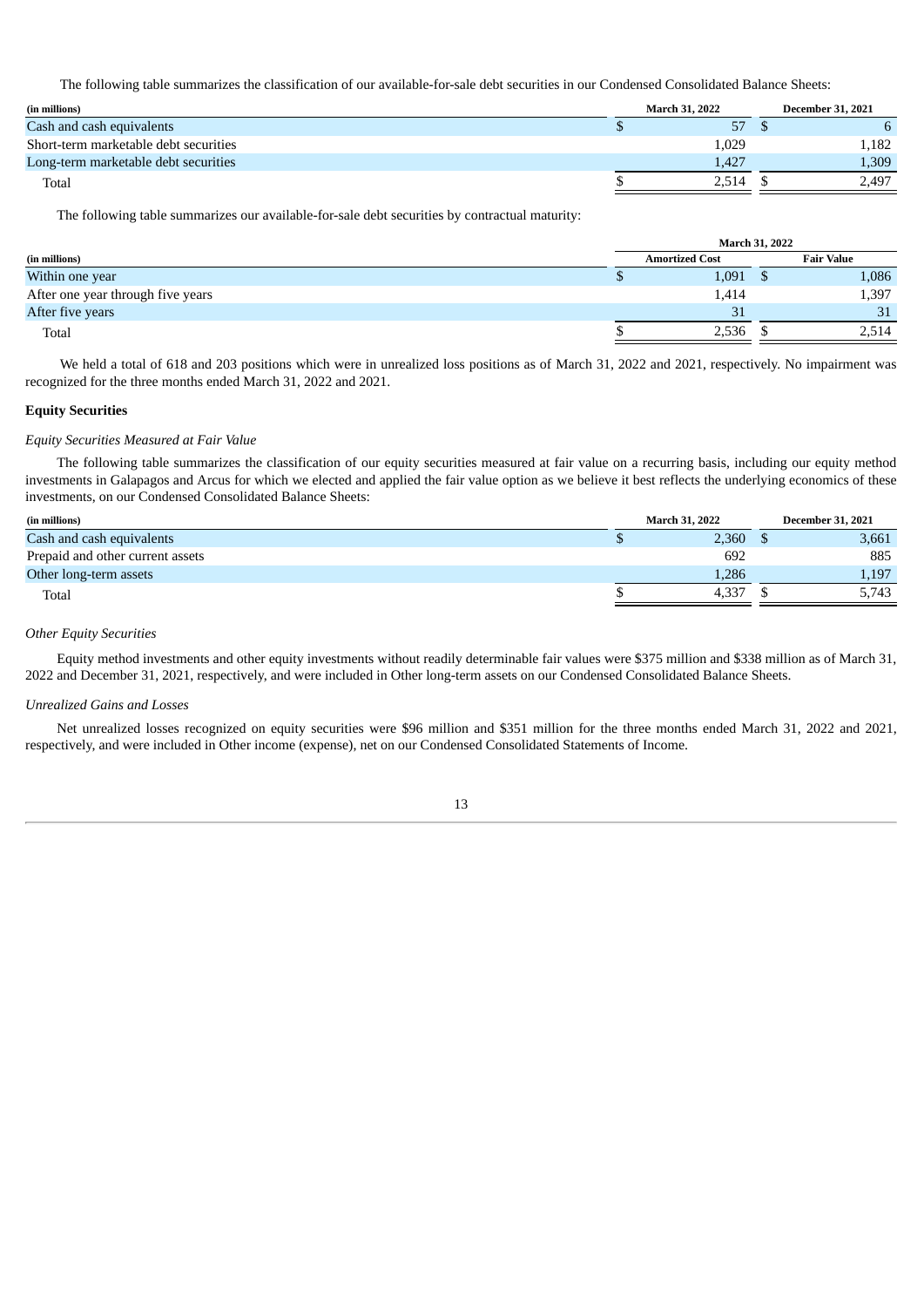The following table summarizes the classification of our available-for-sale debt securities in our Condensed Consolidated Balance Sheets:

| (in millions) | March 31, 2022 | December 31, 2021 |
|---|---|---|
| Cash and cash equivalents | $ 57 | $ 6 |
| Short-term marketable debt securities | 1,029 | 1,182 |
| Long-term marketable debt securities | 1,427 | 1,309 |
| Total | $ 2,514 | $ 2,497 |

The following table summarizes our available-for-sale debt securities by contractual maturity:

| | March 31, 2022 | |
|---|---|---|
| (in millions) | Amortized Cost | Fair Value |
| Within one year | $ 1,091 | $ 1,086 |
| After one year through five years | 1,414 | 1,397 |
| After five years | 31 | 31 |
| Total | $ 2,536 | $ 2,514 |

We held a total of 618 and 203 positions which were in unrealized loss positions as of March 31, 2022 and 2021, respectively. No impairment was recognized for the three months ended March 31, 2022 and 2021.

**Equity Securities**

*Equity Securities Measured at Fair Value*

The following table summarizes the classification of our equity securities measured at fair value on a recurring basis, including our equity method investments in Galapagos and Arcus for which we elected and applied the fair value option as we believe it best reflects the underlying economics of these investments, on our Condensed Consolidated Balance Sheets:

| (in millions) | March 31, 2022 | December 31, 2021 |
|---|---|---|
| Cash and cash equivalents | $ 2,360 | $ 3,661 |
| Prepaid and other current assets | 692 | 885 |
| Other long-term assets | 1,286 | 1,197 |
| Total | $ 4,337 | $ 5,743 |

*Other Equity Securities*

Equity method investments and other equity investments without readily determinable fair values were $375 million and $338 million as of March 31, 2022 and December 31, 2021, respectively, and were included in Other long-term assets on our Condensed Consolidated Balance Sheets.

*Unrealized Gains and Losses*

Net unrealized losses recognized on equity securities were $96 million and $351 million for the three months ended March 31, 2022 and 2021, respectively, and were included in Other income (expense), net on our Condensed Consolidated Statements of Income.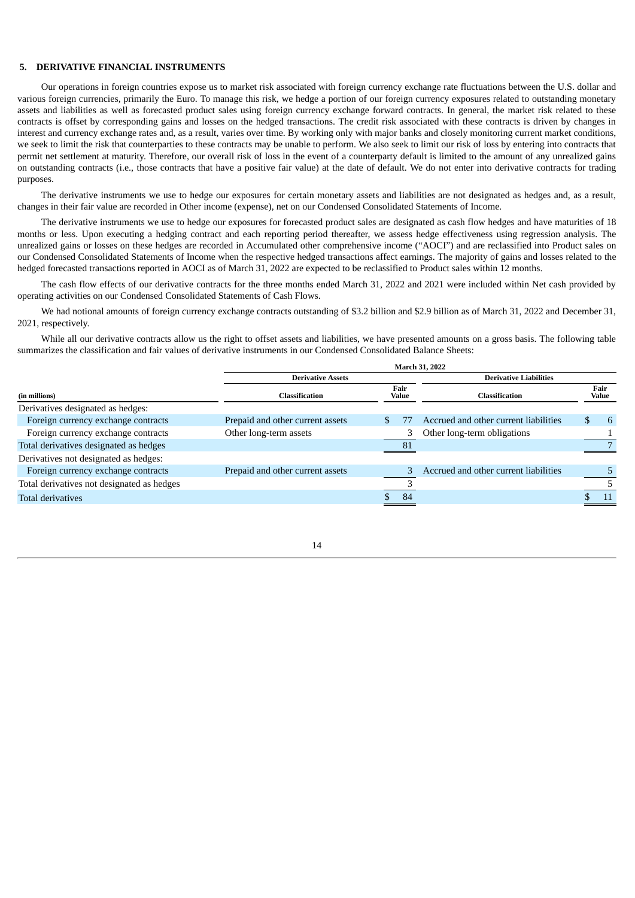## 5. DERIVATIVE FINANCIAL INSTRUMENTS

Our operations in foreign countries expose us to market risk associated with foreign currency exchange rate fluctuations between the U.S. dollar and various foreign currencies, primarily the Euro. To manage this risk, we hedge a portion of our foreign currency exposures related to outstanding monetary assets and liabilities as well as forecasted product sales using foreign currency exchange forward contracts. In general, the market risk related to these contracts is offset by corresponding gains and losses on the hedged transactions. The credit risk associated with these contracts is driven by changes in interest and currency exchange rates and, as a result, varies over time. By working only with major banks and closely monitoring current market conditions, we seek to limit the risk that counterparties to these contracts may be unable to perform. We also seek to limit our risk of loss by entering into contracts that permit net settlement at maturity. Therefore, our overall risk of loss in the event of a counterparty default is limited to the amount of any unrealized gains on outstanding contracts (i.e., those contracts that have a positive fair value) at the date of default. We do not enter into derivative contracts for trading purposes.

The derivative instruments we use to hedge our exposures for certain monetary assets and liabilities are not designated as hedges and, as a result, changes in their fair value are recorded in Other income (expense), net on our Condensed Consolidated Statements of Income.

The derivative instruments we use to hedge our exposures for forecasted product sales are designated as cash flow hedges and have maturities of 18 months or less. Upon executing a hedging contract and each reporting period thereafter, we assess hedge effectiveness using regression analysis. The unrealized gains or losses on these hedges are recorded in Accumulated other comprehensive income ("AOCI") and are reclassified into Product sales on our Condensed Consolidated Statements of Income when the respective hedged transactions affect earnings. The majority of gains and losses related to the hedged forecasted transactions reported in AOCI as of March 31, 2022 are expected to be reclassified to Product sales within 12 months.

The cash flow effects of our derivative contracts for the three months ended March 31, 2022 and 2021 were included within Net cash provided by operating activities on our Condensed Consolidated Statements of Cash Flows.

We had notional amounts of foreign currency exchange contracts outstanding of $3.2 billion and $2.9 billion as of March 31, 2022 and December 31, 2021, respectively.

While all our derivative contracts allow us the right to offset assets and liabilities, we have presented amounts on a gross basis. The following table summarizes the classification and fair values of derivative instruments in our Condensed Consolidated Balance Sheets:

| | March 31, 2022 | | | |
|---|---|---|---|---|
| | Derivative Assets | | Derivative Liabilities | |
| (in millions) | Classification | Fair Value | Classification | Fair Value |
| Derivatives designated as hedges: | | | | |
| Foreign currency exchange contracts | Prepaid and other current assets | $ 77 | Accrued and other current liabilities | $ 6 |
| Foreign currency exchange contracts | Other long-term assets | 3 | Other long-term obligations | 1 |
| Total derivatives designated as hedges | | 81 | | 7 |
| Derivatives not designated as hedges: | | | | |
| Foreign currency exchange contracts | Prepaid and other current assets | 3 | Accrued and other current liabilities | 5 |
| Total derivatives not designated as hedges | | 3 | | 5 |
| Total derivatives | | $ 84 | | $ 11 |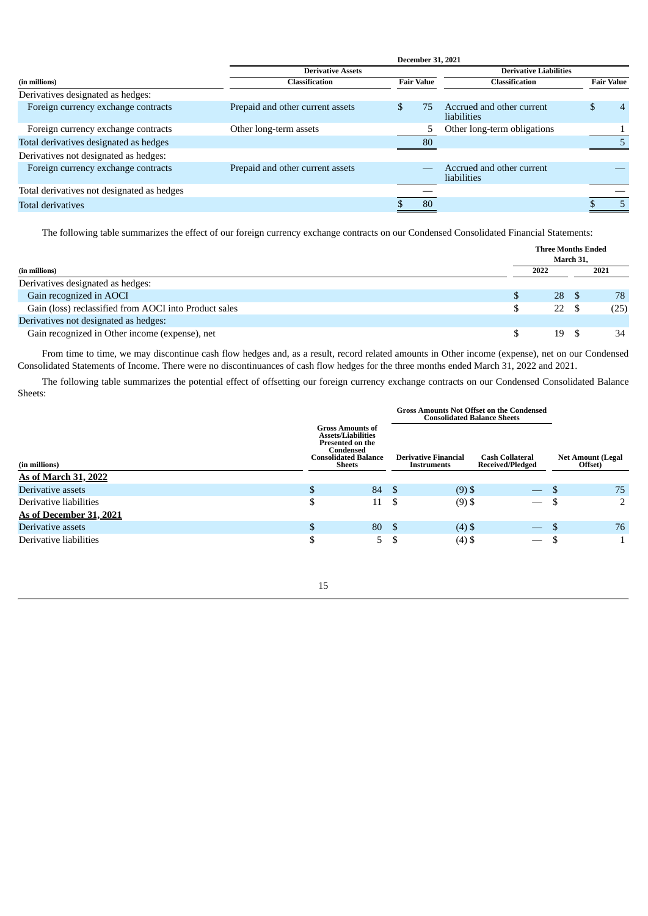| | December 31, 2021 | | | |
|---|---|---|---|---|
| | Derivative Assets | | Derivative Liabilities | |
| (in millions) | Classification | Fair Value | Classification | Fair Value |
| Derivatives designated as hedges: | | | | |
| Foreign currency exchange contracts | Prepaid and other current assets | $ 75 | Accrued and other current liabilities | $ 4 |
| Foreign currency exchange contracts | Other long-term assets | 5 | Other long-term obligations | 1 |
| Total derivatives designated as hedges | | 80 | | 5 |
| Derivatives not designated as hedges: | | | | |
| Foreign currency exchange contracts | Prepaid and other current assets | — | Accrued and other current liabilities | — |
| Total derivatives not designated as hedges | | — | | — |
| Total derivatives | | $ 80 | | $ 5 |

The following table summarizes the effect of our foreign currency exchange contracts on our Condensed Consolidated Financial Statements:

| | Three Months Ended March 31, | |
|---|---|---|
| (in millions) | 2022 | 2021 |
| Derivatives designated as hedges: | | |
| Gain recognized in AOCI | $ 28 | $ 78 |
| Gain (loss) reclassified from AOCI into Product sales | $ 22 | $ (25) |
| Derivatives not designated as hedges: | | |
| Gain recognized in Other income (expense), net | $ 19 | $ 34 |

From time to time, we may discontinue cash flow hedges and, as a result, record related amounts in Other income (expense), net on our Condensed Consolidated Statements of Income. There were no discontinuances of cash flow hedges for the three months ended March 31, 2022 and 2021.

The following table summarizes the potential effect of offsetting our foreign currency exchange contracts on our Condensed Consolidated Balance Sheets:

| | | Gross Amounts Not Offset on the Condensed Consolidated Balance Sheets | | |
|---|---|---|---|---|
| (in millions) | Gross Amounts of Assets/Liabilities Presented on the Condensed Consolidated Balance Sheets | Derivative Financial Instruments | Cash Collateral Received/Pledged | Net Amount (Legal Offset) |
| **As of March 31, 2022** | | | | |
| Derivative assets | $ 84 | $ (9) | $ — | $ 75 |
| Derivative liabilities | $ 11 | $ (9) | $ — | $ 2 |
| **As of December 31, 2021** | | | | |
| Derivative assets | $ 80 | $ (4) | $ — | $ 76 |
| Derivative liabilities | $ 5 | $ (4) | $ — | $ 1 |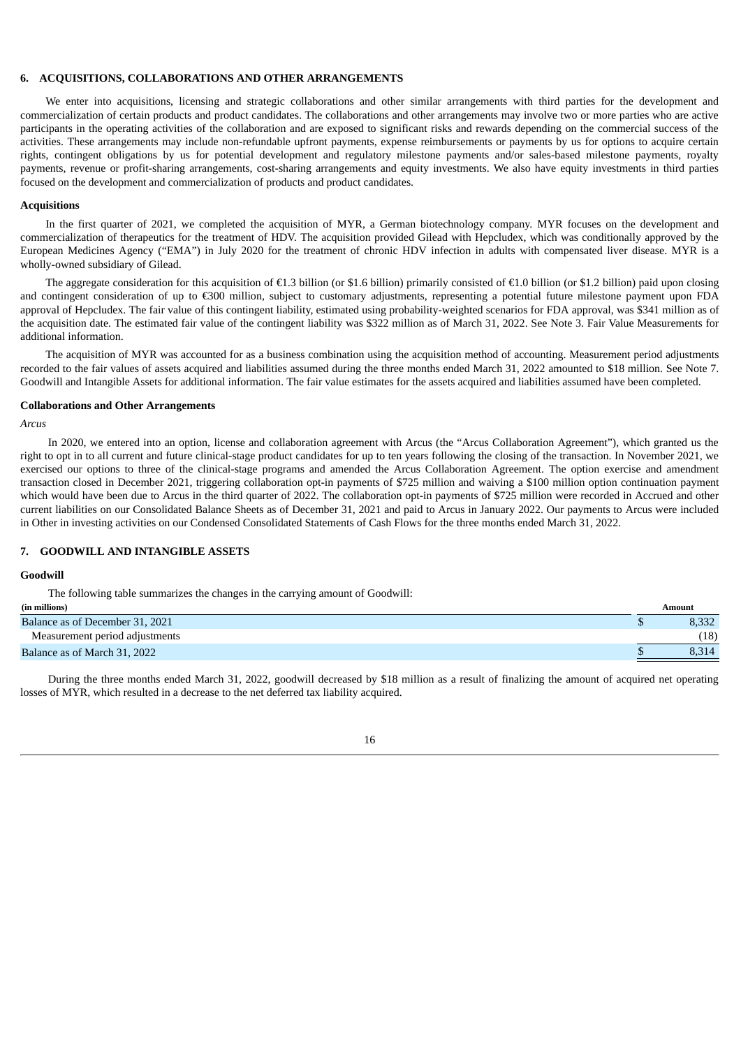## 6. ACQUISITIONS, COLLABORATIONS AND OTHER ARRANGEMENTS

We enter into acquisitions, licensing and strategic collaborations and other similar arrangements with third parties for the development and commercialization of certain products and product candidates. The collaborations and other arrangements may involve two or more parties who are active participants in the operating activities of the collaboration and are exposed to significant risks and rewards depending on the commercial success of the activities. These arrangements may include non-refundable upfront payments, expense reimbursements or payments by us for options to acquire certain rights, contingent obligations by us for potential development and regulatory milestone payments and/or sales-based milestone payments, royalty payments, revenue or profit-sharing arrangements, cost-sharing arrangements and equity investments. We also have equity investments in third parties focused on the development and commercialization of products and product candidates.

### Acquisitions

In the first quarter of 2021, we completed the acquisition of MYR, a German biotechnology company. MYR focuses on the development and commercialization of therapeutics for the treatment of HDV. The acquisition provided Gilead with Hepcludex, which was conditionally approved by the European Medicines Agency ("EMA") in July 2020 for the treatment of chronic HDV infection in adults with compensated liver disease. MYR is a wholly-owned subsidiary of Gilead.

The aggregate consideration for this acquisition of €1.3 billion (or $1.6 billion) primarily consisted of €1.0 billion (or $1.2 billion) paid upon closing and contingent consideration of up to €300 million, subject to customary adjustments, representing a potential future milestone payment upon FDA approval of Hepcludex. The fair value of this contingent liability, estimated using probability-weighted scenarios for FDA approval, was $341 million as of the acquisition date. The estimated fair value of the contingent liability was $322 million as of March 31, 2022. See Note 3. Fair Value Measurements for additional information.

The acquisition of MYR was accounted for as a business combination using the acquisition method of accounting. Measurement period adjustments recorded to the fair values of assets acquired and liabilities assumed during the three months ended March 31, 2022 amounted to $18 million. See Note 7. Goodwill and Intangible Assets for additional information. The fair value estimates for the assets acquired and liabilities assumed have been completed.

### Collaborations and Other Arrangements

*Arcus*

In 2020, we entered into an option, license and collaboration agreement with Arcus (the "Arcus Collaboration Agreement"), which granted us the right to opt in to all current and future clinical-stage product candidates for up to ten years following the closing of the transaction. In November 2021, we exercised our options to three of the clinical-stage programs and amended the Arcus Collaboration Agreement. The option exercise and amendment transaction closed in December 2021, triggering collaboration opt-in payments of $725 million and waiving a $100 million option continuation payment which would have been due to Arcus in the third quarter of 2022. The collaboration opt-in payments of $725 million were recorded in Accrued and other current liabilities on our Consolidated Balance Sheets as of December 31, 2021 and paid to Arcus in January 2022. Our payments to Arcus were included in Other in investing activities on our Condensed Consolidated Statements of Cash Flows for the three months ended March 31, 2022.

## 7. GOODWILL AND INTANGIBLE ASSETS

### Goodwill

The following table summarizes the changes in the carrying amount of Goodwill:

| (in millions) | Amount |
|---|---|
| Balance as of December 31, 2021 | $ 8,332 |
| Measurement period adjustments | (18) |
| Balance as of March 31, 2022 | $ 8,314 |

During the three months ended March 31, 2022, goodwill decreased by $18 million as a result of finalizing the amount of acquired net operating losses of MYR, which resulted in a decrease to the net deferred tax liability acquired.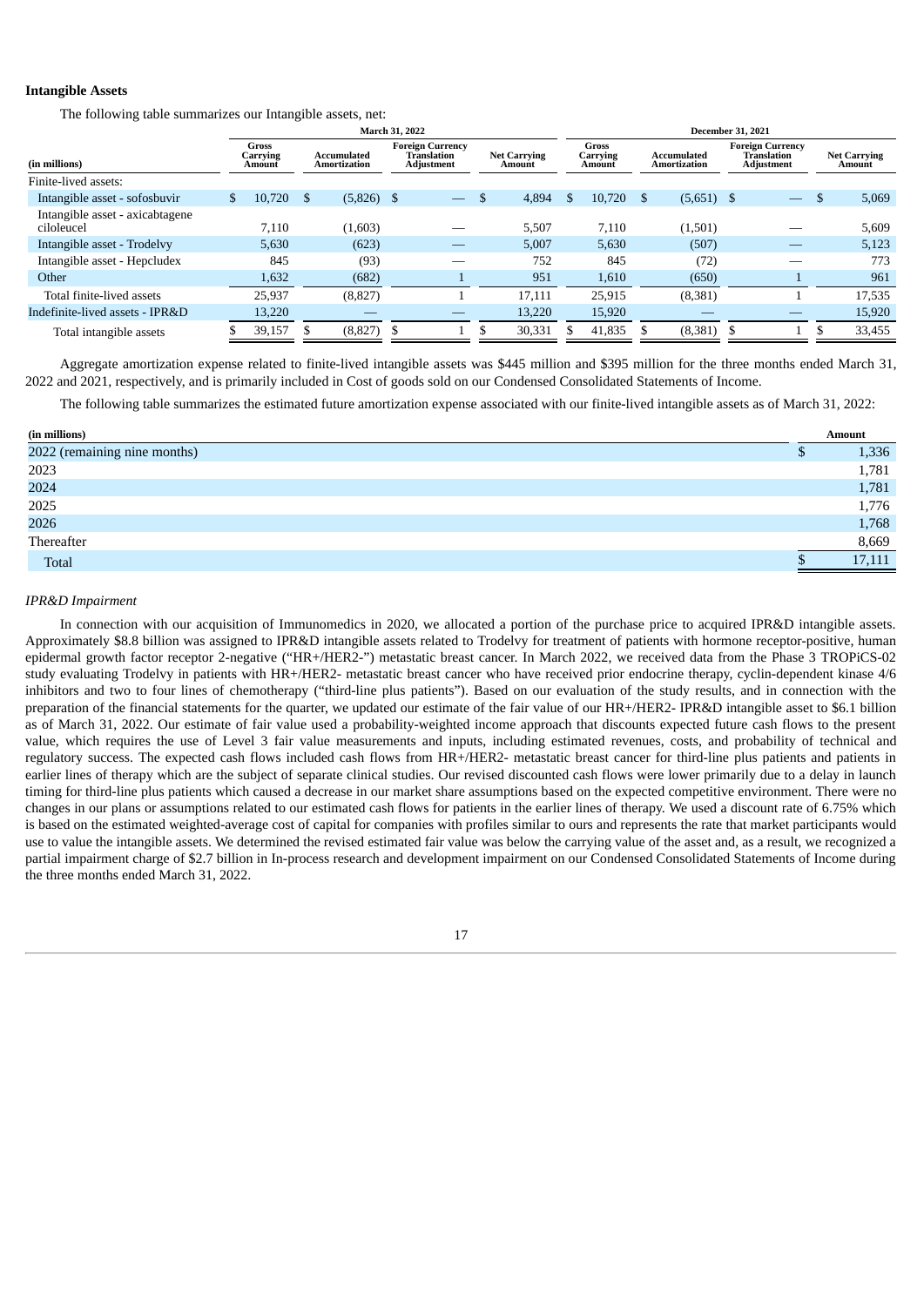### Intangible Assets

The following table summarizes our Intangible assets, net:

| (in millions) | March 31, 2022 | | | | December 31, 2021 | | | |
|---|---|---|---|---|---|---|---|---|
| | Gross Carrying Amount | Accumulated Amortization | Foreign Currency Translation Adjustment | Net Carrying Amount | Gross Carrying Amount | Accumulated Amortization | Foreign Currency Translation Adjustment | Net Carrying Amount |
| Finite-lived assets: | | | | | | | | |
| Intangible asset - sofosbuvir | $ 10,720 | $ (5,826) | $ — | $ 4,894 | $ 10,720 | $ (5,651) | $ — | $ 5,069 |
| Intangible asset - axicabtagene ciloleucel | 7,110 | (1,603) | — | 5,507 | 7,110 | (1,501) | — | 5,609 |
| Intangible asset - Trodelvy | 5,630 | (623) | — | 5,007 | 5,630 | (507) | — | 5,123 |
| Intangible asset - Hepcludex | 845 | (93) | — | 752 | 845 | (72) | — | 773 |
| Other | 1,632 | (682) | 1 | 951 | 1,610 | (650) | 1 | 961 |
| Total finite-lived assets | 25,937 | (8,827) | 1 | 17,111 | 25,915 | (8,381) | 1 | 17,535 |
| Indefinite-lived assets - IPR&D | 13,220 | — | — | 13,220 | 15,920 | — | — | 15,920 |
| Total intangible assets | $ 39,157 | $ (8,827) | $ 1 | $ 30,331 | $ 41,835 | $ (8,381) | $ 1 | $ 33,455 |

Aggregate amortization expense related to finite-lived intangible assets was $445 million and $395 million for the three months ended March 31, 2022 and 2021, respectively, and is primarily included in Cost of goods sold on our Condensed Consolidated Statements of Income.

The following table summarizes the estimated future amortization expense associated with our finite-lived intangible assets as of March 31, 2022:

| (in millions) | Amount |
|---|---|
| 2022 (remaining nine months) | $ 1,336 |
| 2023 | 1,781 |
| 2024 | 1,781 |
| 2025 | 1,776 |
| 2026 | 1,768 |
| Thereafter | 8,669 |
| Total | $ 17,111 |

*IPR&D Impairment*

In connection with our acquisition of Immunomedics in 2020, we allocated a portion of the purchase price to acquired IPR&D intangible assets. Approximately $8.8 billion was assigned to IPR&D intangible assets related to Trodelvy for treatment of patients with hormone receptor-positive, human epidermal growth factor receptor 2-negative ("HR+/HER2-") metastatic breast cancer. In March 2022, we received data from the Phase 3 TROPiCS-02 study evaluating Trodelvy in patients with HR+/HER2- metastatic breast cancer who have received prior endocrine therapy, cyclin-dependent kinase 4/6 inhibitors and two to four lines of chemotherapy ("third-line plus patients"). Based on our evaluation of the study results, and in connection with the preparation of the financial statements for the quarter, we updated our estimate of the fair value of our HR+/HER2- IPR&D intangible asset to $6.1 billion as of March 31, 2022. Our estimate of fair value used a probability-weighted income approach that discounts expected future cash flows to the present value, which requires the use of Level 3 fair value measurements and inputs, including estimated revenues, costs, and probability of technical and regulatory success. The expected cash flows included cash flows from HR+/HER2- metastatic breast cancer for third-line plus patients and patients in earlier lines of therapy which are the subject of separate clinical studies. Our revised discounted cash flows were lower primarily due to a delay in launch timing for third-line plus patients which caused a decrease in our market share assumptions based on the expected competitive environment. There were no changes in our plans or assumptions related to our estimated cash flows for patients in the earlier lines of therapy. We used a discount rate of 6.75% which is based on the estimated weighted-average cost of capital for companies with profiles similar to ours and represents the rate that market participants would use to value the intangible assets. We determined the revised estimated fair value was below the carrying value of the asset and, as a result, we recognized a partial impairment charge of $2.7 billion in In-process research and development impairment on our Condensed Consolidated Statements of Income during the three months ended March 31, 2022.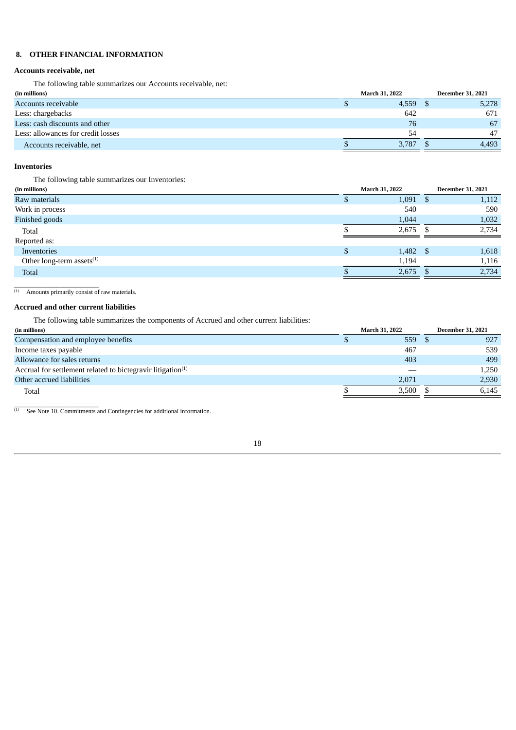## 8. OTHER FINANCIAL INFORMATION

### Accounts receivable, net

The following table summarizes our Accounts receivable, net:

| (in millions) | March 31, 2022 | December 31, 2021 |
|---|---|---|
| Accounts receivable | $ 4,559 | $ 5,278 |
| Less: chargebacks | 642 | 671 |
| Less: cash discounts and other | 76 | 67 |
| Less: allowances for credit losses | 54 | 47 |
| Accounts receivable, net | $ 3,787 | $ 4,493 |

### Inventories

The following table summarizes our Inventories:

| (in millions) | March 31, 2022 | December 31, 2021 |
|---|---|---|
| Raw materials | $ 1,091 | $ 1,112 |
| Work in process | 540 | 590 |
| Finished goods | 1,044 | 1,032 |
| Total | $ 2,675 | $ 2,734 |
| Reported as: | | |
| Inventories | $ 1,482 | $ 1,618 |
| Other long-term assets[(1)] | 1,194 | 1,116 |
| Total | $ 2,675 | $ 2,734 |

(1) Amounts primarily consist of raw materials.

### Accrued and other current liabilities

The following table summarizes the components of Accrued and other current liabilities:

| (in millions) | March 31, 2022 | December 31, 2021 |
|---|---|---|
| Compensation and employee benefits | $ 559 | $ 927 |
| Income taxes payable | 467 | 539 |
| Allowance for sales returns | 403 | 499 |
| Accrual for settlement related to bictegravir litigation[(1)] | — | 1,250 |
| Other accrued liabilities | 2,071 | 2,930 |
| Total | $ 3,500 | $ 6,145 |

(1) See Note 10. Commitments and Contingencies for additional information.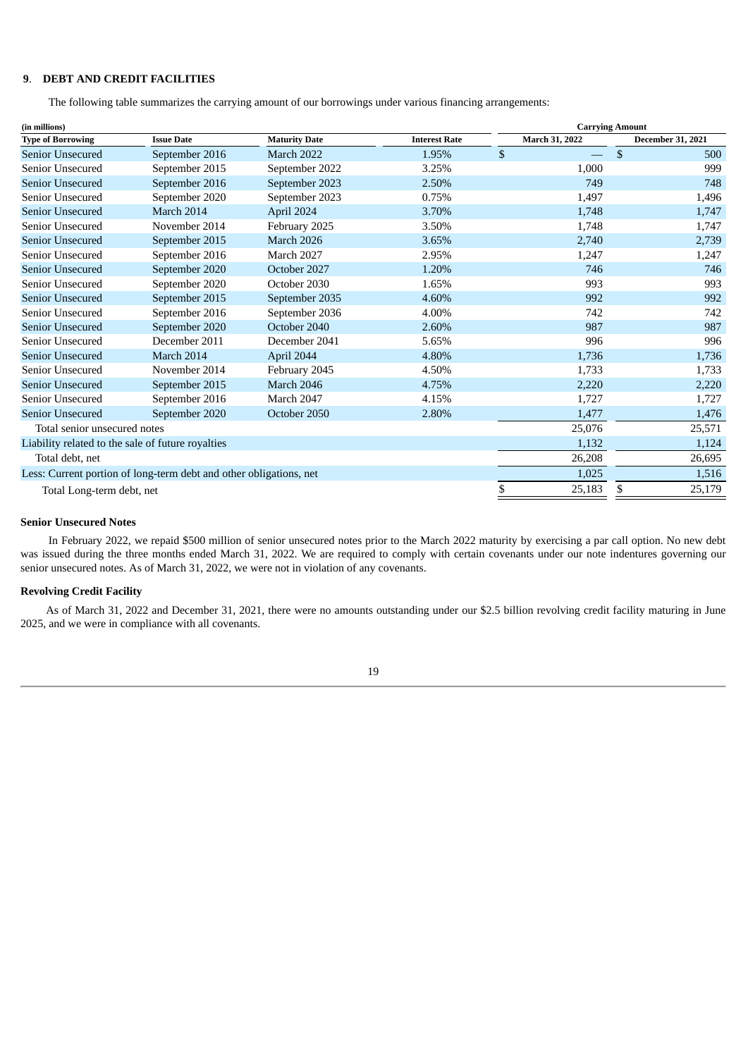## 9. DEBT AND CREDIT FACILITIES

The following table summarizes the carrying amount of our borrowings under various financing arrangements:

| (in millions) | | | | Carrying Amount | |
|---|---|---|---|---|---|
| Type of Borrowing | Issue Date | Maturity Date | Interest Rate | March 31, 2022 | December 31, 2021 |
| Senior Unsecured | September 2016 | March 2022 | 1.95% | $ — | $ 500 |
| Senior Unsecured | September 2015 | September 2022 | 3.25% | 1,000 | 999 |
| Senior Unsecured | September 2016 | September 2023 | 2.50% | 749 | 748 |
| Senior Unsecured | September 2020 | September 2023 | 0.75% | 1,497 | 1,496 |
| Senior Unsecured | March 2014 | April 2024 | 3.70% | 1,748 | 1,747 |
| Senior Unsecured | November 2014 | February 2025 | 3.50% | 1,748 | 1,747 |
| Senior Unsecured | September 2015 | March 2026 | 3.65% | 2,740 | 2,739 |
| Senior Unsecured | September 2016 | March 2027 | 2.95% | 1,247 | 1,247 |
| Senior Unsecured | September 2020 | October 2027 | 1.20% | 746 | 746 |
| Senior Unsecured | September 2020 | October 2030 | 1.65% | 993 | 993 |
| Senior Unsecured | September 2015 | September 2035 | 4.60% | 992 | 992 |
| Senior Unsecured | September 2016 | September 2036 | 4.00% | 742 | 742 |
| Senior Unsecured | September 2020 | October 2040 | 2.60% | 987 | 987 |
| Senior Unsecured | December 2011 | December 2041 | 5.65% | 996 | 996 |
| Senior Unsecured | March 2014 | April 2044 | 4.80% | 1,736 | 1,736 |
| Senior Unsecured | November 2014 | February 2045 | 4.50% | 1,733 | 1,733 |
| Senior Unsecured | September 2015 | March 2046 | 4.75% | 2,220 | 2,220 |
| Senior Unsecured | September 2016 | March 2047 | 4.15% | 1,727 | 1,727 |
| Senior Unsecured | September 2020 | October 2050 | 2.80% | 1,477 | 1,476 |
| Total senior unsecured notes | | | | 25,076 | 25,571 |
| Liability related to the sale of future royalties | | | | 1,132 | 1,124 |
| Total debt, net | | | | 26,208 | 26,695 |
| Less: Current portion of long-term debt and other obligations, net | | | | 1,025 | 1,516 |
| Total Long-term debt, net | | | | $ 25,183 | $ 25,179 |

**Senior Unsecured Notes**

In February 2022, we repaid $500 million of senior unsecured notes prior to the March 2022 maturity by exercising a par call option. No new debt was issued during the three months ended March 31, 2022. We are required to comply with certain covenants under our note indentures governing our senior unsecured notes. As of March 31, 2022, we were not in violation of any covenants.

**Revolving Credit Facility**

As of March 31, 2022 and December 31, 2021, there were no amounts outstanding under our $2.5 billion revolving credit facility maturing in June 2025, and we were in compliance with all covenants.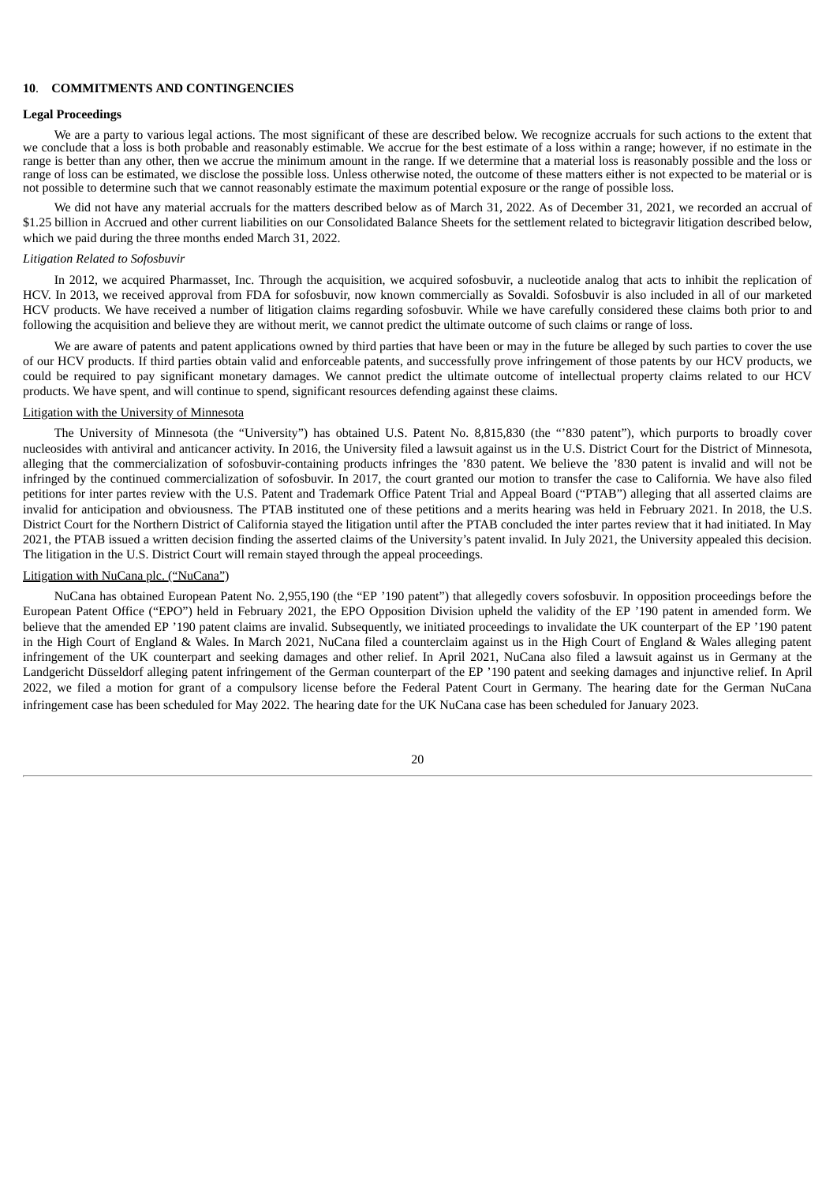## 10. COMMITMENTS AND CONTINGENCIES

### Legal Proceedings

We are a party to various legal actions. The most significant of these are described below. We recognize accruals for such actions to the extent that we conclude that a loss is both probable and reasonably estimable. We accrue for the best estimate of a loss within a range; however, if no estimate in the range is better than any other, then we accrue the minimum amount in the range. If we determine that a material loss is reasonably possible and the loss or range of loss can be estimated, we disclose the possible loss. Unless otherwise noted, the outcome of these matters either is not expected to be material or is not possible to determine such that we cannot reasonably estimate the maximum potential exposure or the range of possible loss.

We did not have any material accruals for the matters described below as of March 31, 2022. As of December 31, 2021, we recorded an accrual of $1.25 billion in Accrued and other current liabilities on our Consolidated Balance Sheets for the settlement related to bictegravir litigation described below, which we paid during the three months ended March 31, 2022.

*Litigation Related to Sofosbuvir*

In 2012, we acquired Pharmasset, Inc. Through the acquisition, we acquired sofosbuvir, a nucleotide analog that acts to inhibit the replication of HCV. In 2013, we received approval from FDA for sofosbuvir, now known commercially as Sovaldi. Sofosbuvir is also included in all of our marketed HCV products. We have received a number of litigation claims regarding sofosbuvir. While we have carefully considered these claims both prior to and following the acquisition and believe they are without merit, we cannot predict the ultimate outcome of such claims or range of loss.

We are aware of patents and patent applications owned by third parties that have been or may in the future be alleged by such parties to cover the use of our HCV products. If third parties obtain valid and enforceable patents, and successfully prove infringement of those patents by our HCV products, we could be required to pay significant monetary damages. We cannot predict the ultimate outcome of intellectual property claims related to our HCV products. We have spent, and will continue to spend, significant resources defending against these claims.

Litigation with the University of Minnesota

The University of Minnesota (the "University") has obtained U.S. Patent No. 8,815,830 (the "'830 patent"), which purports to broadly cover nucleosides with antiviral and anticancer activity. In 2016, the University filed a lawsuit against us in the U.S. District Court for the District of Minnesota, alleging that the commercialization of sofosbuvir-containing products infringes the '830 patent. We believe the '830 patent is invalid and will not be infringed by the continued commercialization of sofosbuvir. In 2017, the court granted our motion to transfer the case to California. We have also filed petitions for inter partes review with the U.S. Patent and Trademark Office Patent Trial and Appeal Board ("PTAB") alleging that all asserted claims are invalid for anticipation and obviousness. The PTAB instituted one of these petitions and a merits hearing was held in February 2021. In 2018, the U.S. District Court for the Northern District of California stayed the litigation until after the PTAB concluded the inter partes review that it had initiated. In May 2021, the PTAB issued a written decision finding the asserted claims of the University's patent invalid. In July 2021, the University appealed this decision. The litigation in the U.S. District Court will remain stayed through the appeal proceedings.

Litigation with NuCana plc. ("NuCana")

NuCana has obtained European Patent No. 2,955,190 (the "EP '190 patent") that allegedly covers sofosbuvir. In opposition proceedings before the European Patent Office ("EPO") held in February 2021, the EPO Opposition Division upheld the validity of the EP '190 patent in amended form. We believe that the amended EP '190 patent claims are invalid. Subsequently, we initiated proceedings to invalidate the UK counterpart of the EP '190 patent in the High Court of England & Wales. In March 2021, NuCana filed a counterclaim against us in the High Court of England & Wales alleging patent infringement of the UK counterpart and seeking damages and other relief. In April 2021, NuCana also filed a lawsuit against us in Germany at the Landgericht Düsseldorf alleging patent infringement of the German counterpart of the EP '190 patent and seeking damages and injunctive relief. In April 2022, we filed a motion for grant of a compulsory license before the Federal Patent Court in Germany. The hearing date for the German NuCana infringement case has been scheduled for May 2022. The hearing date for the UK NuCana case has been scheduled for January 2023.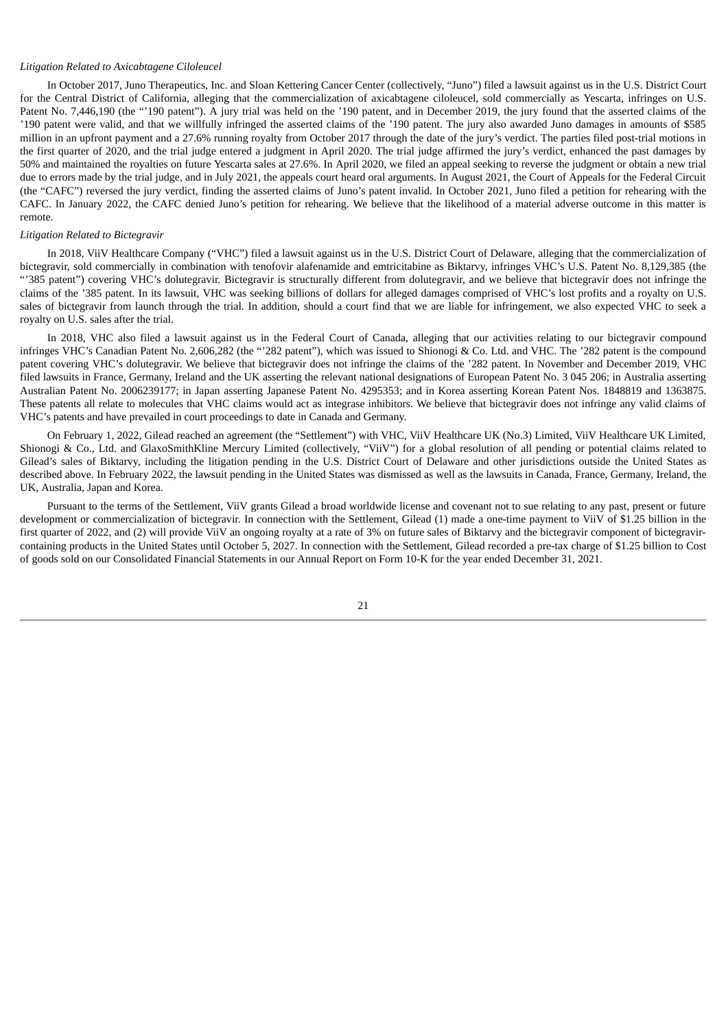*Litigation Related to Axicabtagene Ciloleucel*

In October 2017, Juno Therapeutics, Inc. and Sloan Kettering Cancer Center (collectively, "Juno") filed a lawsuit against us in the U.S. District Court for the Central District of California, alleging that the commercialization of axicabtagene ciloleucel, sold commercially as Yescarta, infringes on U.S. Patent No. 7,446,190 (the "'190 patent"). A jury trial was held on the '190 patent, and in December 2019, the jury found that the asserted claims of the '190 patent were valid, and that we willfully infringed the asserted claims of the '190 patent. The jury also awarded Juno damages in amounts of $585 million in an upfront payment and a 27.6% running royalty from October 2017 through the date of the jury's verdict. The parties filed post-trial motions in the first quarter of 2020, and the trial judge entered a judgment in April 2020. The trial judge affirmed the jury's verdict, enhanced the past damages by 50% and maintained the royalties on future Yescarta sales at 27.6%. In April 2020, we filed an appeal seeking to reverse the judgment or obtain a new trial due to errors made by the trial judge, and in July 2021, the appeals court heard oral arguments. In August 2021, the Court of Appeals for the Federal Circuit (the "CAFC") reversed the jury verdict, finding the asserted claims of Juno's patent invalid. In October 2021, Juno filed a petition for rehearing with the CAFC. In January 2022, the CAFC denied Juno's petition for rehearing. We believe that the likelihood of a material adverse outcome in this matter is remote.

*Litigation Related to Bictegravir*

In 2018, ViiV Healthcare Company ("VHC") filed a lawsuit against us in the U.S. District Court of Delaware, alleging that the commercialization of bictegravir, sold commercially in combination with tenofovir alafenamide and emtricitabine as Biktarvy, infringes VHC's U.S. Patent No. 8,129,385 (the "'385 patent") covering VHC's dolutegravir. Bictegravir is structurally different from dolutegravir, and we believe that bictegravir does not infringe the claims of the '385 patent. In its lawsuit, VHC was seeking billions of dollars for alleged damages comprised of VHC's lost profits and a royalty on U.S. sales of bictegravir from launch through the trial. In addition, should a court find that we are liable for infringement, we also expected VHC to seek a royalty on U.S. sales after the trial.

In 2018, VHC also filed a lawsuit against us in the Federal Court of Canada, alleging that our activities relating to our bictegravir compound infringes VHC's Canadian Patent No. 2,606,282 (the "'282 patent"), which was issued to Shionogi & Co. Ltd. and VHC. The '282 patent is the compound patent covering VHC's dolutegravir. We believe that bictegravir does not infringe the claims of the '282 patent. In November and December 2019, VHC filed lawsuits in France, Germany, Ireland and the UK asserting the relevant national designations of European Patent No. 3 045 206; in Australia asserting Australian Patent No. 2006239177; in Japan asserting Japanese Patent No. 4295353; and in Korea asserting Korean Patent Nos. 1848819 and 1363875. These patents all relate to molecules that VHC claims would act as integrase inhibitors. We believe that bictegravir does not infringe any valid claims of VHC's patents and have prevailed in court proceedings to date in Canada and Germany.

On February 1, 2022, Gilead reached an agreement (the "Settlement") with VHC, ViiV Healthcare UK (No.3) Limited, ViiV Healthcare UK Limited, Shionogi & Co., Ltd. and GlaxoSmithKline Mercury Limited (collectively, "ViiV") for a global resolution of all pending or potential claims related to Gilead's sales of Biktarvy, including the litigation pending in the U.S. District Court of Delaware and other jurisdictions outside the United States as described above. In February 2022, the lawsuit pending in the United States was dismissed as well as the lawsuits in Canada, France, Germany, Ireland, the UK, Australia, Japan and Korea.

Pursuant to the terms of the Settlement, ViiV grants Gilead a broad worldwide license and covenant not to sue relating to any past, present or future development or commercialization of bictegravir. In connection with the Settlement, Gilead (1) made a one-time payment to ViiV of $1.25 billion in the first quarter of 2022, and (2) will provide ViiV an ongoing royalty at a rate of 3% on future sales of Biktarvy and the bictegravir component of bictegravir-containing products in the United States until October 5, 2027. In connection with the Settlement, Gilead recorded a pre-tax charge of $1.25 billion to Cost of goods sold on our Consolidated Financial Statements in our Annual Report on Form 10-K for the year ended December 31, 2021.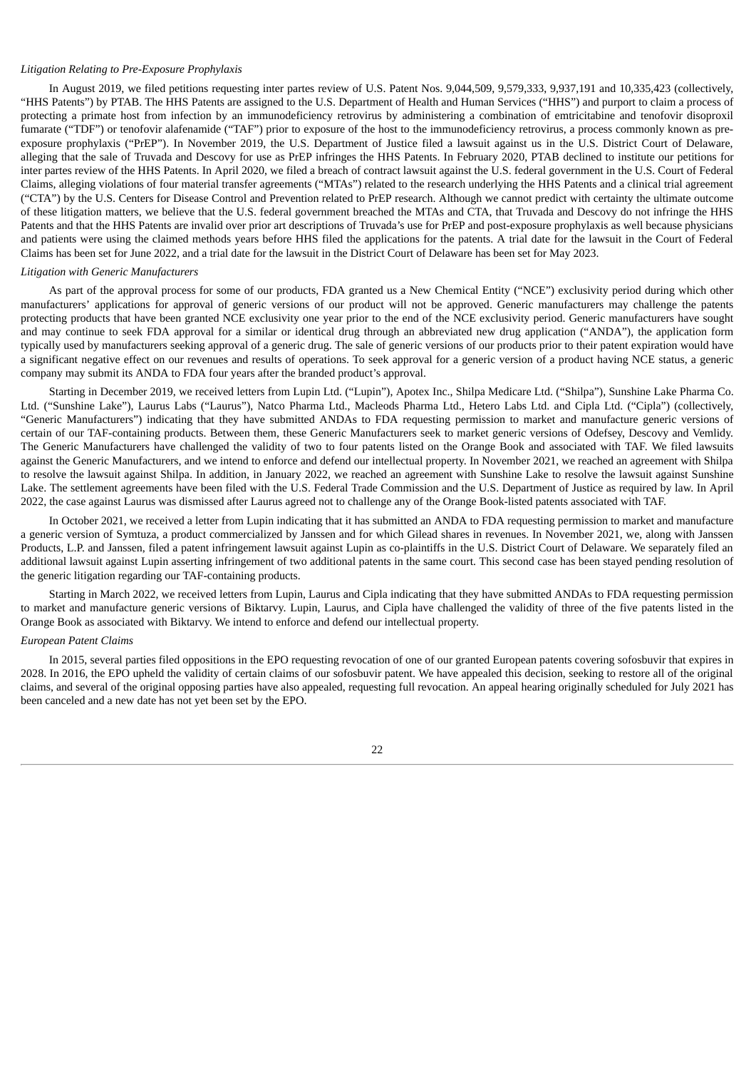*Litigation Relating to Pre-Exposure Prophylaxis*

In August 2019, we filed petitions requesting inter partes review of U.S. Patent Nos. 9,044,509, 9,579,333, 9,937,191 and 10,335,423 (collectively, "HHS Patents") by PTAB. The HHS Patents are assigned to the U.S. Department of Health and Human Services ("HHS") and purport to claim a process of protecting a primate host from infection by an immunodeficiency retrovirus by administering a combination of emtricitabine and tenofovir disoproxil fumarate ("TDF") or tenofovir alafenamide ("TAF") prior to exposure of the host to the immunodeficiency retrovirus, a process commonly known as pre-exposure prophylaxis ("PrEP"). In November 2019, the U.S. Department of Justice filed a lawsuit against us in the U.S. District Court of Delaware, alleging that the sale of Truvada and Descovy for use as PrEP infringes the HHS Patents. In February 2020, PTAB declined to institute our petitions for inter partes review of the HHS Patents. In April 2020, we filed a breach of contract lawsuit against the U.S. federal government in the U.S. Court of Federal Claims, alleging violations of four material transfer agreements ("MTAs") related to the research underlying the HHS Patents and a clinical trial agreement ("CTA") by the U.S. Centers for Disease Control and Prevention related to PrEP research. Although we cannot predict with certainty the ultimate outcome of these litigation matters, we believe that the U.S. federal government breached the MTAs and CTA, that Truvada and Descovy do not infringe the HHS Patents and that the HHS Patents are invalid over prior art descriptions of Truvada's use for PrEP and post-exposure prophylaxis as well because physicians and patients were using the claimed methods years before HHS filed the applications for the patents. A trial date for the lawsuit in the Court of Federal Claims has been set for June 2022, and a trial date for the lawsuit in the District Court of Delaware has been set for May 2023.

*Litigation with Generic Manufacturers*

As part of the approval process for some of our products, FDA granted us a New Chemical Entity ("NCE") exclusivity period during which other manufacturers' applications for approval of generic versions of our product will not be approved. Generic manufacturers may challenge the patents protecting products that have been granted NCE exclusivity one year prior to the end of the NCE exclusivity period. Generic manufacturers have sought and may continue to seek FDA approval for a similar or identical drug through an abbreviated new drug application ("ANDA"), the application form typically used by manufacturers seeking approval of a generic drug. The sale of generic versions of our products prior to their patent expiration would have a significant negative effect on our revenues and results of operations. To seek approval for a generic version of a product having NCE status, a generic company may submit its ANDA to FDA four years after the branded product's approval.

Starting in December 2019, we received letters from Lupin Ltd. ("Lupin"), Apotex Inc., Shilpa Medicare Ltd. ("Shilpa"), Sunshine Lake Pharma Co. Ltd. ("Sunshine Lake"), Laurus Labs ("Laurus"), Natco Pharma Ltd., Macleods Pharma Ltd., Hetero Labs Ltd. and Cipla Ltd. ("Cipla") (collectively, "Generic Manufacturers") indicating that they have submitted ANDAs to FDA requesting permission to market and manufacture generic versions of certain of our TAF-containing products. Between them, these Generic Manufacturers seek to market generic versions of Odefsey, Descovy and Vemlidy. The Generic Manufacturers have challenged the validity of two to four patents listed on the Orange Book and associated with TAF. We filed lawsuits against the Generic Manufacturers, and we intend to enforce and defend our intellectual property. In November 2021, we reached an agreement with Shilpa to resolve the lawsuit against Shilpa. In addition, in January 2022, we reached an agreement with Sunshine Lake to resolve the lawsuit against Sunshine Lake. The settlement agreements have been filed with the U.S. Federal Trade Commission and the U.S. Department of Justice as required by law. In April 2022, the case against Laurus was dismissed after Laurus agreed not to challenge any of the Orange Book-listed patents associated with TAF.

In October 2021, we received a letter from Lupin indicating that it has submitted an ANDA to FDA requesting permission to market and manufacture a generic version of Symtuza, a product commercialized by Janssen and for which Gilead shares in revenues. In November 2021, we, along with Janssen Products, L.P. and Janssen, filed a patent infringement lawsuit against Lupin as co-plaintiffs in the U.S. District Court of Delaware. We separately filed an additional lawsuit against Lupin asserting infringement of two additional patents in the same court. This second case has been stayed pending resolution of the generic litigation regarding our TAF-containing products.

Starting in March 2022, we received letters from Lupin, Laurus and Cipla indicating that they have submitted ANDAs to FDA requesting permission to market and manufacture generic versions of Biktarvy. Lupin, Laurus, and Cipla have challenged the validity of three of the five patents listed in the Orange Book as associated with Biktarvy. We intend to enforce and defend our intellectual property.

*European Patent Claims*

In 2015, several parties filed oppositions in the EPO requesting revocation of one of our granted European patents covering sofosbuvir that expires in 2028. In 2016, the EPO upheld the validity of certain claims of our sofosbuvir patent. We have appealed this decision, seeking to restore all of the original claims, and several of the original opposing parties have also appealed, requesting full revocation. An appeal hearing originally scheduled for July 2021 has been canceled and a new date has not yet been set by the EPO.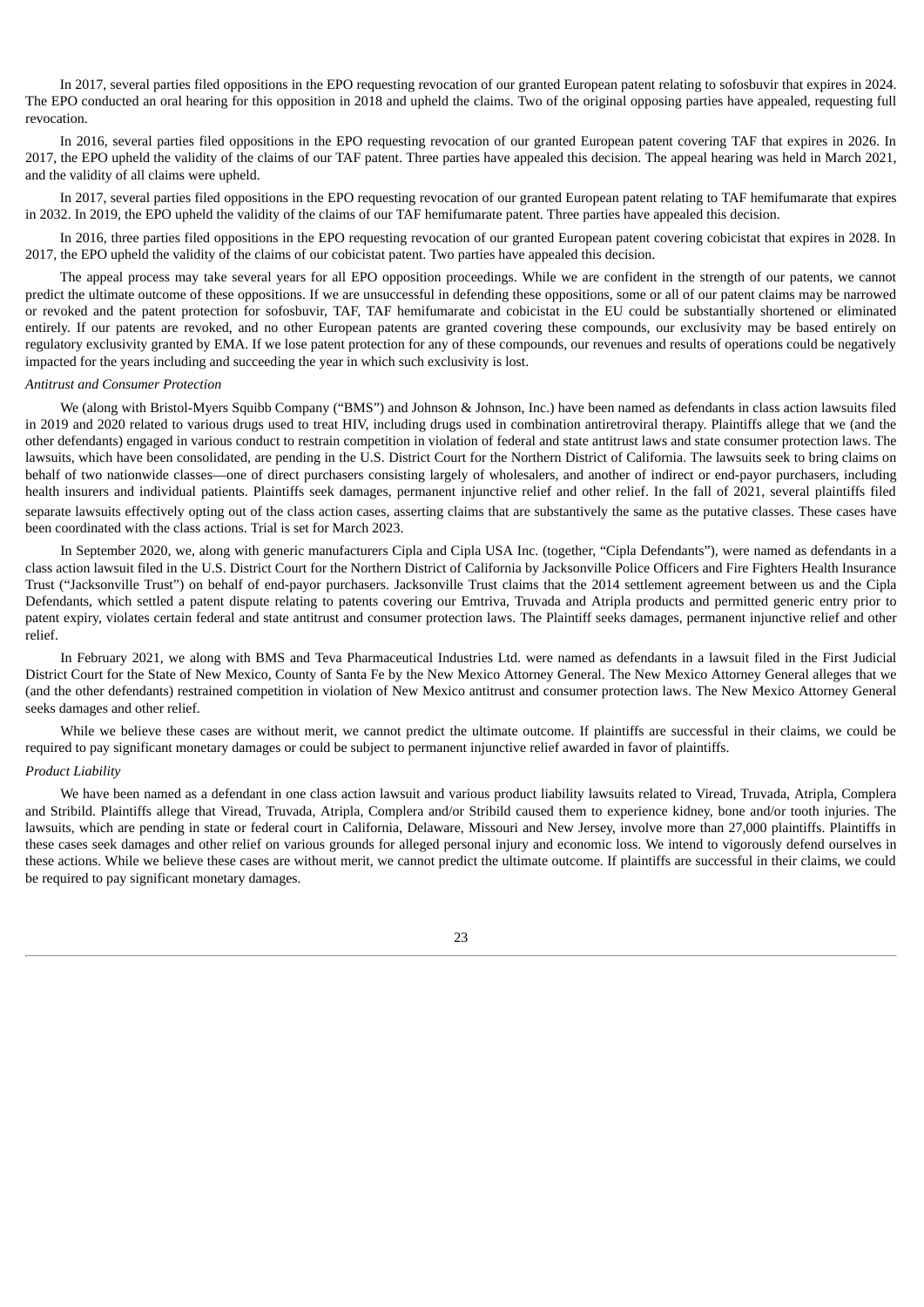In 2017, several parties filed oppositions in the EPO requesting revocation of our granted European patent relating to sofosbuvir that expires in 2024. The EPO conducted an oral hearing for this opposition in 2018 and upheld the claims. Two of the original opposing parties have appealed, requesting full revocation.

In 2016, several parties filed oppositions in the EPO requesting revocation of our granted European patent covering TAF that expires in 2026. In 2017, the EPO upheld the validity of the claims of our TAF patent. Three parties have appealed this decision. The appeal hearing was held in March 2021, and the validity of all claims were upheld.

In 2017, several parties filed oppositions in the EPO requesting revocation of our granted European patent relating to TAF hemifumarate that expires in 2032. In 2019, the EPO upheld the validity of the claims of our TAF hemifumarate patent. Three parties have appealed this decision.

In 2016, three parties filed oppositions in the EPO requesting revocation of our granted European patent covering cobicistat that expires in 2028. In 2017, the EPO upheld the validity of the claims of our cobicistat patent. Two parties have appealed this decision.

The appeal process may take several years for all EPO opposition proceedings. While we are confident in the strength of our patents, we cannot predict the ultimate outcome of these oppositions. If we are unsuccessful in defending these oppositions, some or all of our patent claims may be narrowed or revoked and the patent protection for sofosbuvir, TAF, TAF hemifumarate and cobicistat in the EU could be substantially shortened or eliminated entirely. If our patents are revoked, and no other European patents are granted covering these compounds, our exclusivity may be based entirely on regulatory exclusivity granted by EMA. If we lose patent protection for any of these compounds, our revenues and results of operations could be negatively impacted for the years including and succeeding the year in which such exclusivity is lost.

*Antitrust and Consumer Protection*

We (along with Bristol-Myers Squibb Company ("BMS") and Johnson & Johnson, Inc.) have been named as defendants in class action lawsuits filed in 2019 and 2020 related to various drugs used to treat HIV, including drugs used in combination antiretroviral therapy. Plaintiffs allege that we (and the other defendants) engaged in various conduct to restrain competition in violation of federal and state antitrust laws and state consumer protection laws. The lawsuits, which have been consolidated, are pending in the U.S. District Court for the Northern District of California. The lawsuits seek to bring claims on behalf of two nationwide classes—one of direct purchasers consisting largely of wholesalers, and another of indirect or end-payor purchasers, including health insurers and individual patients. Plaintiffs seek damages, permanent injunctive relief and other relief. In the fall of 2021, several plaintiffs filed separate lawsuits effectively opting out of the class action cases, asserting claims that are substantively the same as the putative classes. These cases have been coordinated with the class actions. Trial is set for March 2023.

In September 2020, we, along with generic manufacturers Cipla and Cipla USA Inc. (together, "Cipla Defendants"), were named as defendants in a class action lawsuit filed in the U.S. District Court for the Northern District of California by Jacksonville Police Officers and Fire Fighters Health Insurance Trust ("Jacksonville Trust") on behalf of end-payor purchasers. Jacksonville Trust claims that the 2014 settlement agreement between us and the Cipla Defendants, which settled a patent dispute relating to patents covering our Emtriva, Truvada and Atripla products and permitted generic entry prior to patent expiry, violates certain federal and state antitrust and consumer protection laws. The Plaintiff seeks damages, permanent injunctive relief and other relief.

In February 2021, we along with BMS and Teva Pharmaceutical Industries Ltd. were named as defendants in a lawsuit filed in the First Judicial District Court for the State of New Mexico, County of Santa Fe by the New Mexico Attorney General. The New Mexico Attorney General alleges that we (and the other defendants) restrained competition in violation of New Mexico antitrust and consumer protection laws. The New Mexico Attorney General seeks damages and other relief.

While we believe these cases are without merit, we cannot predict the ultimate outcome. If plaintiffs are successful in their claims, we could be required to pay significant monetary damages or could be subject to permanent injunctive relief awarded in favor of plaintiffs.

*Product Liability*

We have been named as a defendant in one class action lawsuit and various product liability lawsuits related to Viread, Truvada, Atripla, Complera and Stribild. Plaintiffs allege that Viread, Truvada, Atripla, Complera and/or Stribild caused them to experience kidney, bone and/or tooth injuries. The lawsuits, which are pending in state or federal court in California, Delaware, Missouri and New Jersey, involve more than 27,000 plaintiffs. Plaintiffs in these cases seek damages and other relief on various grounds for alleged personal injury and economic loss. We intend to vigorously defend ourselves in these actions. While we believe these cases are without merit, we cannot predict the ultimate outcome. If plaintiffs are successful in their claims, we could be required to pay significant monetary damages.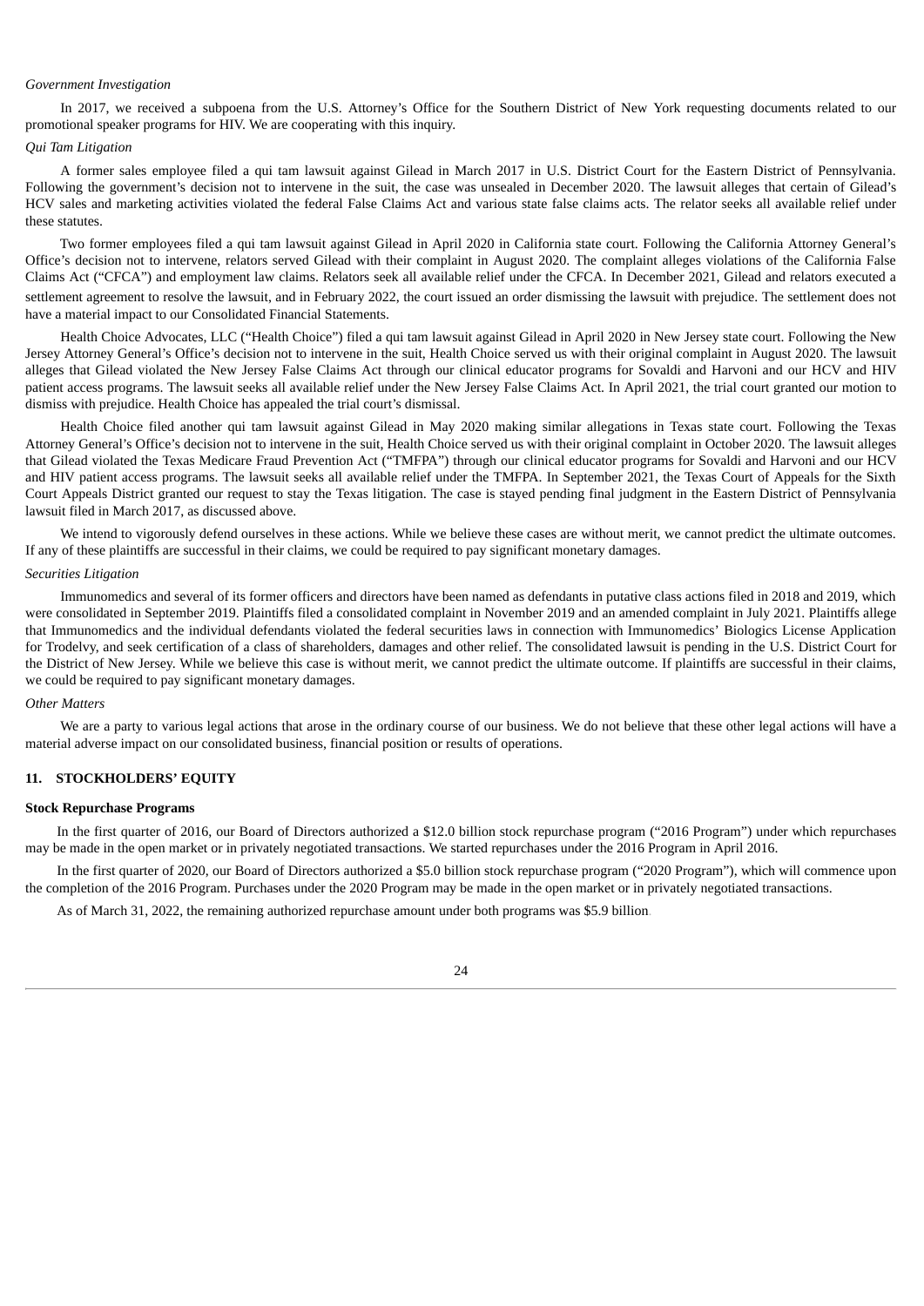*Government Investigation*

In 2017, we received a subpoena from the U.S. Attorney's Office for the Southern District of New York requesting documents related to our promotional speaker programs for HIV. We are cooperating with this inquiry.

*Qui Tam Litigation*

A former sales employee filed a qui tam lawsuit against Gilead in March 2017 in U.S. District Court for the Eastern District of Pennsylvania. Following the government's decision not to intervene in the suit, the case was unsealed in December 2020. The lawsuit alleges that certain of Gilead's HCV sales and marketing activities violated the federal False Claims Act and various state false claims acts. The relator seeks all available relief under these statutes.

Two former employees filed a qui tam lawsuit against Gilead in April 2020 in California state court. Following the California Attorney General's Office's decision not to intervene, relators served Gilead with their complaint in August 2020. The complaint alleges violations of the California False Claims Act ("CFCA") and employment law claims. Relators seek all available relief under the CFCA. In December 2021, Gilead and relators executed a settlement agreement to resolve the lawsuit, and in February 2022, the court issued an order dismissing the lawsuit with prejudice. The settlement does not have a material impact to our Consolidated Financial Statements.

Health Choice Advocates, LLC ("Health Choice") filed a qui tam lawsuit against Gilead in April 2020 in New Jersey state court. Following the New Jersey Attorney General's Office's decision not to intervene in the suit, Health Choice served us with their original complaint in August 2020. The lawsuit alleges that Gilead violated the New Jersey False Claims Act through our clinical educator programs for Sovaldi and Harvoni and our HCV and HIV patient access programs. The lawsuit seeks all available relief under the New Jersey False Claims Act. In April 2021, the trial court granted our motion to dismiss with prejudice. Health Choice has appealed the trial court's dismissal.

Health Choice filed another qui tam lawsuit against Gilead in May 2020 making similar allegations in Texas state court. Following the Texas Attorney General's Office's decision not to intervene in the suit, Health Choice served us with their original complaint in October 2020. The lawsuit alleges that Gilead violated the Texas Medicare Fraud Prevention Act ("TMFPA") through our clinical educator programs for Sovaldi and Harvoni and our HCV and HIV patient access programs. The lawsuit seeks all available relief under the TMFPA. In September 2021, the Texas Court of Appeals for the Sixth Court Appeals District granted our request to stay the Texas litigation. The case is stayed pending final judgment in the Eastern District of Pennsylvania lawsuit filed in March 2017, as discussed above.

We intend to vigorously defend ourselves in these actions. While we believe these cases are without merit, we cannot predict the ultimate outcomes. If any of these plaintiffs are successful in their claims, we could be required to pay significant monetary damages.

*Securities Litigation*

Immunomedics and several of its former officers and directors have been named as defendants in putative class actions filed in 2018 and 2019, which were consolidated in September 2019. Plaintiffs filed a consolidated complaint in November 2019 and an amended complaint in July 2021. Plaintiffs allege that Immunomedics and the individual defendants violated the federal securities laws in connection with Immunomedics' Biologics License Application for Trodelvy, and seek certification of a class of shareholders, damages and other relief. The consolidated lawsuit is pending in the U.S. District Court for the District of New Jersey. While we believe this case is without merit, we cannot predict the ultimate outcome. If plaintiffs are successful in their claims, we could be required to pay significant monetary damages.

*Other Matters*

We are a party to various legal actions that arose in the ordinary course of our business. We do not believe that these other legal actions will have a material adverse impact on our consolidated business, financial position or results of operations.

## 11. STOCKHOLDERS' EQUITY

### Stock Repurchase Programs

In the first quarter of 2016, our Board of Directors authorized a $12.0 billion stock repurchase program ("2016 Program") under which repurchases may be made in the open market or in privately negotiated transactions. We started repurchases under the 2016 Program in April 2016.

In the first quarter of 2020, our Board of Directors authorized a $5.0 billion stock repurchase program ("2020 Program"), which will commence upon the completion of the 2016 Program. Purchases under the 2020 Program may be made in the open market or in privately negotiated transactions.

As of March 31, 2022, the remaining authorized repurchase amount under both programs was $5.9 billion.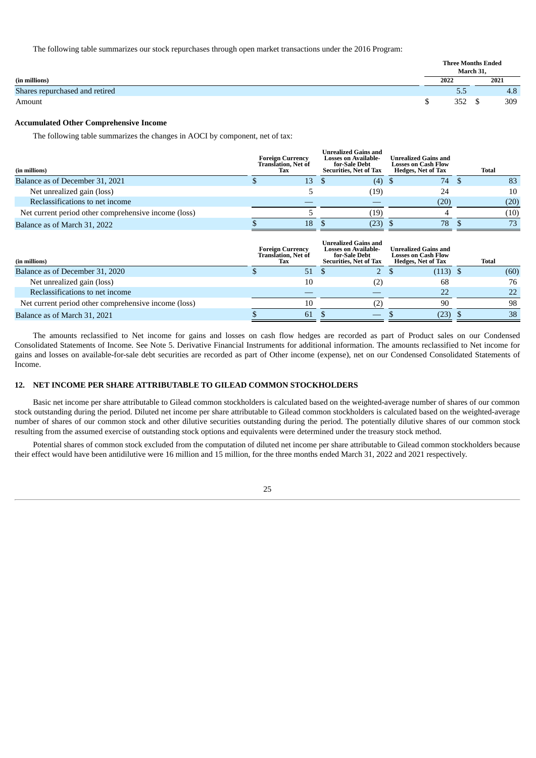The following table summarizes our stock repurchases through open market transactions under the 2016 Program:

| (in millions) | Three Months Ended March 31, 2022 | Three Months Ended March 31, 2021 |
|---|---|---|
| Shares repurchased and retired | 5.5 | 4.8 |
| Amount | $ 352 | $ 309 |

### Accumulated Other Comprehensive Income

The following table summarizes the changes in AOCI by component, net of tax:

| (in millions) | Foreign Currency Translation, Net of Tax | Unrealized Gains and Losses on Available-for-Sale Debt Securities, Net of Tax | Unrealized Gains and Losses on Cash Flow Hedges, Net of Tax | Total |
|---|---|---|---|---|
| Balance as of December 31, 2021 | $ 13 | $ (4) | $ 74 | $ 83 |
| Net unrealized gain (loss) | 5 | (19) | 24 | 10 |
| Reclassifications to net income | — | — | (20) | (20) |
| Net current period other comprehensive income (loss) | 5 | (19) | 4 | (10) |
| Balance as of March 31, 2022 | $ 18 | $ (23) | $ 78 | $ 73 |

| (in millions) | Foreign Currency Translation, Net of Tax | Unrealized Gains and Losses on Available-for-Sale Debt Securities, Net of Tax | Unrealized Gains and Losses on Cash Flow Hedges, Net of Tax | Total |
|---|---|---|---|---|
| Balance as of December 31, 2020 | $ 51 | $ 2 | $ (113) | $ (60) |
| Net unrealized gain (loss) | 10 | (2) | 68 | 76 |
| Reclassifications to net income | — | — | 22 | 22 |
| Net current period other comprehensive income (loss) | 10 | (2) | 90 | 98 |
| Balance as of March 31, 2021 | $ 61 | $ — | $ (23) | $ 38 |

The amounts reclassified to Net income for gains and losses on cash flow hedges are recorded as part of Product sales on our Condensed Consolidated Statements of Income. See Note 5. Derivative Financial Instruments for additional information. The amounts reclassified to Net income for gains and losses on available-for-sale debt securities are recorded as part of Other income (expense), net on our Condensed Consolidated Statements of Income.

## 12. NET INCOME PER SHARE ATTRIBUTABLE TO GILEAD COMMON STOCKHOLDERS

Basic net income per share attributable to Gilead common stockholders is calculated based on the weighted-average number of shares of our common stock outstanding during the period. Diluted net income per share attributable to Gilead common stockholders is calculated based on the weighted-average number of shares of our common stock and other dilutive securities outstanding during the period. The potentially dilutive shares of our common stock resulting from the assumed exercise of outstanding stock options and equivalents were determined under the treasury stock method.

Potential shares of common stock excluded from the computation of diluted net income per share attributable to Gilead common stockholders because their effect would have been antidilutive were 16 million and 15 million, for the three months ended March 31, 2022 and 2021 respectively.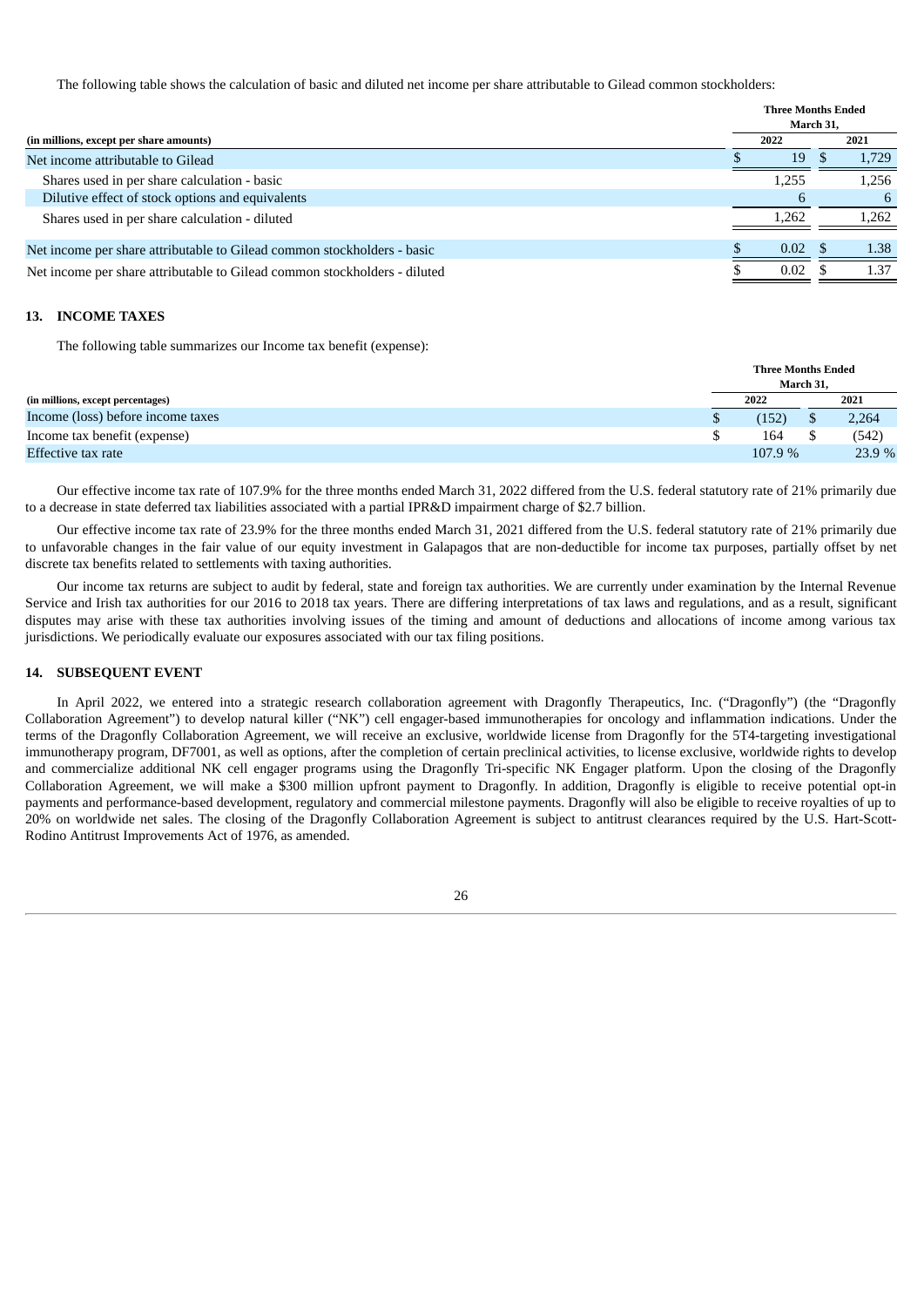The following table shows the calculation of basic and diluted net income per share attributable to Gilead common stockholders:

| (in millions, except per share amounts) | Three Months Ended March 31, 2022 | Three Months Ended March 31, 2021 |
|---|---|---|
| Net income attributable to Gilead | $ 19 | $ 1,729 |
| Shares used in per share calculation - basic | 1,255 | 1,256 |
| Dilutive effect of stock options and equivalents | 6 | 6 |
| Shares used in per share calculation - diluted | 1,262 | 1,262 |
| Net income per share attributable to Gilead common stockholders - basic | $ 0.02 | $ 1.38 |
| Net income per share attributable to Gilead common stockholders - diluted | $ 0.02 | $ 1.37 |

## 13. INCOME TAXES

The following table summarizes our Income tax benefit (expense):

| (in millions, except percentages) | Three Months Ended March 31, 2022 | Three Months Ended March 31, 2021 |
|---|---|---|
| Income (loss) before income taxes | $ (152) | $ 2,264 |
| Income tax benefit (expense) | $ 164 | $ (542) |
| Effective tax rate | 107.9 % | 23.9 % |

Our effective income tax rate of 107.9% for the three months ended March 31, 2022 differed from the U.S. federal statutory rate of 21% primarily due to a decrease in state deferred tax liabilities associated with a partial IPR&D impairment charge of $2.7 billion.

Our effective income tax rate of 23.9% for the three months ended March 31, 2021 differed from the U.S. federal statutory rate of 21% primarily due to unfavorable changes in the fair value of our equity investment in Galapagos that are non-deductible for income tax purposes, partially offset by net discrete tax benefits related to settlements with taxing authorities.

Our income tax returns are subject to audit by federal, state and foreign tax authorities. We are currently under examination by the Internal Revenue Service and Irish tax authorities for our 2016 to 2018 tax years. There are differing interpretations of tax laws and regulations, and as a result, significant disputes may arise with these tax authorities involving issues of the timing and amount of deductions and allocations of income among various tax jurisdictions. We periodically evaluate our exposures associated with our tax filing positions.

## 14. SUBSEQUENT EVENT

In April 2022, we entered into a strategic research collaboration agreement with Dragonfly Therapeutics, Inc. ("Dragonfly") (the "Dragonfly Collaboration Agreement") to develop natural killer ("NK") cell engager-based immunotherapies for oncology and inflammation indications. Under the terms of the Dragonfly Collaboration Agreement, we will receive an exclusive, worldwide license from Dragonfly for the 5T4-targeting investigational immunotherapy program, DF7001, as well as options, after the completion of certain preclinical activities, to license exclusive, worldwide rights to develop and commercialize additional NK cell engager programs using the Dragonfly Tri-specific NK Engager platform. Upon the closing of the Dragonfly Collaboration Agreement, we will make a $300 million upfront payment to Dragonfly. In addition, Dragonfly is eligible to receive potential opt-in payments and performance-based development, regulatory and commercial milestone payments. Dragonfly will also be eligible to receive royalties of up to 20% on worldwide net sales. The closing of the Dragonfly Collaboration Agreement is subject to antitrust clearances required by the U.S. Hart-Scott-Rodino Antitrust Improvements Act of 1976, as amended.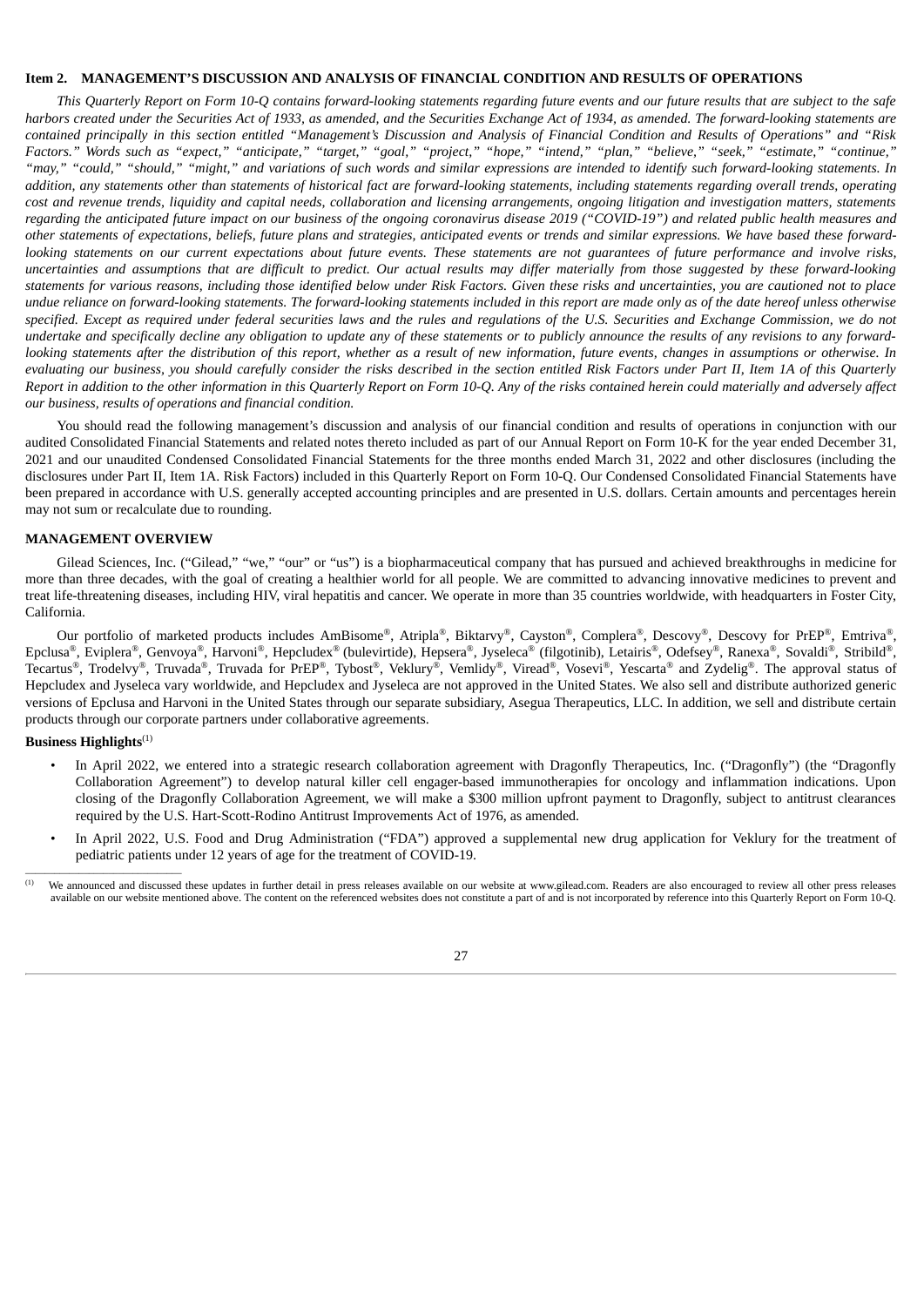### Item 2. MANAGEMENT'S DISCUSSION AND ANALYSIS OF FINANCIAL CONDITION AND RESULTS OF OPERATIONS

*This Quarterly Report on Form 10-Q contains forward-looking statements regarding future events and our future results that are subject to the safe harbors created under the Securities Act of 1933, as amended, and the Securities Exchange Act of 1934, as amended. The forward-looking statements are contained principally in this section entitled "Management's Discussion and Analysis of Financial Condition and Results of Operations" and "Risk Factors." Words such as "expect," "anticipate," "target," "goal," "project," "hope," "intend," "plan," "believe," "seek," "estimate," "continue," "may," "could," "should," "might," and variations of such words and similar expressions are intended to identify such forward-looking statements. In addition, any statements other than statements of historical fact are forward-looking statements, including statements regarding overall trends, operating cost and revenue trends, liquidity and capital needs, collaboration and licensing arrangements, ongoing litigation and investigation matters, statements regarding the anticipated future impact on our business of the ongoing coronavirus disease 2019 ("COVID-19") and related public health measures and other statements of expectations, beliefs, future plans and strategies, anticipated events or trends and similar expressions. We have based these forward-looking statements on our current expectations about future events. These statements are not guarantees of future performance and involve risks, uncertainties and assumptions that are difficult to predict. Our actual results may differ materially from those suggested by these forward-looking statements for various reasons, including those identified below under Risk Factors. Given these risks and uncertainties, you are cautioned not to place undue reliance on forward-looking statements. The forward-looking statements included in this report are made only as of the date hereof unless otherwise specified. Except as required under federal securities laws and the rules and regulations of the U.S. Securities and Exchange Commission, we do not undertake and specifically decline any obligation to update any of these statements or to publicly announce the results of any revisions to any forward-looking statements after the distribution of this report, whether as a result of new information, future events, changes in assumptions or otherwise. In evaluating our business, you should carefully consider the risks described in the section entitled Risk Factors under Part II, Item 1A of this Quarterly Report in addition to the other information in this Quarterly Report on Form 10-Q. Any of the risks contained herein could materially and adversely affect our business, results of operations and financial condition.*

You should read the following management's discussion and analysis of our financial condition and results of operations in conjunction with our audited Consolidated Financial Statements and related notes thereto included as part of our Annual Report on Form 10-K for the year ended December 31, 2021 and our unaudited Condensed Consolidated Financial Statements for the three months ended March 31, 2022 and other disclosures (including the disclosures under Part II, Item 1A. Risk Factors) included in this Quarterly Report on Form 10-Q. Our Condensed Consolidated Financial Statements have been prepared in accordance with U.S. generally accepted accounting principles and are presented in U.S. dollars. Certain amounts and percentages herein may not sum or recalculate due to rounding.

### MANAGEMENT OVERVIEW

Gilead Sciences, Inc. ("Gilead," "we," "our" or "us") is a biopharmaceutical company that has pursued and achieved breakthroughs in medicine for more than three decades, with the goal of creating a healthier world for all people. We are committed to advancing innovative medicines to prevent and treat life-threatening diseases, including HIV, viral hepatitis and cancer. We operate in more than 35 countries worldwide, with headquarters in Foster City, California.

Our portfolio of marketed products includes AmBisome®, Atripla®, Biktarvy®, Cayston®, Complera®, Descovy®, Descovy for PrEP®, Emtriva®, Epclusa®, Eviplera®, Genvoya®, Harvoni®, Hepcludex® (bulevirtide), Hepsera®, Jyseleca® (filgotinib), Letairis®, Odefsey®, Ranexa®, Sovaldi®, Stribild®, Tecartus®, Trodelvy®, Truvada®, Truvada for PrEP®, Tybost®, Veklury®, Vemlidy®, Viread®, Vosevi®, Yescarta® and Zydelig®. The approval status of Hepcludex and Jyseleca vary worldwide, and Hepcludex and Jyseleca are not approved in the United States. We also sell and distribute authorized generic versions of Epclusa and Harvoni in the United States through our separate subsidiary, Asegua Therapeutics, LLC. In addition, we sell and distribute certain products through our corporate partners under collaborative agreements.

**Business Highlights**[(1)]

- In April 2022, we entered into a strategic research collaboration agreement with Dragonfly Therapeutics, Inc. ("Dragonfly") (the "Dragonfly Collaboration Agreement") to develop natural killer cell engager-based immunotherapies for oncology and inflammation indications. Upon closing of the Dragonfly Collaboration Agreement, we will make a $300 million upfront payment to Dragonfly, subject to antitrust clearances required by the U.S. Hart-Scott-Rodino Antitrust Improvements Act of 1976, as amended.
- In April 2022, U.S. Food and Drug Administration ("FDA") approved a supplemental new drug application for Veklury for the treatment of pediatric patients under 12 years of age for the treatment of COVID-19.

---

(1) We announced and discussed these updates in further detail in press releases available on our website at www.gilead.com. Readers are also encouraged to review all other press releases available on our website mentioned above. The content on the referenced websites does not constitute a part of and is not incorporated by reference into this Quarterly Report on Form 10-Q.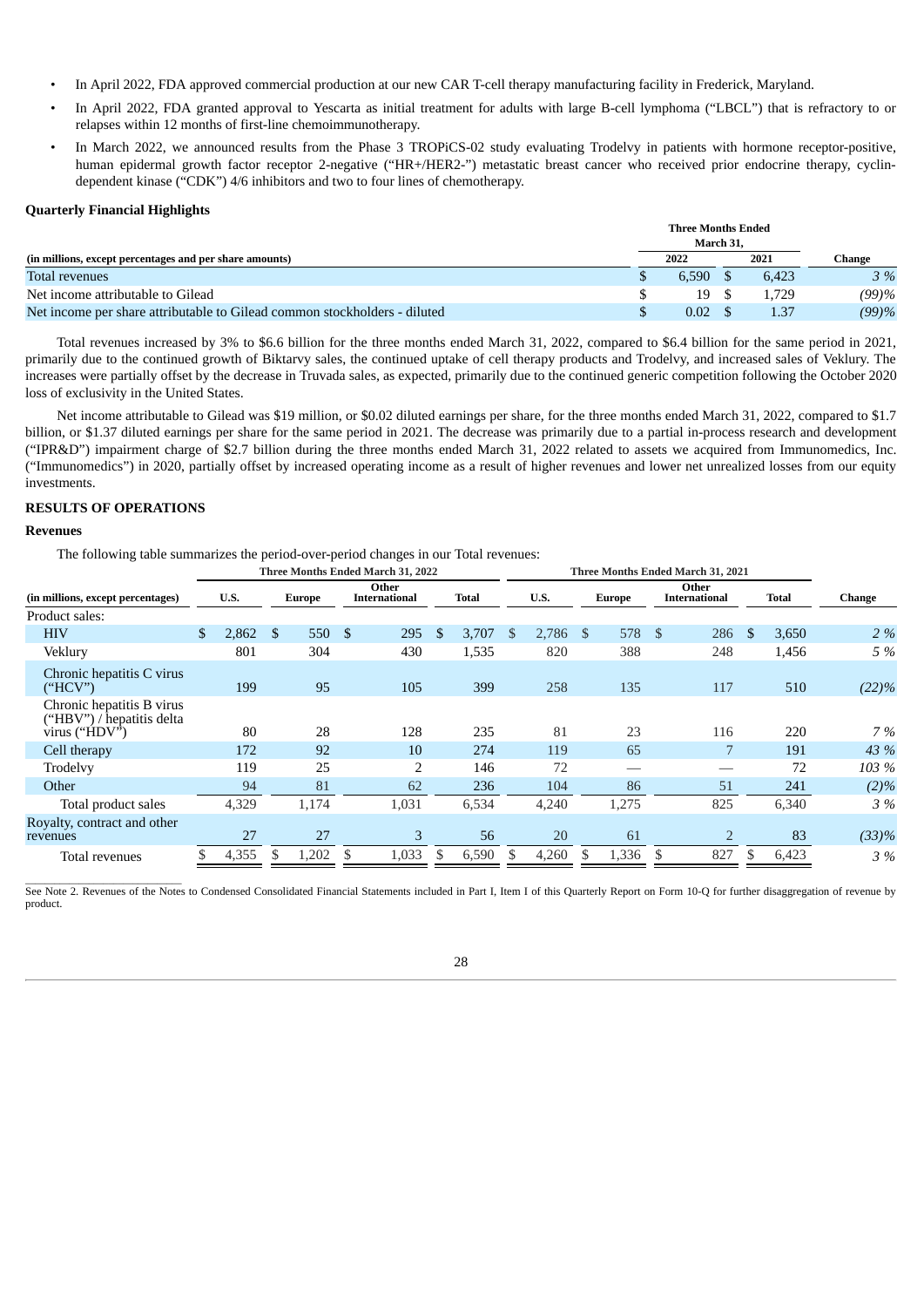- In April 2022, FDA approved commercial production at our new CAR T-cell therapy manufacturing facility in Frederick, Maryland.
- In April 2022, FDA granted approval to Yescarta as initial treatment for adults with large B-cell lymphoma ("LBCL") that is refractory to or relapses within 12 months of first-line chemoimmunotherapy.
- In March 2022, we announced results from the Phase 3 TROPiCS-02 study evaluating Trodelvy in patients with hormone receptor-positive, human epidermal growth factor receptor 2-negative ("HR+/HER2-") metastatic breast cancer who received prior endocrine therapy, cyclin-dependent kinase ("CDK") 4/6 inhibitors and two to four lines of chemotherapy.

**Quarterly Financial Highlights**

| (in millions, except percentages and per share amounts) | Three Months Ended March 31, 2022 | Three Months Ended March 31, 2021 | Change |
|---|---|---|---|
| Total revenues | $ 6,590 | $ 6,423 | 3 % |
| Net income attributable to Gilead | $ 19 | $ 1,729 | (99)% |
| Net income per share attributable to Gilead common stockholders - diluted | $ 0.02 | $ 1.37 | (99)% |

Total revenues increased by 3% to $6.6 billion for the three months ended March 31, 2022, compared to $6.4 billion for the same period in 2021, primarily due to the continued growth of Biktarvy sales, the continued uptake of cell therapy products and Trodelvy, and increased sales of Veklury. The increases were partially offset by the decrease in Truvada sales, as expected, primarily due to the continued generic competition following the October 2020 loss of exclusivity in the United States.

Net income attributable to Gilead was $19 million, or $0.02 diluted earnings per share, for the three months ended March 31, 2022, compared to $1.7 billion, or $1.37 diluted earnings per share for the same period in 2021. The decrease was primarily due to a partial in-process research and development ("IPR&D") impairment charge of $2.7 billion during the three months ended March 31, 2022 related to assets we acquired from Immunomedics, Inc. ("Immunomedics") in 2020, partially offset by increased operating income as a result of higher revenues and lower net unrealized losses from our equity investments.

## RESULTS OF OPERATIONS

### Revenues

The following table summarizes the period-over-period changes in our Total revenues:

| | Three Months Ended March 31, 2022 | | | | Three Months Ended March 31, 2021 | | | | |
|---|---|---|---|---|---|---|---|---|---|
| (in millions, except percentages) | U.S. | Europe | Other International | Total | U.S. | Europe | Other International | Total | Change |
| Product sales: | | | | | | | | | |
| HIV | $ 2,862 | $ 550 | $ 295 | $ 3,707 | $ 2,786 | $ 578 | $ 286 | $ 3,650 | 2 % |
| Veklury | 801 | 304 | 430 | 1,535 | 820 | 388 | 248 | 1,456 | 5 % |
| Chronic hepatitis C virus ("HCV") | 199 | 95 | 105 | 399 | 258 | 135 | 117 | 510 | (22)% |
| Chronic hepatitis B virus ("HBV") / hepatitis delta virus ("HDV") | 80 | 28 | 128 | 235 | 81 | 23 | 116 | 220 | 7 % |
| Cell therapy | 172 | 92 | 10 | 274 | 119 | 65 | 7 | 191 | 43 % |
| Trodelvy | 119 | 25 | 2 | 146 | 72 | — | — | 72 | 103 % |
| Other | 94 | 81 | 62 | 236 | 104 | 86 | 51 | 241 | (2)% |
| Total product sales | 4,329 | 1,174 | 1,031 | 6,534 | 4,240 | 1,275 | 825 | 6,340 | 3 % |
| Royalty, contract and other revenues | 27 | 27 | 3 | 56 | 20 | 61 | 2 | 83 | (33)% |
| Total revenues | $ 4,355 | $ 1,202 | $ 1,033 | $ 6,590 | $ 4,260 | $ 1,336 | $ 827 | $ 6,423 | 3 % |

See Note 2. Revenues of the Notes to Condensed Consolidated Financial Statements included in Part I, Item I of this Quarterly Report on Form 10-Q for further disaggregation of revenue by product.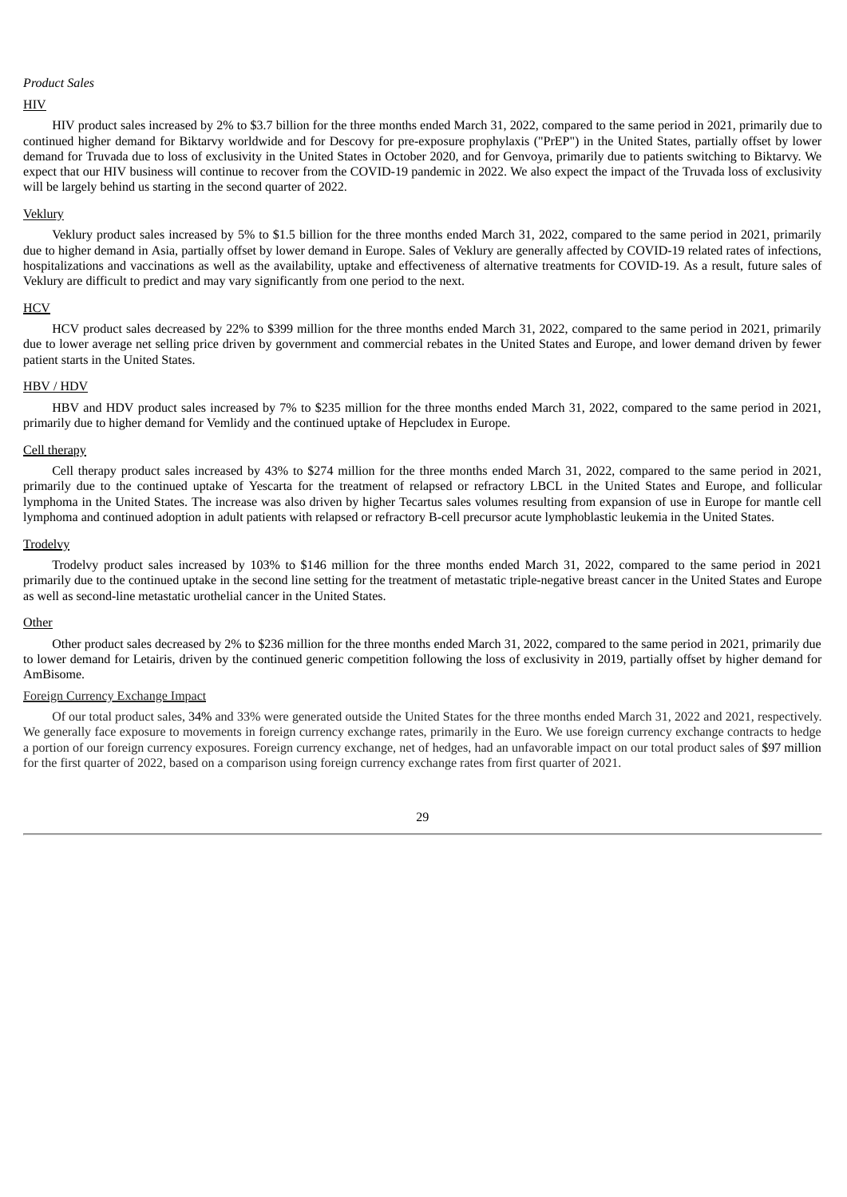*Product Sales*

HIV

HIV product sales increased by 2% to $3.7 billion for the three months ended March 31, 2022, compared to the same period in 2021, primarily due to continued higher demand for Biktarvy worldwide and for Descovy for pre-exposure prophylaxis ("PrEP") in the United States, partially offset by lower demand for Truvada due to loss of exclusivity in the United States in October 2020, and for Genvoya, primarily due to patients switching to Biktarvy. We expect that our HIV business will continue to recover from the COVID-19 pandemic in 2022. We also expect the impact of the Truvada loss of exclusivity will be largely behind us starting in the second quarter of 2022.

Veklury

Veklury product sales increased by 5% to $1.5 billion for the three months ended March 31, 2022, compared to the same period in 2021, primarily due to higher demand in Asia, partially offset by lower demand in Europe. Sales of Veklury are generally affected by COVID-19 related rates of infections, hospitalizations and vaccinations as well as the availability, uptake and effectiveness of alternative treatments for COVID-19. As a result, future sales of Veklury are difficult to predict and may vary significantly from one period to the next.

HCV

HCV product sales decreased by 22% to $399 million for the three months ended March 31, 2022, compared to the same period in 2021, primarily due to lower average net selling price driven by government and commercial rebates in the United States and Europe, and lower demand driven by fewer patient starts in the United States.

HBV / HDV

HBV and HDV product sales increased by 7% to $235 million for the three months ended March 31, 2022, compared to the same period in 2021, primarily due to higher demand for Vemlidy and the continued uptake of Hepcludex in Europe.

Cell therapy

Cell therapy product sales increased by 43% to $274 million for the three months ended March 31, 2022, compared to the same period in 2021, primarily due to the continued uptake of Yescarta for the treatment of relapsed or refractory LBCL in the United States and Europe, and follicular lymphoma in the United States. The increase was also driven by higher Tecartus sales volumes resulting from expansion of use in Europe for mantle cell lymphoma and continued adoption in adult patients with relapsed or refractory B-cell precursor acute lymphoblastic leukemia in the United States.

Trodelvy

Trodelvy product sales increased by 103% to $146 million for the three months ended March 31, 2022, compared to the same period in 2021 primarily due to the continued uptake in the second line setting for the treatment of metastatic triple-negative breast cancer in the United States and Europe as well as second-line metastatic urothelial cancer in the United States.

Other

Other product sales decreased by 2% to $236 million for the three months ended March 31, 2022, compared to the same period in 2021, primarily due to lower demand for Letairis, driven by the continued generic competition following the loss of exclusivity in 2019, partially offset by higher demand for AmBisome.

Foreign Currency Exchange Impact

Of our total product sales, 34% and 33% were generated outside the United States for the three months ended March 31, 2022 and 2021, respectively. We generally face exposure to movements in foreign currency exchange rates, primarily in the Euro. We use foreign currency exchange contracts to hedge a portion of our foreign currency exposures. Foreign currency exchange, net of hedges, had an unfavorable impact on our total product sales of $97 million for the first quarter of 2022, based on a comparison using foreign currency exchange rates from first quarter of 2021.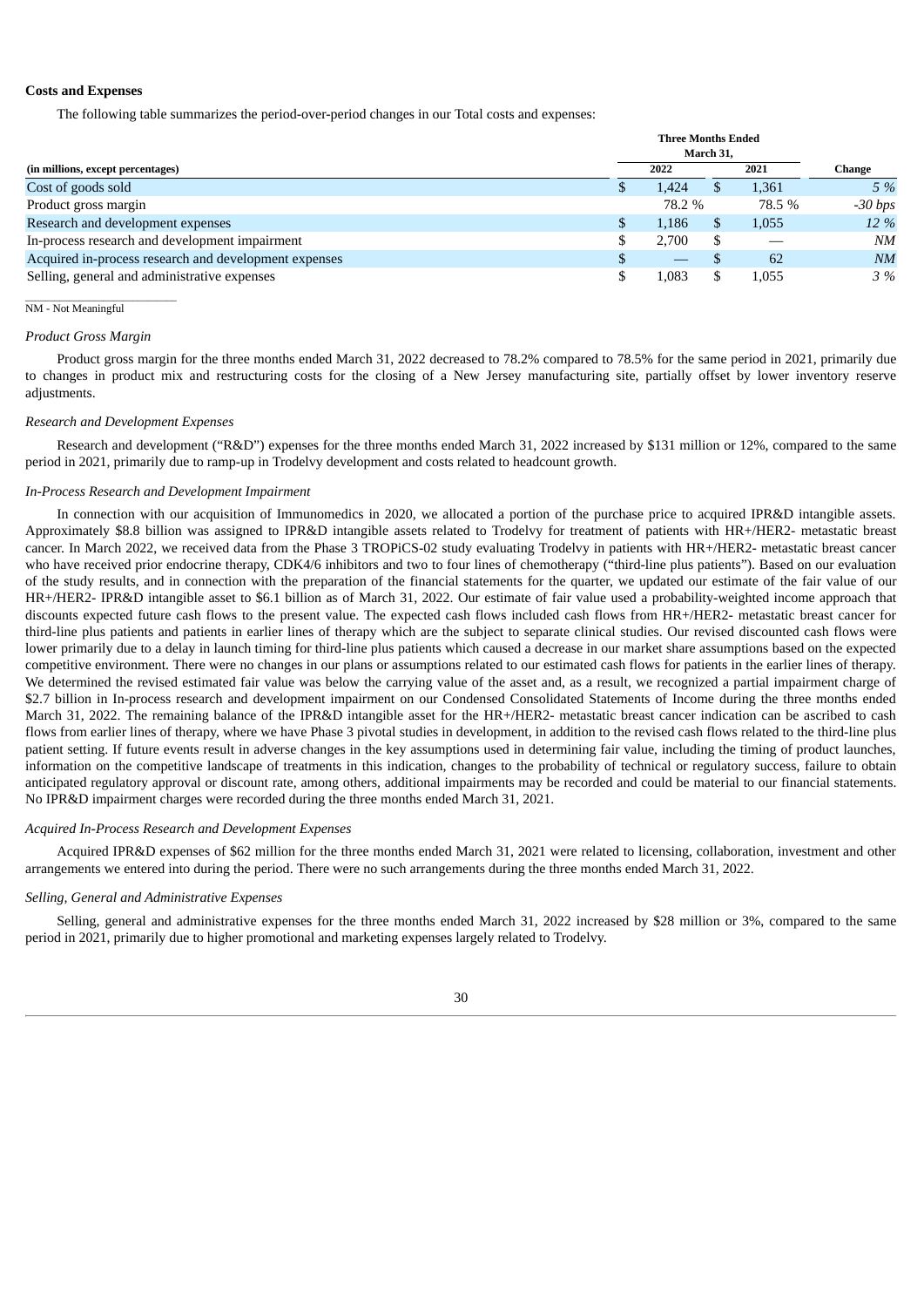**Costs and Expenses**

The following table summarizes the period-over-period changes in our Total costs and expenses:

| (in millions, except percentages) | Three Months Ended March 31, 2022 | Three Months Ended March 31, 2021 | Change |
|---|---|---|---|
| Cost of goods sold | $ 1,424 | $ 1,361 | *5 %* |
| Product gross margin | 78.2 % | 78.5 % | *-30 bps* |
| Research and development expenses | $ 1,186 | $ 1,055 | *12 %* |
| In-process research and development impairment | $ 2,700 | $ — | *NM* |
| Acquired in-process research and development expenses | $ — | $ 62 | *NM* |
| Selling, general and administrative expenses | $ 1,083 | $ 1,055 | *3 %* |

NM - Not Meaningful

*Product Gross Margin*

Product gross margin for the three months ended March 31, 2022 decreased to 78.2% compared to 78.5% for the same period in 2021, primarily due to changes in product mix and restructuring costs for the closing of a New Jersey manufacturing site, partially offset by lower inventory reserve adjustments.

*Research and Development Expenses*

Research and development ("R&D") expenses for the three months ended March 31, 2022 increased by $131 million or 12%, compared to the same period in 2021, primarily due to ramp-up in Trodelvy development and costs related to headcount growth.

*In-Process Research and Development Impairment*

In connection with our acquisition of Immunomedics in 2020, we allocated a portion of the purchase price to acquired IPR&D intangible assets. Approximately $8.8 billion was assigned to IPR&D intangible assets related to Trodelvy for treatment of patients with HR+/HER2- metastatic breast cancer. In March 2022, we received data from the Phase 3 TROPiCS-02 study evaluating Trodelvy in patients with HR+/HER2- metastatic breast cancer who have received prior endocrine therapy, CDK4/6 inhibitors and two to four lines of chemotherapy ("third-line plus patients"). Based on our evaluation of the study results, and in connection with the preparation of the financial statements for the quarter, we updated our estimate of the fair value of our HR+/HER2- IPR&D intangible asset to $6.1 billion as of March 31, 2022. Our estimate of fair value used a probability-weighted income approach that discounts expected future cash flows to the present value. The expected cash flows included cash flows from HR+/HER2- metastatic breast cancer for third-line plus patients and patients in earlier lines of therapy which are the subject to separate clinical studies. Our revised discounted cash flows were lower primarily due to a delay in launch timing for third-line plus patients which caused a decrease in our market share assumptions based on the expected competitive environment. There were no changes in our plans or assumptions related to our estimated cash flows for patients in the earlier lines of therapy. We determined the revised estimated fair value was below the carrying value of the asset and, as a result, we recognized a partial impairment charge of $2.7 billion in In-process research and development impairment on our Condensed Consolidated Statements of Income during the three months ended March 31, 2022. The remaining balance of the IPR&D intangible asset for the HR+/HER2- metastatic breast cancer indication can be ascribed to cash flows from earlier lines of therapy, where we have Phase 3 pivotal studies in development, in addition to the revised cash flows related to the third-line plus patient setting. If future events result in adverse changes in the key assumptions used in determining fair value, including the timing of product launches, information on the competitive landscape of treatments in this indication, changes to the probability of technical or regulatory success, failure to obtain anticipated regulatory approval or discount rate, among others, additional impairments may be recorded and could be material to our financial statements. No IPR&D impairment charges were recorded during the three months ended March 31, 2021.

*Acquired In-Process Research and Development Expenses*

Acquired IPR&D expenses of $62 million for the three months ended March 31, 2021 were related to licensing, collaboration, investment and other arrangements we entered into during the period. There were no such arrangements during the three months ended March 31, 2022.

*Selling, General and Administrative Expenses*

Selling, general and administrative expenses for the three months ended March 31, 2022 increased by $28 million or 3%, compared to the same period in 2021, primarily due to higher promotional and marketing expenses largely related to Trodelvy.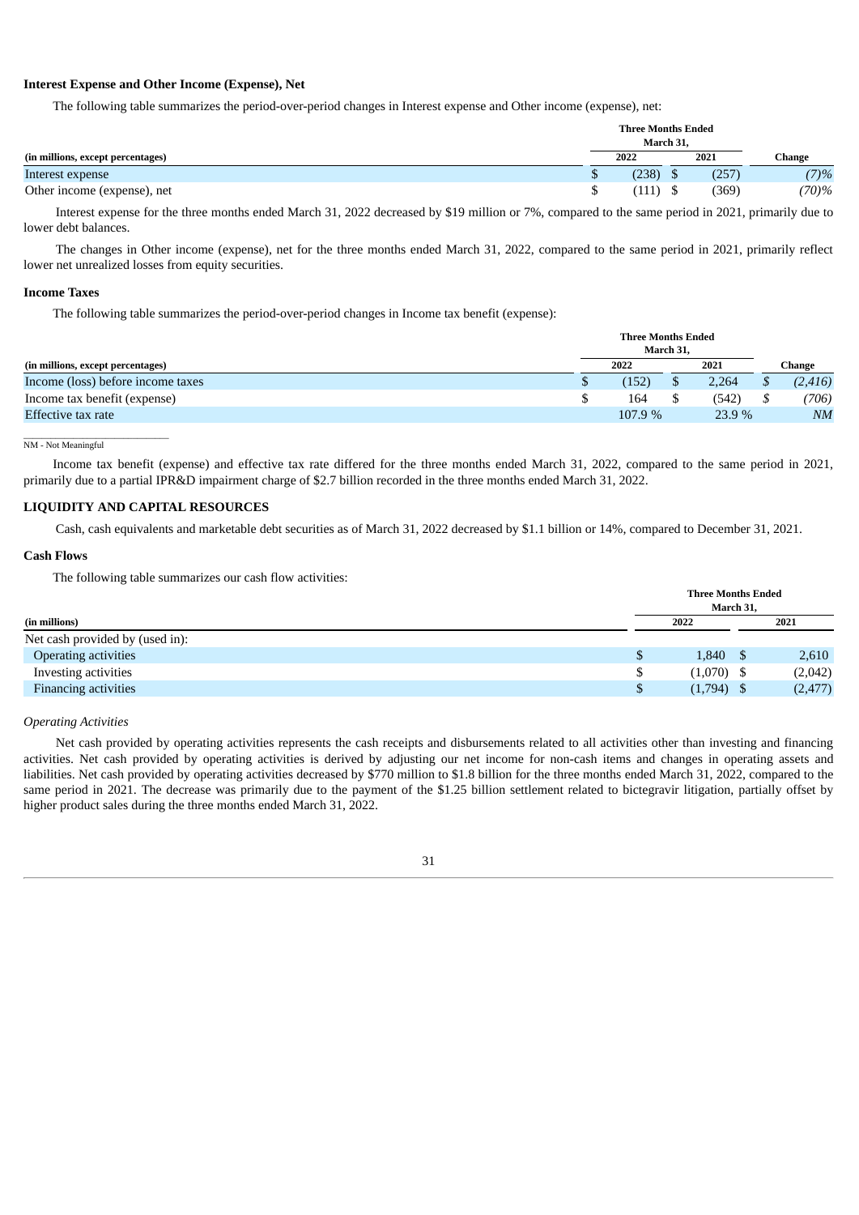### Interest Expense and Other Income (Expense), Net

The following table summarizes the period-over-period changes in Interest expense and Other income (expense), net:

| | Three Months Ended March 31, | | |
|---|---|---|---|
| (in millions, except percentages) | 2022 | 2021 | Change |
| Interest expense | $ (238) | $ (257) | *(7)%* |
| Other income (expense), net | $ (111) | $ (369) | *(70)%* |

Interest expense for the three months ended March 31, 2022 decreased by $19 million or 7%, compared to the same period in 2021, primarily due to lower debt balances.

The changes in Other income (expense), net for the three months ended March 31, 2022, compared to the same period in 2021, primarily reflect lower net unrealized losses from equity securities.

### Income Taxes

The following table summarizes the period-over-period changes in Income tax benefit (expense):

| | Three Months Ended March 31, | | |
|---|---|---|---|
| (in millions, except percentages) | 2022 | 2021 | Change |
| Income (loss) before income taxes | $ (152) | $ 2,264 | *$ (2,416)* |
| Income tax benefit (expense) | $ 164 | $ (542) | *$ (706)* |
| Effective tax rate | 107.9 % | 23.9 % | *NM* |

NM - Not Meaningful

Income tax benefit (expense) and effective tax rate differed for the three months ended March 31, 2022, compared to the same period in 2021, primarily due to a partial IPR&D impairment charge of $2.7 billion recorded in the three months ended March 31, 2022.

## LIQUIDITY AND CAPITAL RESOURCES

Cash, cash equivalents and marketable debt securities as of March 31, 2022 decreased by $1.1 billion or 14%, compared to December 31, 2021.

### Cash Flows

The following table summarizes our cash flow activities:

| | Three Months Ended March 31, | |
|---|---|---|
| (in millions) | 2022 | 2021 |
| Net cash provided by (used in): | | |
| Operating activities | $ 1,840 | $ 2,610 |
| Investing activities | $ (1,070) | $ (2,042) |
| Financing activities | $ (1,794) | $ (2,477) |

*Operating Activities*

Net cash provided by operating activities represents the cash receipts and disbursements related to all activities other than investing and financing activities. Net cash provided by operating activities is derived by adjusting our net income for non-cash items and changes in operating assets and liabilities. Net cash provided by operating activities decreased by $770 million to $1.8 billion for the three months ended March 31, 2022, compared to the same period in 2021. The decrease was primarily due to the payment of the $1.25 billion settlement related to bictegravir litigation, partially offset by higher product sales during the three months ended March 31, 2022.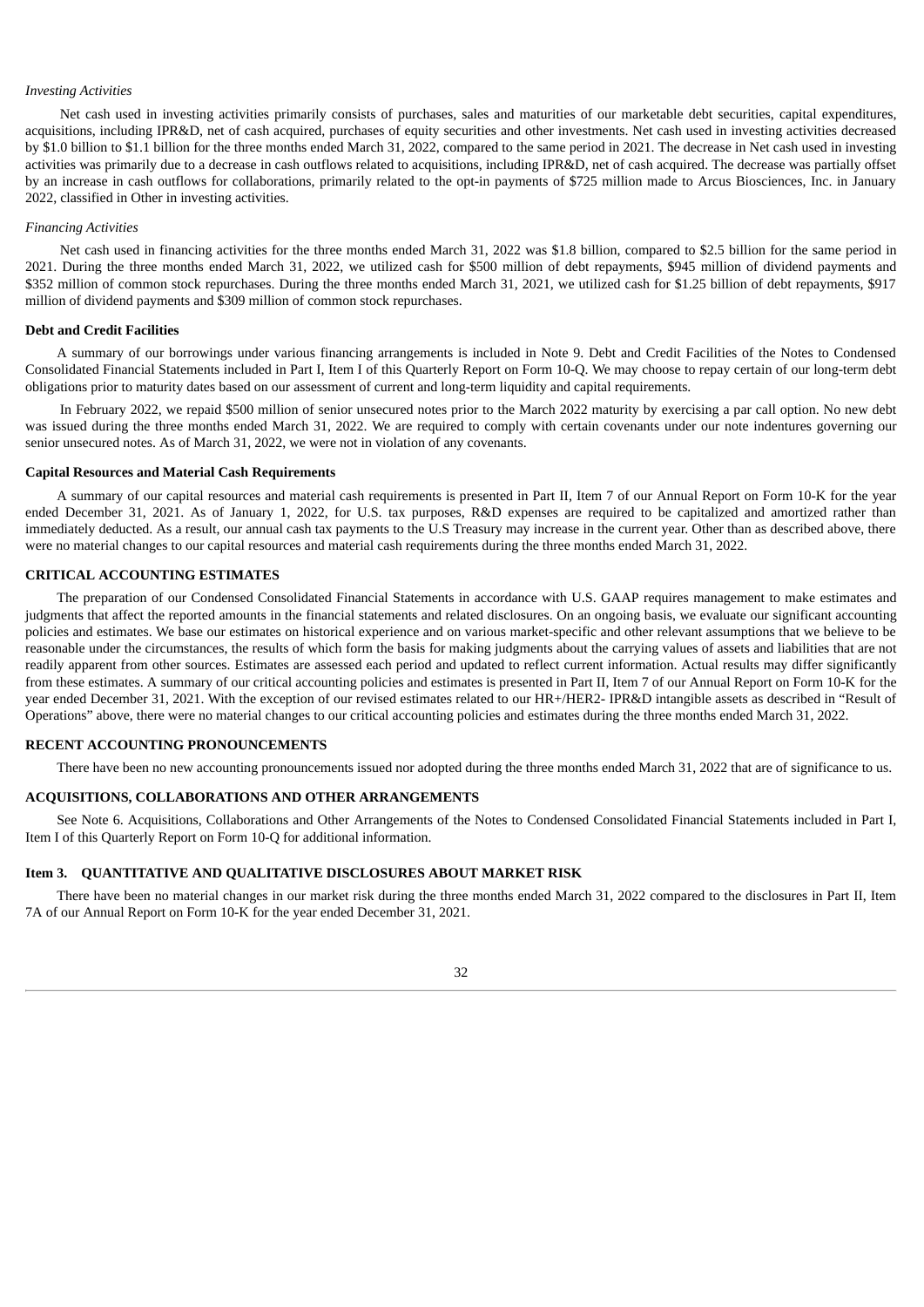*Investing Activities*

Net cash used in investing activities primarily consists of purchases, sales and maturities of our marketable debt securities, capital expenditures, acquisitions, including IPR&D, net of cash acquired, purchases of equity securities and other investments. Net cash used in investing activities decreased by $1.0 billion to $1.1 billion for the three months ended March 31, 2022, compared to the same period in 2021. The decrease in Net cash used in investing activities was primarily due to a decrease in cash outflows related to acquisitions, including IPR&D, net of cash acquired. The decrease was partially offset by an increase in cash outflows for collaborations, primarily related to the opt-in payments of $725 million made to Arcus Biosciences, Inc. in January 2022, classified in Other in investing activities.

*Financing Activities*

Net cash used in financing activities for the three months ended March 31, 2022 was $1.8 billion, compared to $2.5 billion for the same period in 2021. During the three months ended March 31, 2022, we utilized cash for $500 million of debt repayments, $945 million of dividend payments and $352 million of common stock repurchases. During the three months ended March 31, 2021, we utilized cash for $1.25 billion of debt repayments, $917 million of dividend payments and $309 million of common stock repurchases.

**Debt and Credit Facilities**

A summary of our borrowings under various financing arrangements is included in Note 9. Debt and Credit Facilities of the Notes to Condensed Consolidated Financial Statements included in Part I, Item I of this Quarterly Report on Form 10-Q. We may choose to repay certain of our long-term debt obligations prior to maturity dates based on our assessment of current and long-term liquidity and capital requirements.

In February 2022, we repaid $500 million of senior unsecured notes prior to the March 2022 maturity by exercising a par call option. No new debt was issued during the three months ended March 31, 2022. We are required to comply with certain covenants under our note indentures governing our senior unsecured notes. As of March 31, 2022, we were not in violation of any covenants.

**Capital Resources and Material Cash Requirements**

A summary of our capital resources and material cash requirements is presented in Part II, Item 7 of our Annual Report on Form 10-K for the year ended December 31, 2021. As of January 1, 2022, for U.S. tax purposes, R&D expenses are required to be capitalized and amortized rather than immediately deducted. As a result, our annual cash tax payments to the U.S Treasury may increase in the current year. Other than as described above, there were no material changes to our capital resources and material cash requirements during the three months ended March 31, 2022.

**CRITICAL ACCOUNTING ESTIMATES**

The preparation of our Condensed Consolidated Financial Statements in accordance with U.S. GAAP requires management to make estimates and judgments that affect the reported amounts in the financial statements and related disclosures. On an ongoing basis, we evaluate our significant accounting policies and estimates. We base our estimates on historical experience and on various market-specific and other relevant assumptions that we believe to be reasonable under the circumstances, the results of which form the basis for making judgments about the carrying values of assets and liabilities that are not readily apparent from other sources. Estimates are assessed each period and updated to reflect current information. Actual results may differ significantly from these estimates. A summary of our critical accounting policies and estimates is presented in Part II, Item 7 of our Annual Report on Form 10-K for the year ended December 31, 2021. With the exception of our revised estimates related to our HR+/HER2- IPR&D intangible assets as described in "Result of Operations" above, there were no material changes to our critical accounting policies and estimates during the three months ended March 31, 2022.

**RECENT ACCOUNTING PRONOUNCEMENTS**

There have been no new accounting pronouncements issued nor adopted during the three months ended March 31, 2022 that are of significance to us.

**ACQUISITIONS, COLLABORATIONS AND OTHER ARRANGEMENTS**

See Note 6. Acquisitions, Collaborations and Other Arrangements of the Notes to Condensed Consolidated Financial Statements included in Part I, Item I of this Quarterly Report on Form 10-Q for additional information.

**Item 3. QUANTITATIVE AND QUALITATIVE DISCLOSURES ABOUT MARKET RISK**

There have been no material changes in our market risk during the three months ended March 31, 2022 compared to the disclosures in Part II, Item 7A of our Annual Report on Form 10-K for the year ended December 31, 2021.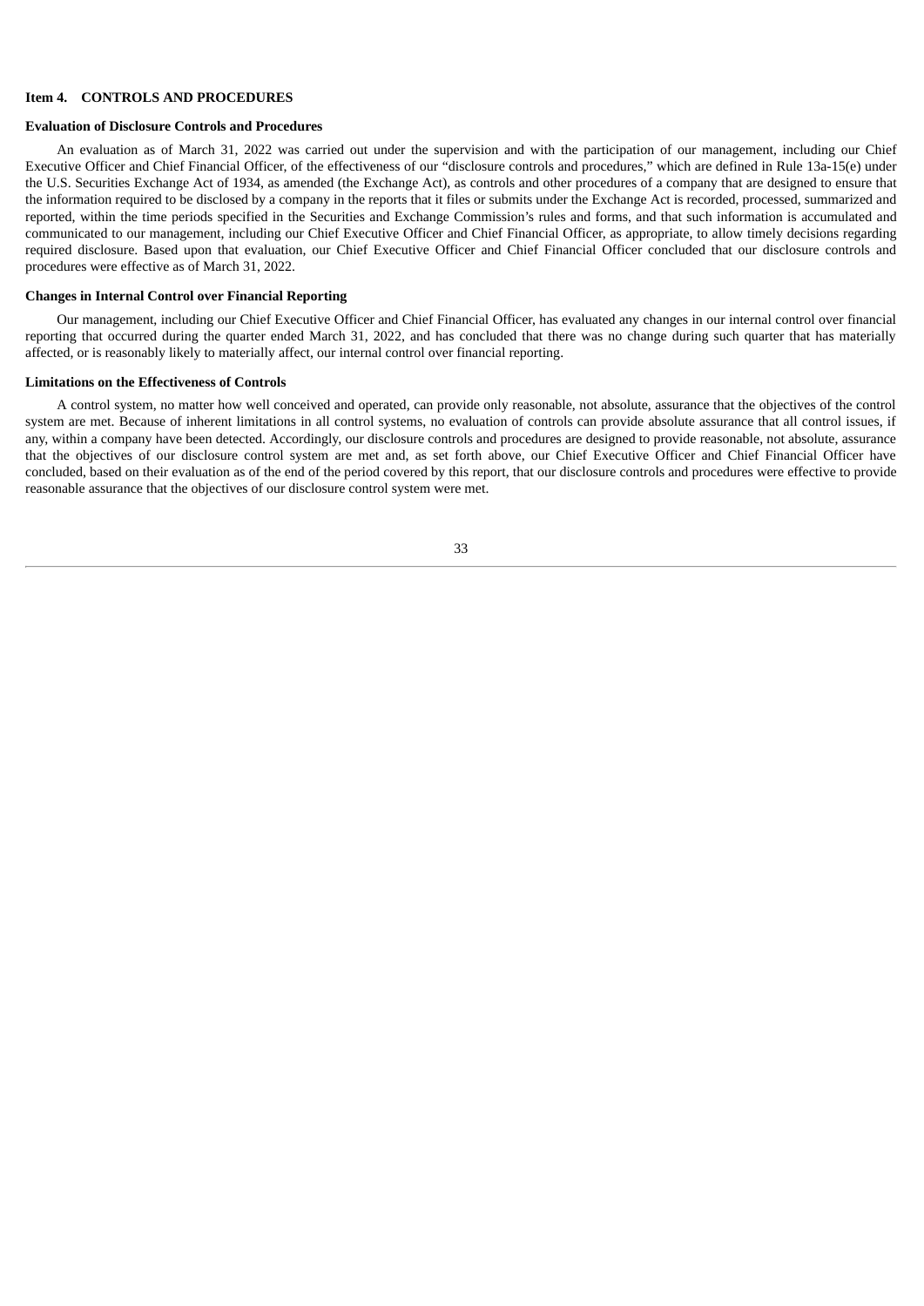## Item 4. CONTROLS AND PROCEDURES

### Evaluation of Disclosure Controls and Procedures

An evaluation as of March 31, 2022 was carried out under the supervision and with the participation of our management, including our Chief Executive Officer and Chief Financial Officer, of the effectiveness of our "disclosure controls and procedures," which are defined in Rule 13a-15(e) under the U.S. Securities Exchange Act of 1934, as amended (the Exchange Act), as controls and other procedures of a company that are designed to ensure that the information required to be disclosed by a company in the reports that it files or submits under the Exchange Act is recorded, processed, summarized and reported, within the time periods specified in the Securities and Exchange Commission's rules and forms, and that such information is accumulated and communicated to our management, including our Chief Executive Officer and Chief Financial Officer, as appropriate, to allow timely decisions regarding required disclosure. Based upon that evaluation, our Chief Executive Officer and Chief Financial Officer concluded that our disclosure controls and procedures were effective as of March 31, 2022.

### Changes in Internal Control over Financial Reporting

Our management, including our Chief Executive Officer and Chief Financial Officer, has evaluated any changes in our internal control over financial reporting that occurred during the quarter ended March 31, 2022, and has concluded that there was no change during such quarter that has materially affected, or is reasonably likely to materially affect, our internal control over financial reporting.

### Limitations on the Effectiveness of Controls

A control system, no matter how well conceived and operated, can provide only reasonable, not absolute, assurance that the objectives of the control system are met. Because of inherent limitations in all control systems, no evaluation of controls can provide absolute assurance that all control issues, if any, within a company have been detected. Accordingly, our disclosure controls and procedures are designed to provide reasonable, not absolute, assurance that the objectives of our disclosure control system are met and, as set forth above, our Chief Executive Officer and Chief Financial Officer have concluded, based on their evaluation as of the end of the period covered by this report, that our disclosure controls and procedures were effective to provide reasonable assurance that the objectives of our disclosure control system were met.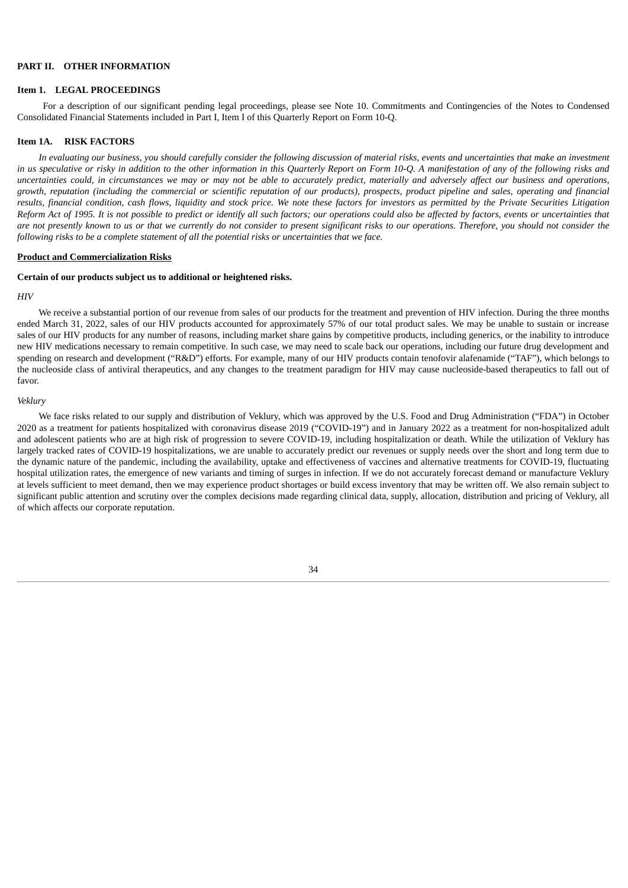## PART II. OTHER INFORMATION

### Item 1. LEGAL PROCEEDINGS

For a description of our significant pending legal proceedings, please see Note 10. Commitments and Contingencies of the Notes to Condensed Consolidated Financial Statements included in Part I, Item I of this Quarterly Report on Form 10-Q.

### Item 1A. RISK FACTORS

*In evaluating our business, you should carefully consider the following discussion of material risks, events and uncertainties that make an investment in us speculative or risky in addition to the other information in this Quarterly Report on Form 10-Q. A manifestation of any of the following risks and uncertainties could, in circumstances we may or may not be able to accurately predict, materially and adversely affect our business and operations, growth, reputation (including the commercial or scientific reputation of our products), prospects, product pipeline and sales, operating and financial results, financial condition, cash flows, liquidity and stock price. We note these factors for investors as permitted by the Private Securities Litigation Reform Act of 1995. It is not possible to predict or identify all such factors; our operations could also be affected by factors, events or uncertainties that are not presently known to us or that we currently do not consider to present significant risks to our operations. Therefore, you should not consider the following risks to be a complete statement of all the potential risks or uncertainties that we face.*

**Product and Commercialization Risks**

**Certain of our products subject us to additional or heightened risks.**

*HIV*

We receive a substantial portion of our revenue from sales of our products for the treatment and prevention of HIV infection. During the three months ended March 31, 2022, sales of our HIV products accounted for approximately 57% of our total product sales. We may be unable to sustain or increase sales of our HIV products for any number of reasons, including market share gains by competitive products, including generics, or the inability to introduce new HIV medications necessary to remain competitive. In such case, we may need to scale back our operations, including our future drug development and spending on research and development ("R&D") efforts. For example, many of our HIV products contain tenofovir alafenamide ("TAF"), which belongs to the nucleoside class of antiviral therapeutics, and any changes to the treatment paradigm for HIV may cause nucleoside-based therapeutics to fall out of favor.

*Veklury*

We face risks related to our supply and distribution of Veklury, which was approved by the U.S. Food and Drug Administration ("FDA") in October 2020 as a treatment for patients hospitalized with coronavirus disease 2019 ("COVID-19") and in January 2022 as a treatment for non-hospitalized adult and adolescent patients who are at high risk of progression to severe COVID-19, including hospitalization or death. While the utilization of Veklury has largely tracked rates of COVID-19 hospitalizations, we are unable to accurately predict our revenues or supply needs over the short and long term due to the dynamic nature of the pandemic, including the availability, uptake and effectiveness of vaccines and alternative treatments for COVID-19, fluctuating hospital utilization rates, the emergence of new variants and timing of surges in infection. If we do not accurately forecast demand or manufacture Veklury at levels sufficient to meet demand, then we may experience product shortages or build excess inventory that may be written off. We also remain subject to significant public attention and scrutiny over the complex decisions made regarding clinical data, supply, allocation, distribution and pricing of Veklury, all of which affects our corporate reputation.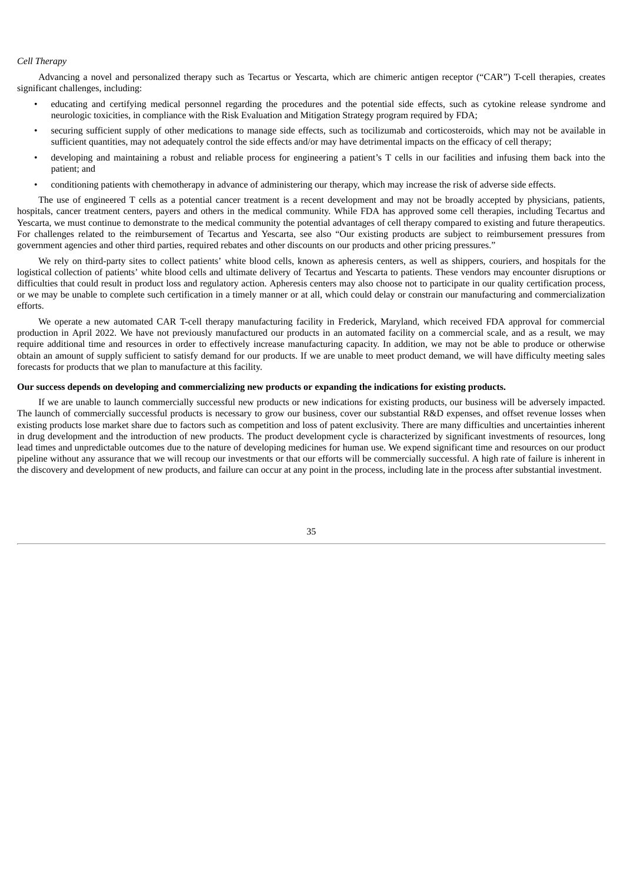*Cell Therapy*

Advancing a novel and personalized therapy such as Tecartus or Yescarta, which are chimeric antigen receptor ("CAR") T-cell therapies, creates significant challenges, including:

- educating and certifying medical personnel regarding the procedures and the potential side effects, such as cytokine release syndrome and neurologic toxicities, in compliance with the Risk Evaluation and Mitigation Strategy program required by FDA;
- securing sufficient supply of other medications to manage side effects, such as tocilizumab and corticosteroids, which may not be available in sufficient quantities, may not adequately control the side effects and/or may have detrimental impacts on the efficacy of cell therapy;
- developing and maintaining a robust and reliable process for engineering a patient's T cells in our facilities and infusing them back into the patient; and
- conditioning patients with chemotherapy in advance of administering our therapy, which may increase the risk of adverse side effects.

The use of engineered T cells as a potential cancer treatment is a recent development and may not be broadly accepted by physicians, patients, hospitals, cancer treatment centers, payers and others in the medical community. While FDA has approved some cell therapies, including Tecartus and Yescarta, we must continue to demonstrate to the medical community the potential advantages of cell therapy compared to existing and future therapeutics. For challenges related to the reimbursement of Tecartus and Yescarta, see also "Our existing products are subject to reimbursement pressures from government agencies and other third parties, required rebates and other discounts on our products and other pricing pressures."

We rely on third-party sites to collect patients' white blood cells, known as apheresis centers, as well as shippers, couriers, and hospitals for the logistical collection of patients' white blood cells and ultimate delivery of Tecartus and Yescarta to patients. These vendors may encounter disruptions or difficulties that could result in product loss and regulatory action. Apheresis centers may also choose not to participate in our quality certification process, or we may be unable to complete such certification in a timely manner or at all, which could delay or constrain our manufacturing and commercialization efforts.

We operate a new automated CAR T-cell therapy manufacturing facility in Frederick, Maryland, which received FDA approval for commercial production in April 2022. We have not previously manufactured our products in an automated facility on a commercial scale, and as a result, we may require additional time and resources in order to effectively increase manufacturing capacity. In addition, we may not be able to produce or otherwise obtain an amount of supply sufficient to satisfy demand for our products. If we are unable to meet product demand, we will have difficulty meeting sales forecasts for products that we plan to manufacture at this facility.

**Our success depends on developing and commercializing new products or expanding the indications for existing products.**

If we are unable to launch commercially successful new products or new indications for existing products, our business will be adversely impacted. The launch of commercially successful products is necessary to grow our business, cover our substantial R&D expenses, and offset revenue losses when existing products lose market share due to factors such as competition and loss of patent exclusivity. There are many difficulties and uncertainties inherent in drug development and the introduction of new products. The product development cycle is characterized by significant investments of resources, long lead times and unpredictable outcomes due to the nature of developing medicines for human use. We expend significant time and resources on our product pipeline without any assurance that we will recoup our investments or that our efforts will be commercially successful. A high rate of failure is inherent in the discovery and development of new products, and failure can occur at any point in the process, including late in the process after substantial investment.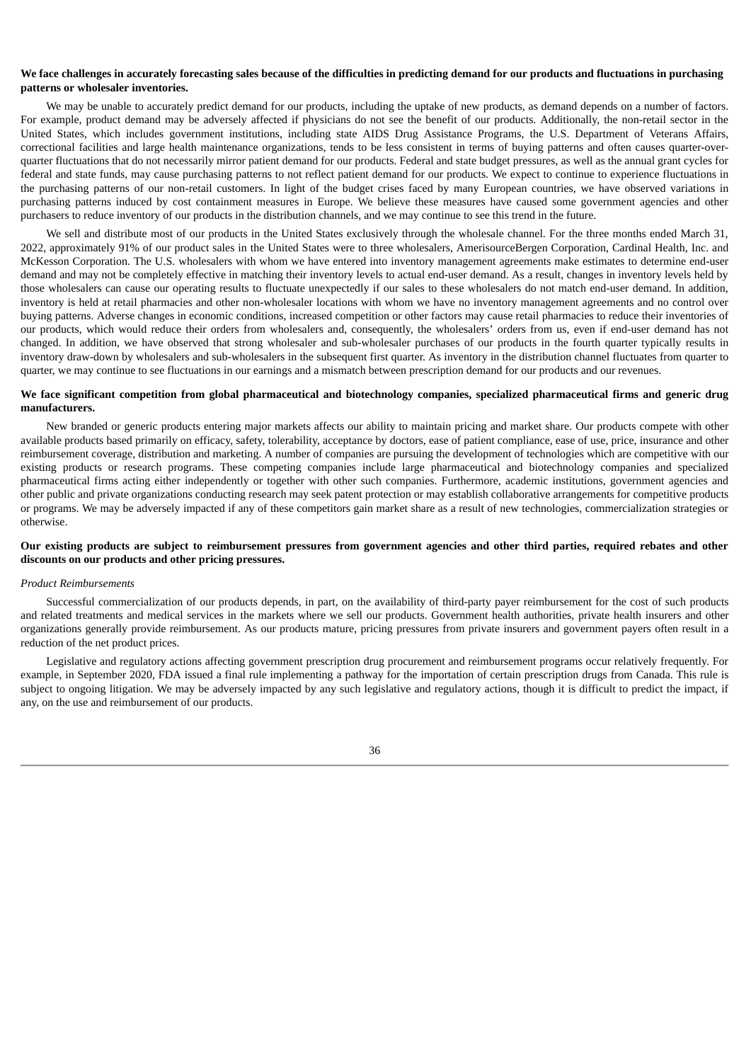**We face challenges in accurately forecasting sales because of the difficulties in predicting demand for our products and fluctuations in purchasing patterns or wholesaler inventories.**

We may be unable to accurately predict demand for our products, including the uptake of new products, as demand depends on a number of factors. For example, product demand may be adversely affected if physicians do not see the benefit of our products. Additionally, the non-retail sector in the United States, which includes government institutions, including state AIDS Drug Assistance Programs, the U.S. Department of Veterans Affairs, correctional facilities and large health maintenance organizations, tends to be less consistent in terms of buying patterns and often causes quarter-over-quarter fluctuations that do not necessarily mirror patient demand for our products. Federal and state budget pressures, as well as the annual grant cycles for federal and state funds, may cause purchasing patterns to not reflect patient demand for our products. We expect to continue to experience fluctuations in the purchasing patterns of our non-retail customers. In light of the budget crises faced by many European countries, we have observed variations in purchasing patterns induced by cost containment measures in Europe. We believe these measures have caused some government agencies and other purchasers to reduce inventory of our products in the distribution channels, and we may continue to see this trend in the future.

We sell and distribute most of our products in the United States exclusively through the wholesale channel. For the three months ended March 31, 2022, approximately 91% of our product sales in the United States were to three wholesalers, AmerisourceBergen Corporation, Cardinal Health, Inc. and McKesson Corporation. The U.S. wholesalers with whom we have entered into inventory management agreements make estimates to determine end-user demand and may not be completely effective in matching their inventory levels to actual end-user demand. As a result, changes in inventory levels held by those wholesalers can cause our operating results to fluctuate unexpectedly if our sales to these wholesalers do not match end-user demand. In addition, inventory is held at retail pharmacies and other non-wholesaler locations with whom we have no inventory management agreements and no control over buying patterns. Adverse changes in economic conditions, increased competition or other factors may cause retail pharmacies to reduce their inventories of our products, which would reduce their orders from wholesalers and, consequently, the wholesalers' orders from us, even if end-user demand has not changed. In addition, we have observed that strong wholesaler and sub-wholesaler purchases of our products in the fourth quarter typically results in inventory draw-down by wholesalers and sub-wholesalers in the subsequent first quarter. As inventory in the distribution channel fluctuates from quarter to quarter, we may continue to see fluctuations in our earnings and a mismatch between prescription demand for our products and our revenues.

**We face significant competition from global pharmaceutical and biotechnology companies, specialized pharmaceutical firms and generic drug manufacturers.**

New branded or generic products entering major markets affects our ability to maintain pricing and market share. Our products compete with other available products based primarily on efficacy, safety, tolerability, acceptance by doctors, ease of patient compliance, ease of use, price, insurance and other reimbursement coverage, distribution and marketing. A number of companies are pursuing the development of technologies which are competitive with our existing products or research programs. These competing companies include large pharmaceutical and biotechnology companies and specialized pharmaceutical firms acting either independently or together with other such companies. Furthermore, academic institutions, government agencies and other public and private organizations conducting research may seek patent protection or may establish collaborative arrangements for competitive products or programs. We may be adversely impacted if any of these competitors gain market share as a result of new technologies, commercialization strategies or otherwise.

**Our existing products are subject to reimbursement pressures from government agencies and other third parties, required rebates and other discounts on our products and other pricing pressures.**

*Product Reimbursements*

Successful commercialization of our products depends, in part, on the availability of third-party payer reimbursement for the cost of such products and related treatments and medical services in the markets where we sell our products. Government health authorities, private health insurers and other organizations generally provide reimbursement. As our products mature, pricing pressures from private insurers and government payers often result in a reduction of the net product prices.

Legislative and regulatory actions affecting government prescription drug procurement and reimbursement programs occur relatively frequently. For example, in September 2020, FDA issued a final rule implementing a pathway for the importation of certain prescription drugs from Canada. This rule is subject to ongoing litigation. We may be adversely impacted by any such legislative and regulatory actions, though it is difficult to predict the impact, if any, on the use and reimbursement of our products.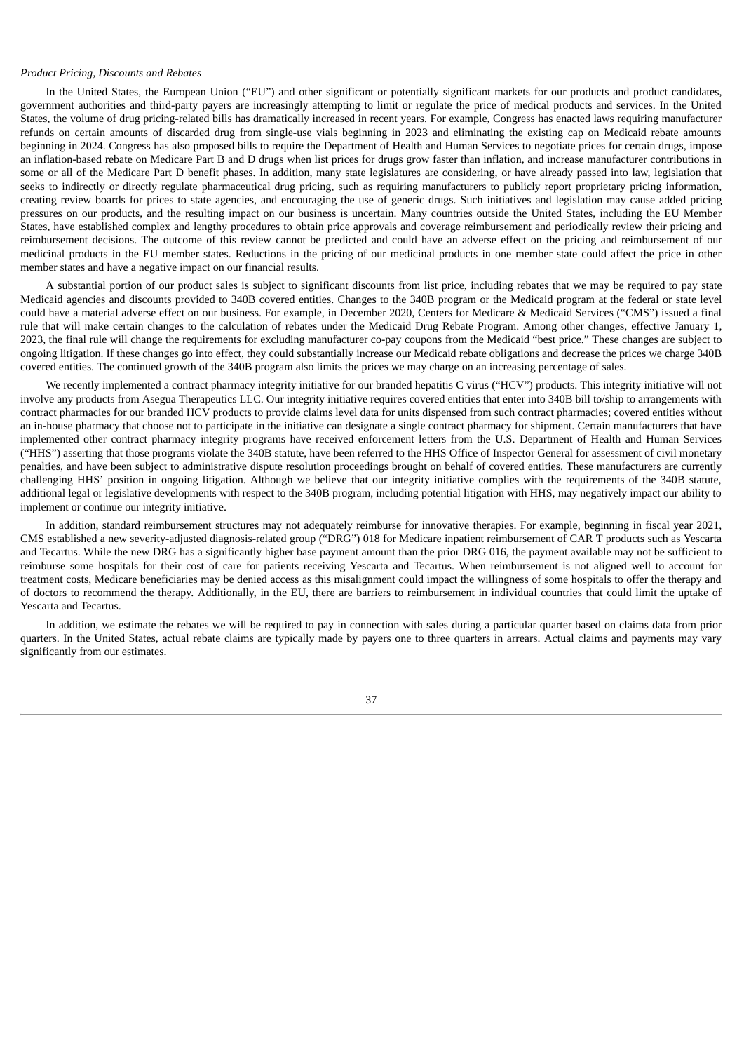*Product Pricing, Discounts and Rebates*

In the United States, the European Union ("EU") and other significant or potentially significant markets for our products and product candidates, government authorities and third-party payers are increasingly attempting to limit or regulate the price of medical products and services. In the United States, the volume of drug pricing-related bills has dramatically increased in recent years. For example, Congress has enacted laws requiring manufacturer refunds on certain amounts of discarded drug from single-use vials beginning in 2023 and eliminating the existing cap on Medicaid rebate amounts beginning in 2024. Congress has also proposed bills to require the Department of Health and Human Services to negotiate prices for certain drugs, impose an inflation-based rebate on Medicare Part B and D drugs when list prices for drugs grow faster than inflation, and increase manufacturer contributions in some or all of the Medicare Part D benefit phases. In addition, many state legislatures are considering, or have already passed into law, legislation that seeks to indirectly or directly regulate pharmaceutical drug pricing, such as requiring manufacturers to publicly report proprietary pricing information, creating review boards for prices to state agencies, and encouraging the use of generic drugs. Such initiatives and legislation may cause added pricing pressures on our products, and the resulting impact on our business is uncertain. Many countries outside the United States, including the EU Member States, have established complex and lengthy procedures to obtain price approvals and coverage reimbursement and periodically review their pricing and reimbursement decisions. The outcome of this review cannot be predicted and could have an adverse effect on the pricing and reimbursement of our medicinal products in the EU member states. Reductions in the pricing of our medicinal products in one member state could affect the price in other member states and have a negative impact on our financial results.

A substantial portion of our product sales is subject to significant discounts from list price, including rebates that we may be required to pay state Medicaid agencies and discounts provided to 340B covered entities. Changes to the 340B program or the Medicaid program at the federal or state level could have a material adverse effect on our business. For example, in December 2020, Centers for Medicare & Medicaid Services ("CMS") issued a final rule that will make certain changes to the calculation of rebates under the Medicaid Drug Rebate Program. Among other changes, effective January 1, 2023, the final rule will change the requirements for excluding manufacturer co-pay coupons from the Medicaid "best price." These changes are subject to ongoing litigation. If these changes go into effect, they could substantially increase our Medicaid rebate obligations and decrease the prices we charge 340B covered entities. The continued growth of the 340B program also limits the prices we may charge on an increasing percentage of sales.

We recently implemented a contract pharmacy integrity initiative for our branded hepatitis C virus ("HCV") products. This integrity initiative will not involve any products from Asegua Therapeutics LLC. Our integrity initiative requires covered entities that enter into 340B bill to/ship to arrangements with contract pharmacies for our branded HCV products to provide claims level data for units dispensed from such contract pharmacies; covered entities without an in-house pharmacy that choose not to participate in the initiative can designate a single contract pharmacy for shipment. Certain manufacturers that have implemented other contract pharmacy integrity programs have received enforcement letters from the U.S. Department of Health and Human Services ("HHS") asserting that those programs violate the 340B statute, have been referred to the HHS Office of Inspector General for assessment of civil monetary penalties, and have been subject to administrative dispute resolution proceedings brought on behalf of covered entities. These manufacturers are currently challenging HHS' position in ongoing litigation. Although we believe that our integrity initiative complies with the requirements of the 340B statute, additional legal or legislative developments with respect to the 340B program, including potential litigation with HHS, may negatively impact our ability to implement or continue our integrity initiative.

In addition, standard reimbursement structures may not adequately reimburse for innovative therapies. For example, beginning in fiscal year 2021, CMS established a new severity-adjusted diagnosis-related group ("DRG") 018 for Medicare inpatient reimbursement of CAR T products such as Yescarta and Tecartus. While the new DRG has a significantly higher base payment amount than the prior DRG 016, the payment available may not be sufficient to reimburse some hospitals for their cost of care for patients receiving Yescarta and Tecartus. When reimbursement is not aligned well to account for treatment costs, Medicare beneficiaries may be denied access as this misalignment could impact the willingness of some hospitals to offer the therapy and of doctors to recommend the therapy. Additionally, in the EU, there are barriers to reimbursement in individual countries that could limit the uptake of Yescarta and Tecartus.

In addition, we estimate the rebates we will be required to pay in connection with sales during a particular quarter based on claims data from prior quarters. In the United States, actual rebate claims are typically made by payers one to three quarters in arrears. Actual claims and payments may vary significantly from our estimates.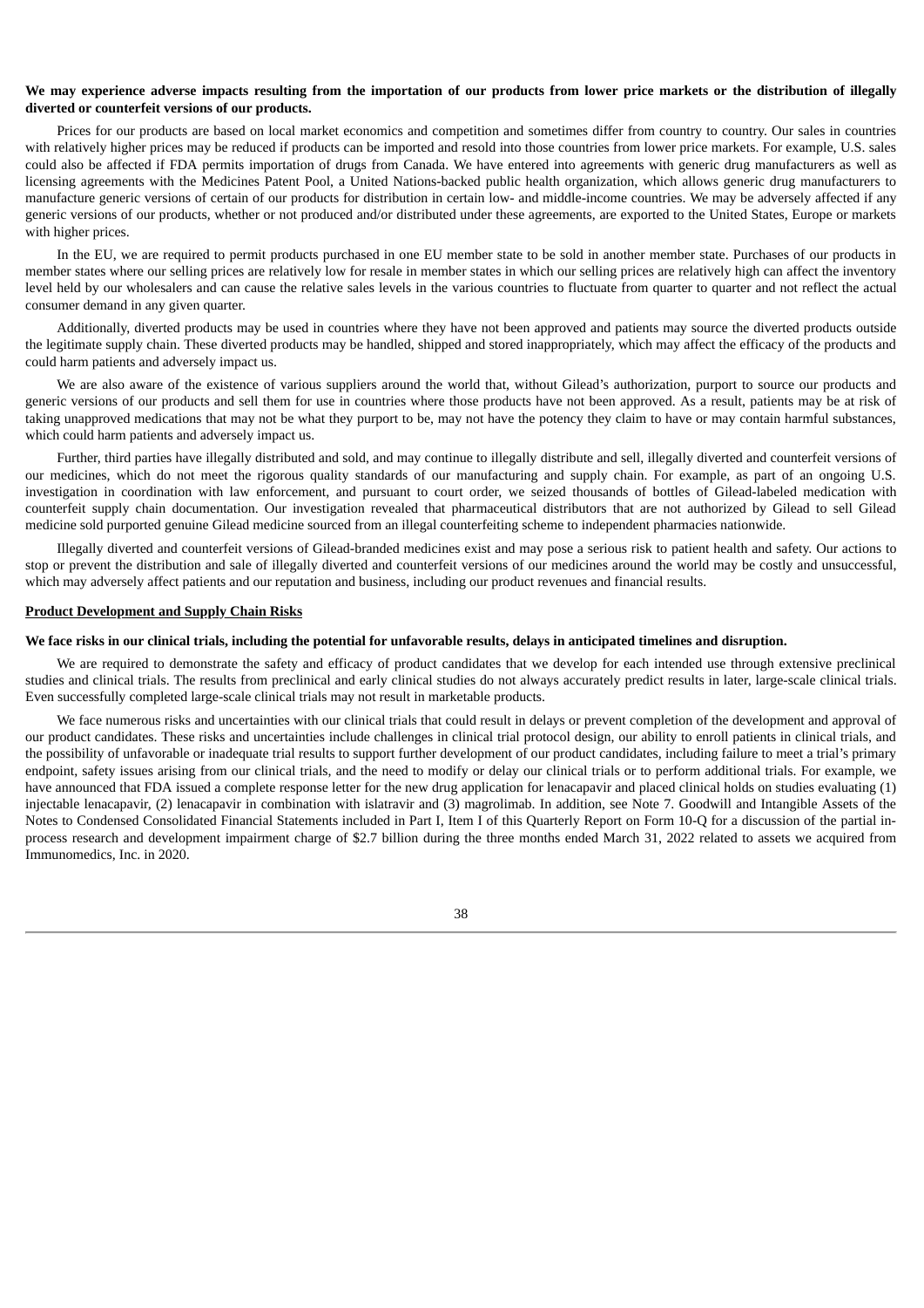**We may experience adverse impacts resulting from the importation of our products from lower price markets or the distribution of illegally diverted or counterfeit versions of our products.**

Prices for our products are based on local market economics and competition and sometimes differ from country to country. Our sales in countries with relatively higher prices may be reduced if products can be imported and resold into those countries from lower price markets. For example, U.S. sales could also be affected if FDA permits importation of drugs from Canada. We have entered into agreements with generic drug manufacturers as well as licensing agreements with the Medicines Patent Pool, a United Nations-backed public health organization, which allows generic drug manufacturers to manufacture generic versions of certain of our products for distribution in certain low- and middle-income countries. We may be adversely affected if any generic versions of our products, whether or not produced and/or distributed under these agreements, are exported to the United States, Europe or markets with higher prices.

In the EU, we are required to permit products purchased in one EU member state to be sold in another member state. Purchases of our products in member states where our selling prices are relatively low for resale in member states in which our selling prices are relatively high can affect the inventory level held by our wholesalers and can cause the relative sales levels in the various countries to fluctuate from quarter to quarter and not reflect the actual consumer demand in any given quarter.

Additionally, diverted products may be used in countries where they have not been approved and patients may source the diverted products outside the legitimate supply chain. These diverted products may be handled, shipped and stored inappropriately, which may affect the efficacy of the products and could harm patients and adversely impact us.

We are also aware of the existence of various suppliers around the world that, without Gilead's authorization, purport to source our products and generic versions of our products and sell them for use in countries where those products have not been approved. As a result, patients may be at risk of taking unapproved medications that may not be what they purport to be, may not have the potency they claim to have or may contain harmful substances, which could harm patients and adversely impact us.

Further, third parties have illegally distributed and sold, and may continue to illegally distribute and sell, illegally diverted and counterfeit versions of our medicines, which do not meet the rigorous quality standards of our manufacturing and supply chain. For example, as part of an ongoing U.S. investigation in coordination with law enforcement, and pursuant to court order, we seized thousands of bottles of Gilead-labeled medication with counterfeit supply chain documentation. Our investigation revealed that pharmaceutical distributors that are not authorized by Gilead to sell Gilead medicine sold purported genuine Gilead medicine sourced from an illegal counterfeiting scheme to independent pharmacies nationwide.

Illegally diverted and counterfeit versions of Gilead-branded medicines exist and may pose a serious risk to patient health and safety. Our actions to stop or prevent the distribution and sale of illegally diverted and counterfeit versions of our medicines around the world may be costly and unsuccessful, which may adversely affect patients and our reputation and business, including our product revenues and financial results.

## Product Development and Supply Chain Risks

**We face risks in our clinical trials, including the potential for unfavorable results, delays in anticipated timelines and disruption.**

We are required to demonstrate the safety and efficacy of product candidates that we develop for each intended use through extensive preclinical studies and clinical trials. The results from preclinical and early clinical studies do not always accurately predict results in later, large-scale clinical trials. Even successfully completed large-scale clinical trials may not result in marketable products.

We face numerous risks and uncertainties with our clinical trials that could result in delays or prevent completion of the development and approval of our product candidates. These risks and uncertainties include challenges in clinical trial protocol design, our ability to enroll patients in clinical trials, and the possibility of unfavorable or inadequate trial results to support further development of our product candidates, including failure to meet a trial's primary endpoint, safety issues arising from our clinical trials, and the need to modify or delay our clinical trials or to perform additional trials. For example, we have announced that FDA issued a complete response letter for the new drug application for lenacapavir and placed clinical holds on studies evaluating (1) injectable lenacapavir, (2) lenacapavir in combination with islatravir and (3) magrolimab. In addition, see Note 7. Goodwill and Intangible Assets of the Notes to Condensed Consolidated Financial Statements included in Part I, Item I of this Quarterly Report on Form 10-Q for a discussion of the partial in-process research and development impairment charge of $2.7 billion during the three months ended March 31, 2022 related to assets we acquired from Immunomedics, Inc. in 2020.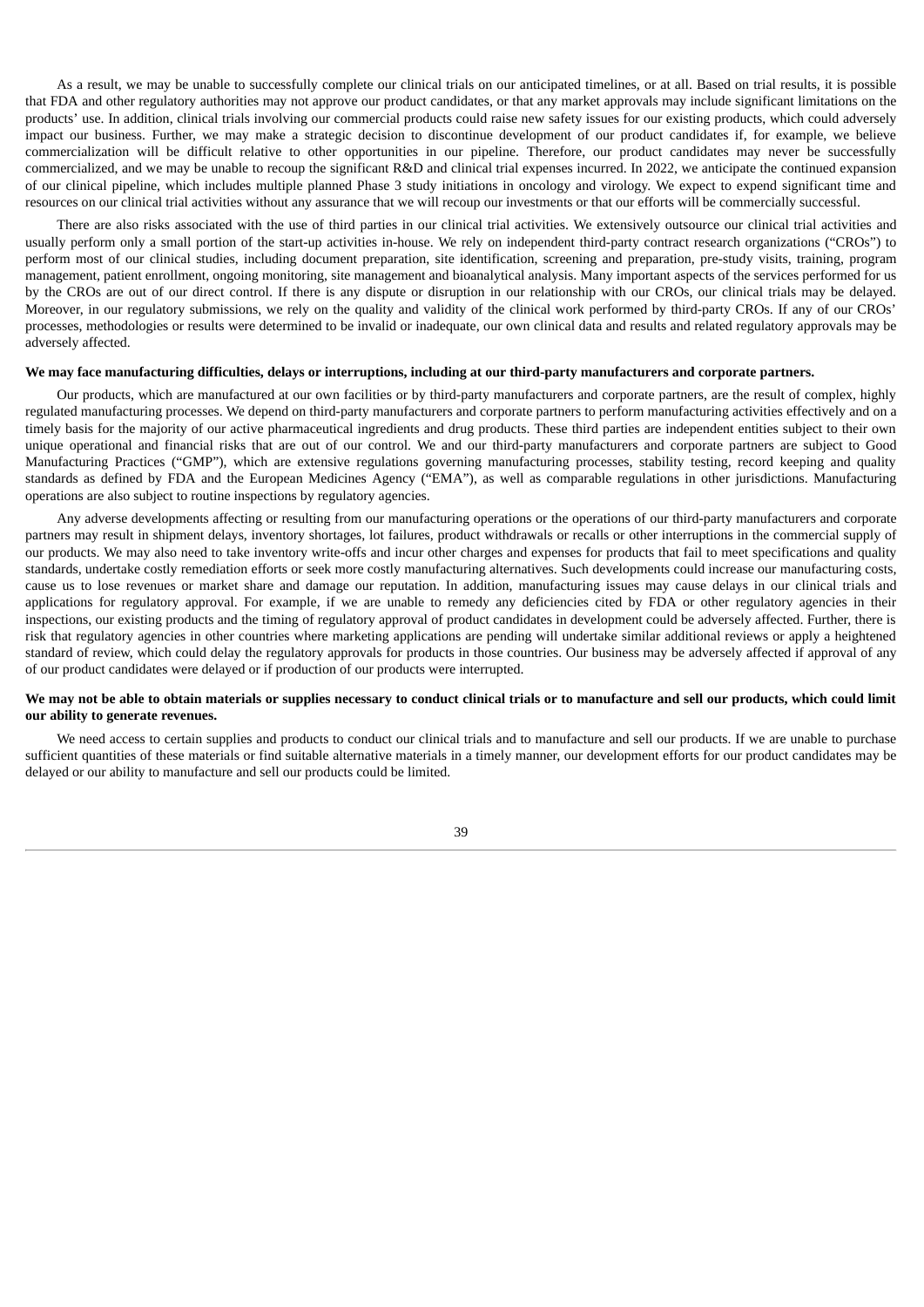As a result, we may be unable to successfully complete our clinical trials on our anticipated timelines, or at all. Based on trial results, it is possible that FDA and other regulatory authorities may not approve our product candidates, or that any market approvals may include significant limitations on the products' use. In addition, clinical trials involving our commercial products could raise new safety issues for our existing products, which could adversely impact our business. Further, we may make a strategic decision to discontinue development of our product candidates if, for example, we believe commercialization will be difficult relative to other opportunities in our pipeline. Therefore, our product candidates may never be successfully commercialized, and we may be unable to recoup the significant R&D and clinical trial expenses incurred. In 2022, we anticipate the continued expansion of our clinical pipeline, which includes multiple planned Phase 3 study initiations in oncology and virology. We expect to expend significant time and resources on our clinical trial activities without any assurance that we will recoup our investments or that our efforts will be commercially successful.

There are also risks associated with the use of third parties in our clinical trial activities. We extensively outsource our clinical trial activities and usually perform only a small portion of the start-up activities in-house. We rely on independent third-party contract research organizations ("CROs") to perform most of our clinical studies, including document preparation, site identification, screening and preparation, pre-study visits, training, program management, patient enrollment, ongoing monitoring, site management and bioanalytical analysis. Many important aspects of the services performed for us by the CROs are out of our direct control. If there is any dispute or disruption in our relationship with our CROs, our clinical trials may be delayed. Moreover, in our regulatory submissions, we rely on the quality and validity of the clinical work performed by third-party CROs. If any of our CROs' processes, methodologies or results were determined to be invalid or inadequate, our own clinical data and results and related regulatory approvals may be adversely affected.

**We may face manufacturing difficulties, delays or interruptions, including at our third-party manufacturers and corporate partners.**

Our products, which are manufactured at our own facilities or by third-party manufacturers and corporate partners, are the result of complex, highly regulated manufacturing processes. We depend on third-party manufacturers and corporate partners to perform manufacturing activities effectively and on a timely basis for the majority of our active pharmaceutical ingredients and drug products. These third parties are independent entities subject to their own unique operational and financial risks that are out of our control. We and our third-party manufacturers and corporate partners are subject to Good Manufacturing Practices ("GMP"), which are extensive regulations governing manufacturing processes, stability testing, record keeping and quality standards as defined by FDA and the European Medicines Agency ("EMA"), as well as comparable regulations in other jurisdictions. Manufacturing operations are also subject to routine inspections by regulatory agencies.

Any adverse developments affecting or resulting from our manufacturing operations or the operations of our third-party manufacturers and corporate partners may result in shipment delays, inventory shortages, lot failures, product withdrawals or recalls or other interruptions in the commercial supply of our products. We may also need to take inventory write-offs and incur other charges and expenses for products that fail to meet specifications and quality standards, undertake costly remediation efforts or seek more costly manufacturing alternatives. Such developments could increase our manufacturing costs, cause us to lose revenues or market share and damage our reputation. In addition, manufacturing issues may cause delays in our clinical trials and applications for regulatory approval. For example, if we are unable to remedy any deficiencies cited by FDA or other regulatory agencies in their inspections, our existing products and the timing of regulatory approval of product candidates in development could be adversely affected. Further, there is risk that regulatory agencies in other countries where marketing applications are pending will undertake similar additional reviews or apply a heightened standard of review, which could delay the regulatory approvals for products in those countries. Our business may be adversely affected if approval of any of our product candidates were delayed or if production of our products were interrupted.

**We may not be able to obtain materials or supplies necessary to conduct clinical trials or to manufacture and sell our products, which could limit our ability to generate revenues.**

We need access to certain supplies and products to conduct our clinical trials and to manufacture and sell our products. If we are unable to purchase sufficient quantities of these materials or find suitable alternative materials in a timely manner, our development efforts for our product candidates may be delayed or our ability to manufacture and sell our products could be limited.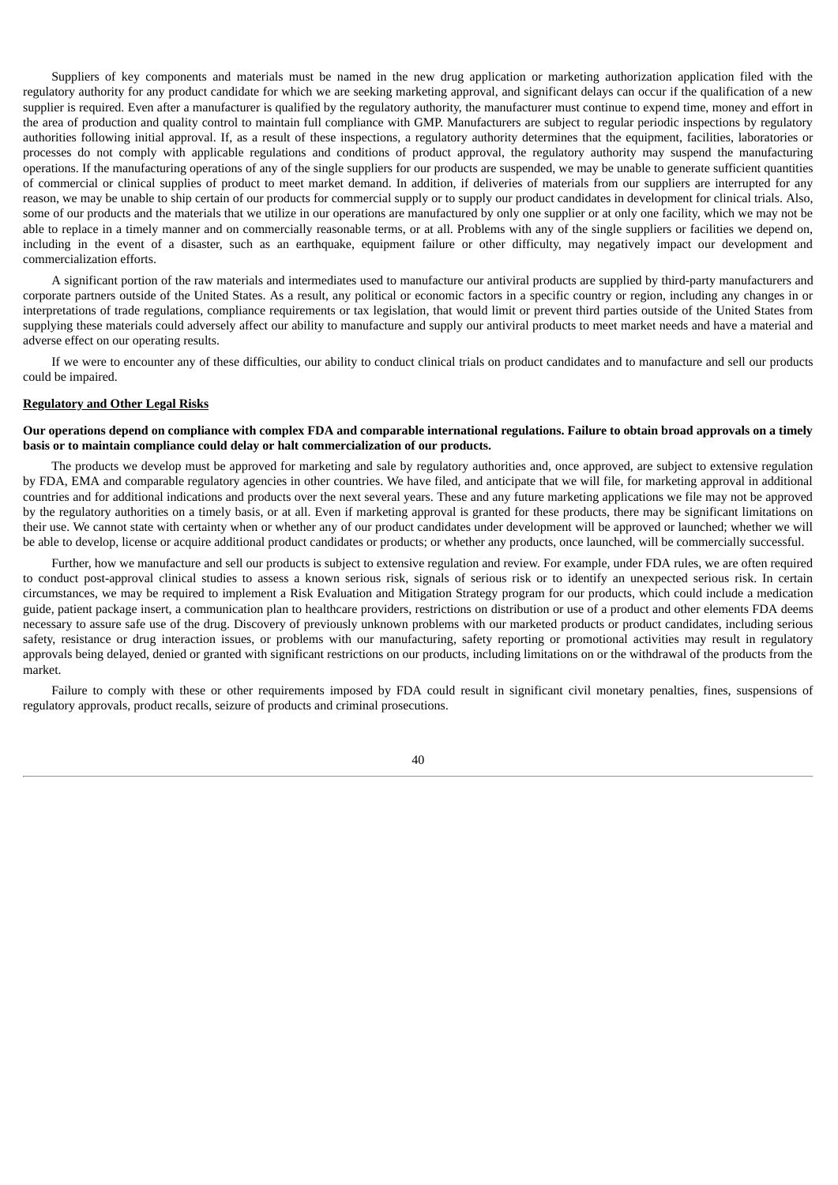Suppliers of key components and materials must be named in the new drug application or marketing authorization application filed with the regulatory authority for any product candidate for which we are seeking marketing approval, and significant delays can occur if the qualification of a new supplier is required. Even after a manufacturer is qualified by the regulatory authority, the manufacturer must continue to expend time, money and effort in the area of production and quality control to maintain full compliance with GMP. Manufacturers are subject to regular periodic inspections by regulatory authorities following initial approval. If, as a result of these inspections, a regulatory authority determines that the equipment, facilities, laboratories or processes do not comply with applicable regulations and conditions of product approval, the regulatory authority may suspend the manufacturing operations. If the manufacturing operations of any of the single suppliers for our products are suspended, we may be unable to generate sufficient quantities of commercial or clinical supplies of product to meet market demand. In addition, if deliveries of materials from our suppliers are interrupted for any reason, we may be unable to ship certain of our products for commercial supply or to supply our product candidates in development for clinical trials. Also, some of our products and the materials that we utilize in our operations are manufactured by only one supplier or at only one facility, which we may not be able to replace in a timely manner and on commercially reasonable terms, or at all. Problems with any of the single suppliers or facilities we depend on, including in the event of a disaster, such as an earthquake, equipment failure or other difficulty, may negatively impact our development and commercialization efforts.

A significant portion of the raw materials and intermediates used to manufacture our antiviral products are supplied by third-party manufacturers and corporate partners outside of the United States. As a result, any political or economic factors in a specific country or region, including any changes in or interpretations of trade regulations, compliance requirements or tax legislation, that would limit or prevent third parties outside of the United States from supplying these materials could adversely affect our ability to manufacture and supply our antiviral products to meet market needs and have a material and adverse effect on our operating results.

If we were to encounter any of these difficulties, our ability to conduct clinical trials on product candidates and to manufacture and sell our products could be impaired.

## Regulatory and Other Legal Risks

**Our operations depend on compliance with complex FDA and comparable international regulations. Failure to obtain broad approvals on a timely basis or to maintain compliance could delay or halt commercialization of our products.**

The products we develop must be approved for marketing and sale by regulatory authorities and, once approved, are subject to extensive regulation by FDA, EMA and comparable regulatory agencies in other countries. We have filed, and anticipate that we will file, for marketing approval in additional countries and for additional indications and products over the next several years. These and any future marketing applications we file may not be approved by the regulatory authorities on a timely basis, or at all. Even if marketing approval is granted for these products, there may be significant limitations on their use. We cannot state with certainty when or whether any of our product candidates under development will be approved or launched; whether we will be able to develop, license or acquire additional product candidates or products; or whether any products, once launched, will be commercially successful.

Further, how we manufacture and sell our products is subject to extensive regulation and review. For example, under FDA rules, we are often required to conduct post-approval clinical studies to assess a known serious risk, signals of serious risk or to identify an unexpected serious risk. In certain circumstances, we may be required to implement a Risk Evaluation and Mitigation Strategy program for our products, which could include a medication guide, patient package insert, a communication plan to healthcare providers, restrictions on distribution or use of a product and other elements FDA deems necessary to assure safe use of the drug. Discovery of previously unknown problems with our marketed products or product candidates, including serious safety, resistance or drug interaction issues, or problems with our manufacturing, safety reporting or promotional activities may result in regulatory approvals being delayed, denied or granted with significant restrictions on our products, including limitations on or the withdrawal of the products from the market.

Failure to comply with these or other requirements imposed by FDA could result in significant civil monetary penalties, fines, suspensions of regulatory approvals, product recalls, seizure of products and criminal prosecutions.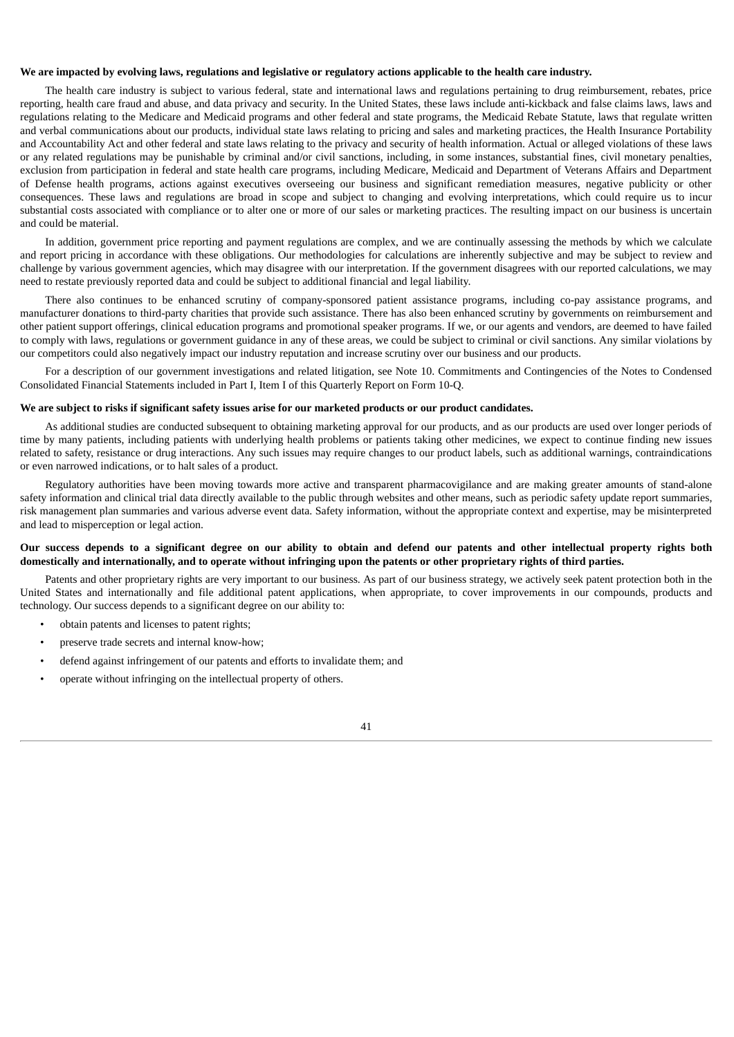**We are impacted by evolving laws, regulations and legislative or regulatory actions applicable to the health care industry.**

The health care industry is subject to various federal, state and international laws and regulations pertaining to drug reimbursement, rebates, price reporting, health care fraud and abuse, and data privacy and security. In the United States, these laws include anti-kickback and false claims laws, laws and regulations relating to the Medicare and Medicaid programs and other federal and state programs, the Medicaid Rebate Statute, laws that regulate written and verbal communications about our products, individual state laws relating to pricing and sales and marketing practices, the Health Insurance Portability and Accountability Act and other federal and state laws relating to the privacy and security of health information. Actual or alleged violations of these laws or any related regulations may be punishable by criminal and/or civil sanctions, including, in some instances, substantial fines, civil monetary penalties, exclusion from participation in federal and state health care programs, including Medicare, Medicaid and Department of Veterans Affairs and Department of Defense health programs, actions against executives overseeing our business and significant remediation measures, negative publicity or other consequences. These laws and regulations are broad in scope and subject to changing and evolving interpretations, which could require us to incur substantial costs associated with compliance or to alter one or more of our sales or marketing practices. The resulting impact on our business is uncertain and could be material.

In addition, government price reporting and payment regulations are complex, and we are continually assessing the methods by which we calculate and report pricing in accordance with these obligations. Our methodologies for calculations are inherently subjective and may be subject to review and challenge by various government agencies, which may disagree with our interpretation. If the government disagrees with our reported calculations, we may need to restate previously reported data and could be subject to additional financial and legal liability.

There also continues to be enhanced scrutiny of company-sponsored patient assistance programs, including co-pay assistance programs, and manufacturer donations to third-party charities that provide such assistance. There has also been enhanced scrutiny by governments on reimbursement and other patient support offerings, clinical education programs and promotional speaker programs. If we, or our agents and vendors, are deemed to have failed to comply with laws, regulations or government guidance in any of these areas, we could be subject to criminal or civil sanctions. Any similar violations by our competitors could also negatively impact our industry reputation and increase scrutiny over our business and our products.

For a description of our government investigations and related litigation, see Note 10. Commitments and Contingencies of the Notes to Condensed Consolidated Financial Statements included in Part I, Item I of this Quarterly Report on Form 10-Q.

**We are subject to risks if significant safety issues arise for our marketed products or our product candidates.**

As additional studies are conducted subsequent to obtaining marketing approval for our products, and as our products are used over longer periods of time by many patients, including patients with underlying health problems or patients taking other medicines, we expect to continue finding new issues related to safety, resistance or drug interactions. Any such issues may require changes to our product labels, such as additional warnings, contraindications or even narrowed indications, or to halt sales of a product.

Regulatory authorities have been moving towards more active and transparent pharmacovigilance and are making greater amounts of stand-alone safety information and clinical trial data directly available to the public through websites and other means, such as periodic safety update report summaries, risk management plan summaries and various adverse event data. Safety information, without the appropriate context and expertise, may be misinterpreted and lead to misperception or legal action.

**Our success depends to a significant degree on our ability to obtain and defend our patents and other intellectual property rights both domestically and internationally, and to operate without infringing upon the patents or other proprietary rights of third parties.**

Patents and other proprietary rights are very important to our business. As part of our business strategy, we actively seek patent protection both in the United States and internationally and file additional patent applications, when appropriate, to cover improvements in our compounds, products and technology. Our success depends to a significant degree on our ability to:

- obtain patents and licenses to patent rights;
- preserve trade secrets and internal know-how;
- defend against infringement of our patents and efforts to invalidate them; and
- operate without infringing on the intellectual property of others.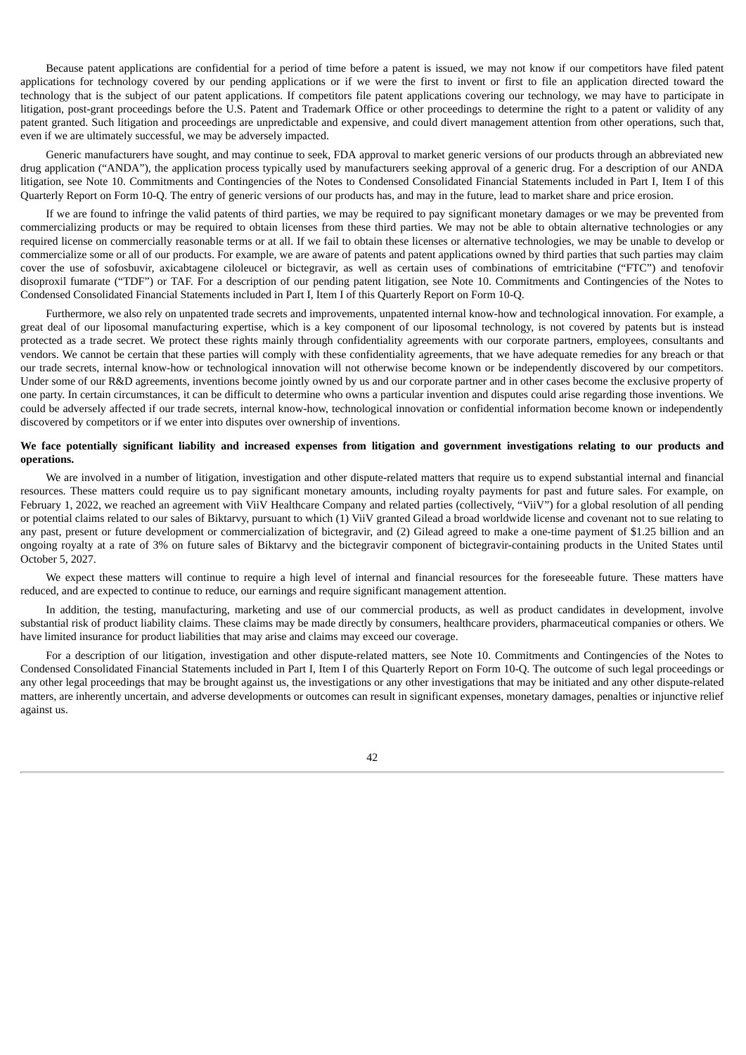Because patent applications are confidential for a period of time before a patent is issued, we may not know if our competitors have filed patent applications for technology covered by our pending applications or if we were the first to invent or first to file an application directed toward the technology that is the subject of our patent applications. If competitors file patent applications covering our technology, we may have to participate in litigation, post-grant proceedings before the U.S. Patent and Trademark Office or other proceedings to determine the right to a patent or validity of any patent granted. Such litigation and proceedings are unpredictable and expensive, and could divert management attention from other operations, such that, even if we are ultimately successful, we may be adversely impacted.

Generic manufacturers have sought, and may continue to seek, FDA approval to market generic versions of our products through an abbreviated new drug application ("ANDA"), the application process typically used by manufacturers seeking approval of a generic drug. For a description of our ANDA litigation, see Note 10. Commitments and Contingencies of the Notes to Condensed Consolidated Financial Statements included in Part I, Item I of this Quarterly Report on Form 10-Q. The entry of generic versions of our products has, and may in the future, lead to market share and price erosion.

If we are found to infringe the valid patents of third parties, we may be required to pay significant monetary damages or we may be prevented from commercializing products or may be required to obtain licenses from these third parties. We may not be able to obtain alternative technologies or any required license on commercially reasonable terms or at all. If we fail to obtain these licenses or alternative technologies, we may be unable to develop or commercialize some or all of our products. For example, we are aware of patents and patent applications owned by third parties that such parties may claim cover the use of sofosbuvir, axicabtagene ciloleucel or bictegravir, as well as certain uses of combinations of emtricitabine ("FTC") and tenofovir disoproxil fumarate ("TDF") or TAF. For a description of our pending patent litigation, see Note 10. Commitments and Contingencies of the Notes to Condensed Consolidated Financial Statements included in Part I, Item I of this Quarterly Report on Form 10-Q.

Furthermore, we also rely on unpatented trade secrets and improvements, unpatented internal know-how and technological innovation. For example, a great deal of our liposomal manufacturing expertise, which is a key component of our liposomal technology, is not covered by patents but is instead protected as a trade secret. We protect these rights mainly through confidentiality agreements with our corporate partners, employees, consultants and vendors. We cannot be certain that these parties will comply with these confidentiality agreements, that we have adequate remedies for any breach or that our trade secrets, internal know-how or technological innovation will not otherwise become known or be independently discovered by our competitors. Under some of our R&D agreements, inventions become jointly owned by us and our corporate partner and in other cases become the exclusive property of one party. In certain circumstances, it can be difficult to determine who owns a particular invention and disputes could arise regarding those inventions. We could be adversely affected if our trade secrets, internal know-how, technological innovation or confidential information become known or independently discovered by competitors or if we enter into disputes over ownership of inventions.

**We face potentially significant liability and increased expenses from litigation and government investigations relating to our products and operations.**

We are involved in a number of litigation, investigation and other dispute-related matters that require us to expend substantial internal and financial resources. These matters could require us to pay significant monetary amounts, including royalty payments for past and future sales. For example, on February 1, 2022, we reached an agreement with ViiV Healthcare Company and related parties (collectively, "ViiV") for a global resolution of all pending or potential claims related to our sales of Biktarvy, pursuant to which (1) ViiV granted Gilead a broad worldwide license and covenant not to sue relating to any past, present or future development or commercialization of bictegravir, and (2) Gilead agreed to make a one-time payment of $1.25 billion and an ongoing royalty at a rate of 3% on future sales of Biktarvy and the bictegravir component of bictegravir-containing products in the United States until October 5, 2027.

We expect these matters will continue to require a high level of internal and financial resources for the foreseeable future. These matters have reduced, and are expected to continue to reduce, our earnings and require significant management attention.

In addition, the testing, manufacturing, marketing and use of our commercial products, as well as product candidates in development, involve substantial risk of product liability claims. These claims may be made directly by consumers, healthcare providers, pharmaceutical companies or others. We have limited insurance for product liabilities that may arise and claims may exceed our coverage.

For a description of our litigation, investigation and other dispute-related matters, see Note 10. Commitments and Contingencies of the Notes to Condensed Consolidated Financial Statements included in Part I, Item I of this Quarterly Report on Form 10-Q. The outcome of such legal proceedings or any other legal proceedings that may be brought against us, the investigations or any other investigations that may be initiated and any other dispute-related matters, are inherently uncertain, and adverse developments or outcomes can result in significant expenses, monetary damages, penalties or injunctive relief against us.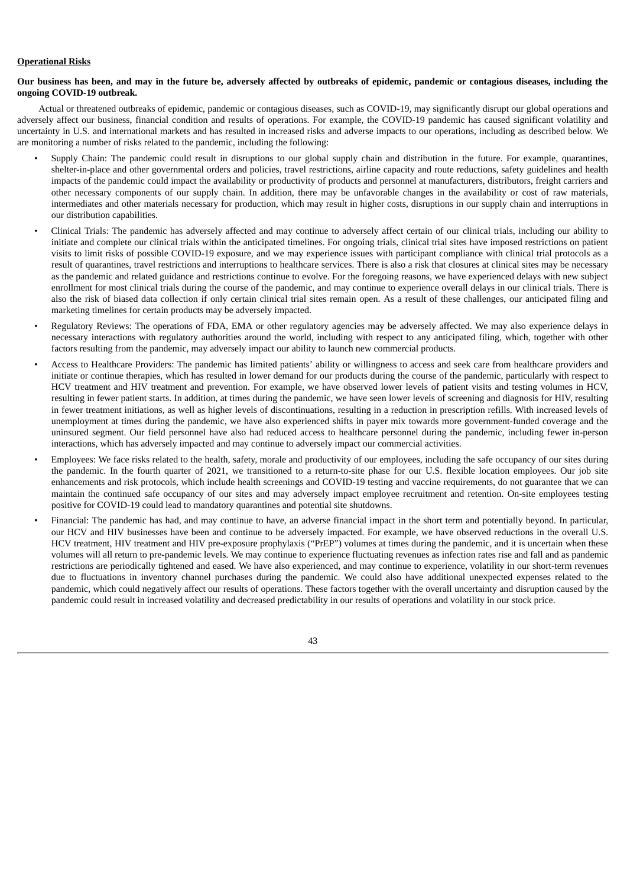**<u>Operational Risks</u>**

**Our business has been, and may in the future be, adversely affected by outbreaks of epidemic, pandemic or contagious diseases, including the ongoing COVID-19 outbreak.**

Actual or threatened outbreaks of epidemic, pandemic or contagious diseases, such as COVID-19, may significantly disrupt our global operations and adversely affect our business, financial condition and results of operations. For example, the COVID-19 pandemic has caused significant volatility and uncertainty in U.S. and international markets and has resulted in increased risks and adverse impacts to our operations, including as described below. We are monitoring a number of risks related to the pandemic, including the following:

- Supply Chain: The pandemic could result in disruptions to our global supply chain and distribution in the future. For example, quarantines, shelter-in-place and other governmental orders and policies, travel restrictions, airline capacity and route reductions, safety guidelines and health impacts of the pandemic could impact the availability or productivity of products and personnel at manufacturers, distributors, freight carriers and other necessary components of our supply chain. In addition, there may be unfavorable changes in the availability or cost of raw materials, intermediates and other materials necessary for production, which may result in higher costs, disruptions in our supply chain and interruptions in our distribution capabilities.
- Clinical Trials: The pandemic has adversely affected and may continue to adversely affect certain of our clinical trials, including our ability to initiate and complete our clinical trials within the anticipated timelines. For ongoing trials, clinical trial sites have imposed restrictions on patient visits to limit risks of possible COVID-19 exposure, and we may experience issues with participant compliance with clinical trial protocols as a result of quarantines, travel restrictions and interruptions to healthcare services. There is also a risk that closures at clinical sites may be necessary as the pandemic and related guidance and restrictions continue to evolve. For the foregoing reasons, we have experienced delays with new subject enrollment for most clinical trials during the course of the pandemic, and may continue to experience overall delays in our clinical trials. There is also the risk of biased data collection if only certain clinical trial sites remain open. As a result of these challenges, our anticipated filing and marketing timelines for certain products may be adversely impacted.
- Regulatory Reviews: The operations of FDA, EMA or other regulatory agencies may be adversely affected. We may also experience delays in necessary interactions with regulatory authorities around the world, including with respect to any anticipated filing, which, together with other factors resulting from the pandemic, may adversely impact our ability to launch new commercial products.
- Access to Healthcare Providers: The pandemic has limited patients' ability or willingness to access and seek care from healthcare providers and initiate or continue therapies, which has resulted in lower demand for our products during the course of the pandemic, particularly with respect to HCV treatment and HIV treatment and prevention. For example, we have observed lower levels of patient visits and testing volumes in HCV, resulting in fewer patient starts. In addition, at times during the pandemic, we have seen lower levels of screening and diagnosis for HIV, resulting in fewer treatment initiations, as well as higher levels of discontinuations, resulting in a reduction in prescription refills. With increased levels of unemployment at times during the pandemic, we have also experienced shifts in payer mix towards more government-funded coverage and the uninsured segment. Our field personnel have also had reduced access to healthcare personnel during the pandemic, including fewer in-person interactions, which has adversely impacted and may continue to adversely impact our commercial activities.
- Employees: We face risks related to the health, safety, morale and productivity of our employees, including the safe occupancy of our sites during the pandemic. In the fourth quarter of 2021, we transitioned to a return-to-site phase for our U.S. flexible location employees. Our job site enhancements and risk protocols, which include health screenings and COVID-19 testing and vaccine requirements, do not guarantee that we can maintain the continued safe occupancy of our sites and may adversely impact employee recruitment and retention. On-site employees testing positive for COVID-19 could lead to mandatory quarantines and potential site shutdowns.
- Financial: The pandemic has had, and may continue to have, an adverse financial impact in the short term and potentially beyond. In particular, our HCV and HIV businesses have been and continue to be adversely impacted. For example, we have observed reductions in the overall U.S. HCV treatment, HIV treatment and HIV pre-exposure prophylaxis ("PrEP") volumes at times during the pandemic, and it is uncertain when these volumes will all return to pre-pandemic levels. We may continue to experience fluctuating revenues as infection rates rise and fall and as pandemic restrictions are periodically tightened and eased. We have also experienced, and may continue to experience, volatility in our short-term revenues due to fluctuations in inventory channel purchases during the pandemic. We could also have additional unexpected expenses related to the pandemic, which could negatively affect our results of operations. These factors together with the overall uncertainty and disruption caused by the pandemic could result in increased volatility and decreased predictability in our results of operations and volatility in our stock price.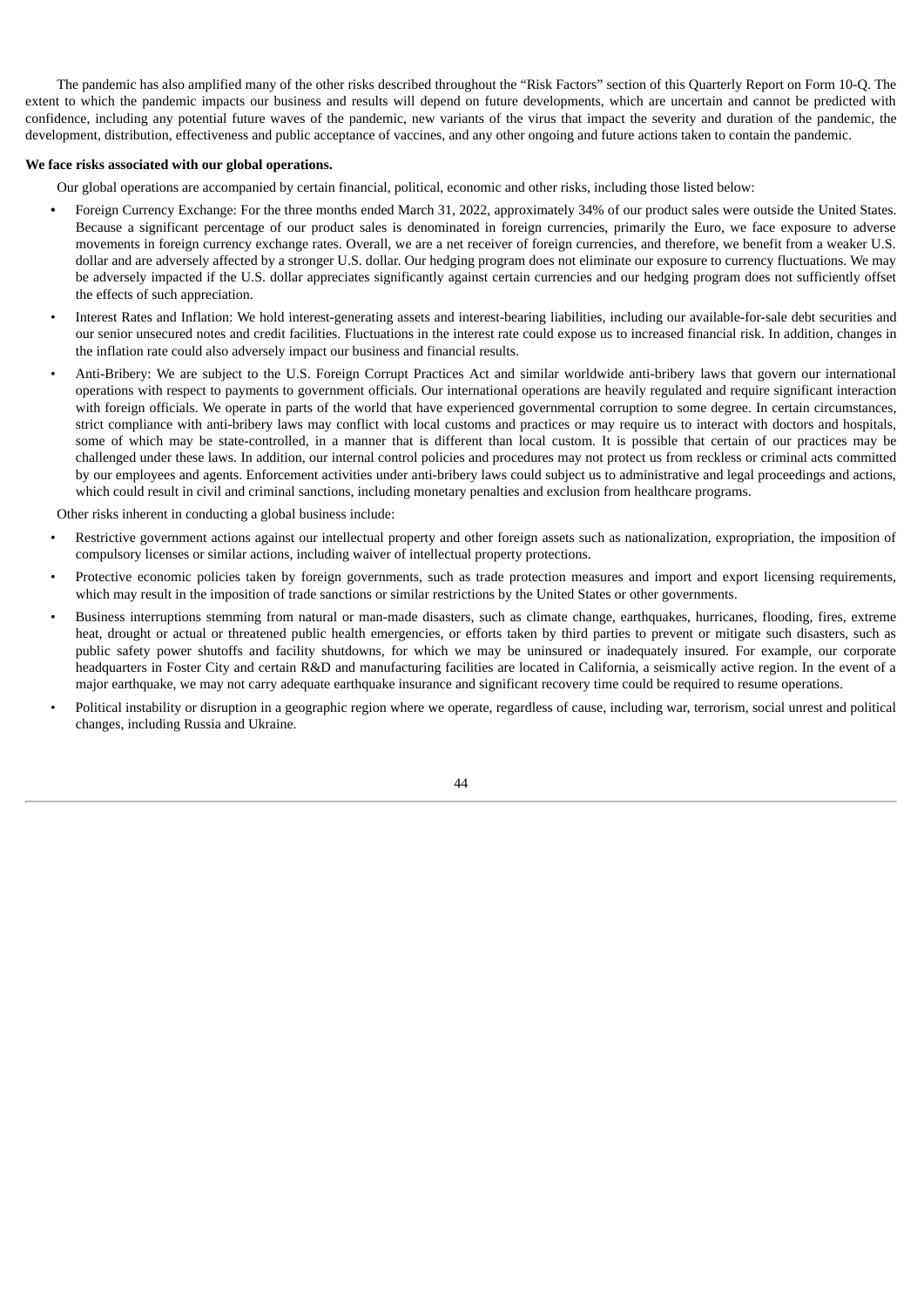The pandemic has also amplified many of the other risks described throughout the "Risk Factors" section of this Quarterly Report on Form 10-Q. The extent to which the pandemic impacts our business and results will depend on future developments, which are uncertain and cannot be predicted with confidence, including any potential future waves of the pandemic, new variants of the virus that impact the severity and duration of the pandemic, the development, distribution, effectiveness and public acceptance of vaccines, and any other ongoing and future actions taken to contain the pandemic.

**We face risks associated with our global operations.**

Our global operations are accompanied by certain financial, political, economic and other risks, including those listed below:

- Foreign Currency Exchange: For the three months ended March 31, 2022, approximately 34% of our product sales were outside the United States. Because a significant percentage of our product sales is denominated in foreign currencies, primarily the Euro, we face exposure to adverse movements in foreign currency exchange rates. Overall, we are a net receiver of foreign currencies, and therefore, we benefit from a weaker U.S. dollar and are adversely affected by a stronger U.S. dollar. Our hedging program does not eliminate our exposure to currency fluctuations. We may be adversely impacted if the U.S. dollar appreciates significantly against certain currencies and our hedging program does not sufficiently offset the effects of such appreciation.
- Interest Rates and Inflation: We hold interest-generating assets and interest-bearing liabilities, including our available-for-sale debt securities and our senior unsecured notes and credit facilities. Fluctuations in the interest rate could expose us to increased financial risk. In addition, changes in the inflation rate could also adversely impact our business and financial results.
- Anti-Bribery: We are subject to the U.S. Foreign Corrupt Practices Act and similar worldwide anti-bribery laws that govern our international operations with respect to payments to government officials. Our international operations are heavily regulated and require significant interaction with foreign officials. We operate in parts of the world that have experienced governmental corruption to some degree. In certain circumstances, strict compliance with anti-bribery laws may conflict with local customs and practices or may require us to interact with doctors and hospitals, some of which may be state-controlled, in a manner that is different than local custom. It is possible that certain of our practices may be challenged under these laws. In addition, our internal control policies and procedures may not protect us from reckless or criminal acts committed by our employees and agents. Enforcement activities under anti-bribery laws could subject us to administrative and legal proceedings and actions, which could result in civil and criminal sanctions, including monetary penalties and exclusion from healthcare programs.

Other risks inherent in conducting a global business include:

- Restrictive government actions against our intellectual property and other foreign assets such as nationalization, expropriation, the imposition of compulsory licenses or similar actions, including waiver of intellectual property protections.
- Protective economic policies taken by foreign governments, such as trade protection measures and import and export licensing requirements, which may result in the imposition of trade sanctions or similar restrictions by the United States or other governments.
- Business interruptions stemming from natural or man-made disasters, such as climate change, earthquakes, hurricanes, flooding, fires, extreme heat, drought or actual or threatened public health emergencies, or efforts taken by third parties to prevent or mitigate such disasters, such as public safety power shutoffs and facility shutdowns, for which we may be uninsured or inadequately insured. For example, our corporate headquarters in Foster City and certain R&D and manufacturing facilities are located in California, a seismically active region. In the event of a major earthquake, we may not carry adequate earthquake insurance and significant recovery time could be required to resume operations.
- Political instability or disruption in a geographic region where we operate, regardless of cause, including war, terrorism, social unrest and political changes, including Russia and Ukraine.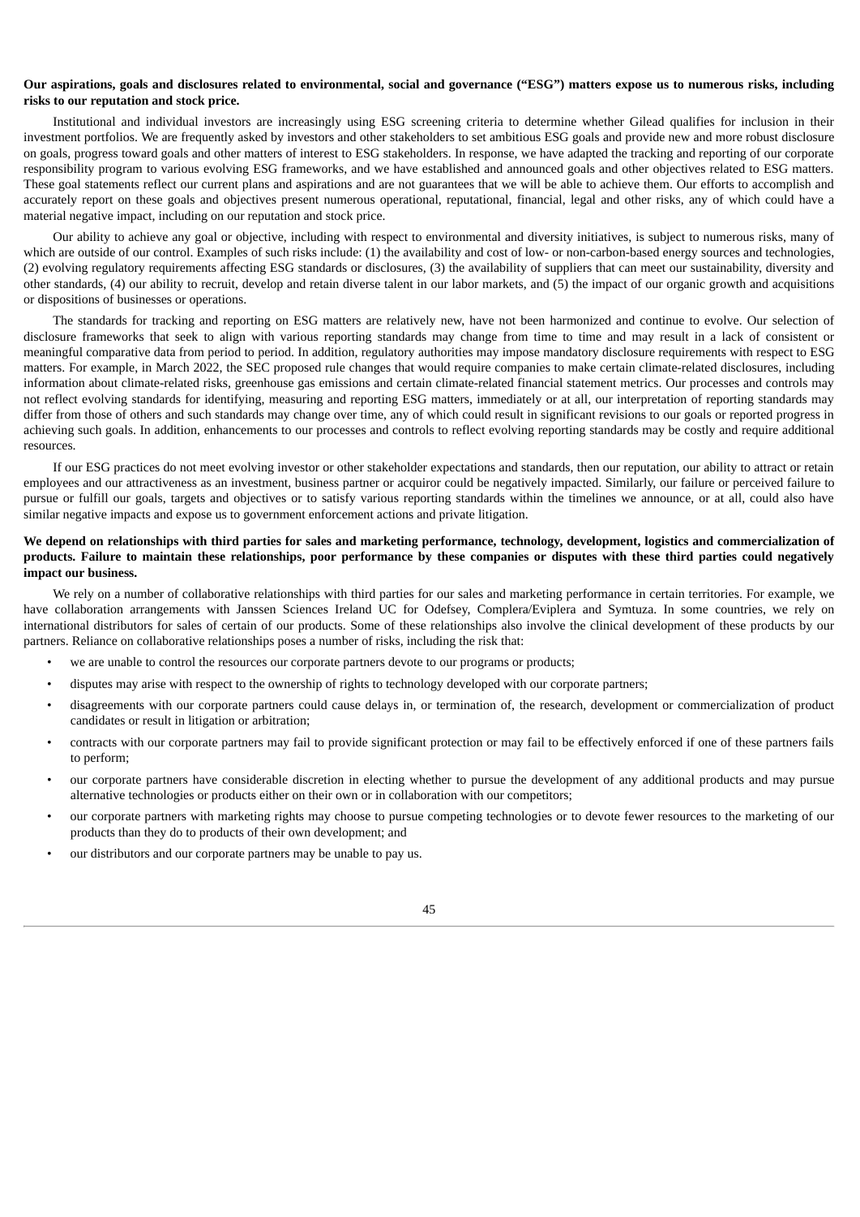**Our aspirations, goals and disclosures related to environmental, social and governance ("ESG") matters expose us to numerous risks, including risks to our reputation and stock price.**

Institutional and individual investors are increasingly using ESG screening criteria to determine whether Gilead qualifies for inclusion in their investment portfolios. We are frequently asked by investors and other stakeholders to set ambitious ESG goals and provide new and more robust disclosure on goals, progress toward goals and other matters of interest to ESG stakeholders. In response, we have adapted the tracking and reporting of our corporate responsibility program to various evolving ESG frameworks, and we have established and announced goals and other objectives related to ESG matters. These goal statements reflect our current plans and aspirations and are not guarantees that we will be able to achieve them. Our efforts to accomplish and accurately report on these goals and objectives present numerous operational, reputational, financial, legal and other risks, any of which could have a material negative impact, including on our reputation and stock price.

Our ability to achieve any goal or objective, including with respect to environmental and diversity initiatives, is subject to numerous risks, many of which are outside of our control. Examples of such risks include: (1) the availability and cost of low- or non-carbon-based energy sources and technologies, (2) evolving regulatory requirements affecting ESG standards or disclosures, (3) the availability of suppliers that can meet our sustainability, diversity and other standards, (4) our ability to recruit, develop and retain diverse talent in our labor markets, and (5) the impact of our organic growth and acquisitions or dispositions of businesses or operations.

The standards for tracking and reporting on ESG matters are relatively new, have not been harmonized and continue to evolve. Our selection of disclosure frameworks that seek to align with various reporting standards may change from time to time and may result in a lack of consistent or meaningful comparative data from period to period. In addition, regulatory authorities may impose mandatory disclosure requirements with respect to ESG matters. For example, in March 2022, the SEC proposed rule changes that would require companies to make certain climate-related disclosures, including information about climate-related risks, greenhouse gas emissions and certain climate-related financial statement metrics. Our processes and controls may not reflect evolving standards for identifying, measuring and reporting ESG matters, immediately or at all, our interpretation of reporting standards may differ from those of others and such standards may change over time, any of which could result in significant revisions to our goals or reported progress in achieving such goals. In addition, enhancements to our processes and controls to reflect evolving reporting standards may be costly and require additional resources.

If our ESG practices do not meet evolving investor or other stakeholder expectations and standards, then our reputation, our ability to attract or retain employees and our attractiveness as an investment, business partner or acquiror could be negatively impacted. Similarly, our failure or perceived failure to pursue or fulfill our goals, targets and objectives or to satisfy various reporting standards within the timelines we announce, or at all, could also have similar negative impacts and expose us to government enforcement actions and private litigation.

**We depend on relationships with third parties for sales and marketing performance, technology, development, logistics and commercialization of products. Failure to maintain these relationships, poor performance by these companies or disputes with these third parties could negatively impact our business.**

We rely on a number of collaborative relationships with third parties for our sales and marketing performance in certain territories. For example, we have collaboration arrangements with Janssen Sciences Ireland UC for Odefsey, Complera/Eviplera and Symtuza. In some countries, we rely on international distributors for sales of certain of our products. Some of these relationships also involve the clinical development of these products by our partners. Reliance on collaborative relationships poses a number of risks, including the risk that:

- we are unable to control the resources our corporate partners devote to our programs or products;
- disputes may arise with respect to the ownership of rights to technology developed with our corporate partners;
- disagreements with our corporate partners could cause delays in, or termination of, the research, development or commercialization of product candidates or result in litigation or arbitration;
- contracts with our corporate partners may fail to provide significant protection or may fail to be effectively enforced if one of these partners fails to perform;
- our corporate partners have considerable discretion in electing whether to pursue the development of any additional products and may pursue alternative technologies or products either on their own or in collaboration with our competitors;
- our corporate partners with marketing rights may choose to pursue competing technologies or to devote fewer resources to the marketing of our products than they do to products of their own development; and
- our distributors and our corporate partners may be unable to pay us.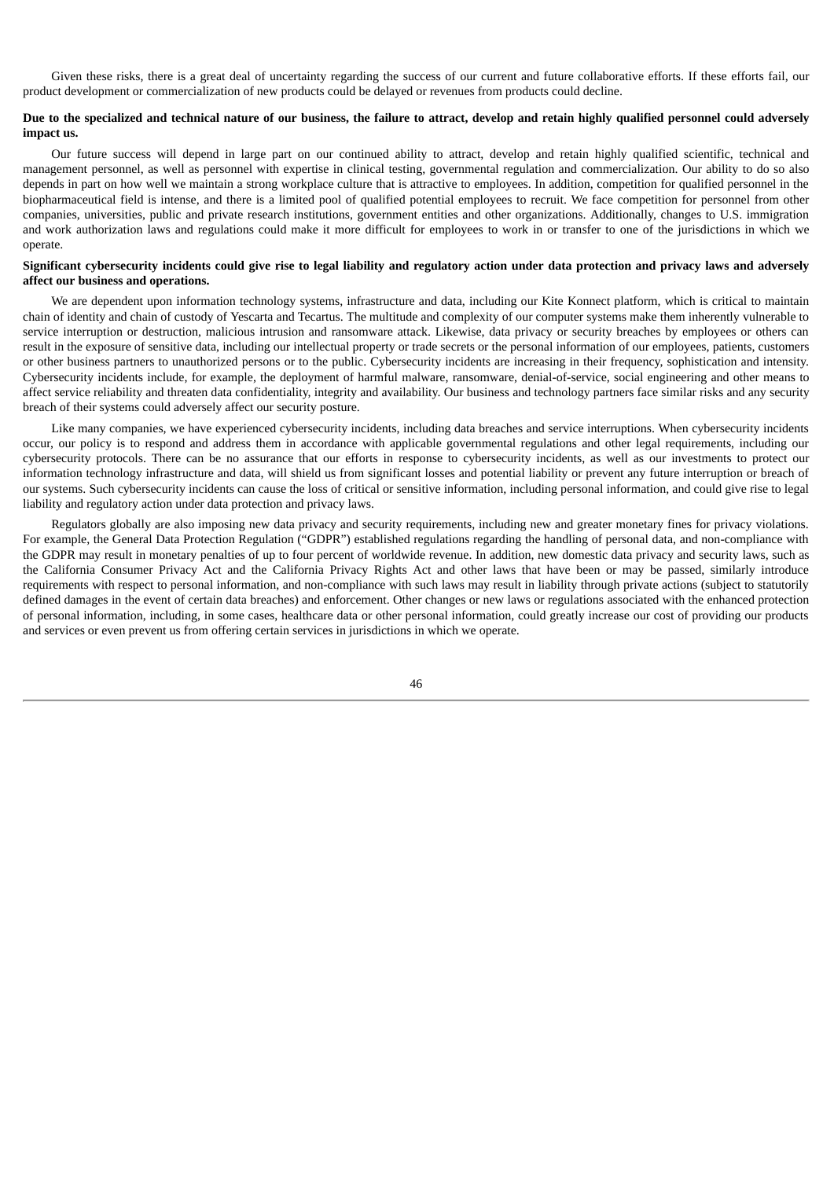Given these risks, there is a great deal of uncertainty regarding the success of our current and future collaborative efforts. If these efforts fail, our product development or commercialization of new products could be delayed or revenues from products could decline.

**Due to the specialized and technical nature of our business, the failure to attract, develop and retain highly qualified personnel could adversely impact us.**

Our future success will depend in large part on our continued ability to attract, develop and retain highly qualified scientific, technical and management personnel, as well as personnel with expertise in clinical testing, governmental regulation and commercialization. Our ability to do so also depends in part on how well we maintain a strong workplace culture that is attractive to employees. In addition, competition for qualified personnel in the biopharmaceutical field is intense, and there is a limited pool of qualified potential employees to recruit. We face competition for personnel from other companies, universities, public and private research institutions, government entities and other organizations. Additionally, changes to U.S. immigration and work authorization laws and regulations could make it more difficult for employees to work in or transfer to one of the jurisdictions in which we operate.

**Significant cybersecurity incidents could give rise to legal liability and regulatory action under data protection and privacy laws and adversely affect our business and operations.**

We are dependent upon information technology systems, infrastructure and data, including our Kite Konnect platform, which is critical to maintain chain of identity and chain of custody of Yescarta and Tecartus. The multitude and complexity of our computer systems make them inherently vulnerable to service interruption or destruction, malicious intrusion and ransomware attack. Likewise, data privacy or security breaches by employees or others can result in the exposure of sensitive data, including our intellectual property or trade secrets or the personal information of our employees, patients, customers or other business partners to unauthorized persons or to the public. Cybersecurity incidents are increasing in their frequency, sophistication and intensity. Cybersecurity incidents include, for example, the deployment of harmful malware, ransomware, denial-of-service, social engineering and other means to affect service reliability and threaten data confidentiality, integrity and availability. Our business and technology partners face similar risks and any security breach of their systems could adversely affect our security posture.

Like many companies, we have experienced cybersecurity incidents, including data breaches and service interruptions. When cybersecurity incidents occur, our policy is to respond and address them in accordance with applicable governmental regulations and other legal requirements, including our cybersecurity protocols. There can be no assurance that our efforts in response to cybersecurity incidents, as well as our investments to protect our information technology infrastructure and data, will shield us from significant losses and potential liability or prevent any future interruption or breach of our systems. Such cybersecurity incidents can cause the loss of critical or sensitive information, including personal information, and could give rise to legal liability and regulatory action under data protection and privacy laws.

Regulators globally are also imposing new data privacy and security requirements, including new and greater monetary fines for privacy violations. For example, the General Data Protection Regulation ("GDPR") established regulations regarding the handling of personal data, and non-compliance with the GDPR may result in monetary penalties of up to four percent of worldwide revenue. In addition, new domestic data privacy and security laws, such as the California Consumer Privacy Act and the California Privacy Rights Act and other laws that have been or may be passed, similarly introduce requirements with respect to personal information, and non-compliance with such laws may result in liability through private actions (subject to statutorily defined damages in the event of certain data breaches) and enforcement. Other changes or new laws or regulations associated with the enhanced protection of personal information, including, in some cases, healthcare data or other personal information, could greatly increase our cost of providing our products and services or even prevent us from offering certain services in jurisdictions in which we operate.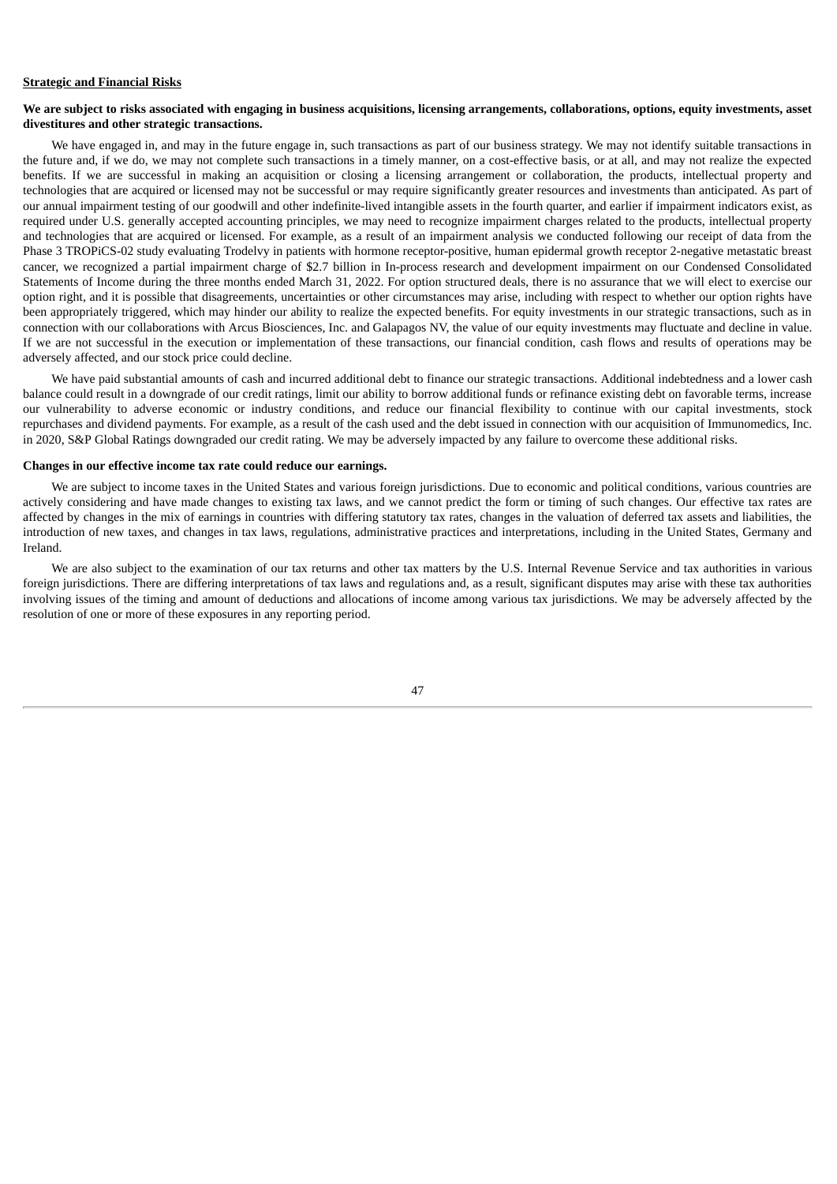**Strategic and Financial Risks**

**We are subject to risks associated with engaging in business acquisitions, licensing arrangements, collaborations, options, equity investments, asset divestitures and other strategic transactions.**

We have engaged in, and may in the future engage in, such transactions as part of our business strategy. We may not identify suitable transactions in the future and, if we do, we may not complete such transactions in a timely manner, on a cost-effective basis, or at all, and may not realize the expected benefits. If we are successful in making an acquisition or closing a licensing arrangement or collaboration, the products, intellectual property and technologies that are acquired or licensed may not be successful or may require significantly greater resources and investments than anticipated. As part of our annual impairment testing of our goodwill and other indefinite-lived intangible assets in the fourth quarter, and earlier if impairment indicators exist, as required under U.S. generally accepted accounting principles, we may need to recognize impairment charges related to the products, intellectual property and technologies that are acquired or licensed. For example, as a result of an impairment analysis we conducted following our receipt of data from the Phase 3 TROPiCS-02 study evaluating Trodelvy in patients with hormone receptor-positive, human epidermal growth receptor 2-negative metastatic breast cancer, we recognized a partial impairment charge of $2.7 billion in In-process research and development impairment on our Condensed Consolidated Statements of Income during the three months ended March 31, 2022. For option structured deals, there is no assurance that we will elect to exercise our option right, and it is possible that disagreements, uncertainties or other circumstances may arise, including with respect to whether our option rights have been appropriately triggered, which may hinder our ability to realize the expected benefits. For equity investments in our strategic transactions, such as in connection with our collaborations with Arcus Biosciences, Inc. and Galapagos NV, the value of our equity investments may fluctuate and decline in value. If we are not successful in the execution or implementation of these transactions, our financial condition, cash flows and results of operations may be adversely affected, and our stock price could decline.

We have paid substantial amounts of cash and incurred additional debt to finance our strategic transactions. Additional indebtedness and a lower cash balance could result in a downgrade of our credit ratings, limit our ability to borrow additional funds or refinance existing debt on favorable terms, increase our vulnerability to adverse economic or industry conditions, and reduce our financial flexibility to continue with our capital investments, stock repurchases and dividend payments. For example, as a result of the cash used and the debt issued in connection with our acquisition of Immunomedics, Inc. in 2020, S&P Global Ratings downgraded our credit rating. We may be adversely impacted by any failure to overcome these additional risks.

**Changes in our effective income tax rate could reduce our earnings.**

We are subject to income taxes in the United States and various foreign jurisdictions. Due to economic and political conditions, various countries are actively considering and have made changes to existing tax laws, and we cannot predict the form or timing of such changes. Our effective tax rates are affected by changes in the mix of earnings in countries with differing statutory tax rates, changes in the valuation of deferred tax assets and liabilities, the introduction of new taxes, and changes in tax laws, regulations, administrative practices and interpretations, including in the United States, Germany and Ireland.

We are also subject to the examination of our tax returns and other tax matters by the U.S. Internal Revenue Service and tax authorities in various foreign jurisdictions. There are differing interpretations of tax laws and regulations and, as a result, significant disputes may arise with these tax authorities involving issues of the timing and amount of deductions and allocations of income among various tax jurisdictions. We may be adversely affected by the resolution of one or more of these exposures in any reporting period.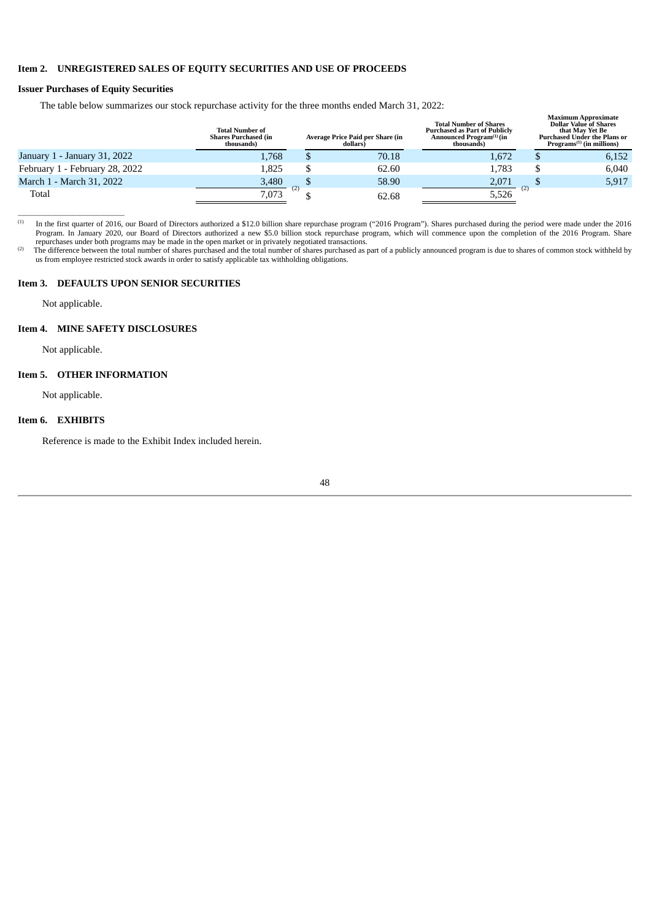## Item 2. UNREGISTERED SALES OF EQUITY SECURITIES AND USE OF PROCEEDS

### Issuer Purchases of Equity Securities

The table below summarizes our stock repurchase activity for the three months ended March 31, 2022:

| | Total Number of Shares Purchased (in thousands) | Average Price Paid per Share (in dollars) | Total Number of Shares Purchased as Part of Publicly Announced Program[(1)] (in thousands) | Maximum Approximate Dollar Value of Shares that May Yet Be Purchased Under the Plans or Programs[(1)] (in millions) |
|---|---|---|---|---|
| January 1 - January 31, 2022 | 1,768 | $ 70.18 | 1,672 | $ 6,152 |
| February 1 - February 28, 2022 | 1,825 | $ 62.60 | 1,783 | $ 6,040 |
| March 1 - March 31, 2022 | 3,480 | $ 58.90 | 2,071 | $ 5,917 |
| Total | 7,073 [(2)] | $ 62.68 | 5,526 [(2)] | |

(1) In the first quarter of 2016, our Board of Directors authorized a $12.0 billion share repurchase program ("2016 Program"). Shares purchased during the period were made under the 2016 Program. In January 2020, our Board of Directors authorized a new $5.0 billion stock repurchase program, which will commence upon the completion of the 2016 Program. Share repurchases under both programs may be made in the open market or in privately negotiated transactions.

(2) The difference between the total number of shares purchased and the total number of shares purchased as part of a publicly announced program is due to shares of common stock withheld by us from employee restricted stock awards in order to satisfy applicable tax withholding obligations.

## Item 3. DEFAULTS UPON SENIOR SECURITIES

Not applicable.

## Item 4. MINE SAFETY DISCLOSURES

Not applicable.

## Item 5. OTHER INFORMATION

Not applicable.

## Item 6. EXHIBITS

Reference is made to the Exhibit Index included herein.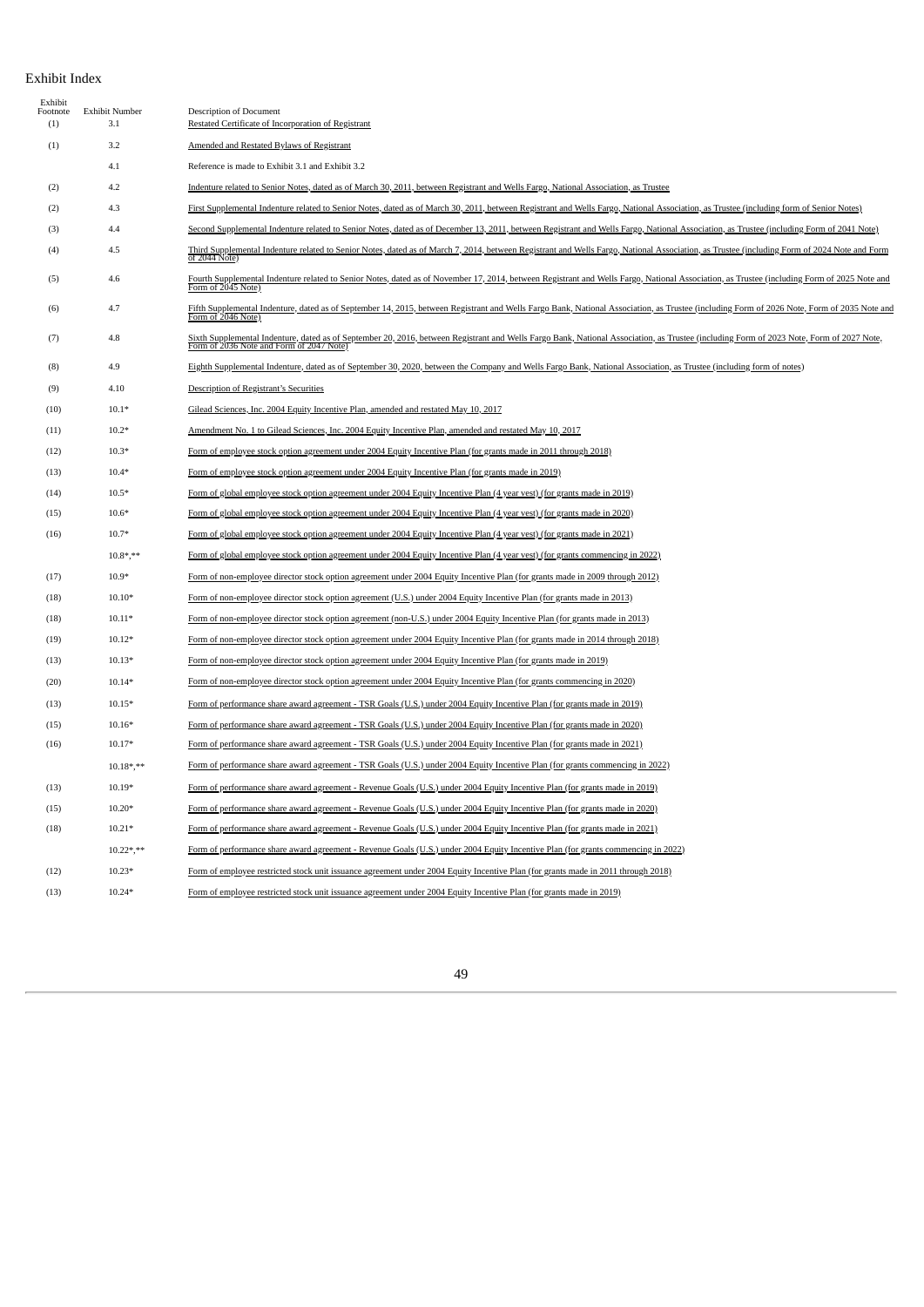# Exhibit Index

| Exhibit Footnote | Exhibit Number | Description of Document |
|---|---|---|
| (1) | 3.1 | Restated Certificate of Incorporation of Registrant |
| (1) | 3.2 | Amended and Restated Bylaws of Registrant |
| | 4.1 | Reference is made to Exhibit 3.1 and Exhibit 3.2 |
| (2) | 4.2 | Indenture related to Senior Notes, dated as of March 30, 2011, between Registrant and Wells Fargo, National Association, as Trustee |
| (2) | 4.3 | First Supplemental Indenture related to Senior Notes, dated as of March 30, 2011, between Registrant and Wells Fargo, National Association, as Trustee (including form of Senior Notes) |
| (3) | 4.4 | Second Supplemental Indenture related to Senior Notes, dated as of December 13, 2011, between Registrant and Wells Fargo, National Association, as Trustee (including Form of 2041 Note) |
| (4) | 4.5 | Third Supplemental Indenture related to Senior Notes, dated as of March 7, 2014, between Registrant and Wells Fargo, National Association, as Trustee (including Form of 2024 Note and Form of 2044 Note) |
| (5) | 4.6 | Fourth Supplemental Indenture related to Senior Notes, dated as of November 17, 2014, between Registrant and Wells Fargo, National Association, as Trustee (including Form of 2025 Note and Form of 2045 Note) |
| (6) | 4.7 | Fifth Supplemental Indenture, dated as of September 14, 2015, between Registrant and Wells Fargo Bank, National Association, as Trustee (including Form of 2026 Note, Form of 2035 Note and Form of 2046 Note) |
| (7) | 4.8 | Sixth Supplemental Indenture, dated as of September 20, 2016, between Registrant and Wells Fargo Bank, National Association, as Trustee (including Form of 2023 Note, Form of 2027 Note, Form of 2036 Note and Form of 2047 Note) |
| (8) | 4.9 | Eighth Supplemental Indenture, dated as of September 30, 2020, between the Company and Wells Fargo Bank, National Association, as Trustee (including form of notes) |
| (9) | 4.10 | Description of Registrant's Securities |
| (10) | 10.1* | Gilead Sciences, Inc. 2004 Equity Incentive Plan, amended and restated May 10, 2017 |
| (11) | 10.2* | Amendment No. 1 to Gilead Sciences, Inc. 2004 Equity Incentive Plan, amended and restated May 10, 2017 |
| (12) | 10.3* | Form of employee stock option agreement under 2004 Equity Incentive Plan (for grants made in 2011 through 2018) |
| (13) | 10.4* | Form of employee stock option agreement under 2004 Equity Incentive Plan (for grants made in 2019) |
| (14) | 10.5* | Form of global employee stock option agreement under 2004 Equity Incentive Plan (4 year vest) (for grants made in 2019) |
| (15) | 10.6* | Form of global employee stock option agreement under 2004 Equity Incentive Plan (4 year vest) (for grants made in 2020) |
| (16) | 10.7* | Form of global employee stock option agreement under 2004 Equity Incentive Plan (4 year vest) (for grants made in 2021) |
| | 10.8*,** | Form of global employee stock option agreement under 2004 Equity Incentive Plan (4 year vest) (for grants commencing in 2022) |
| (17) | 10.9* | Form of non-employee director stock option agreement under 2004 Equity Incentive Plan (for grants made in 2009 through 2012) |
| (18) | 10.10* | Form of non-employee director stock option agreement (U.S.) under 2004 Equity Incentive Plan (for grants made in 2013) |
| (18) | 10.11* | Form of non-employee director stock option agreement (non-U.S.) under 2004 Equity Incentive Plan (for grants made in 2013) |
| (19) | 10.12* | Form of non-employee director stock option agreement under 2004 Equity Incentive Plan (for grants made in 2014 through 2018) |
| (13) | 10.13* | Form of non-employee director stock option agreement under 2004 Equity Incentive Plan (for grants made in 2019) |
| (20) | 10.14* | Form of non-employee director stock option agreement under 2004 Equity Incentive Plan (for grants commencing in 2020) |
| (13) | 10.15* | Form of performance share award agreement - TSR Goals (U.S.) under 2004 Equity Incentive Plan (for grants made in 2019) |
| (15) | 10.16* | Form of performance share award agreement - TSR Goals (U.S.) under 2004 Equity Incentive Plan (for grants made in 2020) |
| (16) | 10.17* | Form of performance share award agreement - TSR Goals (U.S.) under 2004 Equity Incentive Plan (for grants made in 2021) |
| | 10.18*,** | Form of performance share award agreement - TSR Goals (U.S.) under 2004 Equity Incentive Plan (for grants commencing in 2022) |
| (13) | 10.19* | Form of performance share award agreement - Revenue Goals (U.S.) under 2004 Equity Incentive Plan (for grants made in 2019) |
| (15) | 10.20* | Form of performance share award agreement - Revenue Goals (U.S.) under 2004 Equity Incentive Plan (for grants made in 2020) |
| (18) | 10.21* | Form of performance share award agreement - Revenue Goals (U.S.) under 2004 Equity Incentive Plan (for grants made in 2021) |
| | 10.22*,** | Form of performance share award agreement - Revenue Goals (U.S.) under 2004 Equity Incentive Plan (for grants commencing in 2022) |
| (12) | 10.23* | Form of employee restricted stock unit issuance agreement under 2004 Equity Incentive Plan (for grants made in 2011 through 2018) |
| (13) | 10.24* | Form of employee restricted stock unit issuance agreement under 2004 Equity Incentive Plan (for grants made in 2019) |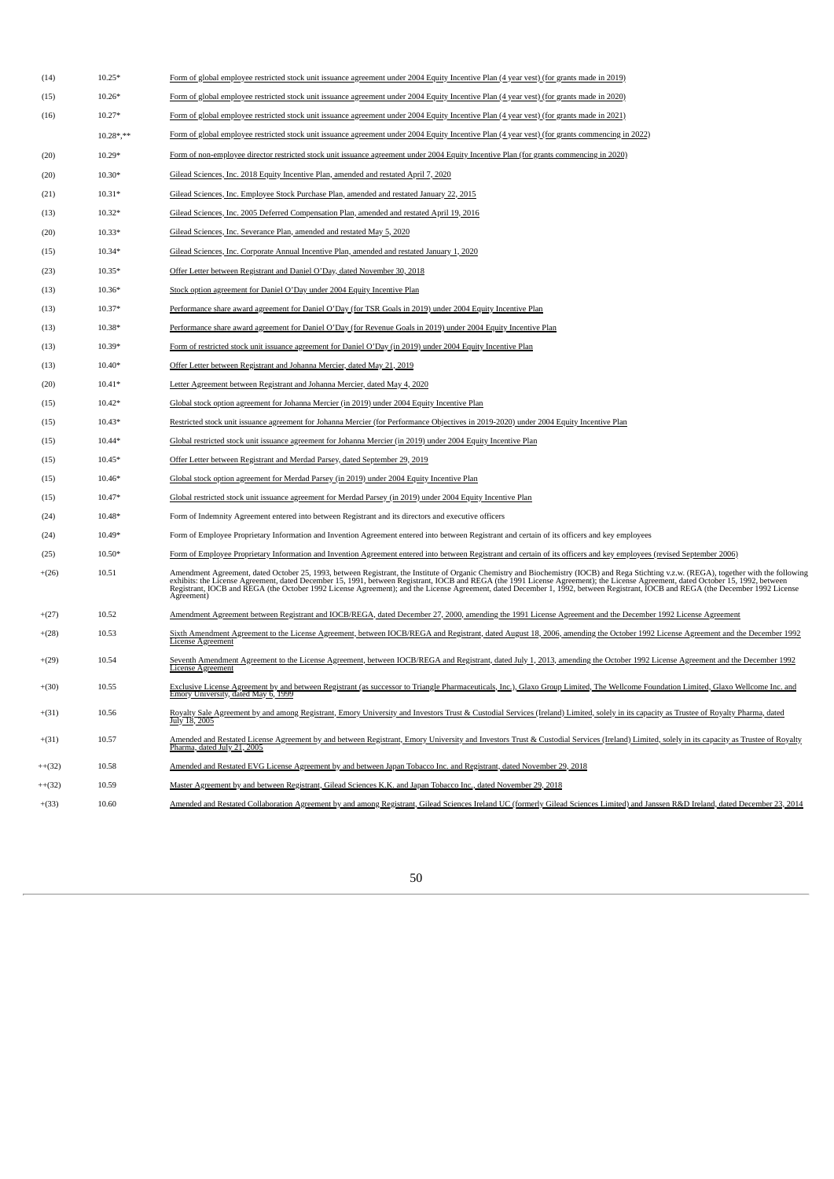| | | |
|---|---|---|
| (14) | 10.25* | Form of global employee restricted stock unit issuance agreement under 2004 Equity Incentive Plan (4 year vest) (for grants made in 2019) |
| (15) | 10.26* | Form of global employee restricted stock unit issuance agreement under 2004 Equity Incentive Plan (4 year vest) (for grants made in 2020) |
| (16) | 10.27* | Form of global employee restricted stock unit issuance agreement under 2004 Equity Incentive Plan (4 year vest) (for grants made in 2021) |
| | 10.28*,** | Form of global employee restricted stock unit issuance agreement under 2004 Equity Incentive Plan (4 year vest) (for grants commencing in 2022) |
| (20) | 10.29* | Form of non-employee director restricted stock unit issuance agreement under 2004 Equity Incentive Plan (for grants commencing in 2020) |
| (20) | 10.30* | Gilead Sciences, Inc. 2018 Equity Incentive Plan, amended and restated April 7, 2020 |
| (21) | 10.31* | Gilead Sciences, Inc. Employee Stock Purchase Plan, amended and restated January 22, 2015 |
| (13) | 10.32* | Gilead Sciences, Inc. 2005 Deferred Compensation Plan, amended and restated April 19, 2016 |
| (20) | 10.33* | Gilead Sciences, Inc. Severance Plan, amended and restated May 5, 2020 |
| (15) | 10.34* | Gilead Sciences, Inc. Corporate Annual Incentive Plan, amended and restated January 1, 2020 |
| (23) | 10.35* | Offer Letter between Registrant and Daniel O'Day, dated November 30, 2018 |
| (13) | 10.36* | Stock option agreement for Daniel O'Day under 2004 Equity Incentive Plan |
| (13) | 10.37* | Performance share award agreement for Daniel O'Day (for TSR Goals in 2019) under 2004 Equity Incentive Plan |
| (13) | 10.38* | Performance share award agreement for Daniel O'Day (for Revenue Goals in 2019) under 2004 Equity Incentive Plan |
| (13) | 10.39* | Form of restricted stock unit issuance agreement for Daniel O'Day (in 2019) under 2004 Equity Incentive Plan |
| (13) | 10.40* | Offer Letter between Registrant and Johanna Mercier, dated May 21, 2019 |
| (20) | 10.41* | Letter Agreement between Registrant and Johanna Mercier, dated May 4, 2020 |
| (15) | 10.42* | Global stock option agreement for Johanna Mercier (in 2019) under 2004 Equity Incentive Plan |
| (15) | 10.43* | Restricted stock unit issuance agreement for Johanna Mercier (for Performance Objectives in 2019-2020) under 2004 Equity Incentive Plan |
| (15) | 10.44* | Global restricted stock unit issuance agreement for Johanna Mercier (in 2019) under 2004 Equity Incentive Plan |
| (15) | 10.45* | Offer Letter between Registrant and Merdad Parsey, dated September 29, 2019 |
| (15) | 10.46* | Global stock option agreement for Merdad Parsey (in 2019) under 2004 Equity Incentive Plan |
| (15) | 10.47* | Global restricted stock unit issuance agreement for Merdad Parsey (in 2019) under 2004 Equity Incentive Plan |
| (24) | 10.48* | Form of Indemnity Agreement entered into between Registrant and its directors and executive officers |
| (24) | 10.49* | Form of Employee Proprietary Information and Invention Agreement entered into between Registrant and certain of its officers and key employees |
| (25) | 10.50* | Form of Employee Proprietary Information and Invention Agreement entered into between Registrant and certain of its officers and key employees (revised September 2006) |
| +(26) | 10.51 | Amendment Agreement, dated October 25, 1993, between Registrant, the Institute of Organic Chemistry and Biochemistry (IOCB) and Rega Stichting v.z.w. (REGA), together with the following exhibits: the License Agreement, dated December 15, 1991, between Registrant, IOCB and REGA (the 1991 License Agreement); the License Agreement, dated October 15, 1992, between Registrant, IOCB and REGA (the October 1992 License Agreement); and the License Agreement, dated December 1, 1992, between Registrant, IOCB and REGA (the December 1992 License Agreement) |
| +(27) | 10.52 | Amendment Agreement between Registrant and IOCB/REGA, dated December 27, 2000, amending the 1991 License Agreement and the December 1992 License Agreement |
| +(28) | 10.53 | Sixth Amendment Agreement to the License Agreement, between IOCB/REGA and Registrant, dated August 18, 2006, amending the October 1992 License Agreement and the December 1992 License Agreement |
| +(29) | 10.54 | Seventh Amendment Agreement to the License Agreement, between IOCB/REGA and Registrant, dated July 1, 2013, amending the October 1992 License Agreement and the December 1992 License Agreement |
| +(30) | 10.55 | Exclusive License Agreement by and between Registrant (as successor to Triangle Pharmaceuticals, Inc.), Glaxo Group Limited, The Wellcome Foundation Limited, Glaxo Wellcome Inc. and Emory University, dated May 6, 1999 |
| +(31) | 10.56 | Royalty Sale Agreement by and among Registrant, Emory University and Investors Trust & Custodial Services (Ireland) Limited, solely in its capacity as Trustee of Royalty Pharma, dated July 18, 2005 |
| +(31) | 10.57 | Amended and Restated License Agreement by and between Registrant, Emory University and Investors Trust & Custodial Services (Ireland) Limited, solely in its capacity as Trustee of Royalty Pharma, dated July 21, 2005 |
| ++(32) | 10.58 | Amended and Restated EVG License Agreement by and between Japan Tobacco Inc. and Registrant, dated November 29, 2018 |
| ++(32) | 10.59 | Master Agreement by and between Registrant, Gilead Sciences K.K. and Japan Tobacco Inc., dated November 29, 2018 |
| +(33) | 10.60 | Amended and Restated Collaboration Agreement by and among Registrant, Gilead Sciences Ireland UC (formerly Gilead Sciences Limited) and Janssen R&D Ireland, dated December 23, 2014 |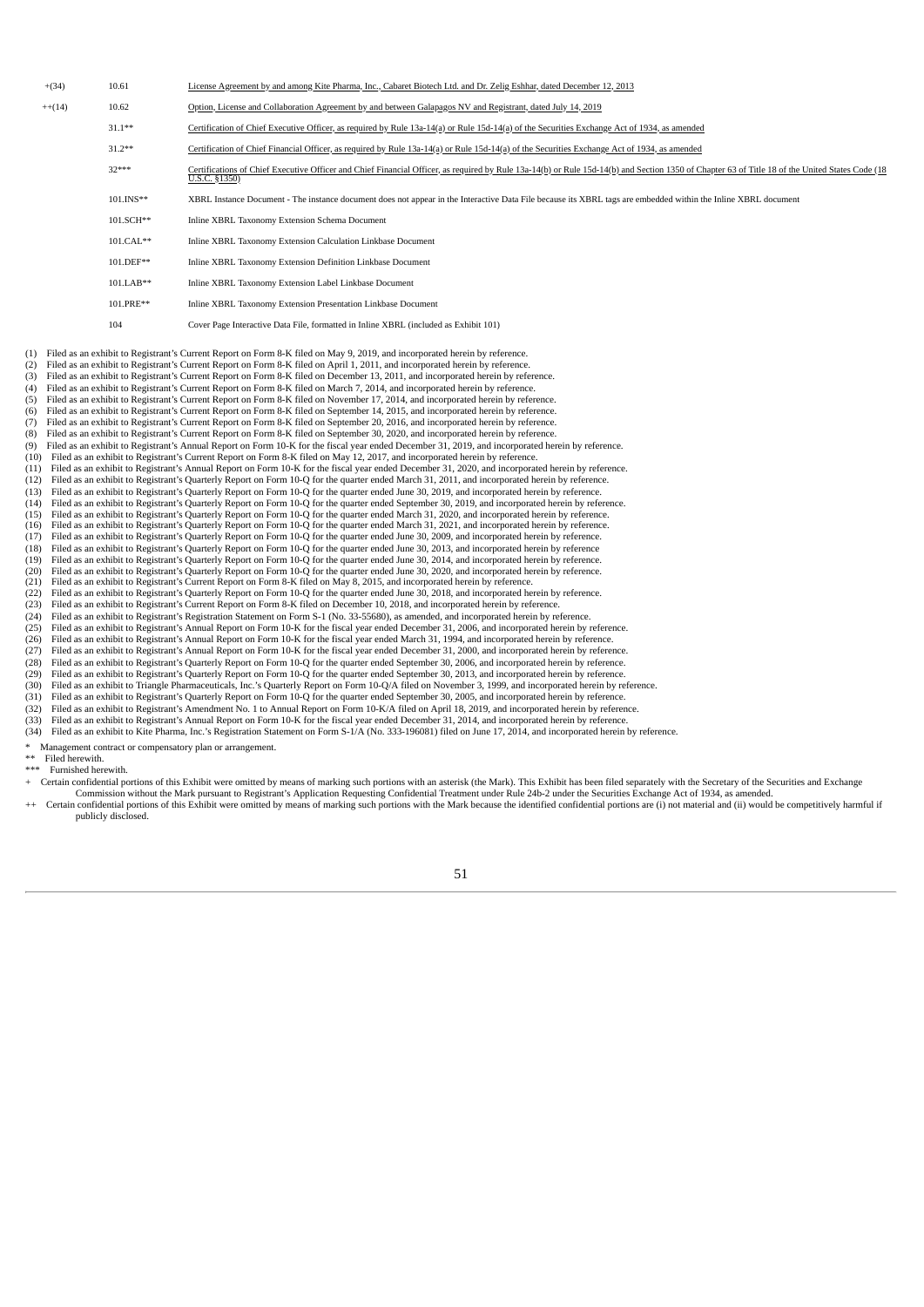| | | |
|---|---|---|
| +(34) | 10.61 | License Agreement by and among Kite Pharma, Inc., Cabaret Biotech Ltd. and Dr. Zelig Eshhar, dated December 12, 2013 |
| ++(14) | 10.62 | Option, License and Collaboration Agreement by and between Galapagos NV and Registrant, dated July 14, 2019 |
| | 31.1** | Certification of Chief Executive Officer, as required by Rule 13a-14(a) or Rule 15d-14(a) of the Securities Exchange Act of 1934, as amended |
| | 31.2** | Certification of Chief Financial Officer, as required by Rule 13a-14(a) or Rule 15d-14(a) of the Securities Exchange Act of 1934, as amended |
| | 32*** | Certifications of Chief Executive Officer and Chief Financial Officer, as required by Rule 13a-14(b) or Rule 15d-14(b) and Section 1350 of Chapter 63 of Title 18 of the United States Code (18 U.S.C. §1350) |
| | 101.INS** | XBRL Instance Document - The instance document does not appear in the Interactive Data File because its XBRL tags are embedded within the Inline XBRL document |
| | 101.SCH** | Inline XBRL Taxonomy Extension Schema Document |
| | 101.CAL** | Inline XBRL Taxonomy Extension Calculation Linkbase Document |
| | 101.DEF** | Inline XBRL Taxonomy Extension Definition Linkbase Document |
| | 101.LAB** | Inline XBRL Taxonomy Extension Label Linkbase Document |
| | 101.PRE** | Inline XBRL Taxonomy Extension Presentation Linkbase Document |
| | 104 | Cover Page Interactive Data File, formatted in Inline XBRL (included as Exhibit 101) |

(1) Filed as an exhibit to Registrant's Current Report on Form 8-K filed on May 9, 2019, and incorporated herein by reference.
(2) Filed as an exhibit to Registrant's Current Report on Form 8-K filed on April 1, 2011, and incorporated herein by reference.
(3) Filed as an exhibit to Registrant's Current Report on Form 8-K filed on December 13, 2011, and incorporated herein by reference.
(4) Filed as an exhibit to Registrant's Current Report on Form 8-K filed on March 7, 2014, and incorporated herein by reference.
(5) Filed as an exhibit to Registrant's Current Report on Form 8-K filed on November 17, 2014, and incorporated herein by reference.
(6) Filed as an exhibit to Registrant's Current Report on Form 8-K filed on September 14, 2015, and incorporated herein by reference.
(7) Filed as an exhibit to Registrant's Current Report on Form 8-K filed on September 20, 2016, and incorporated herein by reference.
(8) Filed as an exhibit to Registrant's Current Report on Form 8-K filed on September 30, 2020, and incorporated herein by reference.
(9) Filed as an exhibit to Registrant's Annual Report on Form 10-K for the fiscal year ended December 31, 2019, and incorporated herein by reference.
(10) Filed as an exhibit to Registrant's Current Report on Form 8-K filed on May 12, 2017, and incorporated herein by reference.
(11) Filed as an exhibit to Registrant's Annual Report on Form 10-K for the fiscal year ended December 31, 2020, and incorporated herein by reference.
(12) Filed as an exhibit to Registrant's Quarterly Report on Form 10-Q for the quarter ended March 31, 2011, and incorporated herein by reference.
(13) Filed as an exhibit to Registrant's Quarterly Report on Form 10-Q for the quarter ended June 30, 2019, and incorporated herein by reference.
(14) Filed as an exhibit to Registrant's Quarterly Report on Form 10-Q for the quarter ended September 30, 2019, and incorporated herein by reference.
(15) Filed as an exhibit to Registrant's Quarterly Report on Form 10-Q for the quarter ended March 31, 2020, and incorporated herein by reference.
(16) Filed as an exhibit to Registrant's Quarterly Report on Form 10-Q for the quarter ended March 31, 2021, and incorporated herein by reference.
(17) Filed as an exhibit to Registrant's Quarterly Report on Form 10-Q for the quarter ended June 30, 2009, and incorporated herein by reference.
(18) Filed as an exhibit to Registrant's Quarterly Report on Form 10-Q for the quarter ended June 30, 2013, and incorporated herein by reference
(19) Filed as an exhibit to Registrant's Quarterly Report on Form 10-Q for the quarter ended June 30, 2014, and incorporated herein by reference.
(20) Filed as an exhibit to Registrant's Quarterly Report on Form 10-Q for the quarter ended June 30, 2020, and incorporated herein by reference.
(21) Filed as an exhibit to Registrant's Current Report on Form 8-K filed on May 8, 2015, and incorporated herein by reference.
(22) Filed as an exhibit to Registrant's Quarterly Report on Form 10-Q for the quarter ended June 30, 2018, and incorporated herein by reference.
(23) Filed as an exhibit to Registrant's Current Report on Form 8-K filed on December 10, 2018, and incorporated herein by reference.
(24) Filed as an exhibit to Registrant's Registration Statement on Form S-1 (No. 33-55680), as amended, and incorporated herein by reference.
(25) Filed as an exhibit to Registrant's Annual Report on Form 10-K for the fiscal year ended December 31, 2006, and incorporated herein by reference.
(26) Filed as an exhibit to Registrant's Annual Report on Form 10-K for the fiscal year ended March 31, 1994, and incorporated herein by reference.
(27) Filed as an exhibit to Registrant's Annual Report on Form 10-K for the fiscal year ended December 31, 2000, and incorporated herein by reference.
(28) Filed as an exhibit to Registrant's Quarterly Report on Form 10-Q for the quarter ended September 30, 2006, and incorporated herein by reference.
(29) Filed as an exhibit to Registrant's Quarterly Report on Form 10-Q for the quarter ended September 30, 2013, and incorporated herein by reference.
(30) Filed as an exhibit to Triangle Pharmaceuticals, Inc.'s Quarterly Report on Form 10-Q/A filed on November 3, 1999, and incorporated herein by reference.
(31) Filed as an exhibit to Registrant's Quarterly Report on Form 10-Q for the quarter ended September 30, 2005, and incorporated herein by reference.
(32) Filed as an exhibit to Registrant's Amendment No. 1 to Annual Report on Form 10-K/A filed on April 18, 2019, and incorporated herein by reference.
(33) Filed as an exhibit to Registrant's Annual Report on Form 10-K for the fiscal year ended December 31, 2014, and incorporated herein by reference.
(34) Filed as an exhibit to Kite Pharma, Inc.'s Registration Statement on Form S-1/A (No. 333-196081) filed on June 17, 2014, and incorporated herein by reference.

\* Management contract or compensatory plan or arrangement.
\*\* Filed herewith.
\*\*\* Furnished herewith.
\+ Certain confidential portions of this Exhibit were omitted by means of marking such portions with an asterisk (the Mark). This Exhibit has been filed separately with the Secretary of the Securities and Exchange Commission without the Mark pursuant to Registrant's Application Requesting Confidential Treatment under Rule 24b-2 under the Securities Exchange Act of 1934, as amended.
\++ Certain confidential portions of this Exhibit were omitted by means of marking such portions with the Mark because the identified confidential portions are (i) not material and (ii) would be competitively harmful if publicly disclosed.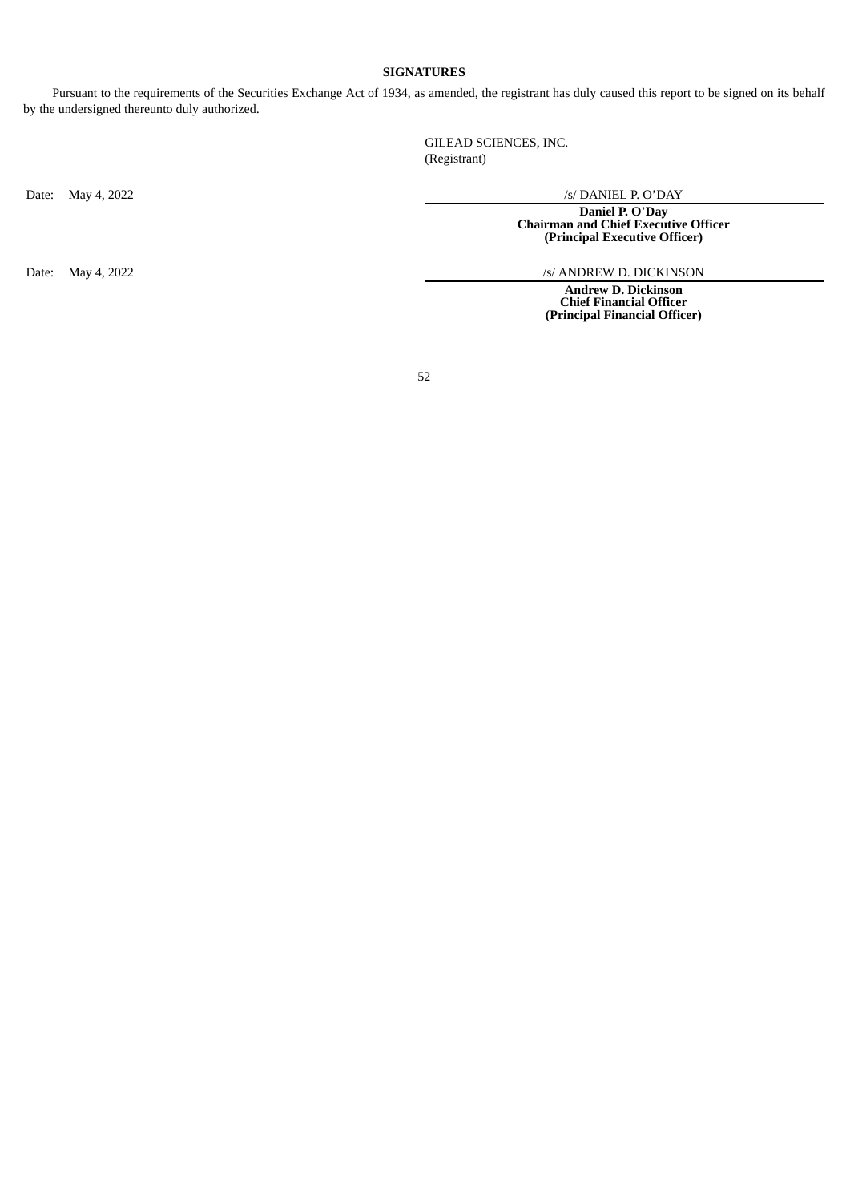## SIGNATURES

Pursuant to the requirements of the Securities Exchange Act of 1934, as amended, the registrant has duly caused this report to be signed on its behalf by the undersigned thereunto duly authorized.

GILEAD SCIENCES, INC.
(Registrant)

Date: May 4, 2022

/s/ DANIEL P. O'DAY

**Daniel P. O'Day**
**Chairman and Chief Executive Officer**
**(Principal Executive Officer)**

Date: May 4, 2022

/s/ ANDREW D. DICKINSON

**Andrew D. Dickinson**
**Chief Financial Officer**
**(Principal Financial Officer)**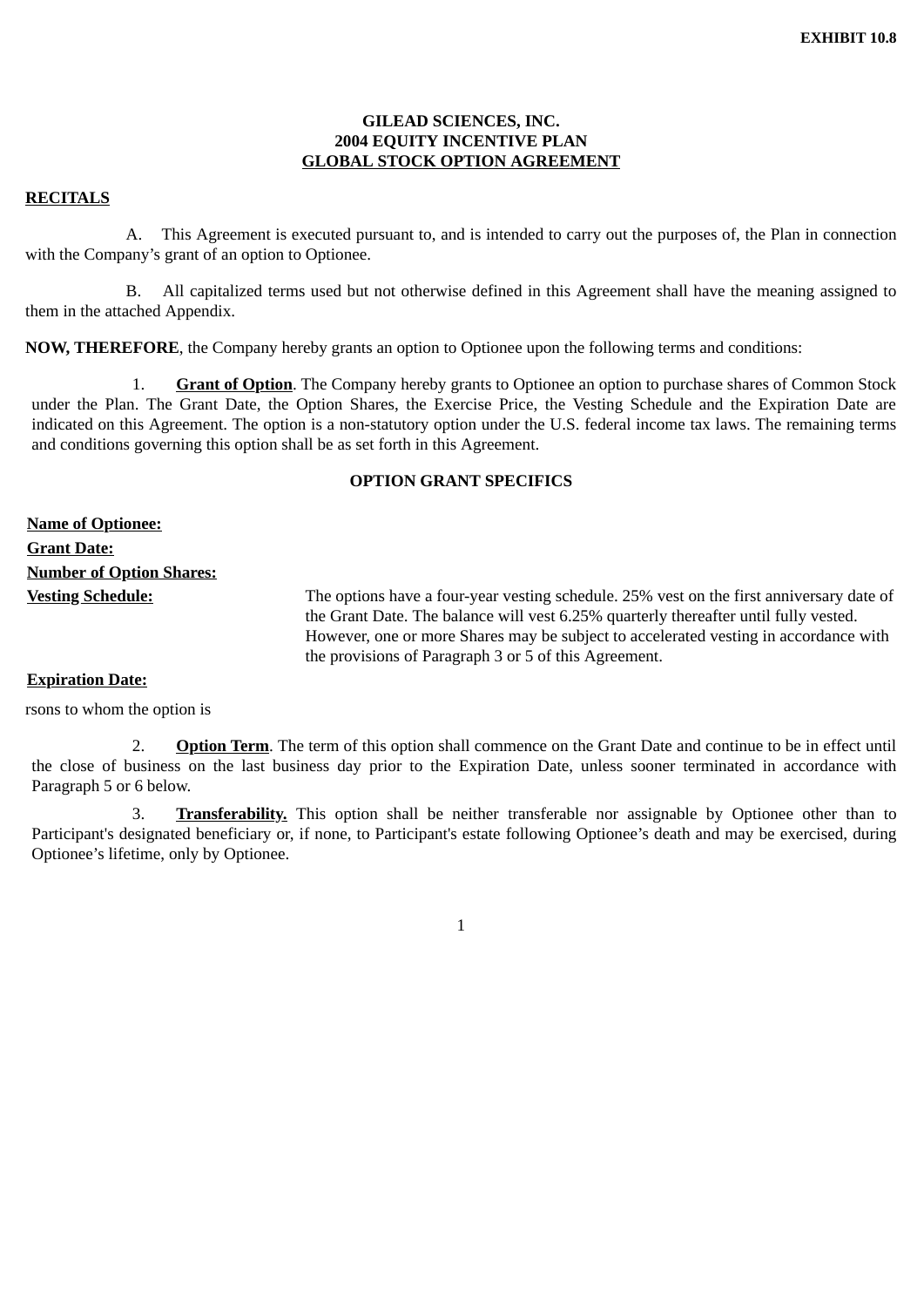**EXHIBIT 10.8**

**GILEAD SCIENCES, INC.**
**2004 EQUITY INCENTIVE PLAN**
**GLOBAL STOCK OPTION AGREEMENT**

**RECITALS**

A. This Agreement is executed pursuant to, and is intended to carry out the purposes of, the Plan in connection with the Company's grant of an option to Optionee.

B. All capitalized terms used but not otherwise defined in this Agreement shall have the meaning assigned to them in the attached Appendix.

**NOW, THEREFORE**, the Company hereby grants an option to Optionee upon the following terms and conditions:

1. **Grant of Option**. The Company hereby grants to Optionee an option to purchase shares of Common Stock under the Plan. The Grant Date, the Option Shares, the Exercise Price, the Vesting Schedule and the Expiration Date are indicated on this Agreement. The option is a non-statutory option under the U.S. federal income tax laws. The remaining terms and conditions governing this option shall be as set forth in this Agreement.

**OPTION GRANT SPECIFICS**

| | |
|---|---|
| **Name of Optionee:** | |
| **Grant Date:** | |
| **Number of Option Shares:** | |
| **Vesting Schedule:** | The options have a four-year vesting schedule. 25% vest on the first anniversary date of the Grant Date. The balance will vest 6.25% quarterly thereafter until fully vested. However, one or more Shares may be subject to accelerated vesting in accordance with the provisions of Paragraph 3 or 5 of this Agreement. |
| **Expiration Date:** | |

rsons to whom the option is

2. **Option Term**. The term of this option shall commence on the Grant Date and continue to be in effect until the close of business on the last business day prior to the Expiration Date, unless sooner terminated in accordance with Paragraph 5 or 6 below.

3. **Transferability.** This option shall be neither transferable nor assignable by Optionee other than to Participant's designated beneficiary or, if none, to Participant's estate following Optionee's death and may be exercised, during Optionee's lifetime, only by Optionee.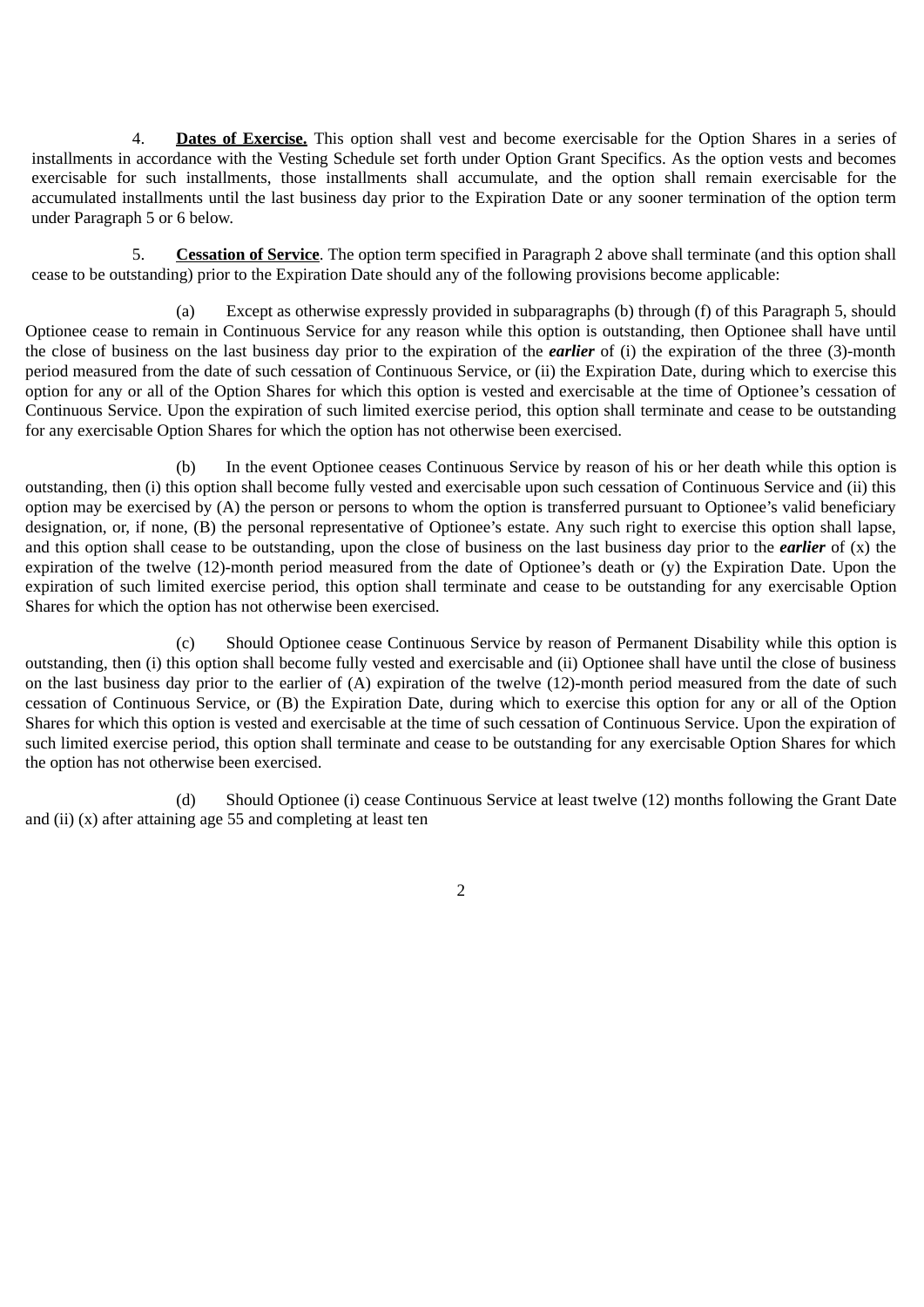4. **<u>Dates of Exercise.</u>** This option shall vest and become exercisable for the Option Shares in a series of installments in accordance with the Vesting Schedule set forth under Option Grant Specifics. As the option vests and becomes exercisable for such installments, those installments shall accumulate, and the option shall remain exercisable for the accumulated installments until the last business day prior to the Expiration Date or any sooner termination of the option term under Paragraph 5 or 6 below.

5. **<u>Cessation of Service</u>**. The option term specified in Paragraph 2 above shall terminate (and this option shall cease to be outstanding) prior to the Expiration Date should any of the following provisions become applicable:

(a) Except as otherwise expressly provided in subparagraphs (b) through (f) of this Paragraph 5, should Optionee cease to remain in Continuous Service for any reason while this option is outstanding, then Optionee shall have until the close of business on the last business day prior to the expiration of the ***earlier*** of (i) the expiration of the three (3)-month period measured from the date of such cessation of Continuous Service, or (ii) the Expiration Date, during which to exercise this option for any or all of the Option Shares for which this option is vested and exercisable at the time of Optionee's cessation of Continuous Service. Upon the expiration of such limited exercise period, this option shall terminate and cease to be outstanding for any exercisable Option Shares for which the option has not otherwise been exercised.

(b) In the event Optionee ceases Continuous Service by reason of his or her death while this option is outstanding, then (i) this option shall become fully vested and exercisable upon such cessation of Continuous Service and (ii) this option may be exercised by (A) the person or persons to whom the option is transferred pursuant to Optionee's valid beneficiary designation, or, if none, (B) the personal representative of Optionee's estate. Any such right to exercise this option shall lapse, and this option shall cease to be outstanding, upon the close of business on the last business day prior to the ***earlier*** of (x) the expiration of the twelve (12)-month period measured from the date of Optionee's death or (y) the Expiration Date. Upon the expiration of such limited exercise period, this option shall terminate and cease to be outstanding for any exercisable Option Shares for which the option has not otherwise been exercised.

(c) Should Optionee cease Continuous Service by reason of Permanent Disability while this option is outstanding, then (i) this option shall become fully vested and exercisable and (ii) Optionee shall have until the close of business on the last business day prior to the earlier of (A) expiration of the twelve (12)-month period measured from the date of such cessation of Continuous Service, or (B) the Expiration Date, during which to exercise this option for any or all of the Option Shares for which this option is vested and exercisable at the time of such cessation of Continuous Service. Upon the expiration of such limited exercise period, this option shall terminate and cease to be outstanding for any exercisable Option Shares for which the option has not otherwise been exercised.

(d) Should Optionee (i) cease Continuous Service at least twelve (12) months following the Grant Date and (ii) (x) after attaining age 55 and completing at least ten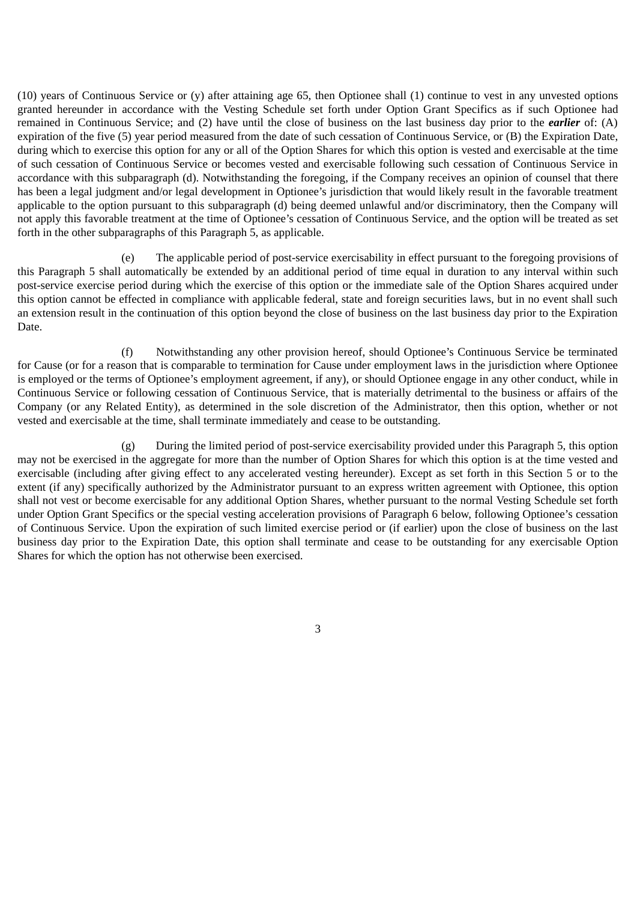(10) years of Continuous Service or (y) after attaining age 65, then Optionee shall (1) continue to vest in any unvested options granted hereunder in accordance with the Vesting Schedule set forth under Option Grant Specifics as if such Optionee had remained in Continuous Service; and (2) have until the close of business on the last business day prior to the ***earlier*** of: (A) expiration of the five (5) year period measured from the date of such cessation of Continuous Service, or (B) the Expiration Date, during which to exercise this option for any or all of the Option Shares for which this option is vested and exercisable at the time of such cessation of Continuous Service or becomes vested and exercisable following such cessation of Continuous Service in accordance with this subparagraph (d). Notwithstanding the foregoing, if the Company receives an opinion of counsel that there has been a legal judgment and/or legal development in Optionee's jurisdiction that would likely result in the favorable treatment applicable to the option pursuant to this subparagraph (d) being deemed unlawful and/or discriminatory, then the Company will not apply this favorable treatment at the time of Optionee's cessation of Continuous Service, and the option will be treated as set forth in the other subparagraphs of this Paragraph 5, as applicable.

(e) The applicable period of post-service exercisability in effect pursuant to the foregoing provisions of this Paragraph 5 shall automatically be extended by an additional period of time equal in duration to any interval within such post-service exercise period during which the exercise of this option or the immediate sale of the Option Shares acquired under this option cannot be effected in compliance with applicable federal, state and foreign securities laws, but in no event shall such an extension result in the continuation of this option beyond the close of business on the last business day prior to the Expiration Date.

(f) Notwithstanding any other provision hereof, should Optionee's Continuous Service be terminated for Cause (or for a reason that is comparable to termination for Cause under employment laws in the jurisdiction where Optionee is employed or the terms of Optionee's employment agreement, if any), or should Optionee engage in any other conduct, while in Continuous Service or following cessation of Continuous Service, that is materially detrimental to the business or affairs of the Company (or any Related Entity), as determined in the sole discretion of the Administrator, then this option, whether or not vested and exercisable at the time, shall terminate immediately and cease to be outstanding.

(g) During the limited period of post-service exercisability provided under this Paragraph 5, this option may not be exercised in the aggregate for more than the number of Option Shares for which this option is at the time vested and exercisable (including after giving effect to any accelerated vesting hereunder). Except as set forth in this Section 5 or to the extent (if any) specifically authorized by the Administrator pursuant to an express written agreement with Optionee, this option shall not vest or become exercisable for any additional Option Shares, whether pursuant to the normal Vesting Schedule set forth under Option Grant Specifics or the special vesting acceleration provisions of Paragraph 6 below, following Optionee's cessation of Continuous Service. Upon the expiration of such limited exercise period or (if earlier) upon the close of business on the last business day prior to the Expiration Date, this option shall terminate and cease to be outstanding for any exercisable Option Shares for which the option has not otherwise been exercised.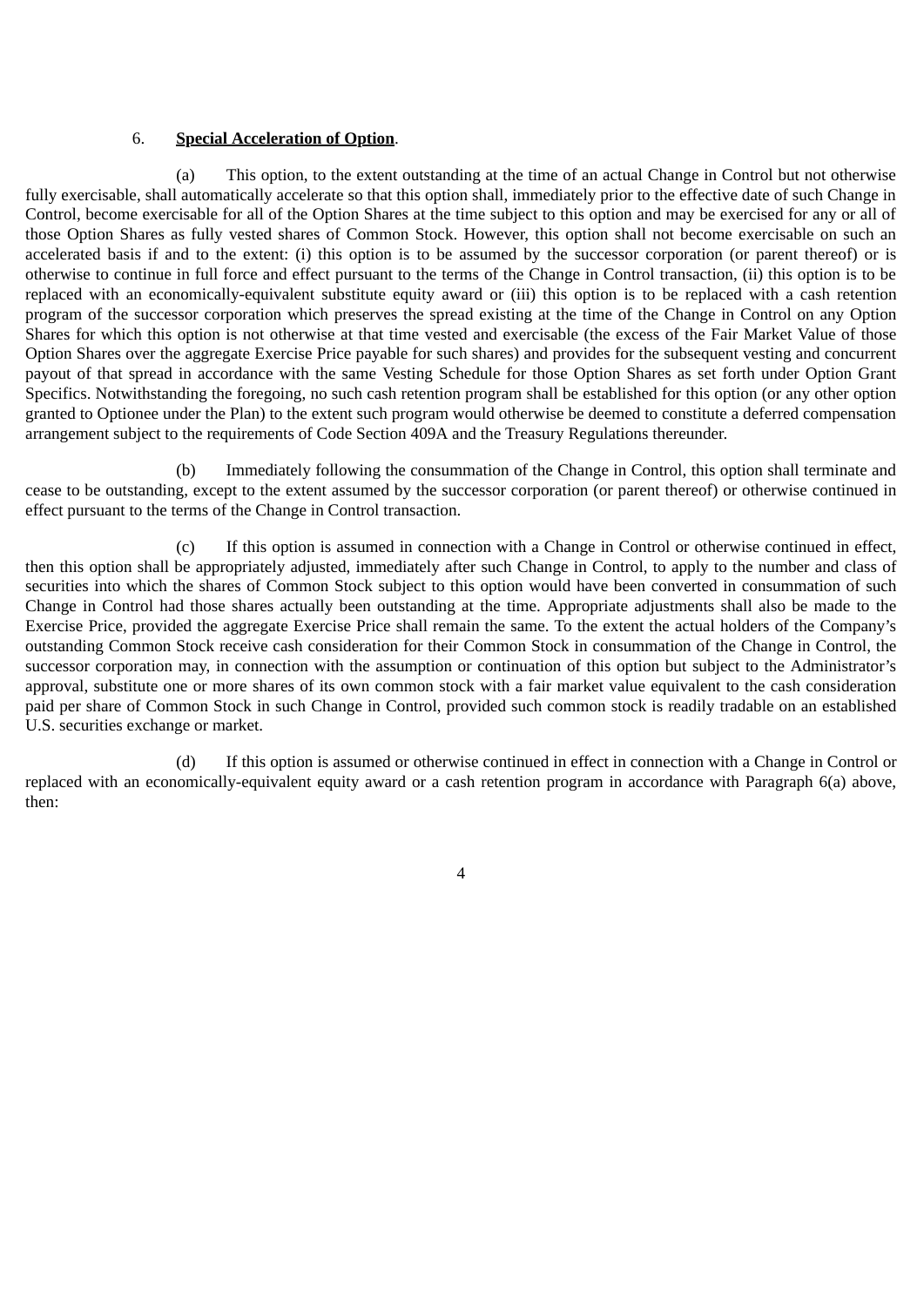6. **Special Acceleration of Option**.

(a) This option, to the extent outstanding at the time of an actual Change in Control but not otherwise fully exercisable, shall automatically accelerate so that this option shall, immediately prior to the effective date of such Change in Control, become exercisable for all of the Option Shares at the time subject to this option and may be exercised for any or all of those Option Shares as fully vested shares of Common Stock. However, this option shall not become exercisable on such an accelerated basis if and to the extent: (i) this option is to be assumed by the successor corporation (or parent thereof) or is otherwise to continue in full force and effect pursuant to the terms of the Change in Control transaction, (ii) this option is to be replaced with an economically-equivalent substitute equity award or (iii) this option is to be replaced with a cash retention program of the successor corporation which preserves the spread existing at the time of the Change in Control on any Option Shares for which this option is not otherwise at that time vested and exercisable (the excess of the Fair Market Value of those Option Shares over the aggregate Exercise Price payable for such shares) and provides for the subsequent vesting and concurrent payout of that spread in accordance with the same Vesting Schedule for those Option Shares as set forth under Option Grant Specifics. Notwithstanding the foregoing, no such cash retention program shall be established for this option (or any other option granted to Optionee under the Plan) to the extent such program would otherwise be deemed to constitute a deferred compensation arrangement subject to the requirements of Code Section 409A and the Treasury Regulations thereunder.

(b) Immediately following the consummation of the Change in Control, this option shall terminate and cease to be outstanding, except to the extent assumed by the successor corporation (or parent thereof) or otherwise continued in effect pursuant to the terms of the Change in Control transaction.

(c) If this option is assumed in connection with a Change in Control or otherwise continued in effect, then this option shall be appropriately adjusted, immediately after such Change in Control, to apply to the number and class of securities into which the shares of Common Stock subject to this option would have been converted in consummation of such Change in Control had those shares actually been outstanding at the time. Appropriate adjustments shall also be made to the Exercise Price, provided the aggregate Exercise Price shall remain the same. To the extent the actual holders of the Company's outstanding Common Stock receive cash consideration for their Common Stock in consummation of the Change in Control, the successor corporation may, in connection with the assumption or continuation of this option but subject to the Administrator's approval, substitute one or more shares of its own common stock with a fair market value equivalent to the cash consideration paid per share of Common Stock in such Change in Control, provided such common stock is readily tradable on an established U.S. securities exchange or market.

(d) If this option is assumed or otherwise continued in effect in connection with a Change in Control or replaced with an economically-equivalent equity award or a cash retention program in accordance with Paragraph 6(a) above, then: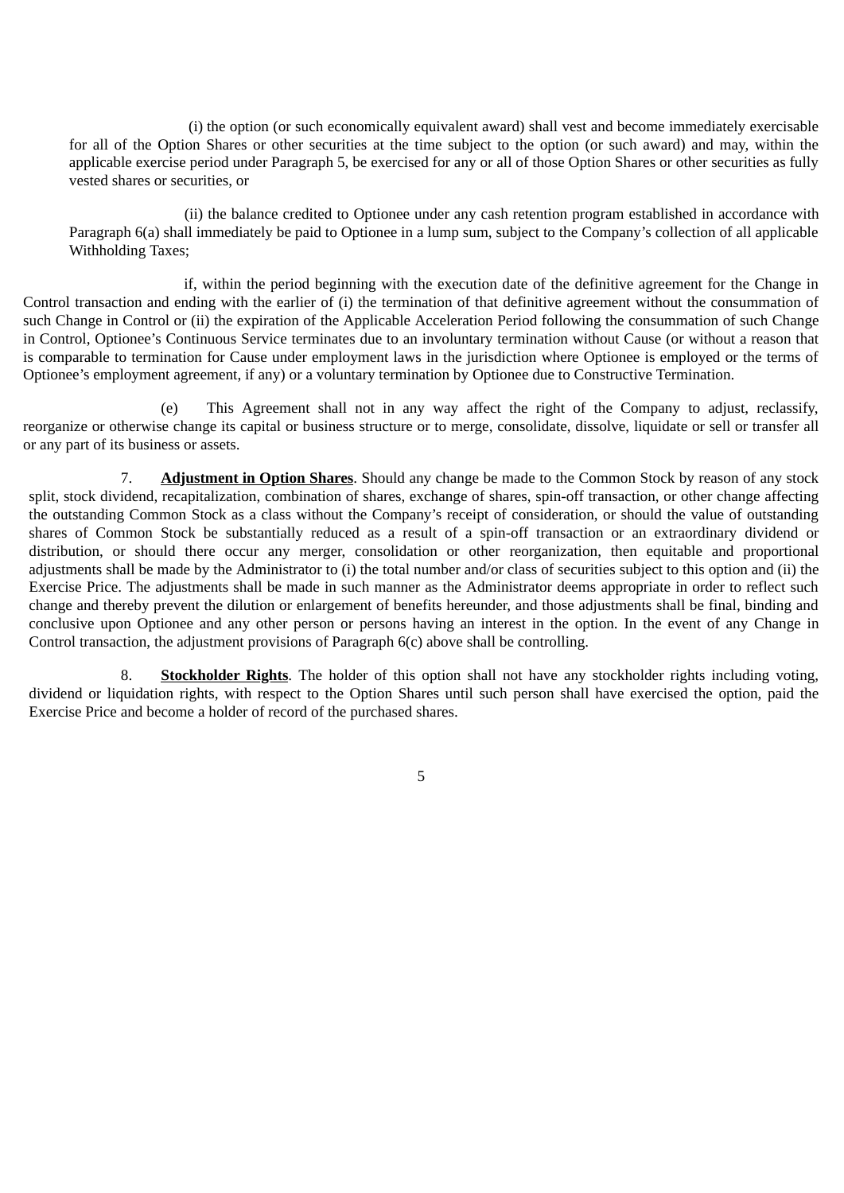(i) the option (or such economically equivalent award) shall vest and become immediately exercisable for all of the Option Shares or other securities at the time subject to the option (or such award) and may, within the applicable exercise period under Paragraph 5, be exercised for any or all of those Option Shares or other securities as fully vested shares or securities, or

(ii) the balance credited to Optionee under any cash retention program established in accordance with Paragraph 6(a) shall immediately be paid to Optionee in a lump sum, subject to the Company's collection of all applicable Withholding Taxes;

if, within the period beginning with the execution date of the definitive agreement for the Change in Control transaction and ending with the earlier of (i) the termination of that definitive agreement without the consummation of such Change in Control or (ii) the expiration of the Applicable Acceleration Period following the consummation of such Change in Control, Optionee's Continuous Service terminates due to an involuntary termination without Cause (or without a reason that is comparable to termination for Cause under employment laws in the jurisdiction where Optionee is employed or the terms of Optionee's employment agreement, if any) or a voluntary termination by Optionee due to Constructive Termination.

(e) This Agreement shall not in any way affect the right of the Company to adjust, reclassify, reorganize or otherwise change its capital or business structure or to merge, consolidate, dissolve, liquidate or sell or transfer all or any part of its business or assets.

7. **Adjustment in Option Shares**. Should any change be made to the Common Stock by reason of any stock split, stock dividend, recapitalization, combination of shares, exchange of shares, spin-off transaction, or other change affecting the outstanding Common Stock as a class without the Company's receipt of consideration, or should the value of outstanding shares of Common Stock be substantially reduced as a result of a spin-off transaction or an extraordinary dividend or distribution, or should there occur any merger, consolidation or other reorganization, then equitable and proportional adjustments shall be made by the Administrator to (i) the total number and/or class of securities subject to this option and (ii) the Exercise Price. The adjustments shall be made in such manner as the Administrator deems appropriate in order to reflect such change and thereby prevent the dilution or enlargement of benefits hereunder, and those adjustments shall be final, binding and conclusive upon Optionee and any other person or persons having an interest in the option. In the event of any Change in Control transaction, the adjustment provisions of Paragraph 6(c) above shall be controlling.

8. **Stockholder Rights**. The holder of this option shall not have any stockholder rights including voting, dividend or liquidation rights, with respect to the Option Shares until such person shall have exercised the option, paid the Exercise Price and become a holder of record of the purchased shares.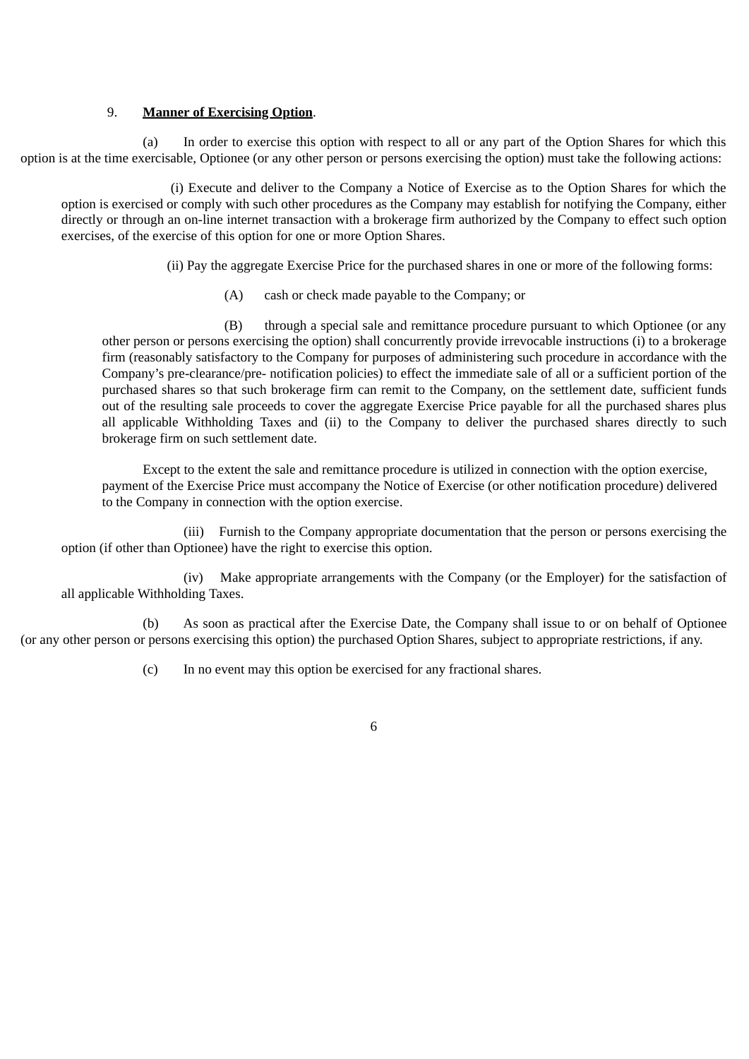9. **Manner of Exercising Option**.

(a) In order to exercise this option with respect to all or any part of the Option Shares for which this option is at the time exercisable, Optionee (or any other person or persons exercising the option) must take the following actions:

(i) Execute and deliver to the Company a Notice of Exercise as to the Option Shares for which the option is exercised or comply with such other procedures as the Company may establish for notifying the Company, either directly or through an on-line internet transaction with a brokerage firm authorized by the Company to effect such option exercises, of the exercise of this option for one or more Option Shares.

(ii) Pay the aggregate Exercise Price for the purchased shares in one or more of the following forms:

(A) cash or check made payable to the Company; or

(B) through a special sale and remittance procedure pursuant to which Optionee (or any other person or persons exercising the option) shall concurrently provide irrevocable instructions (i) to a brokerage firm (reasonably satisfactory to the Company for purposes of administering such procedure in accordance with the Company's pre-clearance/pre- notification policies) to effect the immediate sale of all or a sufficient portion of the purchased shares so that such brokerage firm can remit to the Company, on the settlement date, sufficient funds out of the resulting sale proceeds to cover the aggregate Exercise Price payable for all the purchased shares plus all applicable Withholding Taxes and (ii) to the Company to deliver the purchased shares directly to such brokerage firm on such settlement date.

Except to the extent the sale and remittance procedure is utilized in connection with the option exercise, payment of the Exercise Price must accompany the Notice of Exercise (or other notification procedure) delivered to the Company in connection with the option exercise.

(iii) Furnish to the Company appropriate documentation that the person or persons exercising the option (if other than Optionee) have the right to exercise this option.

(iv) Make appropriate arrangements with the Company (or the Employer) for the satisfaction of all applicable Withholding Taxes.

(b) As soon as practical after the Exercise Date, the Company shall issue to or on behalf of Optionee (or any other person or persons exercising this option) the purchased Option Shares, subject to appropriate restrictions, if any.

(c) In no event may this option be exercised for any fractional shares.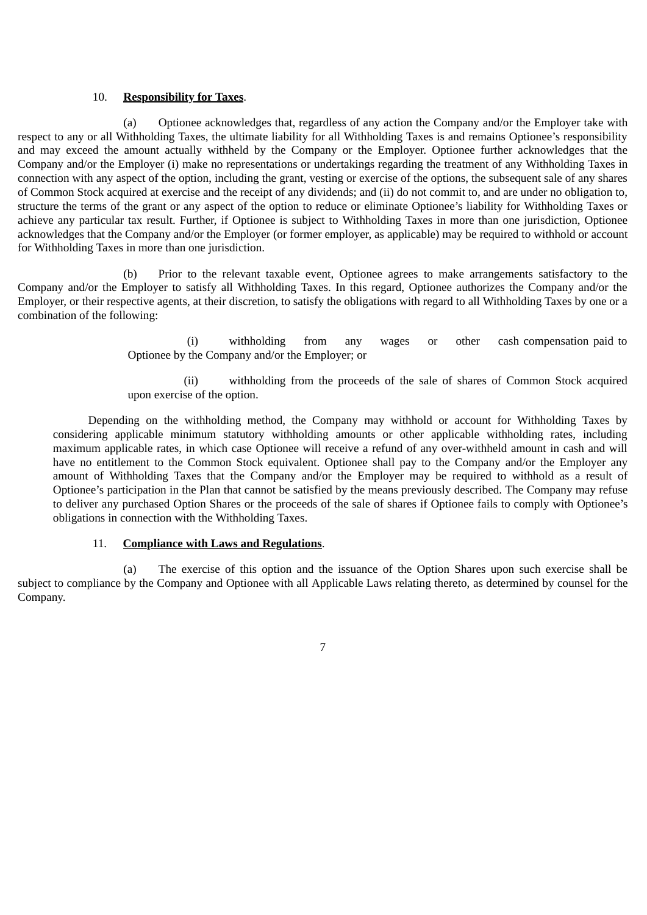10. **Responsibility for Taxes**.

(a) Optionee acknowledges that, regardless of any action the Company and/or the Employer take with respect to any or all Withholding Taxes, the ultimate liability for all Withholding Taxes is and remains Optionee's responsibility and may exceed the amount actually withheld by the Company or the Employer. Optionee further acknowledges that the Company and/or the Employer (i) make no representations or undertakings regarding the treatment of any Withholding Taxes in connection with any aspect of the option, including the grant, vesting or exercise of the options, the subsequent sale of any shares of Common Stock acquired at exercise and the receipt of any dividends; and (ii) do not commit to, and are under no obligation to, structure the terms of the grant or any aspect of the option to reduce or eliminate Optionee's liability for Withholding Taxes or achieve any particular tax result. Further, if Optionee is subject to Withholding Taxes in more than one jurisdiction, Optionee acknowledges that the Company and/or the Employer (or former employer, as applicable) may be required to withhold or account for Withholding Taxes in more than one jurisdiction.

(b) Prior to the relevant taxable event, Optionee agrees to make arrangements satisfactory to the Company and/or the Employer to satisfy all Withholding Taxes. In this regard, Optionee authorizes the Company and/or the Employer, or their respective agents, at their discretion, to satisfy the obligations with regard to all Withholding Taxes by one or a combination of the following:

(i) withholding from any wages or other cash compensation paid to Optionee by the Company and/or the Employer; or

(ii) withholding from the proceeds of the sale of shares of Common Stock acquired upon exercise of the option.

Depending on the withholding method, the Company may withhold or account for Withholding Taxes by considering applicable minimum statutory withholding amounts or other applicable withholding rates, including maximum applicable rates, in which case Optionee will receive a refund of any over-withheld amount in cash and will have no entitlement to the Common Stock equivalent. Optionee shall pay to the Company and/or the Employer any amount of Withholding Taxes that the Company and/or the Employer may be required to withhold as a result of Optionee's participation in the Plan that cannot be satisfied by the means previously described. The Company may refuse to deliver any purchased Option Shares or the proceeds of the sale of shares if Optionee fails to comply with Optionee's obligations in connection with the Withholding Taxes.

11. **Compliance with Laws and Regulations**.

(a) The exercise of this option and the issuance of the Option Shares upon such exercise shall be subject to compliance by the Company and Optionee with all Applicable Laws relating thereto, as determined by counsel for the Company.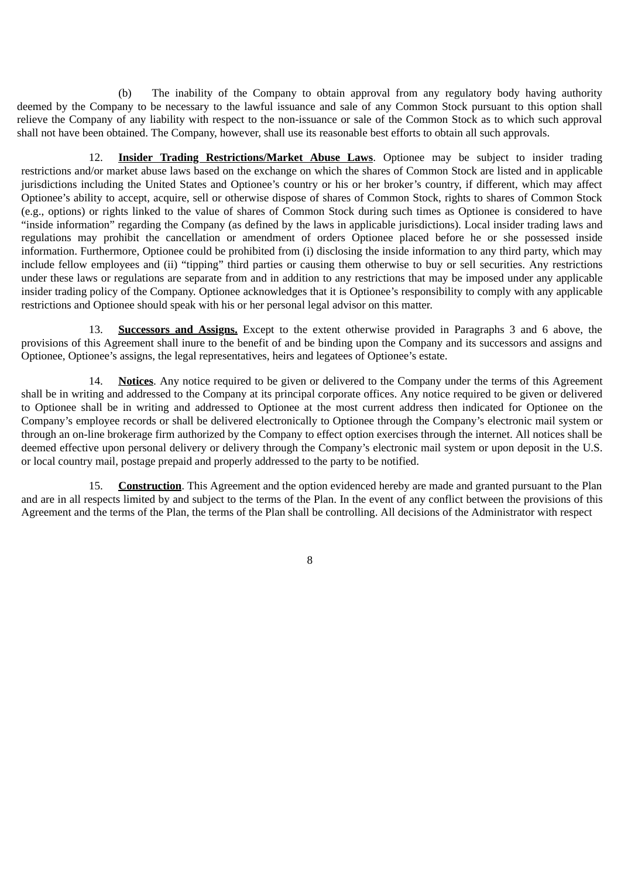(b) The inability of the Company to obtain approval from any regulatory body having authority deemed by the Company to be necessary to the lawful issuance and sale of any Common Stock pursuant to this option shall relieve the Company of any liability with respect to the non-issuance or sale of the Common Stock as to which such approval shall not have been obtained. The Company, however, shall use its reasonable best efforts to obtain all such approvals.

12. **Insider Trading Restrictions/Market Abuse Laws**. Optionee may be subject to insider trading restrictions and/or market abuse laws based on the exchange on which the shares of Common Stock are listed and in applicable jurisdictions including the United States and Optionee's country or his or her broker's country, if different, which may affect Optionee's ability to accept, acquire, sell or otherwise dispose of shares of Common Stock, rights to shares of Common Stock (e.g., options) or rights linked to the value of shares of Common Stock during such times as Optionee is considered to have "inside information" regarding the Company (as defined by the laws in applicable jurisdictions). Local insider trading laws and regulations may prohibit the cancellation or amendment of orders Optionee placed before he or she possessed inside information. Furthermore, Optionee could be prohibited from (i) disclosing the inside information to any third party, which may include fellow employees and (ii) "tipping" third parties or causing them otherwise to buy or sell securities. Any restrictions under these laws or regulations are separate from and in addition to any restrictions that may be imposed under any applicable insider trading policy of the Company. Optionee acknowledges that it is Optionee's responsibility to comply with any applicable restrictions and Optionee should speak with his or her personal legal advisor on this matter.

13. **Successors and Assigns.** Except to the extent otherwise provided in Paragraphs 3 and 6 above, the provisions of this Agreement shall inure to the benefit of and be binding upon the Company and its successors and assigns and Optionee, Optionee's assigns, the legal representatives, heirs and legatees of Optionee's estate.

14. **Notices**. Any notice required to be given or delivered to the Company under the terms of this Agreement shall be in writing and addressed to the Company at its principal corporate offices. Any notice required to be given or delivered to Optionee shall be in writing and addressed to Optionee at the most current address then indicated for Optionee on the Company's employee records or shall be delivered electronically to Optionee through the Company's electronic mail system or through an on-line brokerage firm authorized by the Company to effect option exercises through the internet. All notices shall be deemed effective upon personal delivery or delivery through the Company's electronic mail system or upon deposit in the U.S. or local country mail, postage prepaid and properly addressed to the party to be notified.

15. **Construction**. This Agreement and the option evidenced hereby are made and granted pursuant to the Plan and are in all respects limited by and subject to the terms of the Plan. In the event of any conflict between the provisions of this Agreement and the terms of the Plan, the terms of the Plan shall be controlling. All decisions of the Administrator with respect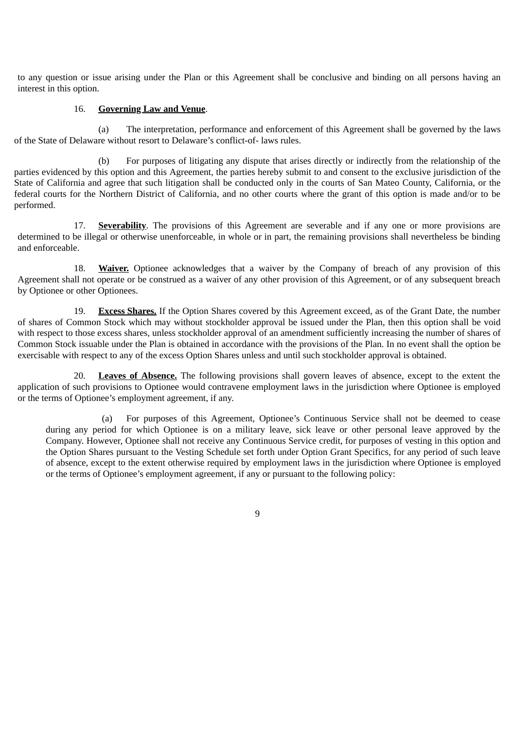to any question or issue arising under the Plan or this Agreement shall be conclusive and binding on all persons having an interest in this option.

16. **Governing Law and Venue**.

(a) The interpretation, performance and enforcement of this Agreement shall be governed by the laws of the State of Delaware without resort to Delaware's conflict-of- laws rules.

(b) For purposes of litigating any dispute that arises directly or indirectly from the relationship of the parties evidenced by this option and this Agreement, the parties hereby submit to and consent to the exclusive jurisdiction of the State of California and agree that such litigation shall be conducted only in the courts of San Mateo County, California, or the federal courts for the Northern District of California, and no other courts where the grant of this option is made and/or to be performed.

17. **Severability**. The provisions of this Agreement are severable and if any one or more provisions are determined to be illegal or otherwise unenforceable, in whole or in part, the remaining provisions shall nevertheless be binding and enforceable.

18. **Waiver.** Optionee acknowledges that a waiver by the Company of breach of any provision of this Agreement shall not operate or be construed as a waiver of any other provision of this Agreement, or of any subsequent breach by Optionee or other Optionees.

19. **Excess Shares.** If the Option Shares covered by this Agreement exceed, as of the Grant Date, the number of shares of Common Stock which may without stockholder approval be issued under the Plan, then this option shall be void with respect to those excess shares, unless stockholder approval of an amendment sufficiently increasing the number of shares of Common Stock issuable under the Plan is obtained in accordance with the provisions of the Plan. In no event shall the option be exercisable with respect to any of the excess Option Shares unless and until such stockholder approval is obtained.

20. **Leaves of Absence.** The following provisions shall govern leaves of absence, except to the extent the application of such provisions to Optionee would contravene employment laws in the jurisdiction where Optionee is employed or the terms of Optionee's employment agreement, if any.

(a) For purposes of this Agreement, Optionee's Continuous Service shall not be deemed to cease during any period for which Optionee is on a military leave, sick leave or other personal leave approved by the Company. However, Optionee shall not receive any Continuous Service credit, for purposes of vesting in this option and the Option Shares pursuant to the Vesting Schedule set forth under Option Grant Specifics, for any period of such leave of absence, except to the extent otherwise required by employment laws in the jurisdiction where Optionee is employed or the terms of Optionee's employment agreement, if any or pursuant to the following policy: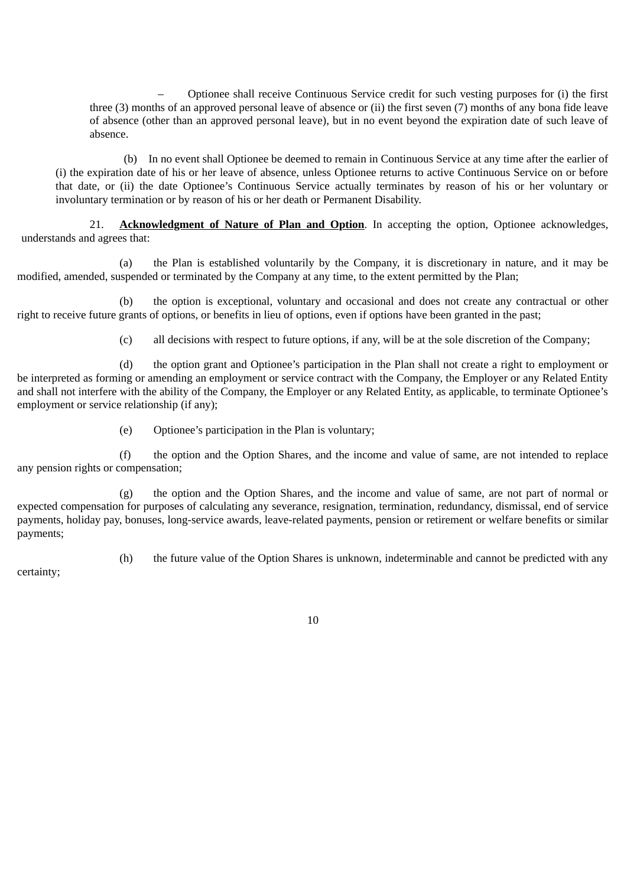– Optionee shall receive Continuous Service credit for such vesting purposes for (i) the first three (3) months of an approved personal leave of absence or (ii) the first seven (7) months of any bona fide leave of absence (other than an approved personal leave), but in no event beyond the expiration date of such leave of absence.

(b) In no event shall Optionee be deemed to remain in Continuous Service at any time after the earlier of (i) the expiration date of his or her leave of absence, unless Optionee returns to active Continuous Service on or before that date, or (ii) the date Optionee's Continuous Service actually terminates by reason of his or her voluntary or involuntary termination or by reason of his or her death or Permanent Disability.

21. **Acknowledgment of Nature of Plan and Option**. In accepting the option, Optionee acknowledges, understands and agrees that:

(a) the Plan is established voluntarily by the Company, it is discretionary in nature, and it may be modified, amended, suspended or terminated by the Company at any time, to the extent permitted by the Plan;

(b) the option is exceptional, voluntary and occasional and does not create any contractual or other right to receive future grants of options, or benefits in lieu of options, even if options have been granted in the past;

(c) all decisions with respect to future options, if any, will be at the sole discretion of the Company;

(d) the option grant and Optionee's participation in the Plan shall not create a right to employment or be interpreted as forming or amending an employment or service contract with the Company, the Employer or any Related Entity and shall not interfere with the ability of the Company, the Employer or any Related Entity, as applicable, to terminate Optionee's employment or service relationship (if any);

(e) Optionee's participation in the Plan is voluntary;

(f) the option and the Option Shares, and the income and value of same, are not intended to replace any pension rights or compensation;

(g) the option and the Option Shares, and the income and value of same, are not part of normal or expected compensation for purposes of calculating any severance, resignation, termination, redundancy, dismissal, end of service payments, holiday pay, bonuses, long-service awards, leave-related payments, pension or retirement or welfare benefits or similar payments;

(h) the future value of the Option Shares is unknown, indeterminable and cannot be predicted with any certainty;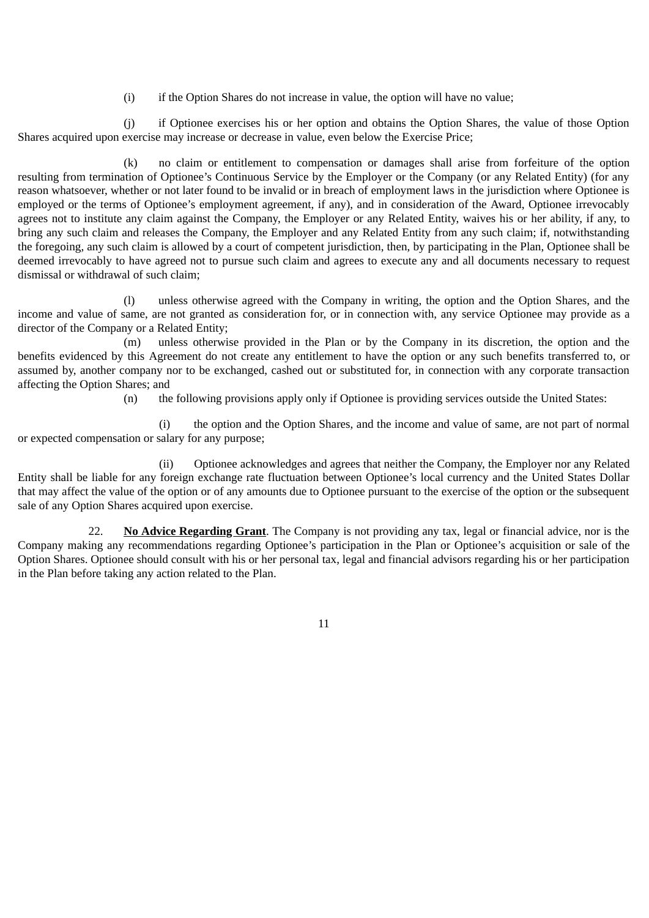(i) if the Option Shares do not increase in value, the option will have no value;

(j) if Optionee exercises his or her option and obtains the Option Shares, the value of those Option Shares acquired upon exercise may increase or decrease in value, even below the Exercise Price;

(k) no claim or entitlement to compensation or damages shall arise from forfeiture of the option resulting from termination of Optionee's Continuous Service by the Employer or the Company (or any Related Entity) (for any reason whatsoever, whether or not later found to be invalid or in breach of employment laws in the jurisdiction where Optionee is employed or the terms of Optionee's employment agreement, if any), and in consideration of the Award, Optionee irrevocably agrees not to institute any claim against the Company, the Employer or any Related Entity, waives his or her ability, if any, to bring any such claim and releases the Company, the Employer and any Related Entity from any such claim; if, notwithstanding the foregoing, any such claim is allowed by a court of competent jurisdiction, then, by participating in the Plan, Optionee shall be deemed irrevocably to have agreed not to pursue such claim and agrees to execute any and all documents necessary to request dismissal or withdrawal of such claim;

(l) unless otherwise agreed with the Company in writing, the option and the Option Shares, and the income and value of same, are not granted as consideration for, or in connection with, any service Optionee may provide as a director of the Company or a Related Entity;

(m) unless otherwise provided in the Plan or by the Company in its discretion, the option and the benefits evidenced by this Agreement do not create any entitlement to have the option or any such benefits transferred to, or assumed by, another company nor to be exchanged, cashed out or substituted for, in connection with any corporate transaction affecting the Option Shares; and

(n) the following provisions apply only if Optionee is providing services outside the United States:

(i) the option and the Option Shares, and the income and value of same, are not part of normal or expected compensation or salary for any purpose;

(ii) Optionee acknowledges and agrees that neither the Company, the Employer nor any Related Entity shall be liable for any foreign exchange rate fluctuation between Optionee's local currency and the United States Dollar that may affect the value of the option or of any amounts due to Optionee pursuant to the exercise of the option or the subsequent sale of any Option Shares acquired upon exercise.

22. **No Advice Regarding Grant**. The Company is not providing any tax, legal or financial advice, nor is the Company making any recommendations regarding Optionee's participation in the Plan or Optionee's acquisition or sale of the Option Shares. Optionee should consult with his or her personal tax, legal and financial advisors regarding his or her participation in the Plan before taking any action related to the Plan.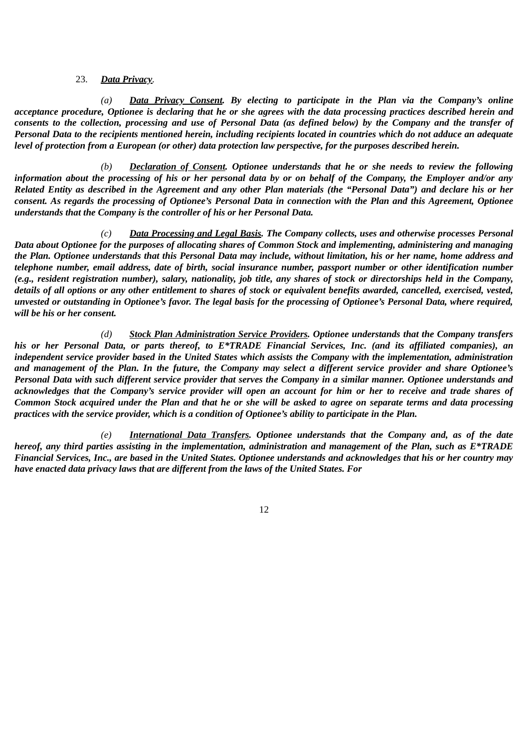23. ***Data Privacy***.

*(a)* ***Data Privacy Consent. By electing to participate in the Plan via the Company's online acceptance procedure, Optionee is declaring that he or she agrees with the data processing practices described herein and consents to the collection, processing and use of Personal Data (as defined below) by the Company and the transfer of Personal Data to the recipients mentioned herein, including recipients located in countries which do not adduce an adequate level of protection from a European (or other) data protection law perspective, for the purposes described herein.***

*(b)* ***Declaration of Consent. Optionee understands that he or she needs to review the following information about the processing of his or her personal data by or on behalf of the Company, the Employer and/or any Related Entity as described in the Agreement and any other Plan materials (the "Personal Data") and declare his or her consent. As regards the processing of Optionee's Personal Data in connection with the Plan and this Agreement, Optionee understands that the Company is the controller of his or her Personal Data.***

*(c)* ***Data Processing and Legal Basis. The Company collects, uses and otherwise processes Personal Data about Optionee for the purposes of allocating shares of Common Stock and implementing, administering and managing the Plan. Optionee understands that this Personal Data may include, without limitation, his or her name, home address and telephone number, email address, date of birth, social insurance number, passport number or other identification number (e.g., resident registration number), salary, nationality, job title, any shares of stock or directorships held in the Company, details of all options or any other entitlement to shares of stock or equivalent benefits awarded, cancelled, exercised, vested, unvested or outstanding in Optionee's favor. The legal basis for the processing of Optionee's Personal Data, where required, will be his or her consent.***

*(d)* ***Stock Plan Administration Service Providers. Optionee understands that the Company transfers his or her Personal Data, or parts thereof, to E*TRADE Financial Services, Inc. (and its affiliated companies), an independent service provider based in the United States which assists the Company with the implementation, administration and management of the Plan. In the future, the Company may select a different service provider and share Optionee's Personal Data with such different service provider that serves the Company in a similar manner. Optionee understands and acknowledges that the Company's service provider will open an account for him or her to receive and trade shares of Common Stock acquired under the Plan and that he or she will be asked to agree on separate terms and data processing practices with the service provider, which is a condition of Optionee's ability to participate in the Plan.***

*(e)* ***International Data Transfers. Optionee understands that the Company and, as of the date hereof, any third parties assisting in the implementation, administration and management of the Plan, such as E*TRADE Financial Services, Inc., are based in the United States. Optionee understands and acknowledges that his or her country may have enacted data privacy laws that are different from the laws of the United States. For***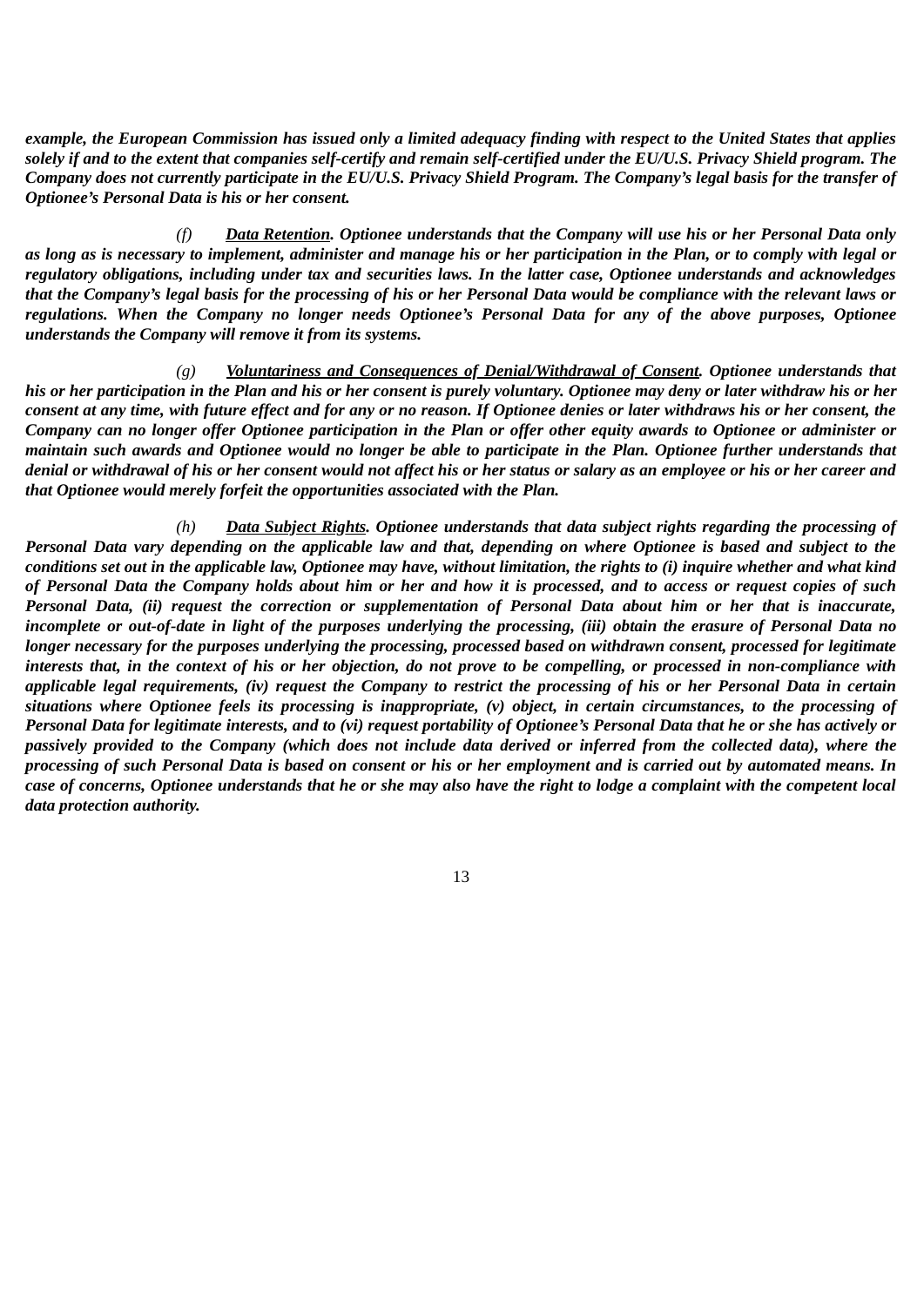*example, the European Commission has issued only a limited adequacy finding with respect to the United States that applies solely if and to the extent that companies self-certify and remain self-certified under the EU/U.S. Privacy Shield program. The Company does not currently participate in the EU/U.S. Privacy Shield Program. The Company's legal basis for the transfer of Optionee's Personal Data is his or her consent.*

*(f)* ***Data Retention****. Optionee understands that the Company will use his or her Personal Data only as long as is necessary to implement, administer and manage his or her participation in the Plan, or to comply with legal or regulatory obligations, including under tax and securities laws. In the latter case, Optionee understands and acknowledges that the Company's legal basis for the processing of his or her Personal Data would be compliance with the relevant laws or regulations. When the Company no longer needs Optionee's Personal Data for any of the above purposes, Optionee understands the Company will remove it from its systems.*

*(g)* ***Voluntariness and Consequences of Denial/Withdrawal of Consent****. Optionee understands that his or her participation in the Plan and his or her consent is purely voluntary. Optionee may deny or later withdraw his or her consent at any time, with future effect and for any or no reason. If Optionee denies or later withdraws his or her consent, the Company can no longer offer Optionee participation in the Plan or offer other equity awards to Optionee or administer or maintain such awards and Optionee would no longer be able to participate in the Plan. Optionee further understands that denial or withdrawal of his or her consent would not affect his or her status or salary as an employee or his or her career and that Optionee would merely forfeit the opportunities associated with the Plan.*

*(h)* ***Data Subject Rights****. Optionee understands that data subject rights regarding the processing of Personal Data vary depending on the applicable law and that, depending on where Optionee is based and subject to the conditions set out in the applicable law, Optionee may have, without limitation, the rights to (i) inquire whether and what kind of Personal Data the Company holds about him or her and how it is processed, and to access or request copies of such Personal Data, (ii) request the correction or supplementation of Personal Data about him or her that is inaccurate, incomplete or out-of-date in light of the purposes underlying the processing, (iii) obtain the erasure of Personal Data no longer necessary for the purposes underlying the processing, processed based on withdrawn consent, processed for legitimate interests that, in the context of his or her objection, do not prove to be compelling, or processed in non-compliance with applicable legal requirements, (iv) request the Company to restrict the processing of his or her Personal Data in certain situations where Optionee feels its processing is inappropriate, (v) object, in certain circumstances, to the processing of Personal Data for legitimate interests, and to (vi) request portability of Optionee's Personal Data that he or she has actively or passively provided to the Company (which does not include data derived or inferred from the collected data), where the processing of such Personal Data is based on consent or his or her employment and is carried out by automated means. In case of concerns, Optionee understands that he or she may also have the right to lodge a complaint with the competent local data protection authority.*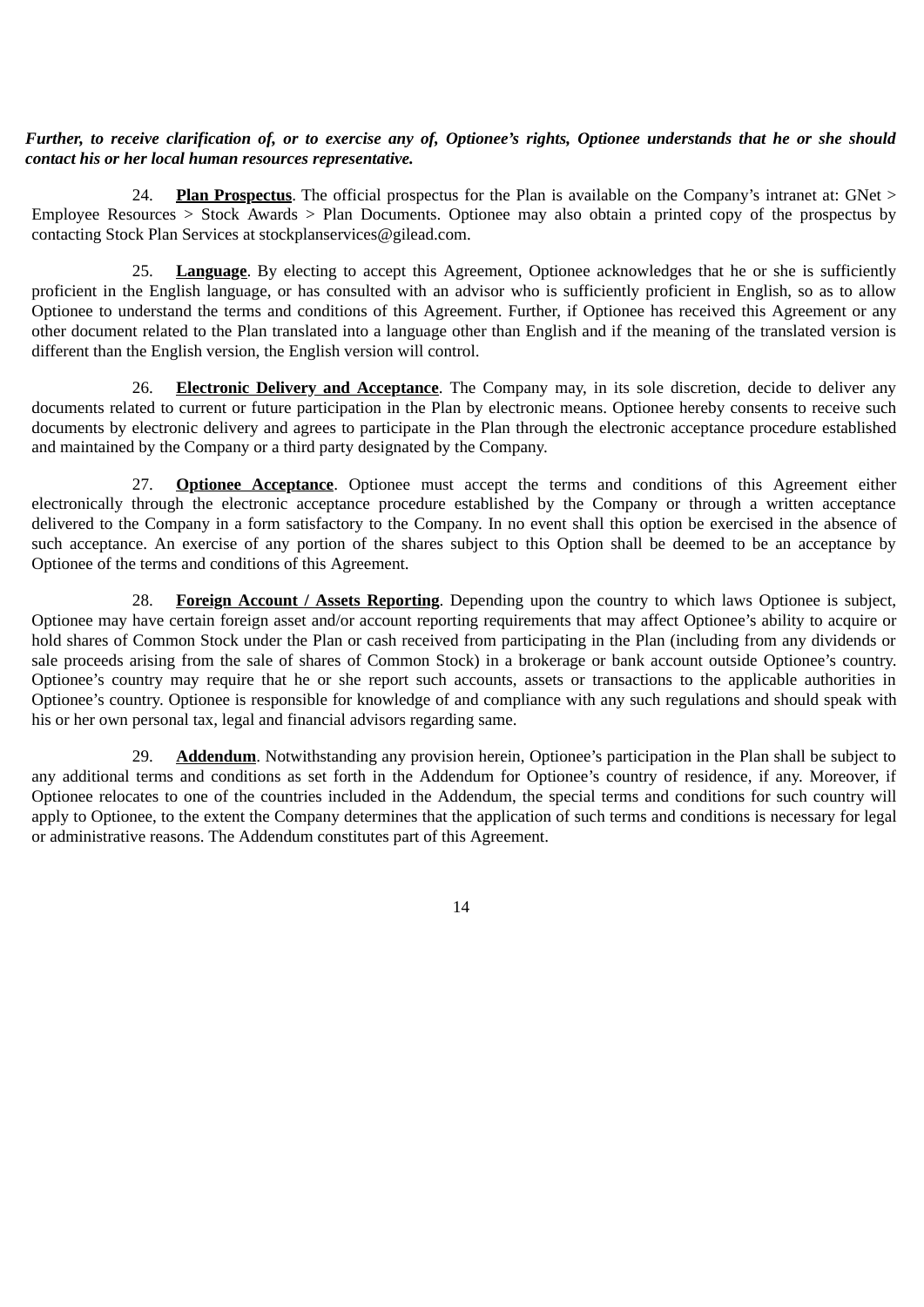***Further, to receive clarification of, or to exercise any of, Optionee's rights, Optionee understands that he or she should contact his or her local human resources representative.***

24. **Plan Prospectus**. The official prospectus for the Plan is available on the Company's intranet at: GNet > Employee Resources > Stock Awards > Plan Documents. Optionee may also obtain a printed copy of the prospectus by contacting Stock Plan Services at stockplanservices@gilead.com.

25. **Language**. By electing to accept this Agreement, Optionee acknowledges that he or she is sufficiently proficient in the English language, or has consulted with an advisor who is sufficiently proficient in English, so as to allow Optionee to understand the terms and conditions of this Agreement. Further, if Optionee has received this Agreement or any other document related to the Plan translated into a language other than English and if the meaning of the translated version is different than the English version, the English version will control.

26. **Electronic Delivery and Acceptance**. The Company may, in its sole discretion, decide to deliver any documents related to current or future participation in the Plan by electronic means. Optionee hereby consents to receive such documents by electronic delivery and agrees to participate in the Plan through the electronic acceptance procedure established and maintained by the Company or a third party designated by the Company.

27. **Optionee Acceptance**. Optionee must accept the terms and conditions of this Agreement either electronically through the electronic acceptance procedure established by the Company or through a written acceptance delivered to the Company in a form satisfactory to the Company. In no event shall this option be exercised in the absence of such acceptance. An exercise of any portion of the shares subject to this Option shall be deemed to be an acceptance by Optionee of the terms and conditions of this Agreement.

28. **Foreign Account / Assets Reporting**. Depending upon the country to which laws Optionee is subject, Optionee may have certain foreign asset and/or account reporting requirements that may affect Optionee's ability to acquire or hold shares of Common Stock under the Plan or cash received from participating in the Plan (including from any dividends or sale proceeds arising from the sale of shares of Common Stock) in a brokerage or bank account outside Optionee's country. Optionee's country may require that he or she report such accounts, assets or transactions to the applicable authorities in Optionee's country. Optionee is responsible for knowledge of and compliance with any such regulations and should speak with his or her own personal tax, legal and financial advisors regarding same.

29. **Addendum**. Notwithstanding any provision herein, Optionee's participation in the Plan shall be subject to any additional terms and conditions as set forth in the Addendum for Optionee's country of residence, if any. Moreover, if Optionee relocates to one of the countries included in the Addendum, the special terms and conditions for such country will apply to Optionee, to the extent the Company determines that the application of such terms and conditions is necessary for legal or administrative reasons. The Addendum constitutes part of this Agreement.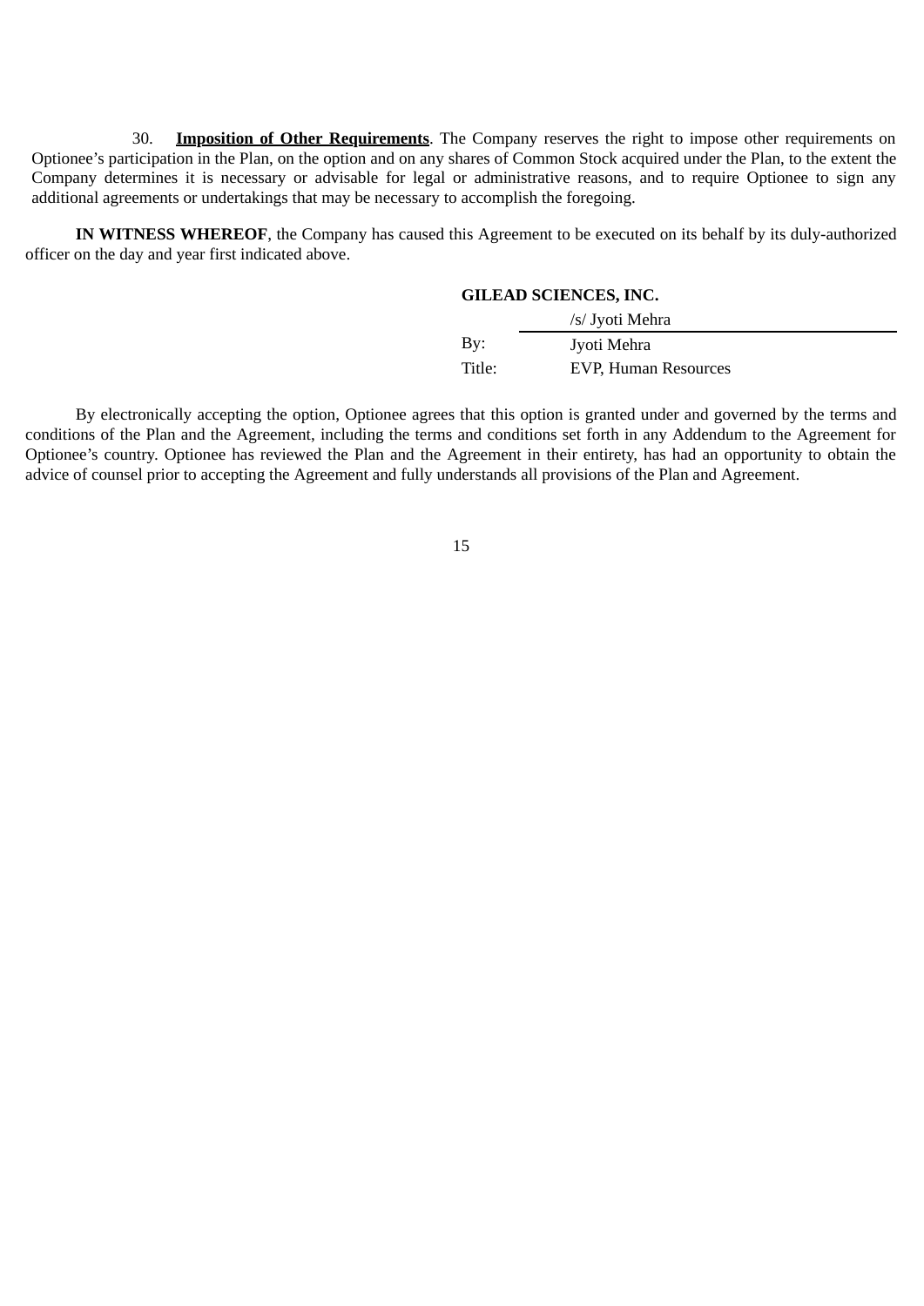30. **Imposition of Other Requirements**. The Company reserves the right to impose other requirements on Optionee's participation in the Plan, on the option and on any shares of Common Stock acquired under the Plan, to the extent the Company determines it is necessary or advisable for legal or administrative reasons, and to require Optionee to sign any additional agreements or undertakings that may be necessary to accomplish the foregoing.

**IN WITNESS WHEREOF**, the Company has caused this Agreement to be executed on its behalf by its duly-authorized officer on the day and year first indicated above.

**GILEAD SCIENCES, INC.**

/s/ Jyoti Mehra

By: Jyoti Mehra

Title: EVP, Human Resources

By electronically accepting the option, Optionee agrees that this option is granted under and governed by the terms and conditions of the Plan and the Agreement, including the terms and conditions set forth in any Addendum to the Agreement for Optionee's country. Optionee has reviewed the Plan and the Agreement in their entirety, has had an opportunity to obtain the advice of counsel prior to accepting the Agreement and fully understands all provisions of the Plan and Agreement.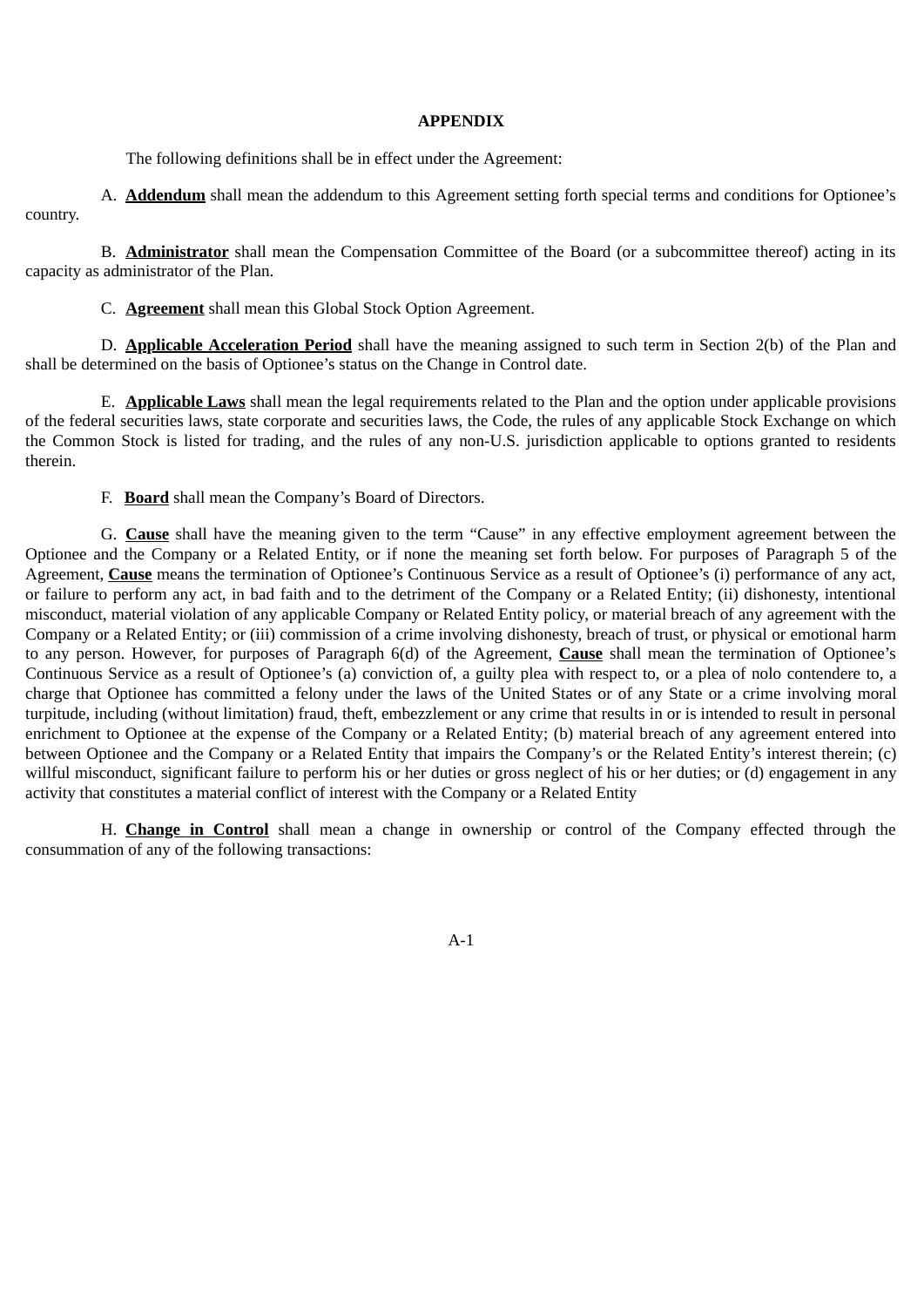**APPENDIX**

The following definitions shall be in effect under the Agreement:

A. **Addendum** shall mean the addendum to this Agreement setting forth special terms and conditions for Optionee's country.

B. **Administrator** shall mean the Compensation Committee of the Board (or a subcommittee thereof) acting in its capacity as administrator of the Plan.

C. **Agreement** shall mean this Global Stock Option Agreement.

D. **Applicable Acceleration Period** shall have the meaning assigned to such term in Section 2(b) of the Plan and shall be determined on the basis of Optionee's status on the Change in Control date.

E. **Applicable Laws** shall mean the legal requirements related to the Plan and the option under applicable provisions of the federal securities laws, state corporate and securities laws, the Code, the rules of any applicable Stock Exchange on which the Common Stock is listed for trading, and the rules of any non-U.S. jurisdiction applicable to options granted to residents therein.

F. **Board** shall mean the Company's Board of Directors.

G. **Cause** shall have the meaning given to the term "Cause" in any effective employment agreement between the Optionee and the Company or a Related Entity, or if none the meaning set forth below. For purposes of Paragraph 5 of the Agreement, **Cause** means the termination of Optionee's Continuous Service as a result of Optionee's (i) performance of any act, or failure to perform any act, in bad faith and to the detriment of the Company or a Related Entity; (ii) dishonesty, intentional misconduct, material violation of any applicable Company or Related Entity policy, or material breach of any agreement with the Company or a Related Entity; or (iii) commission of a crime involving dishonesty, breach of trust, or physical or emotional harm to any person. However, for purposes of Paragraph 6(d) of the Agreement, **Cause** shall mean the termination of Optionee's Continuous Service as a result of Optionee's (a) conviction of, a guilty plea with respect to, or a plea of nolo contendere to, a charge that Optionee has committed a felony under the laws of the United States or of any State or a crime involving moral turpitude, including (without limitation) fraud, theft, embezzlement or any crime that results in or is intended to result in personal enrichment to Optionee at the expense of the Company or a Related Entity; (b) material breach of any agreement entered into between Optionee and the Company or a Related Entity that impairs the Company's or the Related Entity's interest therein; (c) willful misconduct, significant failure to perform his or her duties or gross neglect of his or her duties; or (d) engagement in any activity that constitutes a material conflict of interest with the Company or a Related Entity

H. **Change in Control** shall mean a change in ownership or control of the Company effected through the consummation of any of the following transactions: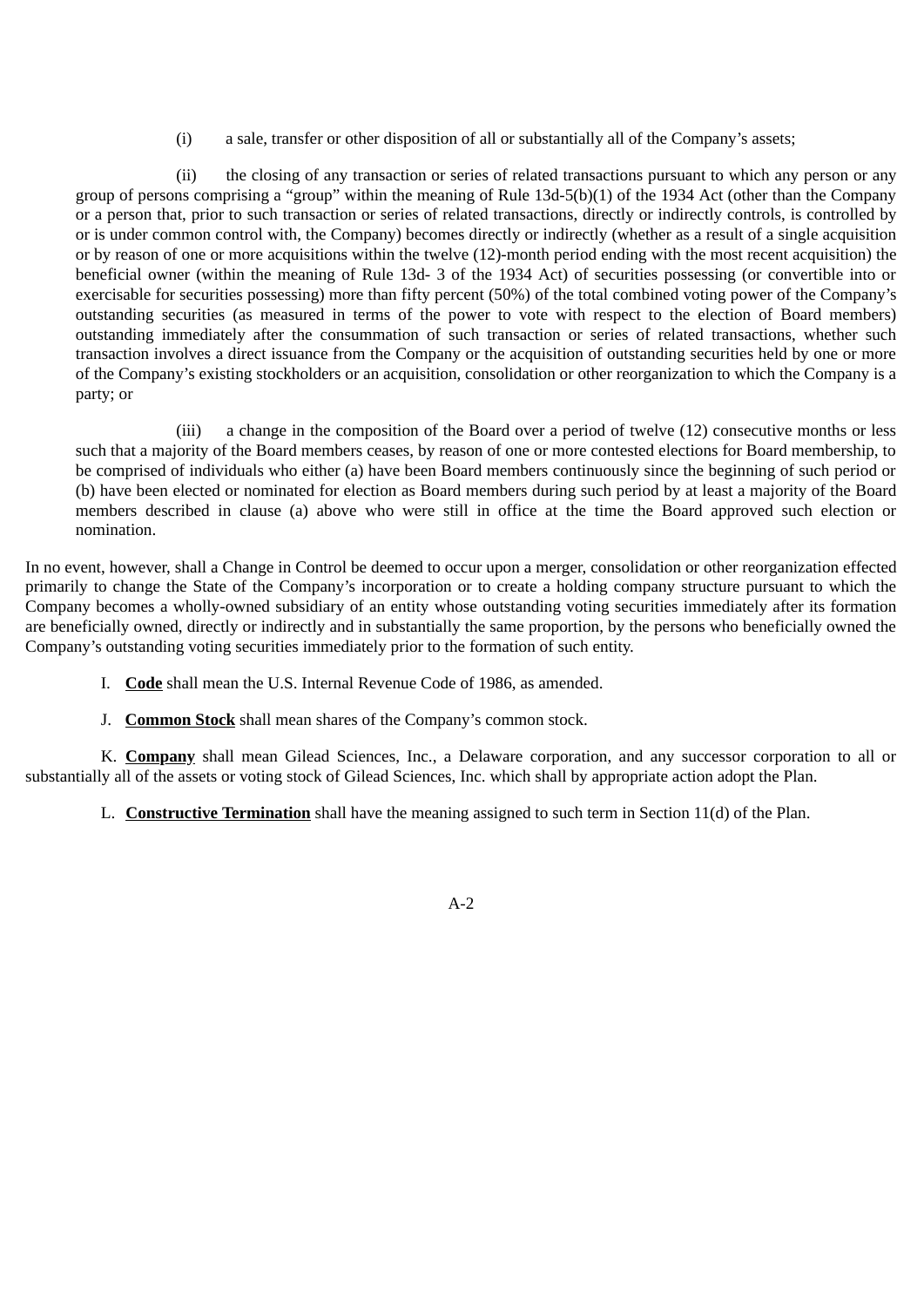(i) a sale, transfer or other disposition of all or substantially all of the Company's assets;

(ii) the closing of any transaction or series of related transactions pursuant to which any person or any group of persons comprising a "group" within the meaning of Rule 13d-5(b)(1) of the 1934 Act (other than the Company or a person that, prior to such transaction or series of related transactions, directly or indirectly controls, is controlled by or is under common control with, the Company) becomes directly or indirectly (whether as a result of a single acquisition or by reason of one or more acquisitions within the twelve (12)-month period ending with the most recent acquisition) the beneficial owner (within the meaning of Rule 13d- 3 of the 1934 Act) of securities possessing (or convertible into or exercisable for securities possessing) more than fifty percent (50%) of the total combined voting power of the Company's outstanding securities (as measured in terms of the power to vote with respect to the election of Board members) outstanding immediately after the consummation of such transaction or series of related transactions, whether such transaction involves a direct issuance from the Company or the acquisition of outstanding securities held by one or more of the Company's existing stockholders or an acquisition, consolidation or other reorganization to which the Company is a party; or

(iii) a change in the composition of the Board over a period of twelve (12) consecutive months or less such that a majority of the Board members ceases, by reason of one or more contested elections for Board membership, to be comprised of individuals who either (a) have been Board members continuously since the beginning of such period or (b) have been elected or nominated for election as Board members during such period by at least a majority of the Board members described in clause (a) above who were still in office at the time the Board approved such election or nomination.

In no event, however, shall a Change in Control be deemed to occur upon a merger, consolidation or other reorganization effected primarily to change the State of the Company's incorporation or to create a holding company structure pursuant to which the Company becomes a wholly-owned subsidiary of an entity whose outstanding voting securities immediately after its formation are beneficially owned, directly or indirectly and in substantially the same proportion, by the persons who beneficially owned the Company's outstanding voting securities immediately prior to the formation of such entity.

I. **Code** shall mean the U.S. Internal Revenue Code of 1986, as amended.

J. **Common Stock** shall mean shares of the Company's common stock.

K. **Company** shall mean Gilead Sciences, Inc., a Delaware corporation, and any successor corporation to all or substantially all of the assets or voting stock of Gilead Sciences, Inc. which shall by appropriate action adopt the Plan.

L. **Constructive Termination** shall have the meaning assigned to such term in Section 11(d) of the Plan.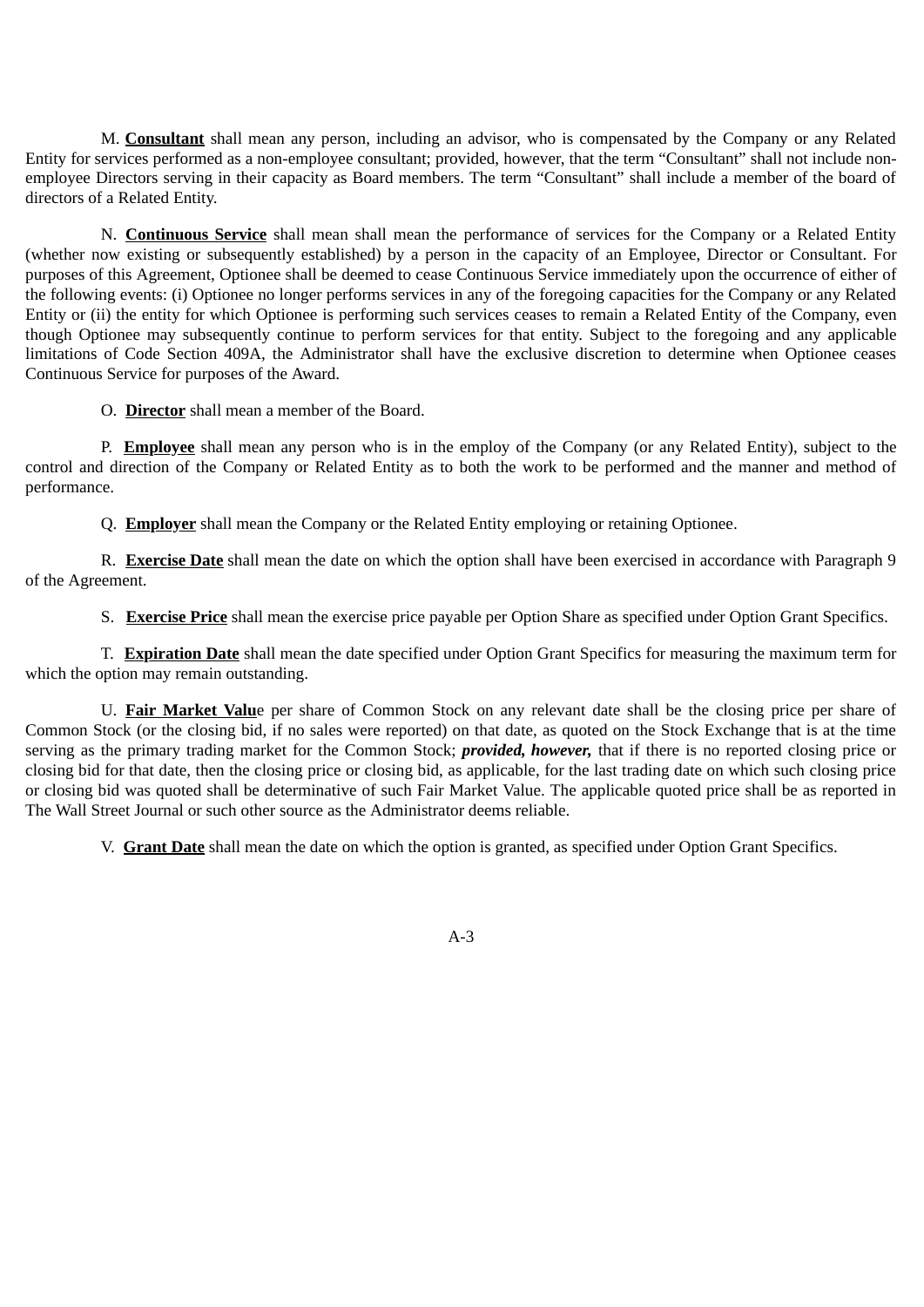M. **Consultant** shall mean any person, including an advisor, who is compensated by the Company or any Related Entity for services performed as a non-employee consultant; provided, however, that the term "Consultant" shall not include non-employee Directors serving in their capacity as Board members. The term "Consultant" shall include a member of the board of directors of a Related Entity.

N. **Continuous Service** shall mean shall mean the performance of services for the Company or a Related Entity (whether now existing or subsequently established) by a person in the capacity of an Employee, Director or Consultant. For purposes of this Agreement, Optionee shall be deemed to cease Continuous Service immediately upon the occurrence of either of the following events: (i) Optionee no longer performs services in any of the foregoing capacities for the Company or any Related Entity or (ii) the entity for which Optionee is performing such services ceases to remain a Related Entity of the Company, even though Optionee may subsequently continue to perform services for that entity. Subject to the foregoing and any applicable limitations of Code Section 409A, the Administrator shall have the exclusive discretion to determine when Optionee ceases Continuous Service for purposes of the Award.

O. **Director** shall mean a member of the Board.

P. **Employee** shall mean any person who is in the employ of the Company (or any Related Entity), subject to the control and direction of the Company or Related Entity as to both the work to be performed and the manner and method of performance.

Q. **Employer** shall mean the Company or the Related Entity employing or retaining Optionee.

R. **Exercise Date** shall mean the date on which the option shall have been exercised in accordance with Paragraph 9 of the Agreement.

S. **Exercise Price** shall mean the exercise price payable per Option Share as specified under Option Grant Specifics.

T. **Expiration Date** shall mean the date specified under Option Grant Specifics for measuring the maximum term for which the option may remain outstanding.

U. **Fair Market Valu**e per share of Common Stock on any relevant date shall be the closing price per share of Common Stock (or the closing bid, if no sales were reported) on that date, as quoted on the Stock Exchange that is at the time serving as the primary trading market for the Common Stock; ***provided, however,*** that if there is no reported closing price or closing bid for that date, then the closing price or closing bid, as applicable, for the last trading date on which such closing price or closing bid was quoted shall be determinative of such Fair Market Value. The applicable quoted price shall be as reported in The Wall Street Journal or such other source as the Administrator deems reliable.

V. **Grant Date** shall mean the date on which the option is granted, as specified under Option Grant Specifics.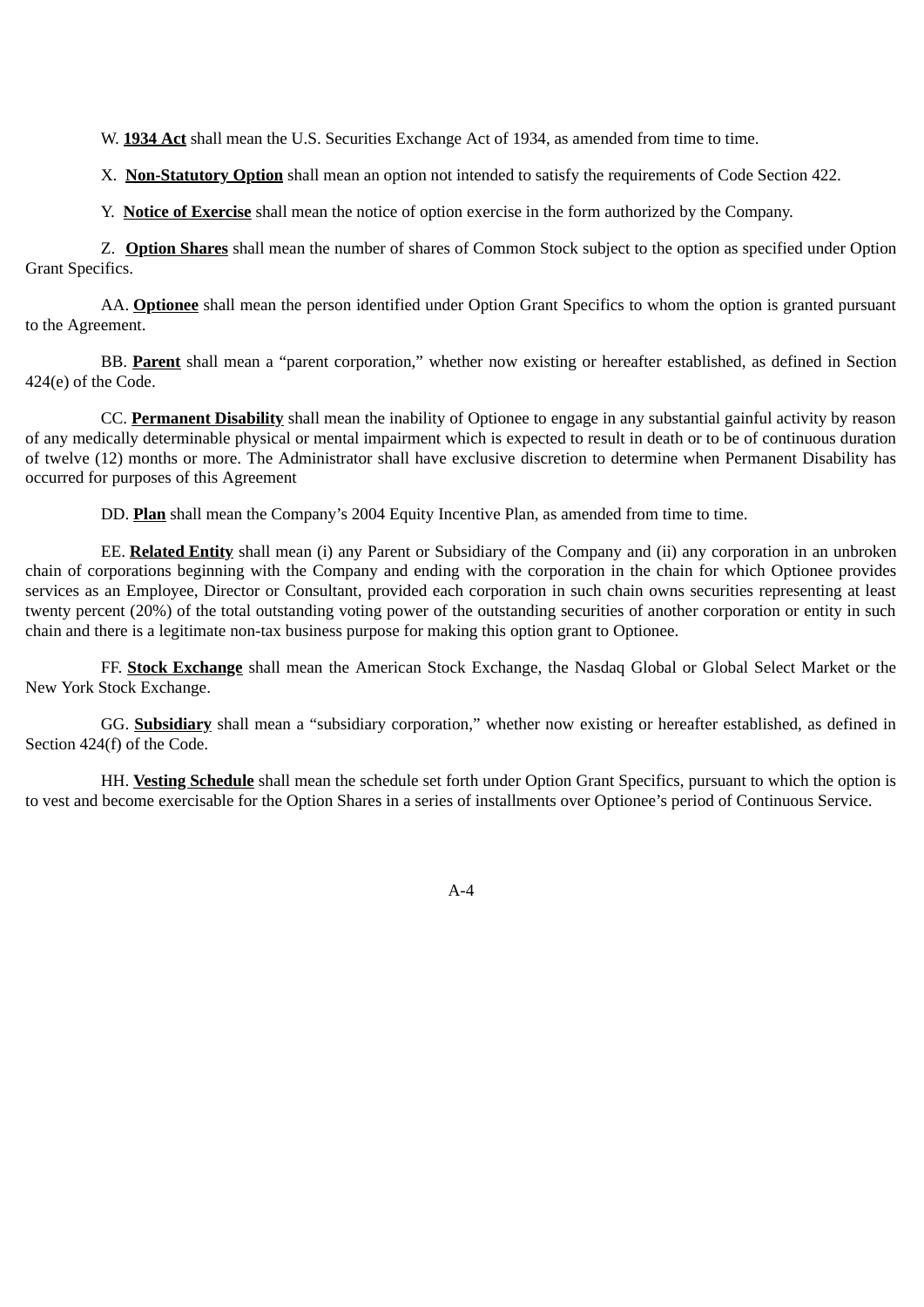W. **1934 Act** shall mean the U.S. Securities Exchange Act of 1934, as amended from time to time.

X. **Non-Statutory Option** shall mean an option not intended to satisfy the requirements of Code Section 422.

Y. **Notice of Exercise** shall mean the notice of option exercise in the form authorized by the Company.

Z. **Option Shares** shall mean the number of shares of Common Stock subject to the option as specified under Option Grant Specifics.

AA. **Optionee** shall mean the person identified under Option Grant Specifics to whom the option is granted pursuant to the Agreement.

BB. **Parent** shall mean a "parent corporation," whether now existing or hereafter established, as defined in Section 424(e) of the Code.

CC. **Permanent Disability** shall mean the inability of Optionee to engage in any substantial gainful activity by reason of any medically determinable physical or mental impairment which is expected to result in death or to be of continuous duration of twelve (12) months or more. The Administrator shall have exclusive discretion to determine when Permanent Disability has occurred for purposes of this Agreement

DD. **Plan** shall mean the Company's 2004 Equity Incentive Plan, as amended from time to time.

EE. **Related Entity** shall mean (i) any Parent or Subsidiary of the Company and (ii) any corporation in an unbroken chain of corporations beginning with the Company and ending with the corporation in the chain for which Optionee provides services as an Employee, Director or Consultant, provided each corporation in such chain owns securities representing at least twenty percent (20%) of the total outstanding voting power of the outstanding securities of another corporation or entity in such chain and there is a legitimate non-tax business purpose for making this option grant to Optionee.

FF. **Stock Exchange** shall mean the American Stock Exchange, the Nasdaq Global or Global Select Market or the New York Stock Exchange.

GG. **Subsidiary** shall mean a "subsidiary corporation," whether now existing or hereafter established, as defined in Section 424(f) of the Code.

HH. **Vesting Schedule** shall mean the schedule set forth under Option Grant Specifics, pursuant to which the option is to vest and become exercisable for the Option Shares in a series of installments over Optionee's period of Continuous Service.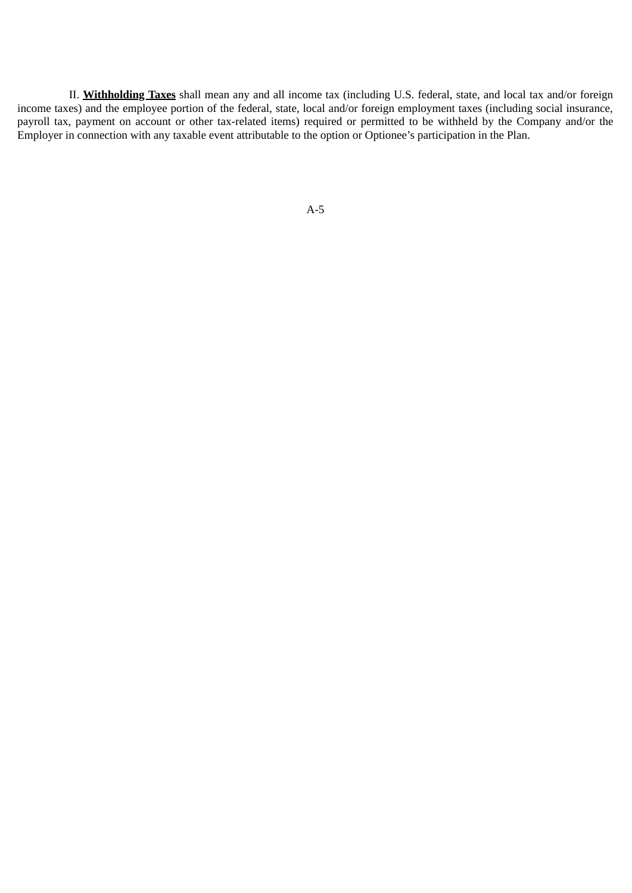II. **Withholding Taxes** shall mean any and all income tax (including U.S. federal, state, and local tax and/or foreign income taxes) and the employee portion of the federal, state, local and/or foreign employment taxes (including social insurance, payroll tax, payment on account or other tax-related items) required or permitted to be withheld by the Company and/or the Employer in connection with any taxable event attributable to the option or Optionee's participation in the Plan.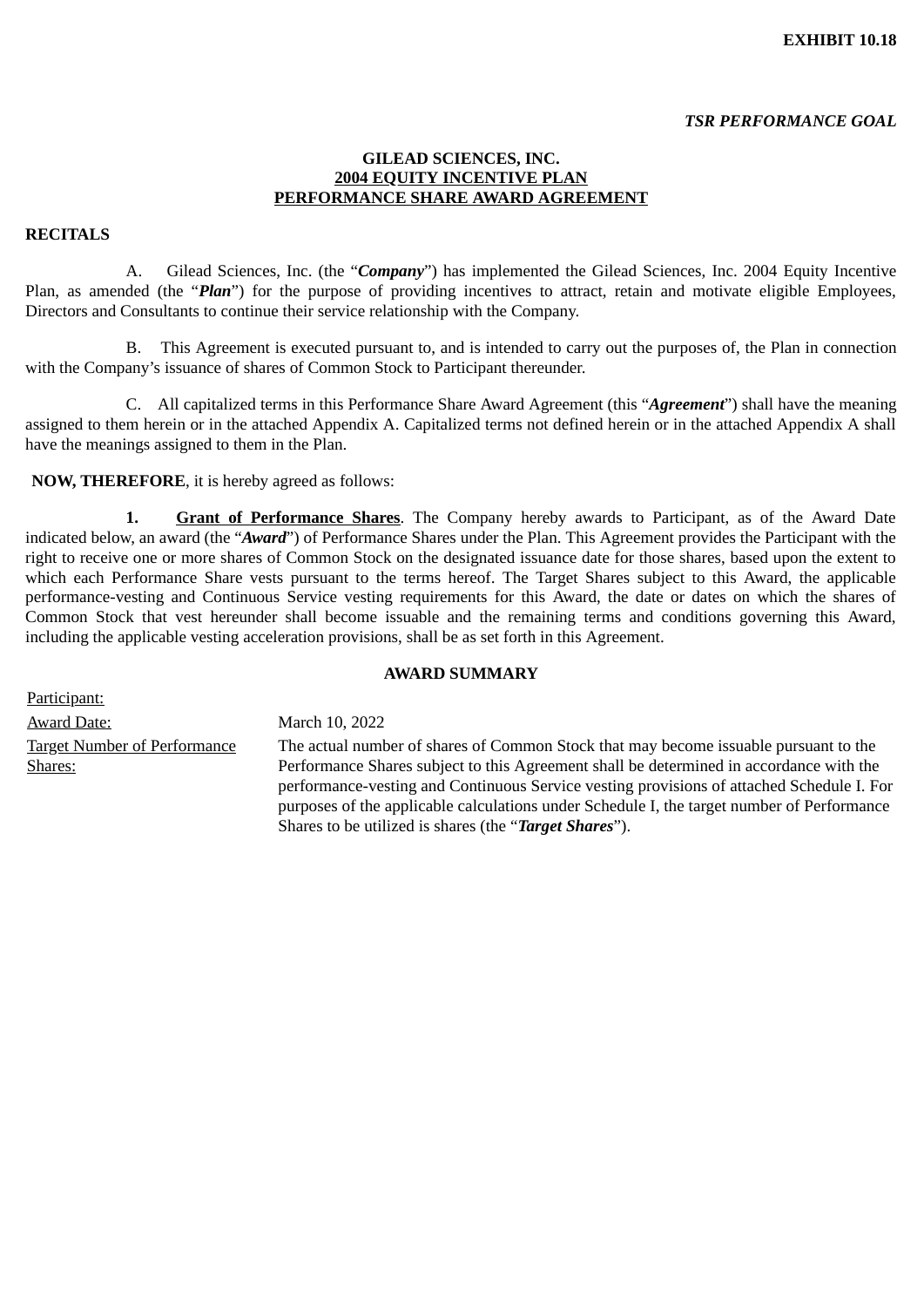**EXHIBIT 10.18**

***TSR PERFORMANCE GOAL***

**GILEAD SCIENCES, INC.**
**2004 EQUITY INCENTIVE PLAN**
**PERFORMANCE SHARE AWARD AGREEMENT**

**RECITALS**

A. Gilead Sciences, Inc. (the "***Company***") has implemented the Gilead Sciences, Inc. 2004 Equity Incentive Plan, as amended (the "***Plan***") for the purpose of providing incentives to attract, retain and motivate eligible Employees, Directors and Consultants to continue their service relationship with the Company.

B. This Agreement is executed pursuant to, and is intended to carry out the purposes of, the Plan in connection with the Company's issuance of shares of Common Stock to Participant thereunder.

C. All capitalized terms in this Performance Share Award Agreement (this "***Agreement***") shall have the meaning assigned to them herein or in the attached Appendix A. Capitalized terms not defined herein or in the attached Appendix A shall have the meanings assigned to them in the Plan.

**NOW, THEREFORE**, it is hereby agreed as follows:

**1. Grant of Performance Shares**. The Company hereby awards to Participant, as of the Award Date indicated below, an award (the "***Award***") of Performance Shares under the Plan. This Agreement provides the Participant with the right to receive one or more shares of Common Stock on the designated issuance date for those shares, based upon the extent to which each Performance Share vests pursuant to the terms hereof. The Target Shares subject to this Award, the applicable performance-vesting and Continuous Service vesting requirements for this Award, the date or dates on which the shares of Common Stock that vest hereunder shall become issuable and the remaining terms and conditions governing this Award, including the applicable vesting acceleration provisions, shall be as set forth in this Agreement.

**AWARD SUMMARY**

| | |
|---|---|
| Participant: | |
| Award Date: | March 10, 2022 |
| Target Number of Performance Shares: | The actual number of shares of Common Stock that may become issuable pursuant to the Performance Shares subject to this Agreement shall be determined in accordance with the performance-vesting and Continuous Service vesting provisions of attached Schedule I. For purposes of the applicable calculations under Schedule I, the target number of Performance Shares to be utilized is shares (the "***Target Shares***"). |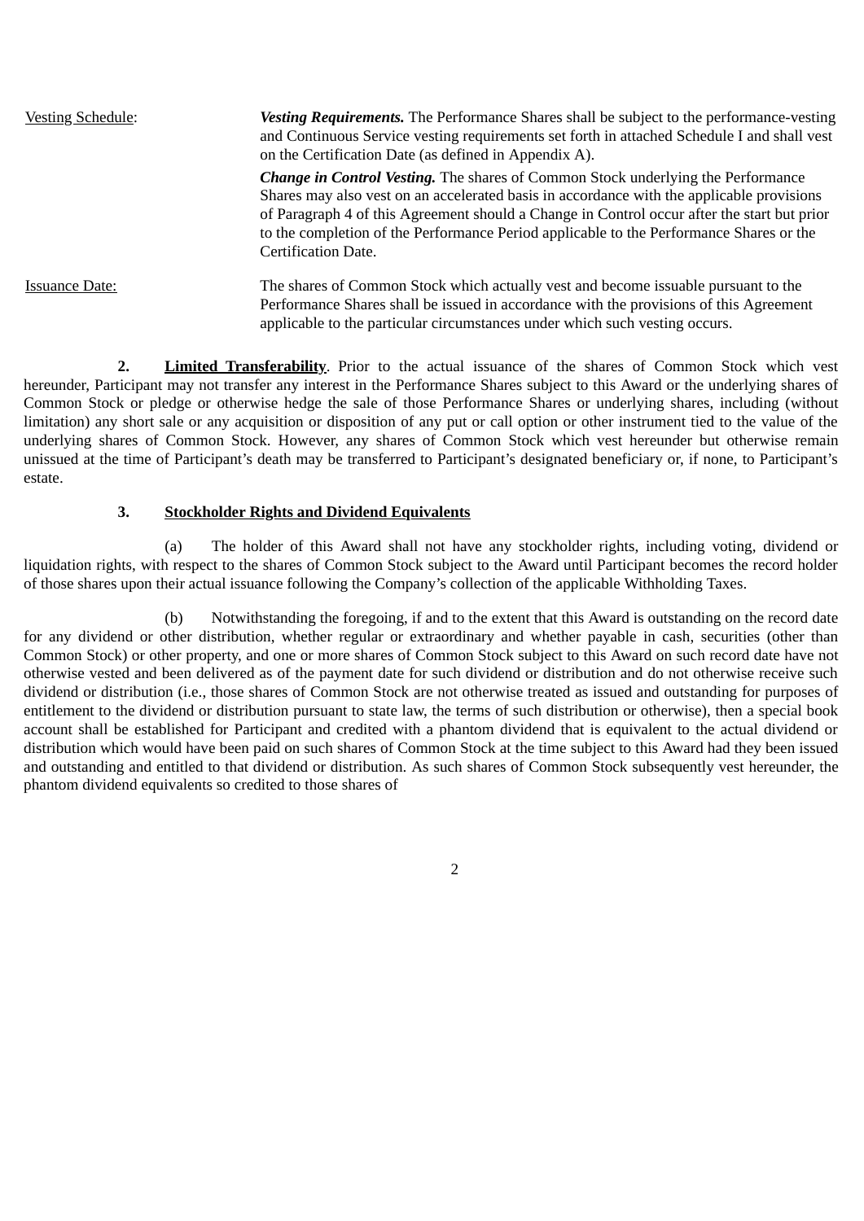| | |
|---|---|
| Vesting Schedule: | ***Vesting Requirements.*** The Performance Shares shall be subject to the performance-vesting and Continuous Service vesting requirements set forth in attached Schedule I and shall vest on the Certification Date (as defined in Appendix A).<br><br>***Change in Control Vesting.*** The shares of Common Stock underlying the Performance Shares may also vest on an accelerated basis in accordance with the applicable provisions of Paragraph 4 of this Agreement should a Change in Control occur after the start but prior to the completion of the Performance Period applicable to the Performance Shares or the Certification Date. |
| Issuance Date: | The shares of Common Stock which actually vest and become issuable pursuant to the Performance Shares shall be issued in accordance with the provisions of this Agreement applicable to the particular circumstances under which such vesting occurs. |

**2. Limited Transferability**. Prior to the actual issuance of the shares of Common Stock which vest hereunder, Participant may not transfer any interest in the Performance Shares subject to this Award or the underlying shares of Common Stock or pledge or otherwise hedge the sale of those Performance Shares or underlying shares, including (without limitation) any short sale or any acquisition or disposition of any put or call option or other instrument tied to the value of the underlying shares of Common Stock. However, any shares of Common Stock which vest hereunder but otherwise remain unissued at the time of Participant's death may be transferred to Participant's designated beneficiary or, if none, to Participant's estate.

**3. Stockholder Rights and Dividend Equivalents**

(a) The holder of this Award shall not have any stockholder rights, including voting, dividend or liquidation rights, with respect to the shares of Common Stock subject to the Award until Participant becomes the record holder of those shares upon their actual issuance following the Company's collection of the applicable Withholding Taxes.

(b) Notwithstanding the foregoing, if and to the extent that this Award is outstanding on the record date for any dividend or other distribution, whether regular or extraordinary and whether payable in cash, securities (other than Common Stock) or other property, and one or more shares of Common Stock subject to this Award on such record date have not otherwise vested and been delivered as of the payment date for such dividend or distribution and do not otherwise receive such dividend or distribution (i.e., those shares of Common Stock are not otherwise treated as issued and outstanding for purposes of entitlement to the dividend or distribution pursuant to state law, the terms of such distribution or otherwise), then a special book account shall be established for Participant and credited with a phantom dividend that is equivalent to the actual dividend or distribution which would have been paid on such shares of Common Stock at the time subject to this Award had they been issued and outstanding and entitled to that dividend or distribution. As such shares of Common Stock subsequently vest hereunder, the phantom dividend equivalents so credited to those shares of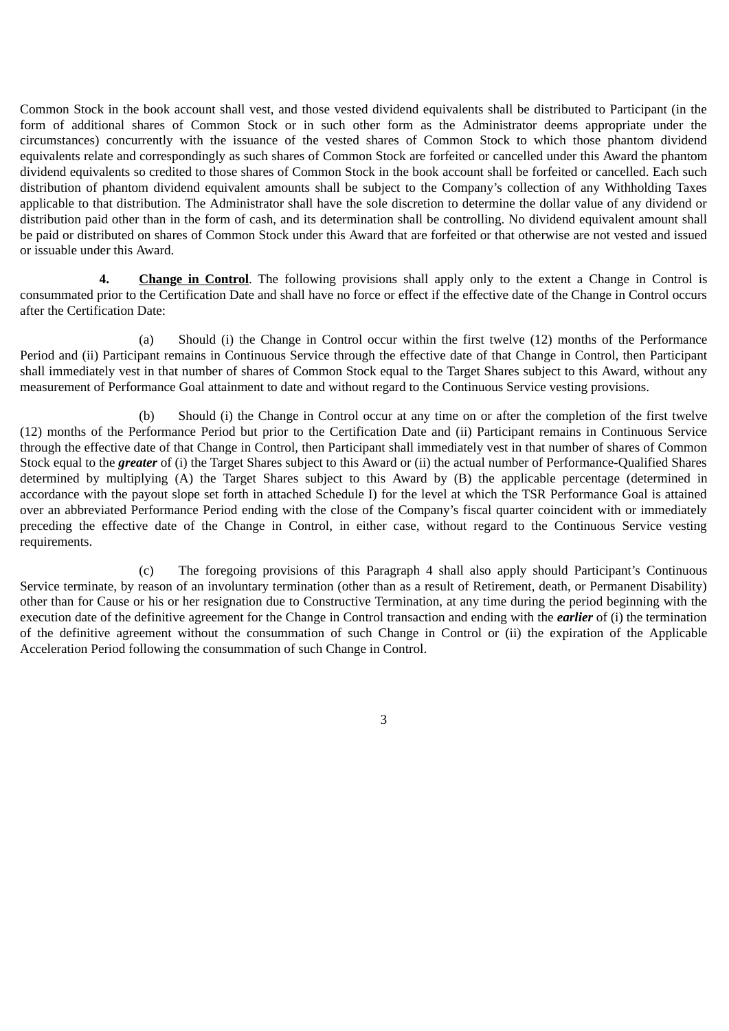Common Stock in the book account shall vest, and those vested dividend equivalents shall be distributed to Participant (in the form of additional shares of Common Stock or in such other form as the Administrator deems appropriate under the circumstances) concurrently with the issuance of the vested shares of Common Stock to which those phantom dividend equivalents relate and correspondingly as such shares of Common Stock are forfeited or cancelled under this Award the phantom dividend equivalents so credited to those shares of Common Stock in the book account shall be forfeited or cancelled. Each such distribution of phantom dividend equivalent amounts shall be subject to the Company's collection of any Withholding Taxes applicable to that distribution. The Administrator shall have the sole discretion to determine the dollar value of any dividend or distribution paid other than in the form of cash, and its determination shall be controlling. No dividend equivalent amount shall be paid or distributed on shares of Common Stock under this Award that are forfeited or that otherwise are not vested and issued or issuable under this Award.

**4.** **Change in Control**. The following provisions shall apply only to the extent a Change in Control is consummated prior to the Certification Date and shall have no force or effect if the effective date of the Change in Control occurs after the Certification Date:

(a) Should (i) the Change in Control occur within the first twelve (12) months of the Performance Period and (ii) Participant remains in Continuous Service through the effective date of that Change in Control, then Participant shall immediately vest in that number of shares of Common Stock equal to the Target Shares subject to this Award, without any measurement of Performance Goal attainment to date and without regard to the Continuous Service vesting provisions.

(b) Should (i) the Change in Control occur at any time on or after the completion of the first twelve (12) months of the Performance Period but prior to the Certification Date and (ii) Participant remains in Continuous Service through the effective date of that Change in Control, then Participant shall immediately vest in that number of shares of Common Stock equal to the ***greater*** of (i) the Target Shares subject to this Award or (ii) the actual number of Performance-Qualified Shares determined by multiplying (A) the Target Shares subject to this Award by (B) the applicable percentage (determined in accordance with the payout slope set forth in attached Schedule I) for the level at which the TSR Performance Goal is attained over an abbreviated Performance Period ending with the close of the Company's fiscal quarter coincident with or immediately preceding the effective date of the Change in Control, in either case, without regard to the Continuous Service vesting requirements.

(c) The foregoing provisions of this Paragraph 4 shall also apply should Participant's Continuous Service terminate, by reason of an involuntary termination (other than as a result of Retirement, death, or Permanent Disability) other than for Cause or his or her resignation due to Constructive Termination, at any time during the period beginning with the execution date of the definitive agreement for the Change in Control transaction and ending with the ***earlier*** of (i) the termination of the definitive agreement without the consummation of such Change in Control or (ii) the expiration of the Applicable Acceleration Period following the consummation of such Change in Control.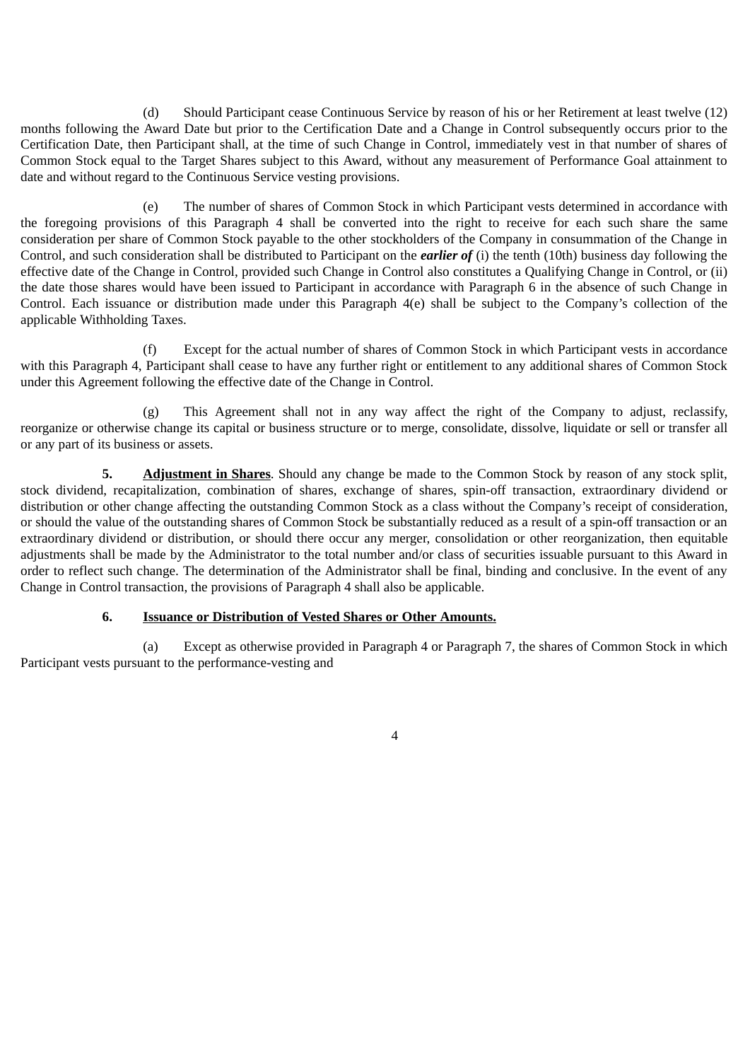(d) Should Participant cease Continuous Service by reason of his or her Retirement at least twelve (12) months following the Award Date but prior to the Certification Date and a Change in Control subsequently occurs prior to the Certification Date, then Participant shall, at the time of such Change in Control, immediately vest in that number of shares of Common Stock equal to the Target Shares subject to this Award, without any measurement of Performance Goal attainment to date and without regard to the Continuous Service vesting provisions.

(e) The number of shares of Common Stock in which Participant vests determined in accordance with the foregoing provisions of this Paragraph 4 shall be converted into the right to receive for each such share the same consideration per share of Common Stock payable to the other stockholders of the Company in consummation of the Change in Control, and such consideration shall be distributed to Participant on the ***earlier of*** (i) the tenth (10th) business day following the effective date of the Change in Control, provided such Change in Control also constitutes a Qualifying Change in Control, or (ii) the date those shares would have been issued to Participant in accordance with Paragraph 6 in the absence of such Change in Control. Each issuance or distribution made under this Paragraph 4(e) shall be subject to the Company's collection of the applicable Withholding Taxes.

(f) Except for the actual number of shares of Common Stock in which Participant vests in accordance with this Paragraph 4, Participant shall cease to have any further right or entitlement to any additional shares of Common Stock under this Agreement following the effective date of the Change in Control.

(g) This Agreement shall not in any way affect the right of the Company to adjust, reclassify, reorganize or otherwise change its capital or business structure or to merge, consolidate, dissolve, liquidate or sell or transfer all or any part of its business or assets.

**5. Adjustment in Shares**. Should any change be made to the Common Stock by reason of any stock split, stock dividend, recapitalization, combination of shares, exchange of shares, spin-off transaction, extraordinary dividend or distribution or other change affecting the outstanding Common Stock as a class without the Company's receipt of consideration, or should the value of the outstanding shares of Common Stock be substantially reduced as a result of a spin-off transaction or an extraordinary dividend or distribution, or should there occur any merger, consolidation or other reorganization, then equitable adjustments shall be made by the Administrator to the total number and/or class of securities issuable pursuant to this Award in order to reflect such change. The determination of the Administrator shall be final, binding and conclusive. In the event of any Change in Control transaction, the provisions of Paragraph 4 shall also be applicable.

**6. Issuance or Distribution of Vested Shares or Other Amounts.**

(a) Except as otherwise provided in Paragraph 4 or Paragraph 7, the shares of Common Stock in which Participant vests pursuant to the performance-vesting and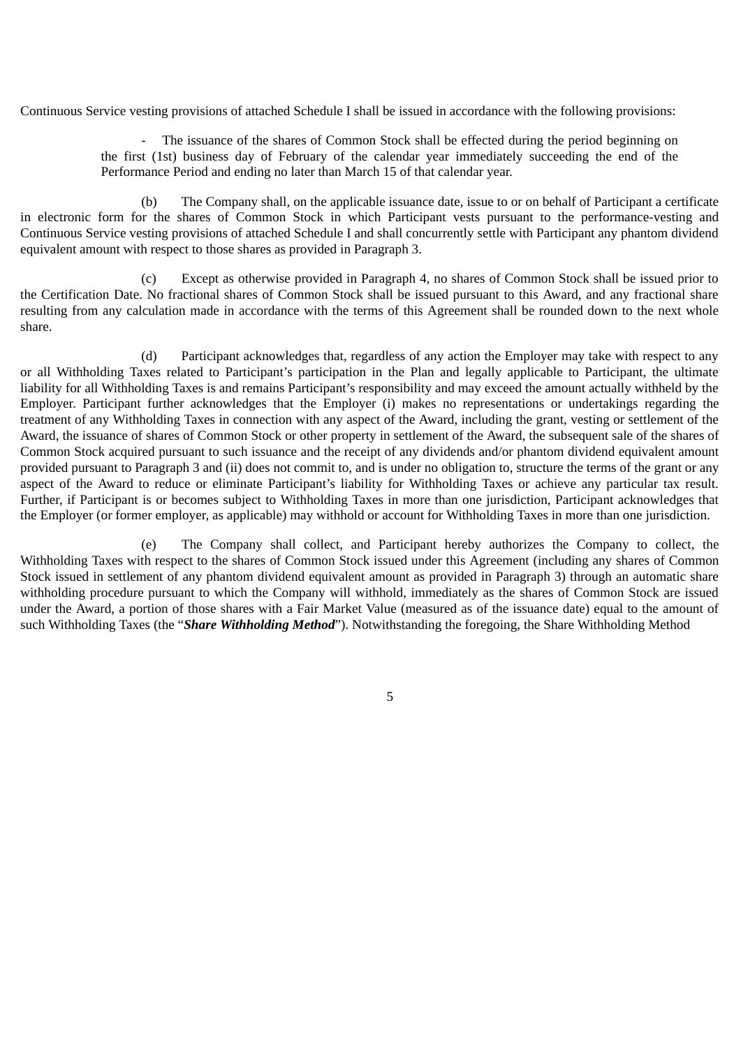Continuous Service vesting provisions of attached Schedule I shall be issued in accordance with the following provisions:

- The issuance of the shares of Common Stock shall be effected during the period beginning on the first (1st) business day of February of the calendar year immediately succeeding the end of the Performance Period and ending no later than March 15 of that calendar year.

(b) The Company shall, on the applicable issuance date, issue to or on behalf of Participant a certificate in electronic form for the shares of Common Stock in which Participant vests pursuant to the performance-vesting and Continuous Service vesting provisions of attached Schedule I and shall concurrently settle with Participant any phantom dividend equivalent amount with respect to those shares as provided in Paragraph 3.

(c) Except as otherwise provided in Paragraph 4, no shares of Common Stock shall be issued prior to the Certification Date. No fractional shares of Common Stock shall be issued pursuant to this Award, and any fractional share resulting from any calculation made in accordance with the terms of this Agreement shall be rounded down to the next whole share.

(d) Participant acknowledges that, regardless of any action the Employer may take with respect to any or all Withholding Taxes related to Participant's participation in the Plan and legally applicable to Participant, the ultimate liability for all Withholding Taxes is and remains Participant's responsibility and may exceed the amount actually withheld by the Employer. Participant further acknowledges that the Employer (i) makes no representations or undertakings regarding the treatment of any Withholding Taxes in connection with any aspect of the Award, including the grant, vesting or settlement of the Award, the issuance of shares of Common Stock or other property in settlement of the Award, the subsequent sale of the shares of Common Stock acquired pursuant to such issuance and the receipt of any dividends and/or phantom dividend equivalent amount provided pursuant to Paragraph 3 and (ii) does not commit to, and is under no obligation to, structure the terms of the grant or any aspect of the Award to reduce or eliminate Participant's liability for Withholding Taxes or achieve any particular tax result. Further, if Participant is or becomes subject to Withholding Taxes in more than one jurisdiction, Participant acknowledges that the Employer (or former employer, as applicable) may withhold or account for Withholding Taxes in more than one jurisdiction.

(e) The Company shall collect, and Participant hereby authorizes the Company to collect, the Withholding Taxes with respect to the shares of Common Stock issued under this Agreement (including any shares of Common Stock issued in settlement of any phantom dividend equivalent amount as provided in Paragraph 3) through an automatic share withholding procedure pursuant to which the Company will withhold, immediately as the shares of Common Stock are issued under the Award, a portion of those shares with a Fair Market Value (measured as of the issuance date) equal to the amount of such Withholding Taxes (the "***Share Withholding Method***"). Notwithstanding the foregoing, the Share Withholding Method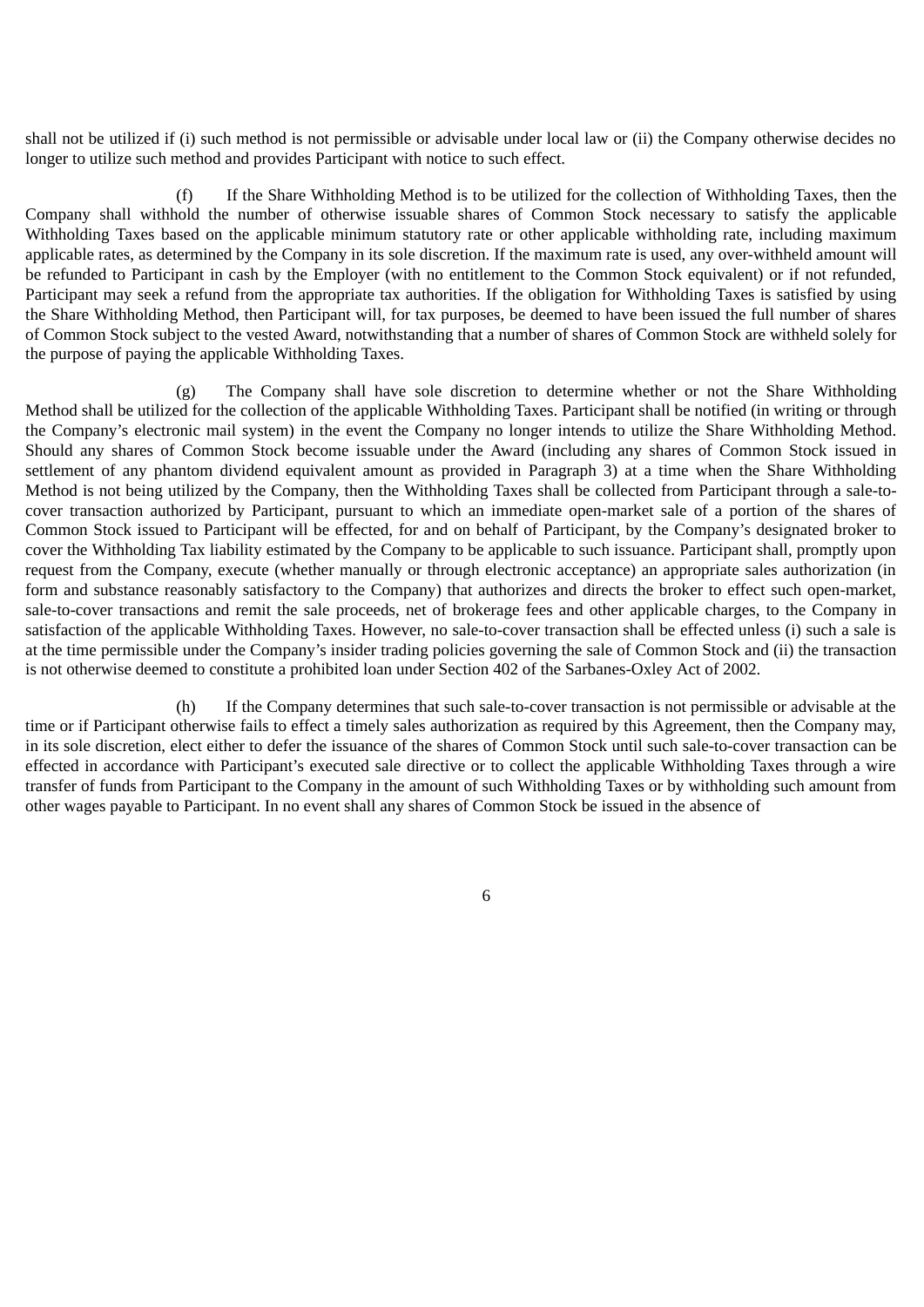shall not be utilized if (i) such method is not permissible or advisable under local law or (ii) the Company otherwise decides no longer to utilize such method and provides Participant with notice to such effect.

(f) If the Share Withholding Method is to be utilized for the collection of Withholding Taxes, then the Company shall withhold the number of otherwise issuable shares of Common Stock necessary to satisfy the applicable Withholding Taxes based on the applicable minimum statutory rate or other applicable withholding rate, including maximum applicable rates, as determined by the Company in its sole discretion. If the maximum rate is used, any over-withheld amount will be refunded to Participant in cash by the Employer (with no entitlement to the Common Stock equivalent) or if not refunded, Participant may seek a refund from the appropriate tax authorities. If the obligation for Withholding Taxes is satisfied by using the Share Withholding Method, then Participant will, for tax purposes, be deemed to have been issued the full number of shares of Common Stock subject to the vested Award, notwithstanding that a number of shares of Common Stock are withheld solely for the purpose of paying the applicable Withholding Taxes.

(g) The Company shall have sole discretion to determine whether or not the Share Withholding Method shall be utilized for the collection of the applicable Withholding Taxes. Participant shall be notified (in writing or through the Company's electronic mail system) in the event the Company no longer intends to utilize the Share Withholding Method. Should any shares of Common Stock become issuable under the Award (including any shares of Common Stock issued in settlement of any phantom dividend equivalent amount as provided in Paragraph 3) at a time when the Share Withholding Method is not being utilized by the Company, then the Withholding Taxes shall be collected from Participant through a sale-to-cover transaction authorized by Participant, pursuant to which an immediate open-market sale of a portion of the shares of Common Stock issued to Participant will be effected, for and on behalf of Participant, by the Company's designated broker to cover the Withholding Tax liability estimated by the Company to be applicable to such issuance. Participant shall, promptly upon request from the Company, execute (whether manually or through electronic acceptance) an appropriate sales authorization (in form and substance reasonably satisfactory to the Company) that authorizes and directs the broker to effect such open-market, sale-to-cover transactions and remit the sale proceeds, net of brokerage fees and other applicable charges, to the Company in satisfaction of the applicable Withholding Taxes. However, no sale-to-cover transaction shall be effected unless (i) such a sale is at the time permissible under the Company's insider trading policies governing the sale of Common Stock and (ii) the transaction is not otherwise deemed to constitute a prohibited loan under Section 402 of the Sarbanes-Oxley Act of 2002.

(h) If the Company determines that such sale-to-cover transaction is not permissible or advisable at the time or if Participant otherwise fails to effect a timely sales authorization as required by this Agreement, then the Company may, in its sole discretion, elect either to defer the issuance of the shares of Common Stock until such sale-to-cover transaction can be effected in accordance with Participant's executed sale directive or to collect the applicable Withholding Taxes through a wire transfer of funds from Participant to the Company in the amount of such Withholding Taxes or by withholding such amount from other wages payable to Participant. In no event shall any shares of Common Stock be issued in the absence of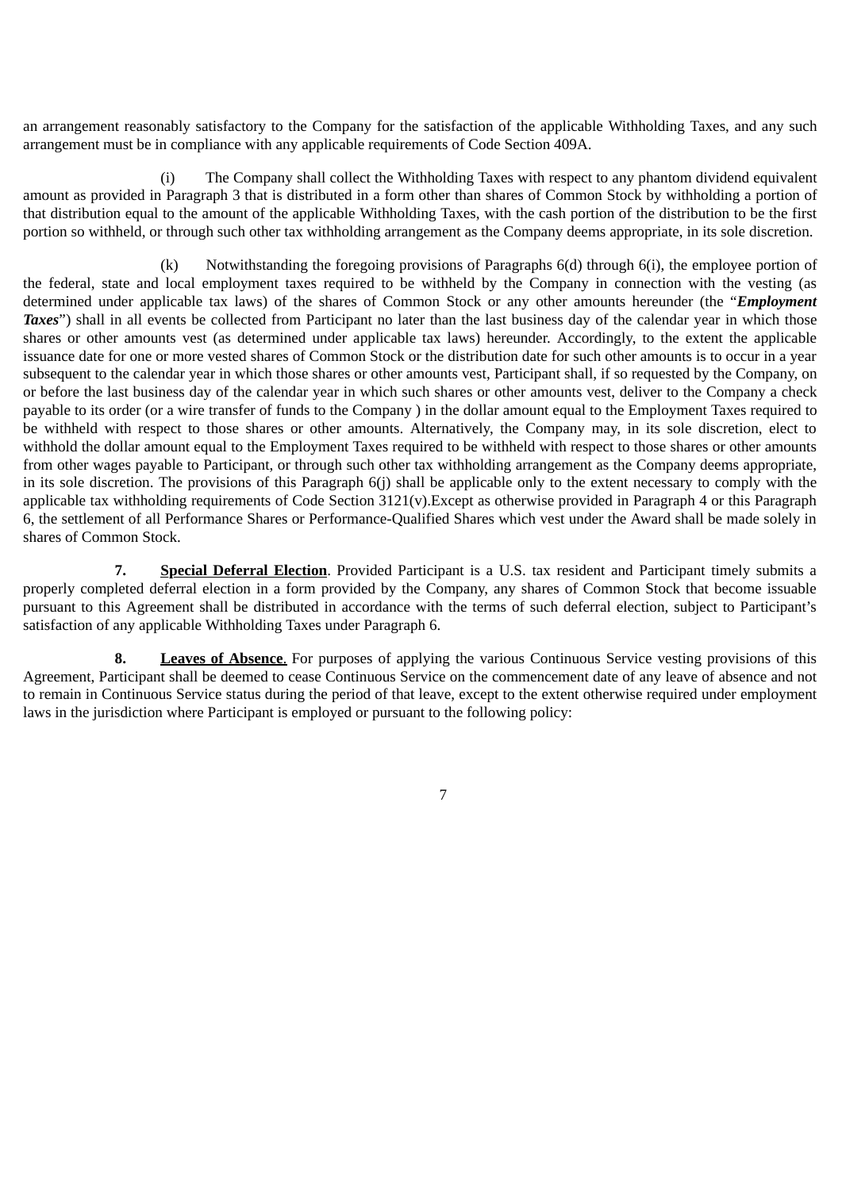an arrangement reasonably satisfactory to the Company for the satisfaction of the applicable Withholding Taxes, and any such arrangement must be in compliance with any applicable requirements of Code Section 409A.

(i) The Company shall collect the Withholding Taxes with respect to any phantom dividend equivalent amount as provided in Paragraph 3 that is distributed in a form other than shares of Common Stock by withholding a portion of that distribution equal to the amount of the applicable Withholding Taxes, with the cash portion of the distribution to be the first portion so withheld, or through such other tax withholding arrangement as the Company deems appropriate, in its sole discretion.

(k) Notwithstanding the foregoing provisions of Paragraphs 6(d) through 6(i), the employee portion of the federal, state and local employment taxes required to be withheld by the Company in connection with the vesting (as determined under applicable tax laws) of the shares of Common Stock or any other amounts hereunder (the "***Employment Taxes***") shall in all events be collected from Participant no later than the last business day of the calendar year in which those shares or other amounts vest (as determined under applicable tax laws) hereunder. Accordingly, to the extent the applicable issuance date for one or more vested shares of Common Stock or the distribution date for such other amounts is to occur in a year subsequent to the calendar year in which those shares or other amounts vest, Participant shall, if so requested by the Company, on or before the last business day of the calendar year in which such shares or other amounts vest, deliver to the Company a check payable to its order (or a wire transfer of funds to the Company ) in the dollar amount equal to the Employment Taxes required to be withheld with respect to those shares or other amounts. Alternatively, the Company may, in its sole discretion, elect to withhold the dollar amount equal to the Employment Taxes required to be withheld with respect to those shares or other amounts from other wages payable to Participant, or through such other tax withholding arrangement as the Company deems appropriate, in its sole discretion. The provisions of this Paragraph 6(j) shall be applicable only to the extent necessary to comply with the applicable tax withholding requirements of Code Section 3121(v).Except as otherwise provided in Paragraph 4 or this Paragraph 6, the settlement of all Performance Shares or Performance-Qualified Shares which vest under the Award shall be made solely in shares of Common Stock.

**7.** **<u>Special Deferral Election</u>**. Provided Participant is a U.S. tax resident and Participant timely submits a properly completed deferral election in a form provided by the Company, any shares of Common Stock that become issuable pursuant to this Agreement shall be distributed in accordance with the terms of such deferral election, subject to Participant's satisfaction of any applicable Withholding Taxes under Paragraph 6.

**8.** **<u>Leaves of Absence</u>**. For purposes of applying the various Continuous Service vesting provisions of this Agreement, Participant shall be deemed to cease Continuous Service on the commencement date of any leave of absence and not to remain in Continuous Service status during the period of that leave, except to the extent otherwise required under employment laws in the jurisdiction where Participant is employed or pursuant to the following policy: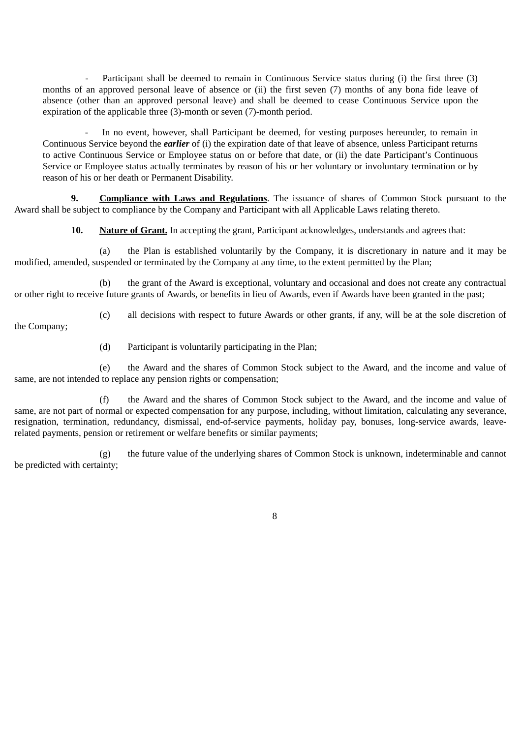- Participant shall be deemed to remain in Continuous Service status during (i) the first three (3) months of an approved personal leave of absence or (ii) the first seven (7) months of any bona fide leave of absence (other than an approved personal leave) and shall be deemed to cease Continuous Service upon the expiration of the applicable three (3)-month or seven (7)-month period.

- In no event, however, shall Participant be deemed, for vesting purposes hereunder, to remain in Continuous Service beyond the ***earlier*** of (i) the expiration date of that leave of absence, unless Participant returns to active Continuous Service or Employee status on or before that date, or (ii) the date Participant's Continuous Service or Employee status actually terminates by reason of his or her voluntary or involuntary termination or by reason of his or her death or Permanent Disability.

**9. Compliance with Laws and Regulations**. The issuance of shares of Common Stock pursuant to the Award shall be subject to compliance by the Company and Participant with all Applicable Laws relating thereto.

**10. Nature of Grant.** In accepting the grant, Participant acknowledges, understands and agrees that:

(a) the Plan is established voluntarily by the Company, it is discretionary in nature and it may be modified, amended, suspended or terminated by the Company at any time, to the extent permitted by the Plan;

(b) the grant of the Award is exceptional, voluntary and occasional and does not create any contractual or other right to receive future grants of Awards, or benefits in lieu of Awards, even if Awards have been granted in the past;

(c) all decisions with respect to future Awards or other grants, if any, will be at the sole discretion of the Company;

(d) Participant is voluntarily participating in the Plan;

(e) the Award and the shares of Common Stock subject to the Award, and the income and value of same, are not intended to replace any pension rights or compensation;

(f) the Award and the shares of Common Stock subject to the Award, and the income and value of same, are not part of normal or expected compensation for any purpose, including, without limitation, calculating any severance, resignation, termination, redundancy, dismissal, end-of-service payments, holiday pay, bonuses, long-service awards, leave-related payments, pension or retirement or welfare benefits or similar payments;

(g) the future value of the underlying shares of Common Stock is unknown, indeterminable and cannot be predicted with certainty;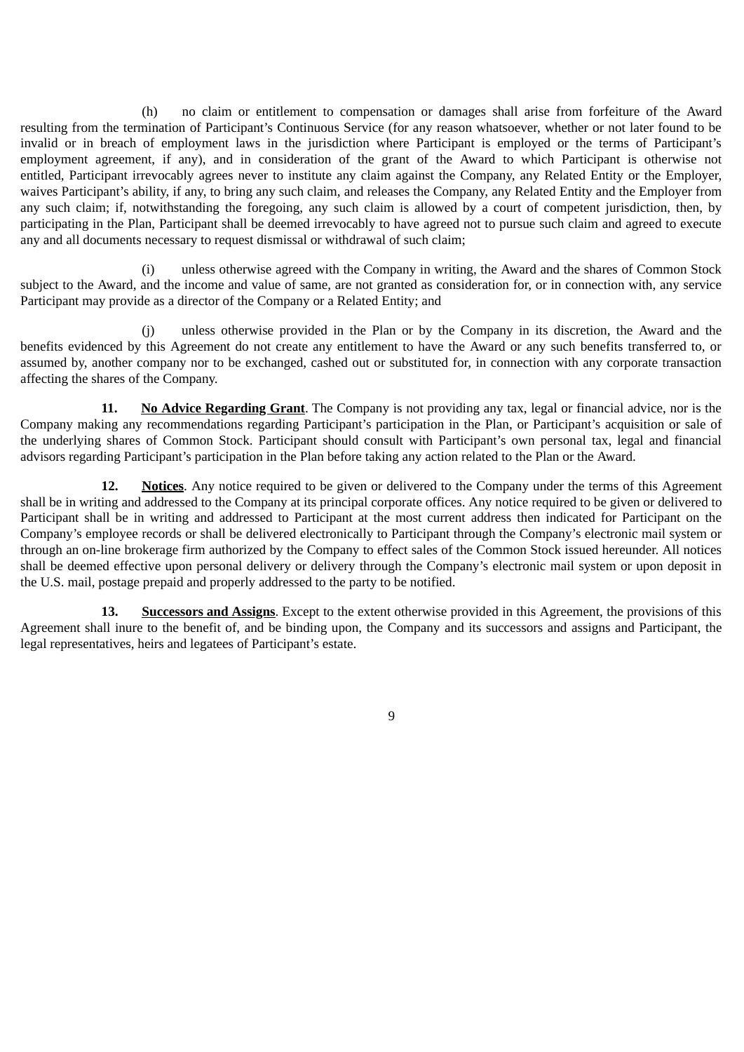(h) no claim or entitlement to compensation or damages shall arise from forfeiture of the Award resulting from the termination of Participant's Continuous Service (for any reason whatsoever, whether or not later found to be invalid or in breach of employment laws in the jurisdiction where Participant is employed or the terms of Participant's employment agreement, if any), and in consideration of the grant of the Award to which Participant is otherwise not entitled, Participant irrevocably agrees never to institute any claim against the Company, any Related Entity or the Employer, waives Participant's ability, if any, to bring any such claim, and releases the Company, any Related Entity and the Employer from any such claim; if, notwithstanding the foregoing, any such claim is allowed by a court of competent jurisdiction, then, by participating in the Plan, Participant shall be deemed irrevocably to have agreed not to pursue such claim and agreed to execute any and all documents necessary to request dismissal or withdrawal of such claim;

(i) unless otherwise agreed with the Company in writing, the Award and the shares of Common Stock subject to the Award, and the income and value of same, are not granted as consideration for, or in connection with, any service Participant may provide as a director of the Company or a Related Entity; and

(j) unless otherwise provided in the Plan or by the Company in its discretion, the Award and the benefits evidenced by this Agreement do not create any entitlement to have the Award or any such benefits transferred to, or assumed by, another company nor to be exchanged, cashed out or substituted for, in connection with any corporate transaction affecting the shares of the Company.

**11. No Advice Regarding Grant**. The Company is not providing any tax, legal or financial advice, nor is the Company making any recommendations regarding Participant's participation in the Plan, or Participant's acquisition or sale of the underlying shares of Common Stock. Participant should consult with Participant's own personal tax, legal and financial advisors regarding Participant's participation in the Plan before taking any action related to the Plan or the Award.

**12. Notices**. Any notice required to be given or delivered to the Company under the terms of this Agreement shall be in writing and addressed to the Company at its principal corporate offices. Any notice required to be given or delivered to Participant shall be in writing and addressed to Participant at the most current address then indicated for Participant on the Company's employee records or shall be delivered electronically to Participant through the Company's electronic mail system or through an on-line brokerage firm authorized by the Company to effect sales of the Common Stock issued hereunder. All notices shall be deemed effective upon personal delivery or delivery through the Company's electronic mail system or upon deposit in the U.S. mail, postage prepaid and properly addressed to the party to be notified.

**13. Successors and Assigns**. Except to the extent otherwise provided in this Agreement, the provisions of this Agreement shall inure to the benefit of, and be binding upon, the Company and its successors and assigns and Participant, the legal representatives, heirs and legatees of Participant's estate.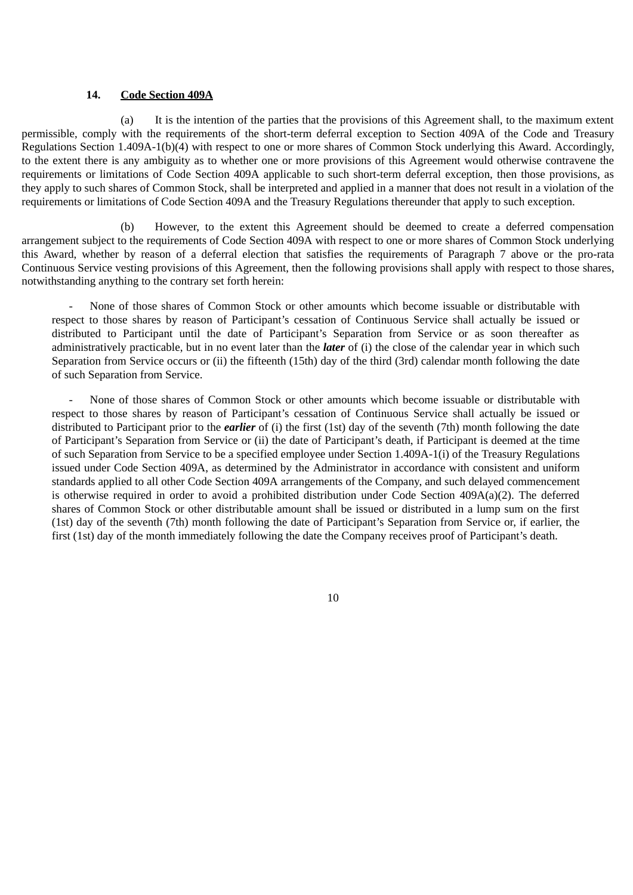**14. Code Section 409A**

(a) It is the intention of the parties that the provisions of this Agreement shall, to the maximum extent permissible, comply with the requirements of the short-term deferral exception to Section 409A of the Code and Treasury Regulations Section 1.409A-1(b)(4) with respect to one or more shares of Common Stock underlying this Award. Accordingly, to the extent there is any ambiguity as to whether one or more provisions of this Agreement would otherwise contravene the requirements or limitations of Code Section 409A applicable to such short-term deferral exception, then those provisions, as they apply to such shares of Common Stock, shall be interpreted and applied in a manner that does not result in a violation of the requirements or limitations of Code Section 409A and the Treasury Regulations thereunder that apply to such exception.

(b) However, to the extent this Agreement should be deemed to create a deferred compensation arrangement subject to the requirements of Code Section 409A with respect to one or more shares of Common Stock underlying this Award, whether by reason of a deferral election that satisfies the requirements of Paragraph 7 above or the pro-rata Continuous Service vesting provisions of this Agreement, then the following provisions shall apply with respect to those shares, notwithstanding anything to the contrary set forth herein:

- None of those shares of Common Stock or other amounts which become issuable or distributable with respect to those shares by reason of Participant's cessation of Continuous Service shall actually be issued or distributed to Participant until the date of Participant's Separation from Service or as soon thereafter as administratively practicable, but in no event later than the ***later*** of (i) the close of the calendar year in which such Separation from Service occurs or (ii) the fifteenth (15th) day of the third (3rd) calendar month following the date of such Separation from Service.

- None of those shares of Common Stock or other amounts which become issuable or distributable with respect to those shares by reason of Participant's cessation of Continuous Service shall actually be issued or distributed to Participant prior to the ***earlier*** of (i) the first (1st) day of the seventh (7th) month following the date of Participant's Separation from Service or (ii) the date of Participant's death, if Participant is deemed at the time of such Separation from Service to be a specified employee under Section 1.409A-1(i) of the Treasury Regulations issued under Code Section 409A, as determined by the Administrator in accordance with consistent and uniform standards applied to all other Code Section 409A arrangements of the Company, and such delayed commencement is otherwise required in order to avoid a prohibited distribution under Code Section 409A(a)(2). The deferred shares of Common Stock or other distributable amount shall be issued or distributed in a lump sum on the first (1st) day of the seventh (7th) month following the date of Participant's Separation from Service or, if earlier, the first (1st) day of the month immediately following the date the Company receives proof of Participant's death.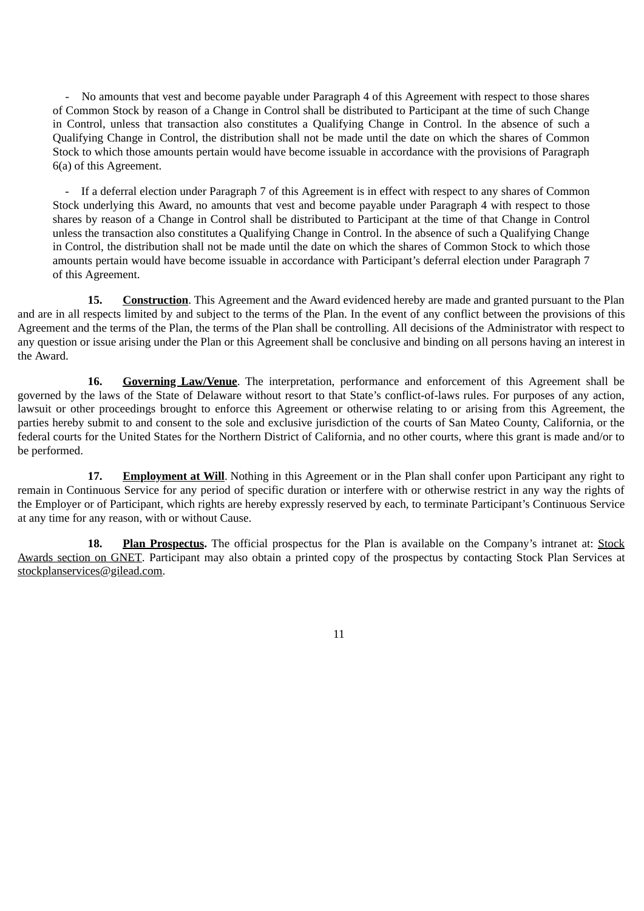- No amounts that vest and become payable under Paragraph 4 of this Agreement with respect to those shares of Common Stock by reason of a Change in Control shall be distributed to Participant at the time of such Change in Control, unless that transaction also constitutes a Qualifying Change in Control. In the absence of such a Qualifying Change in Control, the distribution shall not be made until the date on which the shares of Common Stock to which those amounts pertain would have become issuable in accordance with the provisions of Paragraph 6(a) of this Agreement.

- If a deferral election under Paragraph 7 of this Agreement is in effect with respect to any shares of Common Stock underlying this Award, no amounts that vest and become payable under Paragraph 4 with respect to those shares by reason of a Change in Control shall be distributed to Participant at the time of that Change in Control unless the transaction also constitutes a Qualifying Change in Control. In the absence of such a Qualifying Change in Control, the distribution shall not be made until the date on which the shares of Common Stock to which those amounts pertain would have become issuable in accordance with Participant's deferral election under Paragraph 7 of this Agreement.

**15. Construction**. This Agreement and the Award evidenced hereby are made and granted pursuant to the Plan and are in all respects limited by and subject to the terms of the Plan. In the event of any conflict between the provisions of this Agreement and the terms of the Plan, the terms of the Plan shall be controlling. All decisions of the Administrator with respect to any question or issue arising under the Plan or this Agreement shall be conclusive and binding on all persons having an interest in the Award.

**16. Governing Law/Venue**. The interpretation, performance and enforcement of this Agreement shall be governed by the laws of the State of Delaware without resort to that State's conflict-of-laws rules. For purposes of any action, lawsuit or other proceedings brought to enforce this Agreement or otherwise relating to or arising from this Agreement, the parties hereby submit to and consent to the sole and exclusive jurisdiction of the courts of San Mateo County, California, or the federal courts for the United States for the Northern District of California, and no other courts, where this grant is made and/or to be performed.

**17. Employment at Will**. Nothing in this Agreement or in the Plan shall confer upon Participant any right to remain in Continuous Service for any period of specific duration or interfere with or otherwise restrict in any way the rights of the Employer or of Participant, which rights are hereby expressly reserved by each, to terminate Participant's Continuous Service at any time for any reason, with or without Cause.

**18. Plan Prospectus.** The official prospectus for the Plan is available on the Company's intranet at: Stock Awards section on GNET. Participant may also obtain a printed copy of the prospectus by contacting Stock Plan Services at stockplanservices@gilead.com.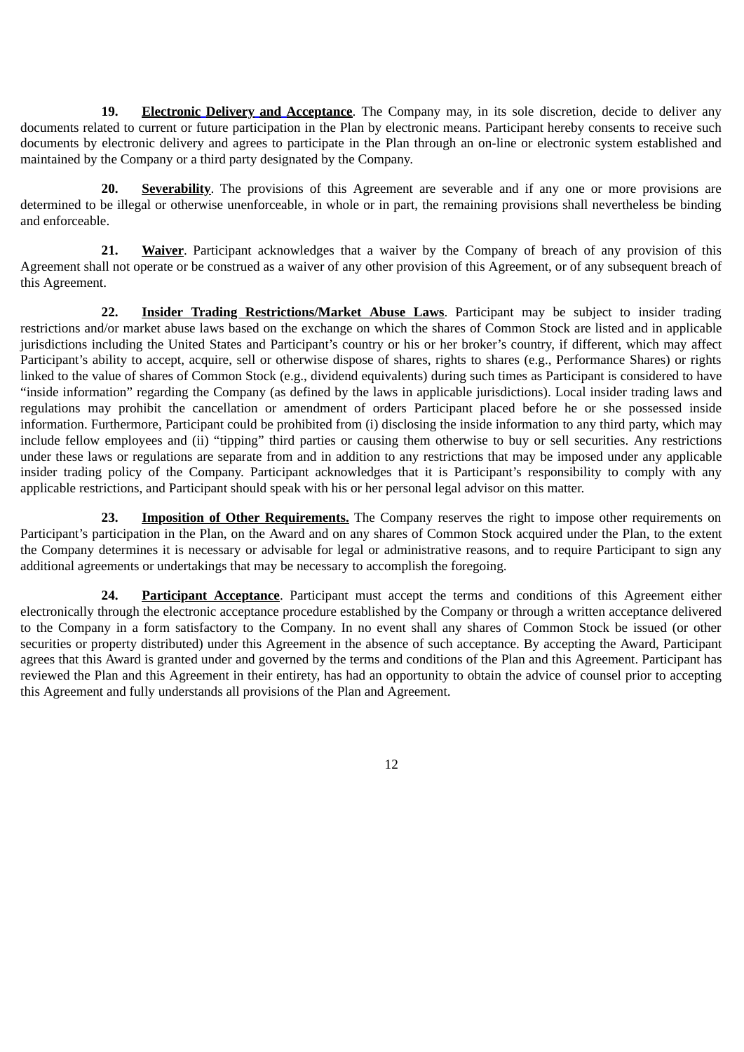**19. Electronic Delivery and Acceptance**. The Company may, in its sole discretion, decide to deliver any documents related to current or future participation in the Plan by electronic means. Participant hereby consents to receive such documents by electronic delivery and agrees to participate in the Plan through an on-line or electronic system established and maintained by the Company or a third party designated by the Company.

**20. Severability**. The provisions of this Agreement are severable and if any one or more provisions are determined to be illegal or otherwise unenforceable, in whole or in part, the remaining provisions shall nevertheless be binding and enforceable.

**21. Waiver**. Participant acknowledges that a waiver by the Company of breach of any provision of this Agreement shall not operate or be construed as a waiver of any other provision of this Agreement, or of any subsequent breach of this Agreement.

**22. Insider Trading Restrictions/Market Abuse Laws**. Participant may be subject to insider trading restrictions and/or market abuse laws based on the exchange on which the shares of Common Stock are listed and in applicable jurisdictions including the United States and Participant's country or his or her broker's country, if different, which may affect Participant's ability to accept, acquire, sell or otherwise dispose of shares, rights to shares (e.g., Performance Shares) or rights linked to the value of shares of Common Stock (e.g., dividend equivalents) during such times as Participant is considered to have "inside information" regarding the Company (as defined by the laws in applicable jurisdictions). Local insider trading laws and regulations may prohibit the cancellation or amendment of orders Participant placed before he or she possessed inside information. Furthermore, Participant could be prohibited from (i) disclosing the inside information to any third party, which may include fellow employees and (ii) "tipping" third parties or causing them otherwise to buy or sell securities. Any restrictions under these laws or regulations are separate from and in addition to any restrictions that may be imposed under any applicable insider trading policy of the Company. Participant acknowledges that it is Participant's responsibility to comply with any applicable restrictions, and Participant should speak with his or her personal legal advisor on this matter.

**23. Imposition of Other Requirements.** The Company reserves the right to impose other requirements on Participant's participation in the Plan, on the Award and on any shares of Common Stock acquired under the Plan, to the extent the Company determines it is necessary or advisable for legal or administrative reasons, and to require Participant to sign any additional agreements or undertakings that may be necessary to accomplish the foregoing.

**24. Participant Acceptance**. Participant must accept the terms and conditions of this Agreement either electronically through the electronic acceptance procedure established by the Company or through a written acceptance delivered to the Company in a form satisfactory to the Company. In no event shall any shares of Common Stock be issued (or other securities or property distributed) under this Agreement in the absence of such acceptance. By accepting the Award, Participant agrees that this Award is granted under and governed by the terms and conditions of the Plan and this Agreement. Participant has reviewed the Plan and this Agreement in their entirety, has had an opportunity to obtain the advice of counsel prior to accepting this Agreement and fully understands all provisions of the Plan and Agreement.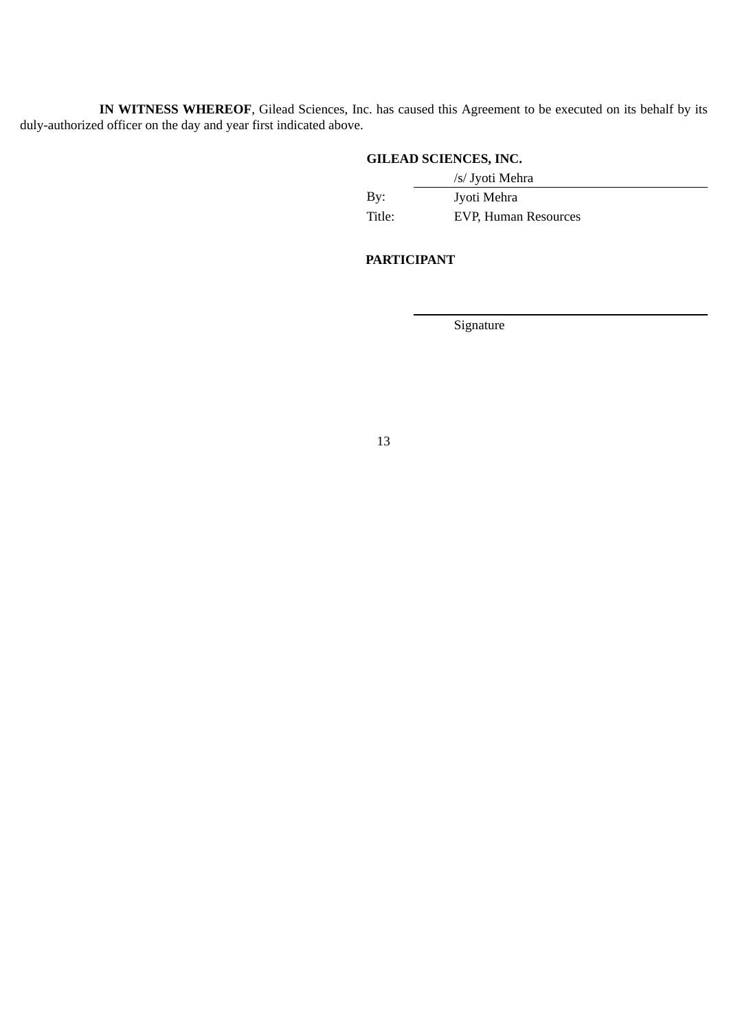**IN WITNESS WHEREOF**, Gilead Sciences, Inc. has caused this Agreement to be executed on its behalf by its duly-authorized officer on the day and year first indicated above.

**GILEAD SCIENCES, INC.**

| | |
|---|---|
| | /s/ Jyoti Mehra |
| By: | Jyoti Mehra |
| Title: | EVP, Human Resources |

**PARTICIPANT**

_______________________________

Signature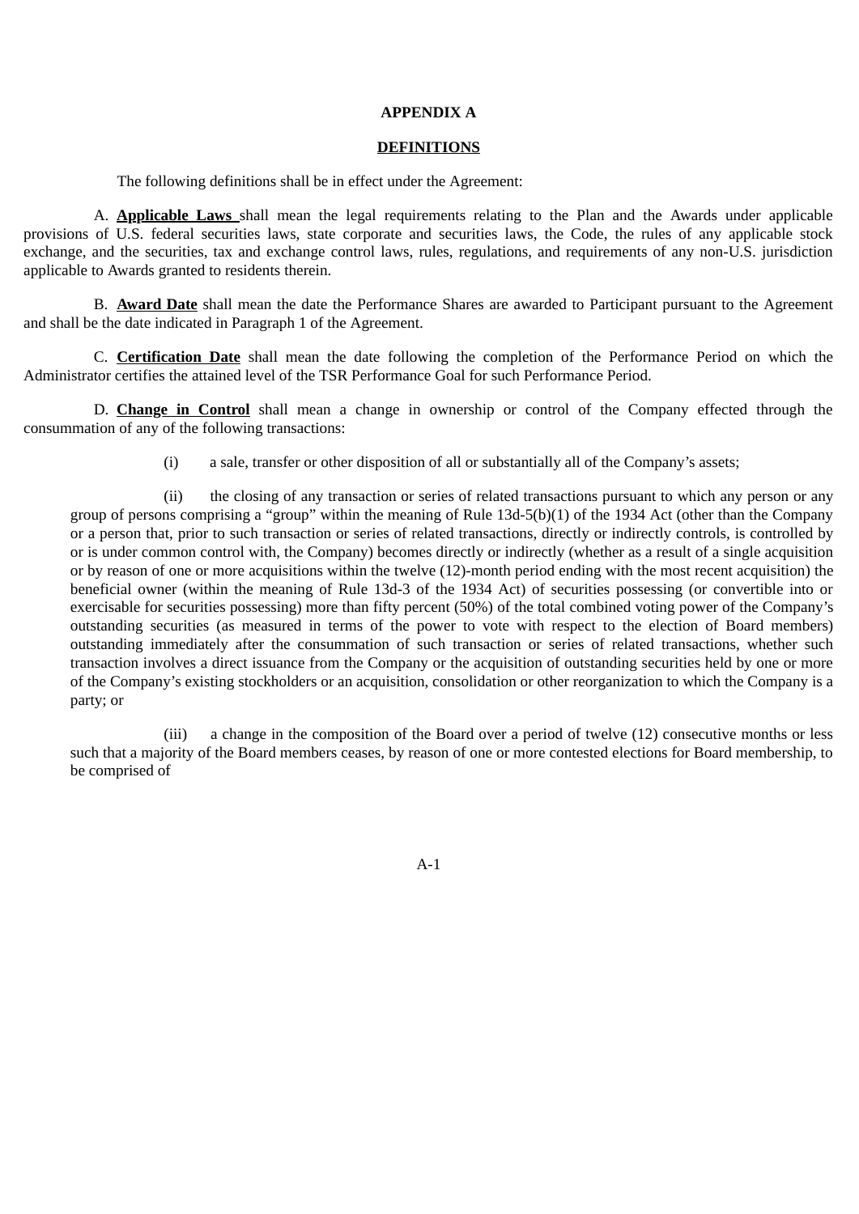# APPENDIX A

## DEFINITIONS

The following definitions shall be in effect under the Agreement:

A. **Applicable Laws** shall mean the legal requirements relating to the Plan and the Awards under applicable provisions of U.S. federal securities laws, state corporate and securities laws, the Code, the rules of any applicable stock exchange, and the securities, tax and exchange control laws, rules, regulations, and requirements of any non-U.S. jurisdiction applicable to Awards granted to residents therein.

B. **Award Date** shall mean the date the Performance Shares are awarded to Participant pursuant to the Agreement and shall be the date indicated in Paragraph 1 of the Agreement.

C. **Certification Date** shall mean the date following the completion of the Performance Period on which the Administrator certifies the attained level of the TSR Performance Goal for such Performance Period.

D. **Change in Control** shall mean a change in ownership or control of the Company effected through the consummation of any of the following transactions:

(i) a sale, transfer or other disposition of all or substantially all of the Company's assets;

(ii) the closing of any transaction or series of related transactions pursuant to which any person or any group of persons comprising a "group" within the meaning of Rule 13d-5(b)(1) of the 1934 Act (other than the Company or a person that, prior to such transaction or series of related transactions, directly or indirectly controls, is controlled by or is under common control with, the Company) becomes directly or indirectly (whether as a result of a single acquisition or by reason of one or more acquisitions within the twelve (12)-month period ending with the most recent acquisition) the beneficial owner (within the meaning of Rule 13d-3 of the 1934 Act) of securities possessing (or convertible into or exercisable for securities possessing) more than fifty percent (50%) of the total combined voting power of the Company's outstanding securities (as measured in terms of the power to vote with respect to the election of Board members) outstanding immediately after the consummation of such transaction or series of related transactions, whether such transaction involves a direct issuance from the Company or the acquisition of outstanding securities held by one or more of the Company's existing stockholders or an acquisition, consolidation or other reorganization to which the Company is a party; or

(iii) a change in the composition of the Board over a period of twelve (12) consecutive months or less such that a majority of the Board members ceases, by reason of one or more contested elections for Board membership, to be comprised of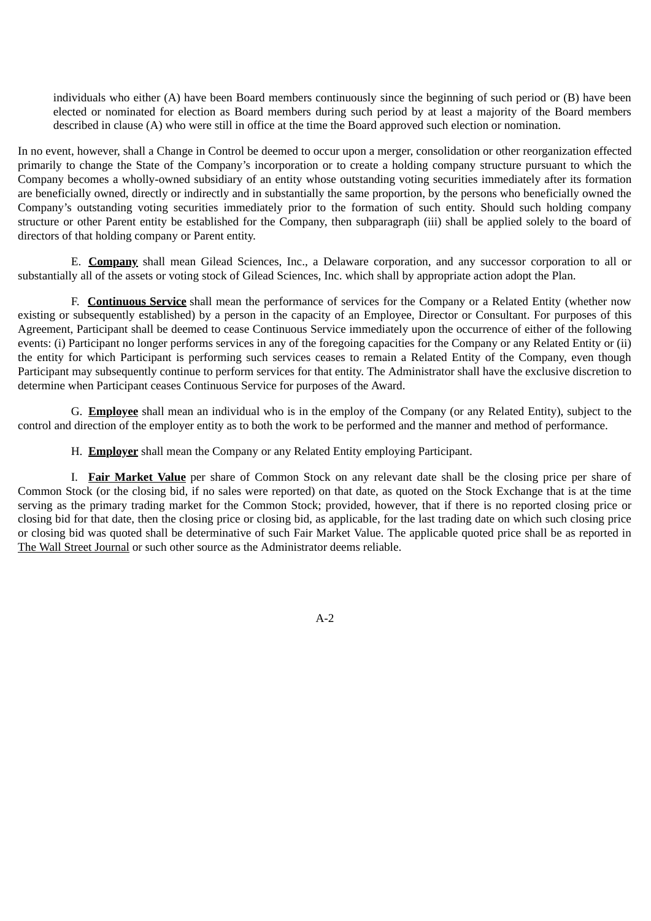individuals who either (A) have been Board members continuously since the beginning of such period or (B) have been elected or nominated for election as Board members during such period by at least a majority of the Board members described in clause (A) who were still in office at the time the Board approved such election or nomination.

In no event, however, shall a Change in Control be deemed to occur upon a merger, consolidation or other reorganization effected primarily to change the State of the Company's incorporation or to create a holding company structure pursuant to which the Company becomes a wholly-owned subsidiary of an entity whose outstanding voting securities immediately after its formation are beneficially owned, directly or indirectly and in substantially the same proportion, by the persons who beneficially owned the Company's outstanding voting securities immediately prior to the formation of such entity. Should such holding company structure or other Parent entity be established for the Company, then subparagraph (iii) shall be applied solely to the board of directors of that holding company or Parent entity.

E. **Company** shall mean Gilead Sciences, Inc., a Delaware corporation, and any successor corporation to all or substantially all of the assets or voting stock of Gilead Sciences, Inc. which shall by appropriate action adopt the Plan.

F. **Continuous Service** shall mean the performance of services for the Company or a Related Entity (whether now existing or subsequently established) by a person in the capacity of an Employee, Director or Consultant. For purposes of this Agreement, Participant shall be deemed to cease Continuous Service immediately upon the occurrence of either of the following events: (i) Participant no longer performs services in any of the foregoing capacities for the Company or any Related Entity or (ii) the entity for which Participant is performing such services ceases to remain a Related Entity of the Company, even though Participant may subsequently continue to perform services for that entity. The Administrator shall have the exclusive discretion to determine when Participant ceases Continuous Service for purposes of the Award.

G. **Employee** shall mean an individual who is in the employ of the Company (or any Related Entity), subject to the control and direction of the employer entity as to both the work to be performed and the manner and method of performance.

H. **Employer** shall mean the Company or any Related Entity employing Participant.

I. **Fair Market Value** per share of Common Stock on any relevant date shall be the closing price per share of Common Stock (or the closing bid, if no sales were reported) on that date, as quoted on the Stock Exchange that is at the time serving as the primary trading market for the Common Stock; provided, however, that if there is no reported closing price or closing bid for that date, then the closing price or closing bid, as applicable, for the last trading date on which such closing price or closing bid was quoted shall be determinative of such Fair Market Value. The applicable quoted price shall be as reported in The Wall Street Journal or such other source as the Administrator deems reliable.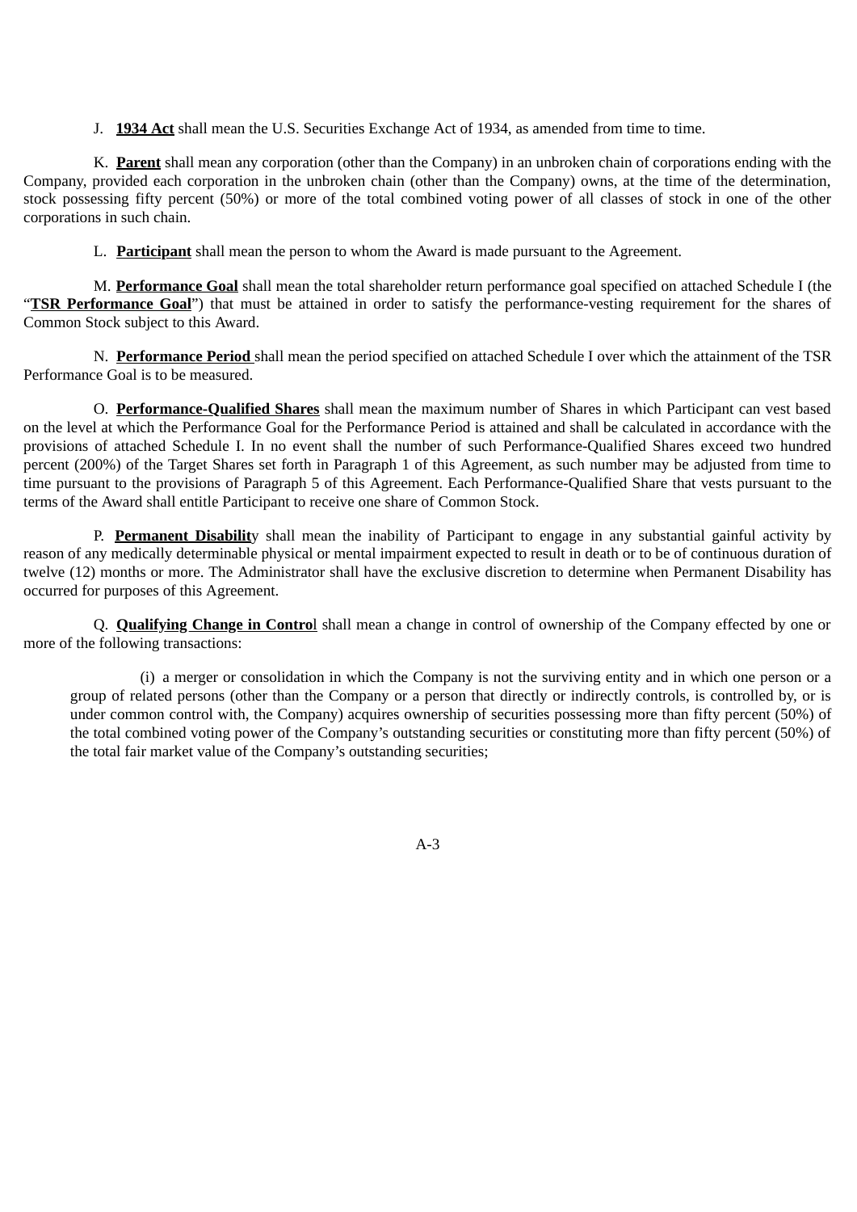J. **1934 Act** shall mean the U.S. Securities Exchange Act of 1934, as amended from time to time.

K. **Parent** shall mean any corporation (other than the Company) in an unbroken chain of corporations ending with the Company, provided each corporation in the unbroken chain (other than the Company) owns, at the time of the determination, stock possessing fifty percent (50%) or more of the total combined voting power of all classes of stock in one of the other corporations in such chain.

L. **Participant** shall mean the person to whom the Award is made pursuant to the Agreement.

M. **Performance Goal** shall mean the total shareholder return performance goal specified on attached Schedule I (the "**TSR Performance Goal**") that must be attained in order to satisfy the performance-vesting requirement for the shares of Common Stock subject to this Award.

N. **Performance Period** shall mean the period specified on attached Schedule I over which the attainment of the TSR Performance Goal is to be measured.

O. **Performance-Qualified Shares** shall mean the maximum number of Shares in which Participant can vest based on the level at which the Performance Goal for the Performance Period is attained and shall be calculated in accordance with the provisions of attached Schedule I. In no event shall the number of such Performance-Qualified Shares exceed two hundred percent (200%) of the Target Shares set forth in Paragraph 1 of this Agreement, as such number may be adjusted from time to time pursuant to the provisions of Paragraph 5 of this Agreement. Each Performance-Qualified Share that vests pursuant to the terms of the Award shall entitle Participant to receive one share of Common Stock.

P. **Permanent Disability** shall mean the inability of Participant to engage in any substantial gainful activity by reason of any medically determinable physical or mental impairment expected to result in death or to be of continuous duration of twelve (12) months or more. The Administrator shall have the exclusive discretion to determine when Permanent Disability has occurred for purposes of this Agreement.

Q. **Qualifying Change in Control** shall mean a change in control of ownership of the Company effected by one or more of the following transactions:

(i) a merger or consolidation in which the Company is not the surviving entity and in which one person or a group of related persons (other than the Company or a person that directly or indirectly controls, is controlled by, or is under common control with, the Company) acquires ownership of securities possessing more than fifty percent (50%) of the total combined voting power of the Company's outstanding securities or constituting more than fifty percent (50%) of the total fair market value of the Company's outstanding securities;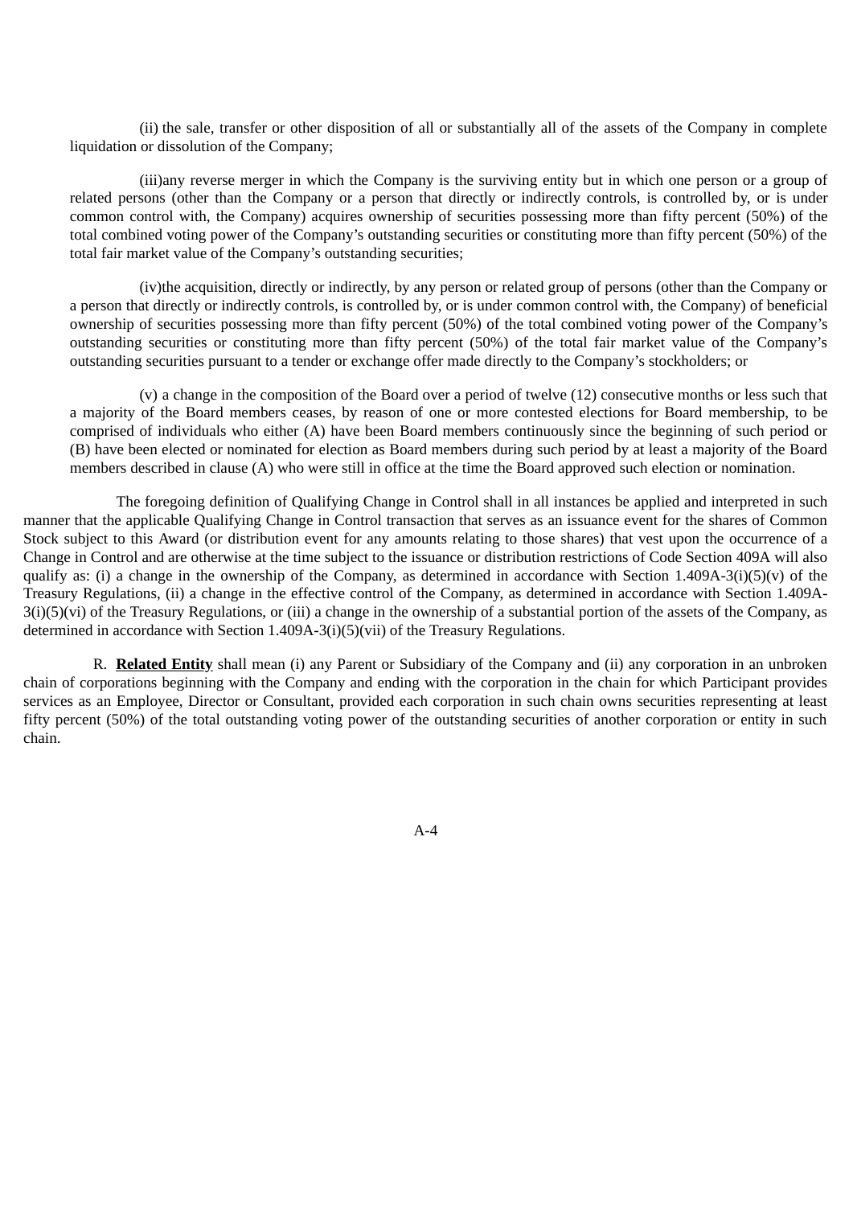(ii) the sale, transfer or other disposition of all or substantially all of the assets of the Company in complete liquidation or dissolution of the Company;

(iii)any reverse merger in which the Company is the surviving entity but in which one person or a group of related persons (other than the Company or a person that directly or indirectly controls, is controlled by, or is under common control with, the Company) acquires ownership of securities possessing more than fifty percent (50%) of the total combined voting power of the Company's outstanding securities or constituting more than fifty percent (50%) of the total fair market value of the Company's outstanding securities;

(iv)the acquisition, directly or indirectly, by any person or related group of persons (other than the Company or a person that directly or indirectly controls, is controlled by, or is under common control with, the Company) of beneficial ownership of securities possessing more than fifty percent (50%) of the total combined voting power of the Company's outstanding securities or constituting more than fifty percent (50%) of the total fair market value of the Company's outstanding securities pursuant to a tender or exchange offer made directly to the Company's stockholders; or

(v) a change in the composition of the Board over a period of twelve (12) consecutive months or less such that a majority of the Board members ceases, by reason of one or more contested elections for Board membership, to be comprised of individuals who either (A) have been Board members continuously since the beginning of such period or (B) have been elected or nominated for election as Board members during such period by at least a majority of the Board members described in clause (A) who were still in office at the time the Board approved such election or nomination.

The foregoing definition of Qualifying Change in Control shall in all instances be applied and interpreted in such manner that the applicable Qualifying Change in Control transaction that serves as an issuance event for the shares of Common Stock subject to this Award (or distribution event for any amounts relating to those shares) that vest upon the occurrence of a Change in Control and are otherwise at the time subject to the issuance or distribution restrictions of Code Section 409A will also qualify as: (i) a change in the ownership of the Company, as determined in accordance with Section 1.409A-3(i)(5)(v) of the Treasury Regulations, (ii) a change in the effective control of the Company, as determined in accordance with Section 1.409A-3(i)(5)(vi) of the Treasury Regulations, or (iii) a change in the ownership of a substantial portion of the assets of the Company, as determined in accordance with Section 1.409A-3(i)(5)(vii) of the Treasury Regulations.

R. **Related Entity** shall mean (i) any Parent or Subsidiary of the Company and (ii) any corporation in an unbroken chain of corporations beginning with the Company and ending with the corporation in the chain for which Participant provides services as an Employee, Director or Consultant, provided each corporation in such chain owns securities representing at least fifty percent (50%) of the total outstanding voting power of the outstanding securities of another corporation or entity in such chain.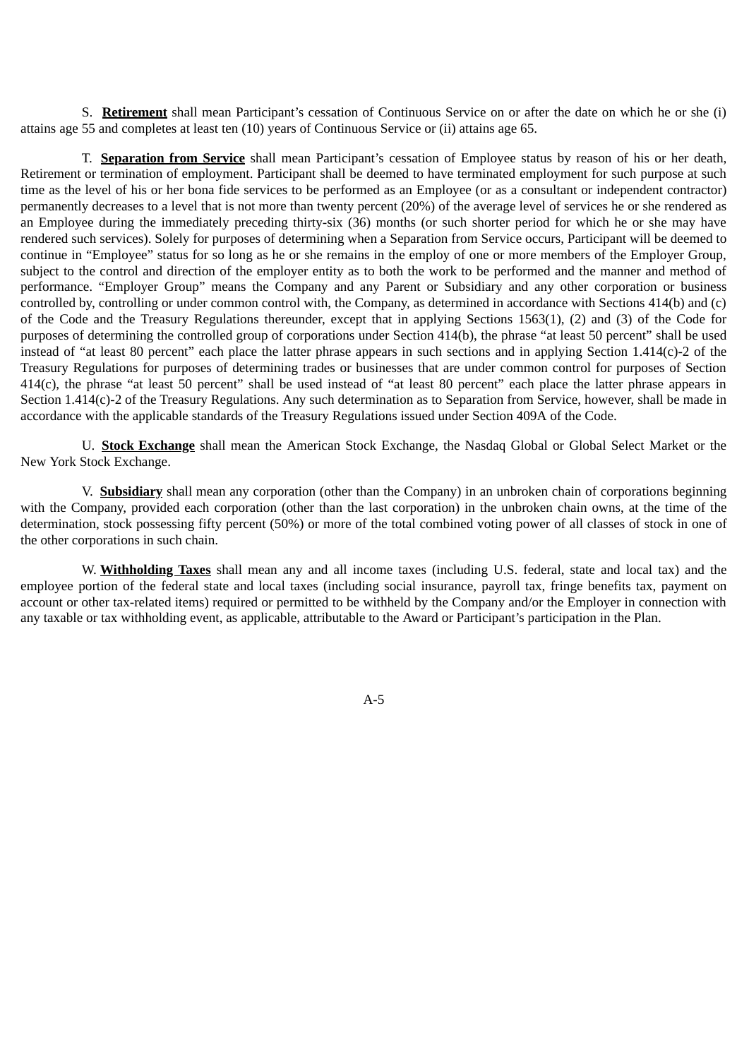S. **Retirement** shall mean Participant's cessation of Continuous Service on or after the date on which he or she (i) attains age 55 and completes at least ten (10) years of Continuous Service or (ii) attains age 65.

T. **Separation from Service** shall mean Participant's cessation of Employee status by reason of his or her death, Retirement or termination of employment. Participant shall be deemed to have terminated employment for such purpose at such time as the level of his or her bona fide services to be performed as an Employee (or as a consultant or independent contractor) permanently decreases to a level that is not more than twenty percent (20%) of the average level of services he or she rendered as an Employee during the immediately preceding thirty-six (36) months (or such shorter period for which he or she may have rendered such services). Solely for purposes of determining when a Separation from Service occurs, Participant will be deemed to continue in "Employee" status for so long as he or she remains in the employ of one or more members of the Employer Group, subject to the control and direction of the employer entity as to both the work to be performed and the manner and method of performance. "Employer Group" means the Company and any Parent or Subsidiary and any other corporation or business controlled by, controlling or under common control with, the Company, as determined in accordance with Sections 414(b) and (c) of the Code and the Treasury Regulations thereunder, except that in applying Sections 1563(1), (2) and (3) of the Code for purposes of determining the controlled group of corporations under Section 414(b), the phrase "at least 50 percent" shall be used instead of "at least 80 percent" each place the latter phrase appears in such sections and in applying Section 1.414(c)-2 of the Treasury Regulations for purposes of determining trades or businesses that are under common control for purposes of Section 414(c), the phrase "at least 50 percent" shall be used instead of "at least 80 percent" each place the latter phrase appears in Section 1.414(c)-2 of the Treasury Regulations. Any such determination as to Separation from Service, however, shall be made in accordance with the applicable standards of the Treasury Regulations issued under Section 409A of the Code.

U. **Stock Exchange** shall mean the American Stock Exchange, the Nasdaq Global or Global Select Market or the New York Stock Exchange.

V. **Subsidiary** shall mean any corporation (other than the Company) in an unbroken chain of corporations beginning with the Company, provided each corporation (other than the last corporation) in the unbroken chain owns, at the time of the determination, stock possessing fifty percent (50%) or more of the total combined voting power of all classes of stock in one of the other corporations in such chain.

W. **Withholding Taxes** shall mean any and all income taxes (including U.S. federal, state and local tax) and the employee portion of the federal state and local taxes (including social insurance, payroll tax, fringe benefits tax, payment on account or other tax-related items) required or permitted to be withheld by the Company and/or the Employer in connection with any taxable or tax withholding event, as applicable, attributable to the Award or Participant's participation in the Plan.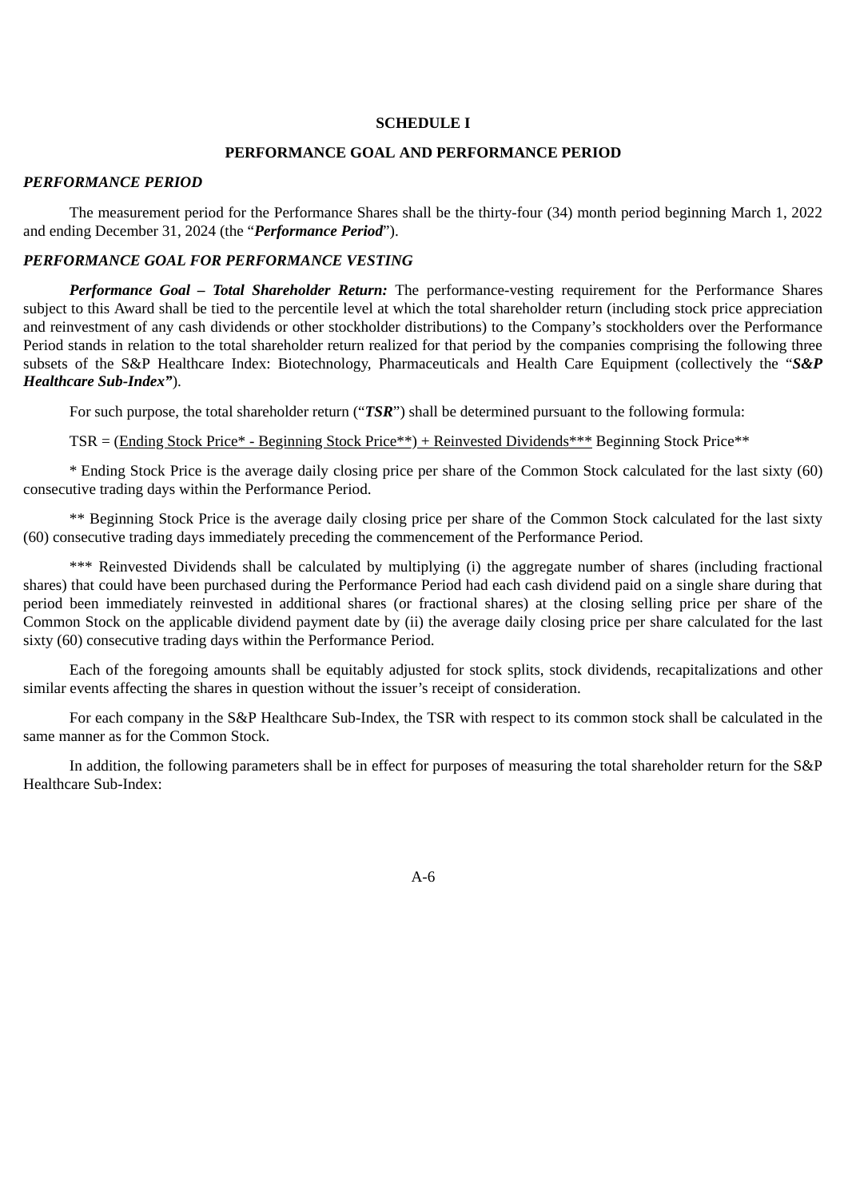**SCHEDULE I**

**PERFORMANCE GOAL AND PERFORMANCE PERIOD**

***PERFORMANCE PERIOD***

The measurement period for the Performance Shares shall be the thirty-four (34) month period beginning March 1, 2022 and ending December 31, 2024 (the "***Performance Period***").

***PERFORMANCE GOAL FOR PERFORMANCE VESTING***

***Performance Goal – Total Shareholder Return:*** The performance-vesting requirement for the Performance Shares subject to this Award shall be tied to the percentile level at which the total shareholder return (including stock price appreciation and reinvestment of any cash dividends or other stockholder distributions) to the Company's stockholders over the Performance Period stands in relation to the total shareholder return realized for that period by the companies comprising the following three subsets of the S&P Healthcare Index: Biotechnology, Pharmaceuticals and Health Care Equipment (collectively the "***S&P Healthcare Sub-Index"***).

For such purpose, the total shareholder return ("***TSR***") shall be determined pursuant to the following formula:

TSR = <u>(Ending Stock Price* - Beginning Stock Price**) + Reinvested Dividends***</u> Beginning Stock Price**

* Ending Stock Price is the average daily closing price per share of the Common Stock calculated for the last sixty (60) consecutive trading days within the Performance Period.

** Beginning Stock Price is the average daily closing price per share of the Common Stock calculated for the last sixty (60) consecutive trading days immediately preceding the commencement of the Performance Period.

*** Reinvested Dividends shall be calculated by multiplying (i) the aggregate number of shares (including fractional shares) that could have been purchased during the Performance Period had each cash dividend paid on a single share during that period been immediately reinvested in additional shares (or fractional shares) at the closing selling price per share of the Common Stock on the applicable dividend payment date by (ii) the average daily closing price per share calculated for the last sixty (60) consecutive trading days within the Performance Period.

Each of the foregoing amounts shall be equitably adjusted for stock splits, stock dividends, recapitalizations and other similar events affecting the shares in question without the issuer's receipt of consideration.

For each company in the S&P Healthcare Sub-Index, the TSR with respect to its common stock shall be calculated in the same manner as for the Common Stock.

In addition, the following parameters shall be in effect for purposes of measuring the total shareholder return for the S&P Healthcare Sub-Index: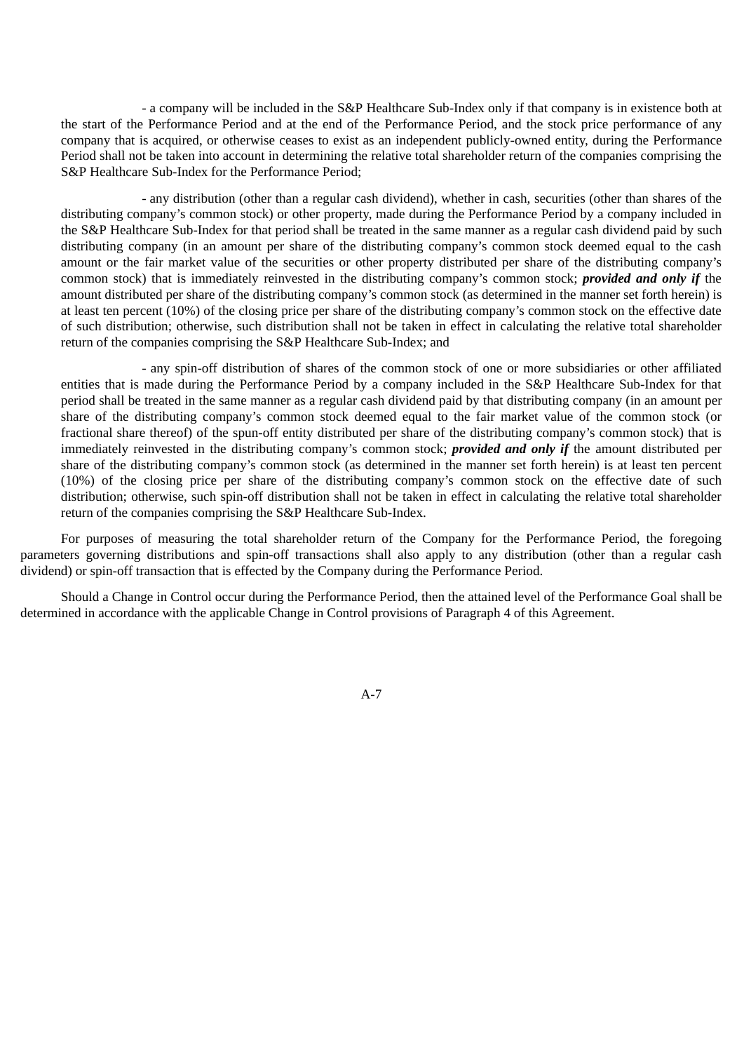- a company will be included in the S&P Healthcare Sub-Index only if that company is in existence both at the start of the Performance Period and at the end of the Performance Period, and the stock price performance of any company that is acquired, or otherwise ceases to exist as an independent publicly-owned entity, during the Performance Period shall not be taken into account in determining the relative total shareholder return of the companies comprising the S&P Healthcare Sub-Index for the Performance Period;

- any distribution (other than a regular cash dividend), whether in cash, securities (other than shares of the distributing company's common stock) or other property, made during the Performance Period by a company included in the S&P Healthcare Sub-Index for that period shall be treated in the same manner as a regular cash dividend paid by such distributing company (in an amount per share of the distributing company's common stock deemed equal to the cash amount or the fair market value of the securities or other property distributed per share of the distributing company's common stock) that is immediately reinvested in the distributing company's common stock; ***provided and only if*** the amount distributed per share of the distributing company's common stock (as determined in the manner set forth herein) is at least ten percent (10%) of the closing price per share of the distributing company's common stock on the effective date of such distribution; otherwise, such distribution shall not be taken in effect in calculating the relative total shareholder return of the companies comprising the S&P Healthcare Sub-Index; and

- any spin-off distribution of shares of the common stock of one or more subsidiaries or other affiliated entities that is made during the Performance Period by a company included in the S&P Healthcare Sub-Index for that period shall be treated in the same manner as a regular cash dividend paid by that distributing company (in an amount per share of the distributing company's common stock deemed equal to the fair market value of the common stock (or fractional share thereof) of the spun-off entity distributed per share of the distributing company's common stock) that is immediately reinvested in the distributing company's common stock; ***provided and only if*** the amount distributed per share of the distributing company's common stock (as determined in the manner set forth herein) is at least ten percent (10%) of the closing price per share of the distributing company's common stock on the effective date of such distribution; otherwise, such spin-off distribution shall not be taken in effect in calculating the relative total shareholder return of the companies comprising the S&P Healthcare Sub-Index.

For purposes of measuring the total shareholder return of the Company for the Performance Period, the foregoing parameters governing distributions and spin-off transactions shall also apply to any distribution (other than a regular cash dividend) or spin-off transaction that is effected by the Company during the Performance Period.

Should a Change in Control occur during the Performance Period, then the attained level of the Performance Goal shall be determined in accordance with the applicable Change in Control provisions of Paragraph 4 of this Agreement.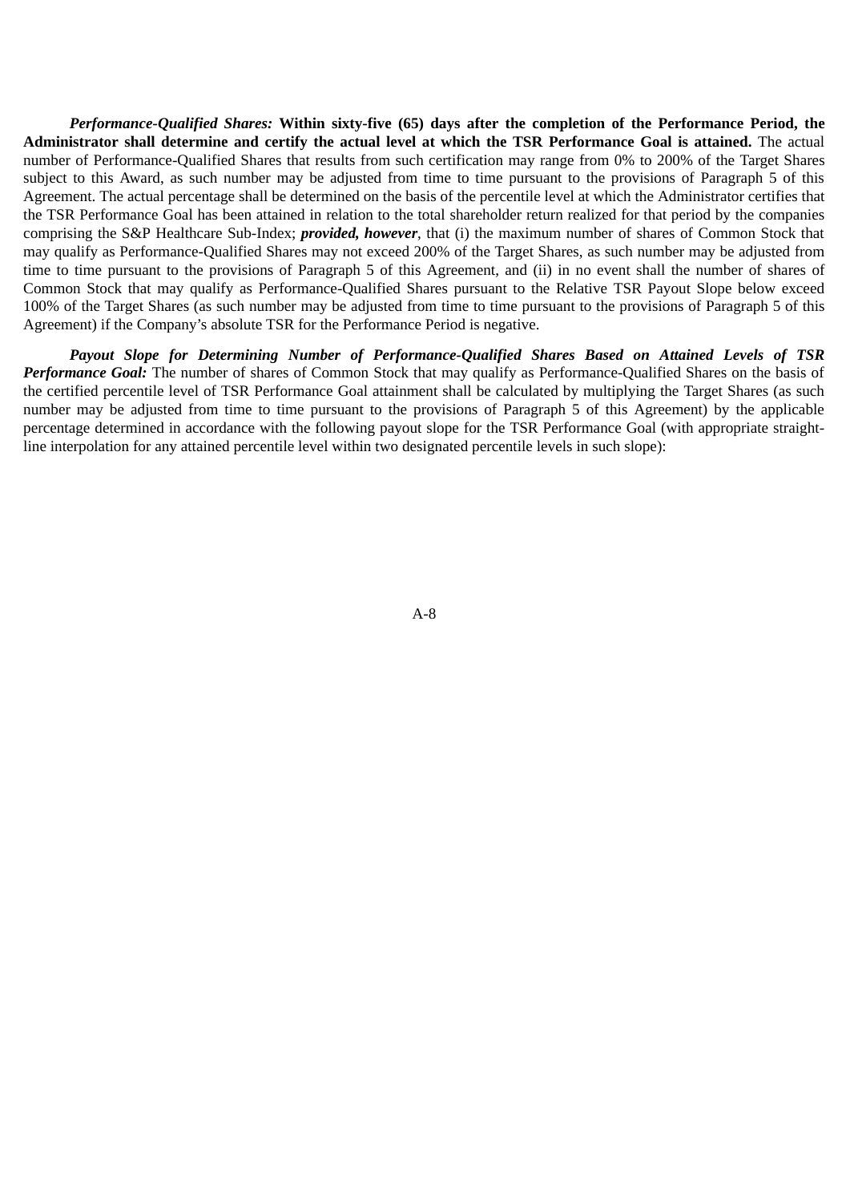***Performance-Qualified Shares:*** **Within sixty-five (65) days after the completion of the Performance Period, the Administrator shall determine and certify the actual level at which the TSR Performance Goal is attained.** The actual number of Performance-Qualified Shares that results from such certification may range from 0% to 200% of the Target Shares subject to this Award, as such number may be adjusted from time to time pursuant to the provisions of Paragraph 5 of this Agreement. The actual percentage shall be determined on the basis of the percentile level at which the Administrator certifies that the TSR Performance Goal has been attained in relation to the total shareholder return realized for that period by the companies comprising the S&P Healthcare Sub-Index; ***provided, however***, that (i) the maximum number of shares of Common Stock that may qualify as Performance-Qualified Shares may not exceed 200% of the Target Shares, as such number may be adjusted from time to time pursuant to the provisions of Paragraph 5 of this Agreement, and (ii) in no event shall the number of shares of Common Stock that may qualify as Performance-Qualified Shares pursuant to the Relative TSR Payout Slope below exceed 100% of the Target Shares (as such number may be adjusted from time to time pursuant to the provisions of Paragraph 5 of this Agreement) if the Company's absolute TSR for the Performance Period is negative.

***Payout Slope for Determining Number of Performance-Qualified Shares Based on Attained Levels of TSR Performance Goal:*** The number of shares of Common Stock that may qualify as Performance-Qualified Shares on the basis of the certified percentile level of TSR Performance Goal attainment shall be calculated by multiplying the Target Shares (as such number may be adjusted from time to time pursuant to the provisions of Paragraph 5 of this Agreement) by the applicable percentage determined in accordance with the following payout slope for the TSR Performance Goal (with appropriate straight-line interpolation for any attained percentile level within two designated percentile levels in such slope):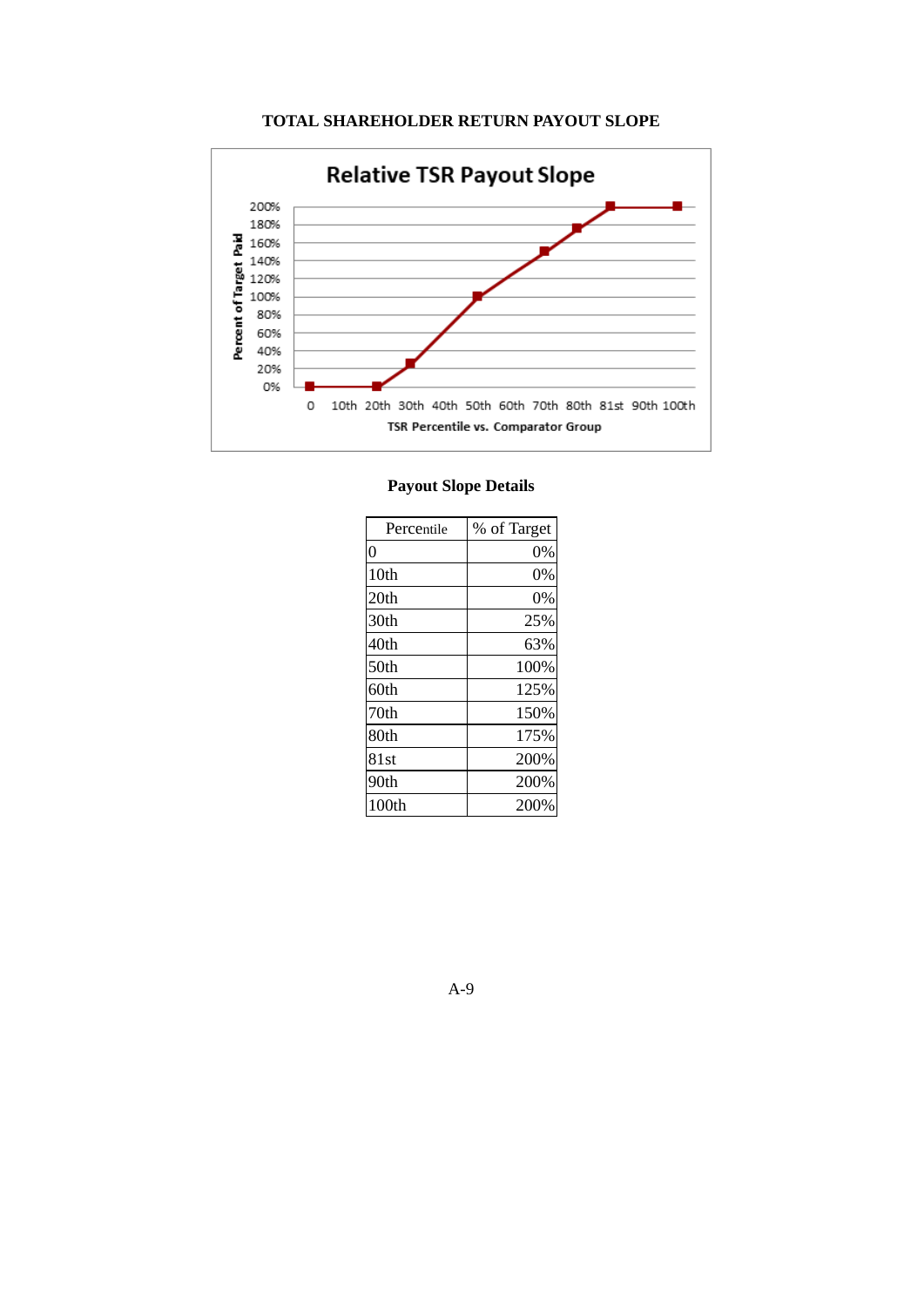**TOTAL SHAREHOLDER RETURN PAYOUT SLOPE**

**Payout Slope Details**

| Percentile | % of Target |
|---|---|
| 0 | 0% |
| 10th | 0% |
| 20th | 0% |
| 30th | 25% |
| 40th | 63% |
| 50th | 100% |
| 60th | 125% |
| 70th | 150% |
| 80th | 175% |
| 81st | 200% |
| 90th | 200% |
| 100th | 200% |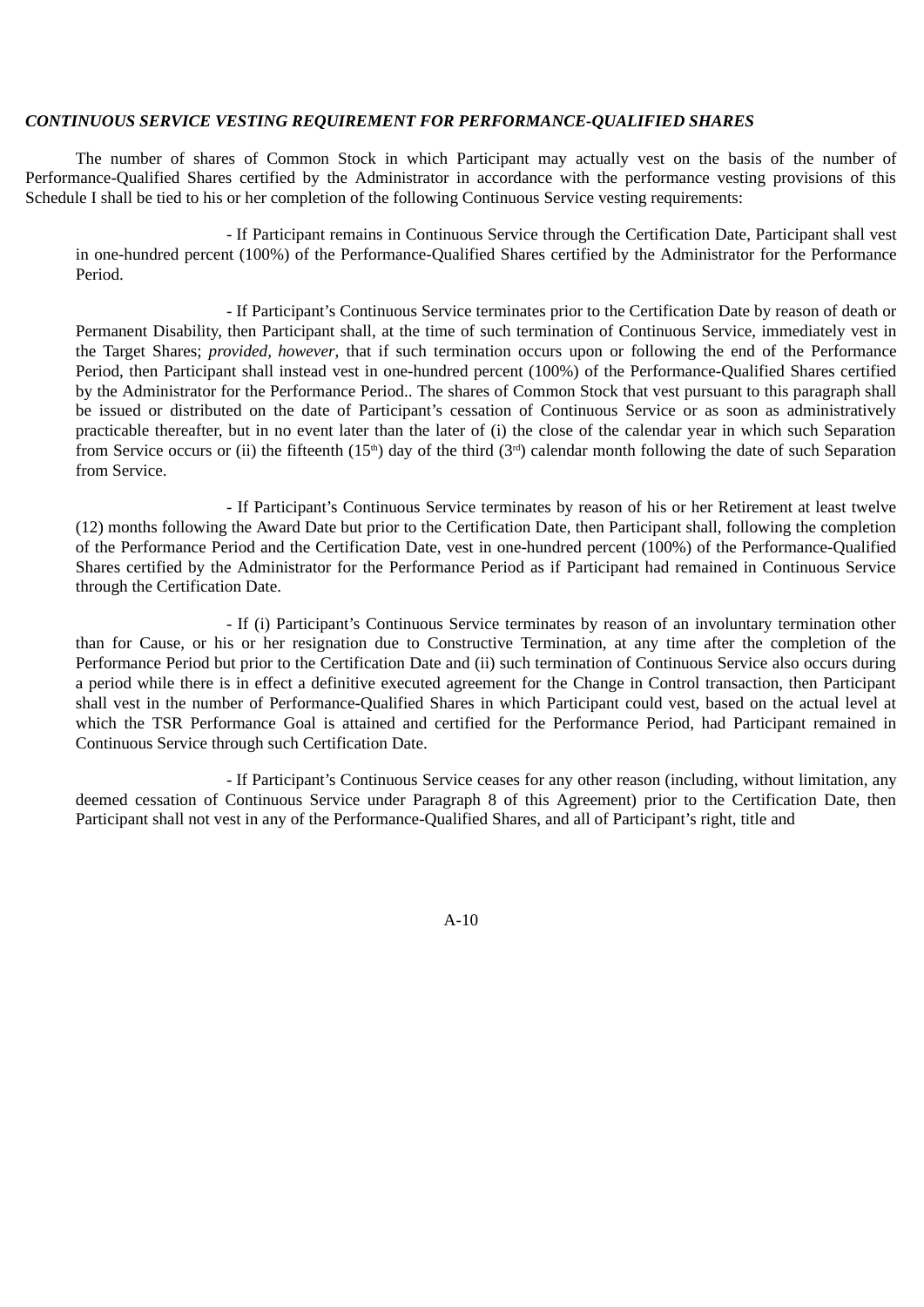***CONTINUOUS SERVICE VESTING REQUIREMENT FOR PERFORMANCE-QUALIFIED SHARES***

The number of shares of Common Stock in which Participant may actually vest on the basis of the number of Performance-Qualified Shares certified by the Administrator in accordance with the performance vesting provisions of this Schedule I shall be tied to his or her completion of the following Continuous Service vesting requirements:

- If Participant remains in Continuous Service through the Certification Date, Participant shall vest in one-hundred percent (100%) of the Performance-Qualified Shares certified by the Administrator for the Performance Period.

- If Participant's Continuous Service terminates prior to the Certification Date by reason of death or Permanent Disability, then Participant shall, at the time of such termination of Continuous Service, immediately vest in the Target Shares; *provided, however*, that if such termination occurs upon or following the end of the Performance Period, then Participant shall instead vest in one-hundred percent (100%) of the Performance-Qualified Shares certified by the Administrator for the Performance Period.. The shares of Common Stock that vest pursuant to this paragraph shall be issued or distributed on the date of Participant's cessation of Continuous Service or as soon as administratively practicable thereafter, but in no event later than the later of (i) the close of the calendar year in which such Separation from Service occurs or (ii) the fifteenth (15th) day of the third (3rd) calendar month following the date of such Separation from Service.

- If Participant's Continuous Service terminates by reason of his or her Retirement at least twelve (12) months following the Award Date but prior to the Certification Date, then Participant shall, following the completion of the Performance Period and the Certification Date, vest in one-hundred percent (100%) of the Performance-Qualified Shares certified by the Administrator for the Performance Period as if Participant had remained in Continuous Service through the Certification Date.

- If (i) Participant's Continuous Service terminates by reason of an involuntary termination other than for Cause, or his or her resignation due to Constructive Termination, at any time after the completion of the Performance Period but prior to the Certification Date and (ii) such termination of Continuous Service also occurs during a period while there is in effect a definitive executed agreement for the Change in Control transaction, then Participant shall vest in the number of Performance-Qualified Shares in which Participant could vest, based on the actual level at which the TSR Performance Goal is attained and certified for the Performance Period, had Participant remained in Continuous Service through such Certification Date.

- If Participant's Continuous Service ceases for any other reason (including, without limitation, any deemed cessation of Continuous Service under Paragraph 8 of this Agreement) prior to the Certification Date, then Participant shall not vest in any of the Performance-Qualified Shares, and all of Participant's right, title and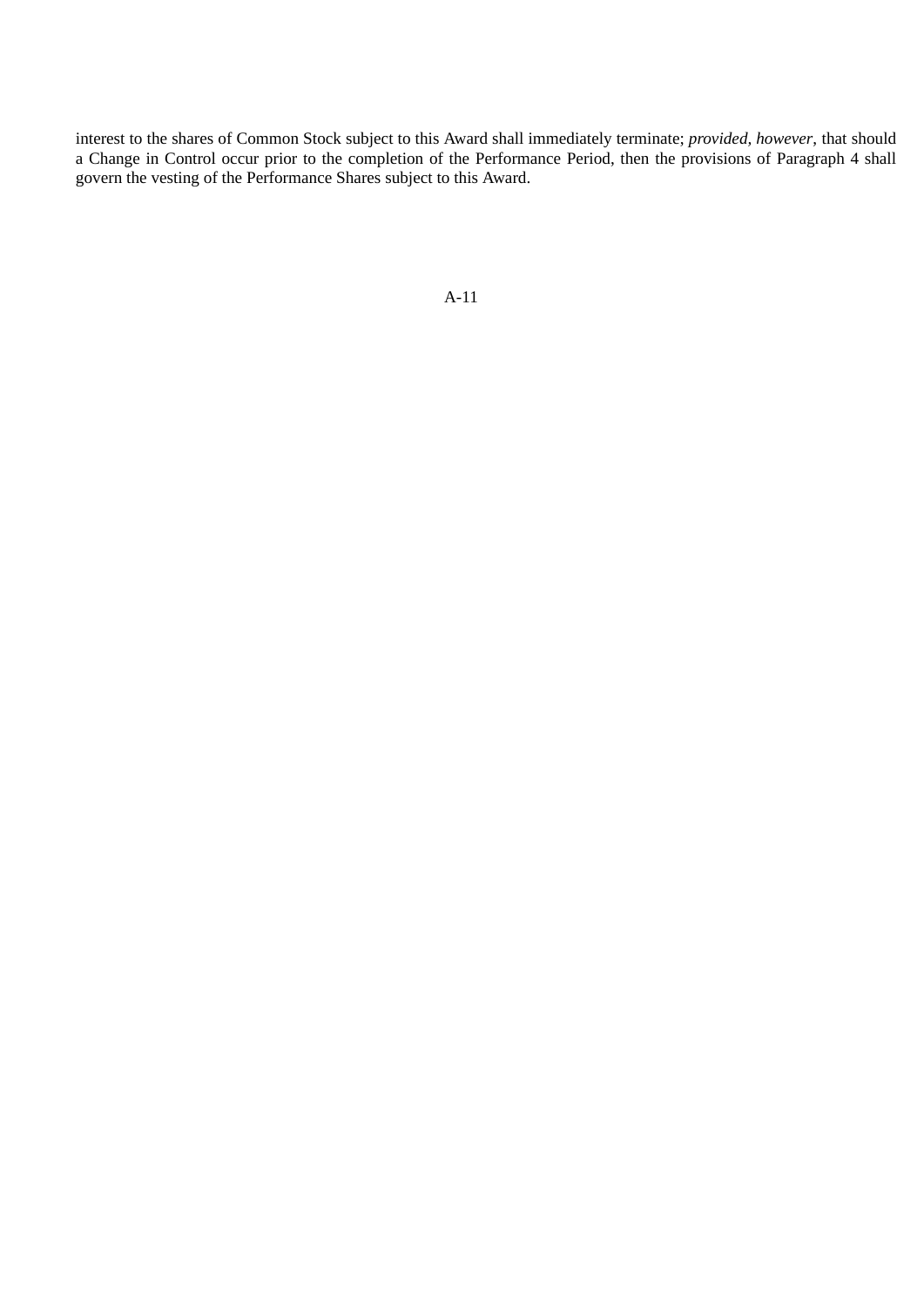interest to the shares of Common Stock subject to this Award shall immediately terminate; *provided, however*, that should a Change in Control occur prior to the completion of the Performance Period, then the provisions of Paragraph 4 shall govern the vesting of the Performance Shares subject to this Award.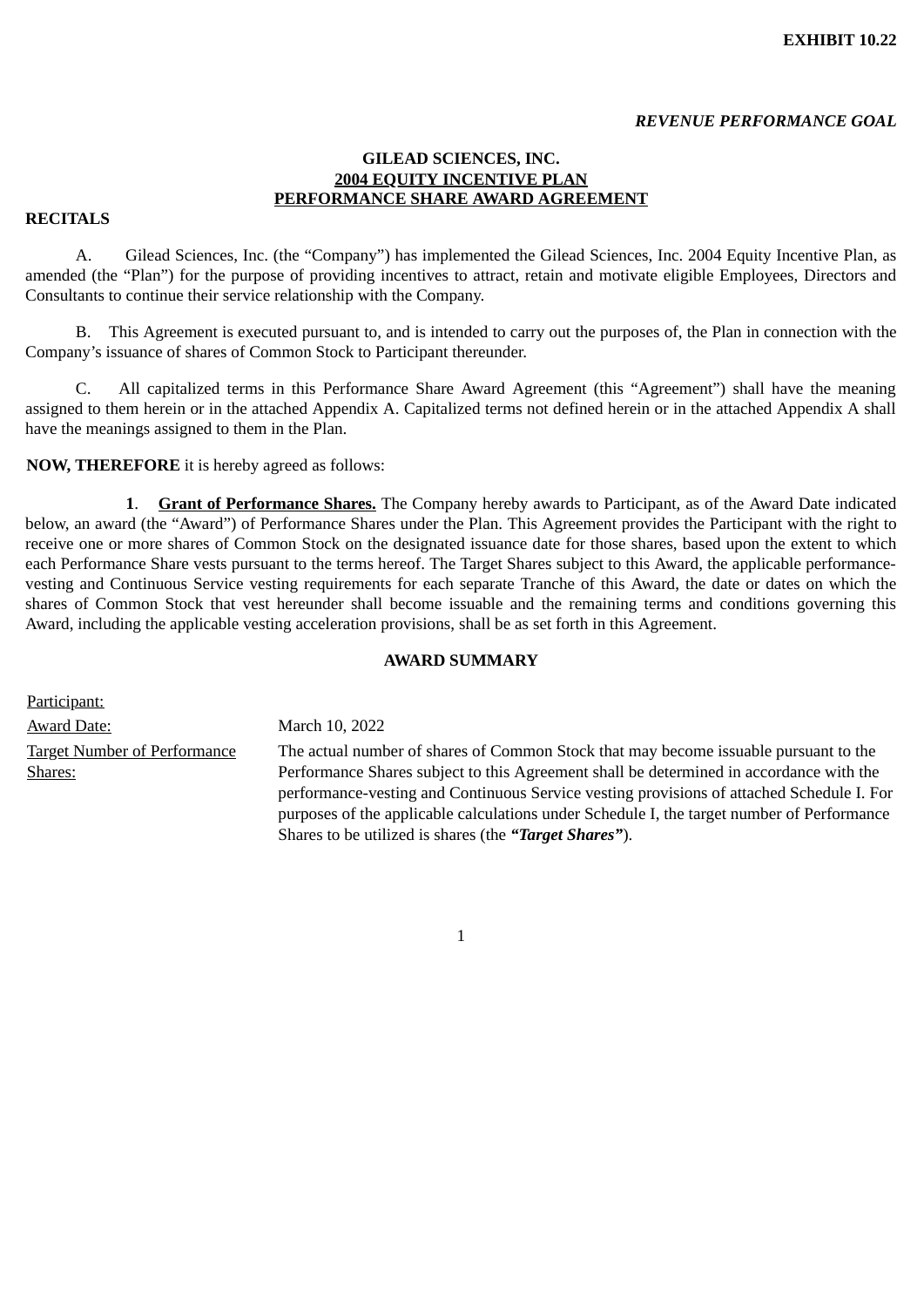**EXHIBIT 10.22**

***REVENUE PERFORMANCE GOAL***

**GILEAD SCIENCES, INC.**
**2004 EQUITY INCENTIVE PLAN**
**PERFORMANCE SHARE AWARD AGREEMENT**

**RECITALS**

A. Gilead Sciences, Inc. (the "Company") has implemented the Gilead Sciences, Inc. 2004 Equity Incentive Plan, as amended (the "Plan") for the purpose of providing incentives to attract, retain and motivate eligible Employees, Directors and Consultants to continue their service relationship with the Company.

B. This Agreement is executed pursuant to, and is intended to carry out the purposes of, the Plan in connection with the Company's issuance of shares of Common Stock to Participant thereunder.

C. All capitalized terms in this Performance Share Award Agreement (this "Agreement") shall have the meaning assigned to them herein or in the attached Appendix A. Capitalized terms not defined herein or in the attached Appendix A shall have the meanings assigned to them in the Plan.

**NOW, THEREFORE** it is hereby agreed as follows:

**1**. **Grant of Performance Shares.** The Company hereby awards to Participant, as of the Award Date indicated below, an award (the "Award") of Performance Shares under the Plan. This Agreement provides the Participant with the right to receive one or more shares of Common Stock on the designated issuance date for those shares, based upon the extent to which each Performance Share vests pursuant to the terms hereof. The Target Shares subject to this Award, the applicable performance-vesting and Continuous Service vesting requirements for each separate Tranche of this Award, the date or dates on which the shares of Common Stock that vest hereunder shall become issuable and the remaining terms and conditions governing this Award, including the applicable vesting acceleration provisions, shall be as set forth in this Agreement.

**AWARD SUMMARY**

| | |
|---|---|
| Participant: | |
| Award Date: | March 10, 2022 |
| Target Number of Performance Shares: | The actual number of shares of Common Stock that may become issuable pursuant to the Performance Shares subject to this Agreement shall be determined in accordance with the performance-vesting and Continuous Service vesting provisions of attached Schedule I. For purposes of the applicable calculations under Schedule I, the target number of Performance Shares to be utilized is shares (the ***"Target Shares"***). |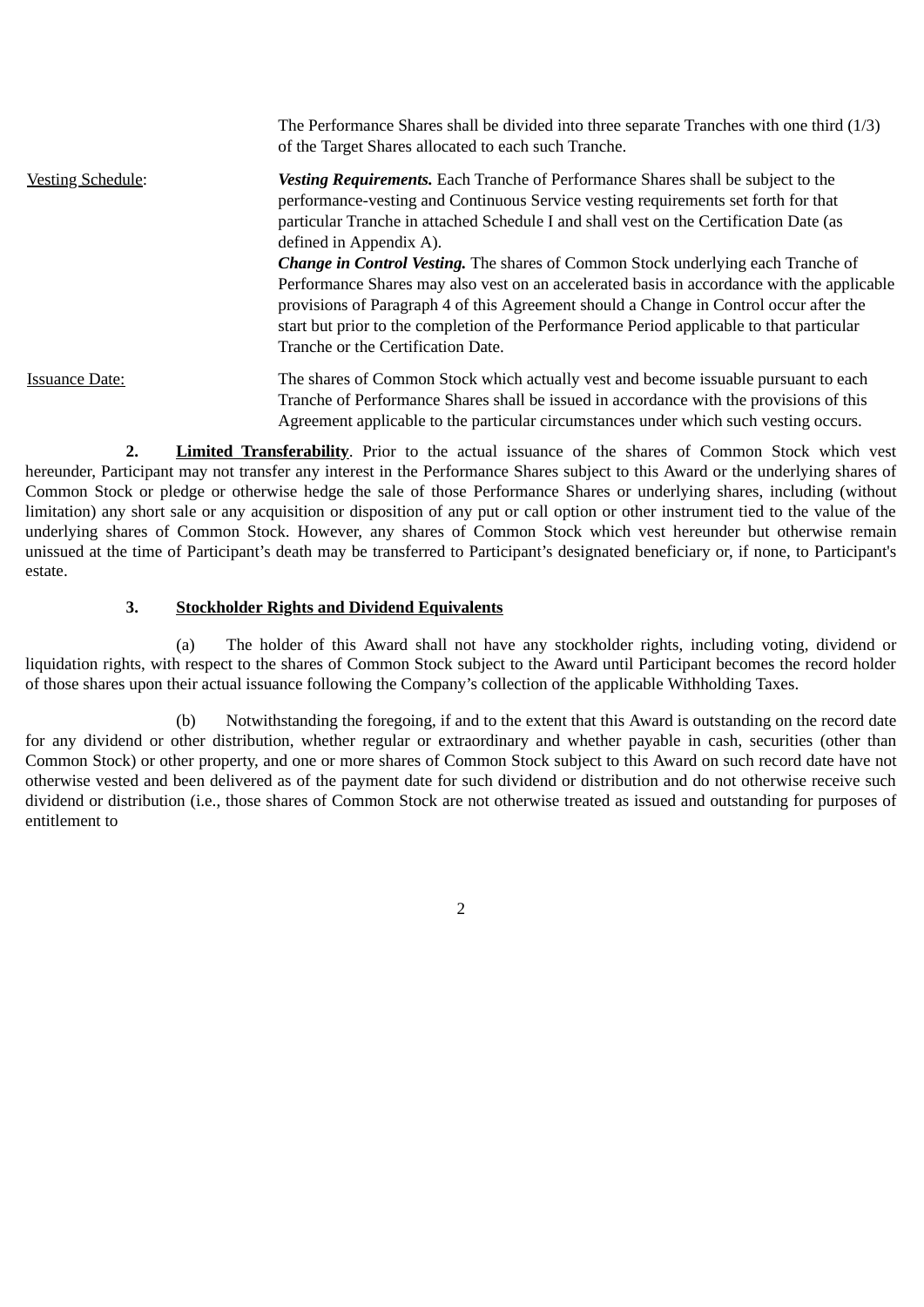|  | The Performance Shares shall be divided into three separate Tranches with one third (1/3) of the Target Shares allocated to each such Tranche. |
|---|---|
| Vesting Schedule: | ***Vesting Requirements.*** Each Tranche of Performance Shares shall be subject to the performance-vesting and Continuous Service vesting requirements set forth for that particular Tranche in attached Schedule I and shall vest on the Certification Date (as defined in Appendix A).<br>***Change in Control Vesting.*** The shares of Common Stock underlying each Tranche of Performance Shares may also vest on an accelerated basis in accordance with the applicable provisions of Paragraph 4 of this Agreement should a Change in Control occur after the start but prior to the completion of the Performance Period applicable to that particular Tranche or the Certification Date. |
| Issuance Date: | The shares of Common Stock which actually vest and become issuable pursuant to each Tranche of Performance Shares shall be issued in accordance with the provisions of this Agreement applicable to the particular circumstances under which such vesting occurs. |

**2. Limited Transferability**. Prior to the actual issuance of the shares of Common Stock which vest hereunder, Participant may not transfer any interest in the Performance Shares subject to this Award or the underlying shares of Common Stock or pledge or otherwise hedge the sale of those Performance Shares or underlying shares, including (without limitation) any short sale or any acquisition or disposition of any put or call option or other instrument tied to the value of the underlying shares of Common Stock. However, any shares of Common Stock which vest hereunder but otherwise remain unissued at the time of Participant's death may be transferred to Participant's designated beneficiary or, if none, to Participant's estate.

**3. Stockholder Rights and Dividend Equivalents**

(a) The holder of this Award shall not have any stockholder rights, including voting, dividend or liquidation rights, with respect to the shares of Common Stock subject to the Award until Participant becomes the record holder of those shares upon their actual issuance following the Company's collection of the applicable Withholding Taxes.

(b) Notwithstanding the foregoing, if and to the extent that this Award is outstanding on the record date for any dividend or other distribution, whether regular or extraordinary and whether payable in cash, securities (other than Common Stock) or other property, and one or more shares of Common Stock subject to this Award on such record date have not otherwise vested and been delivered as of the payment date for such dividend or distribution and do not otherwise receive such dividend or distribution (i.e., those shares of Common Stock are not otherwise treated as issued and outstanding for purposes of entitlement to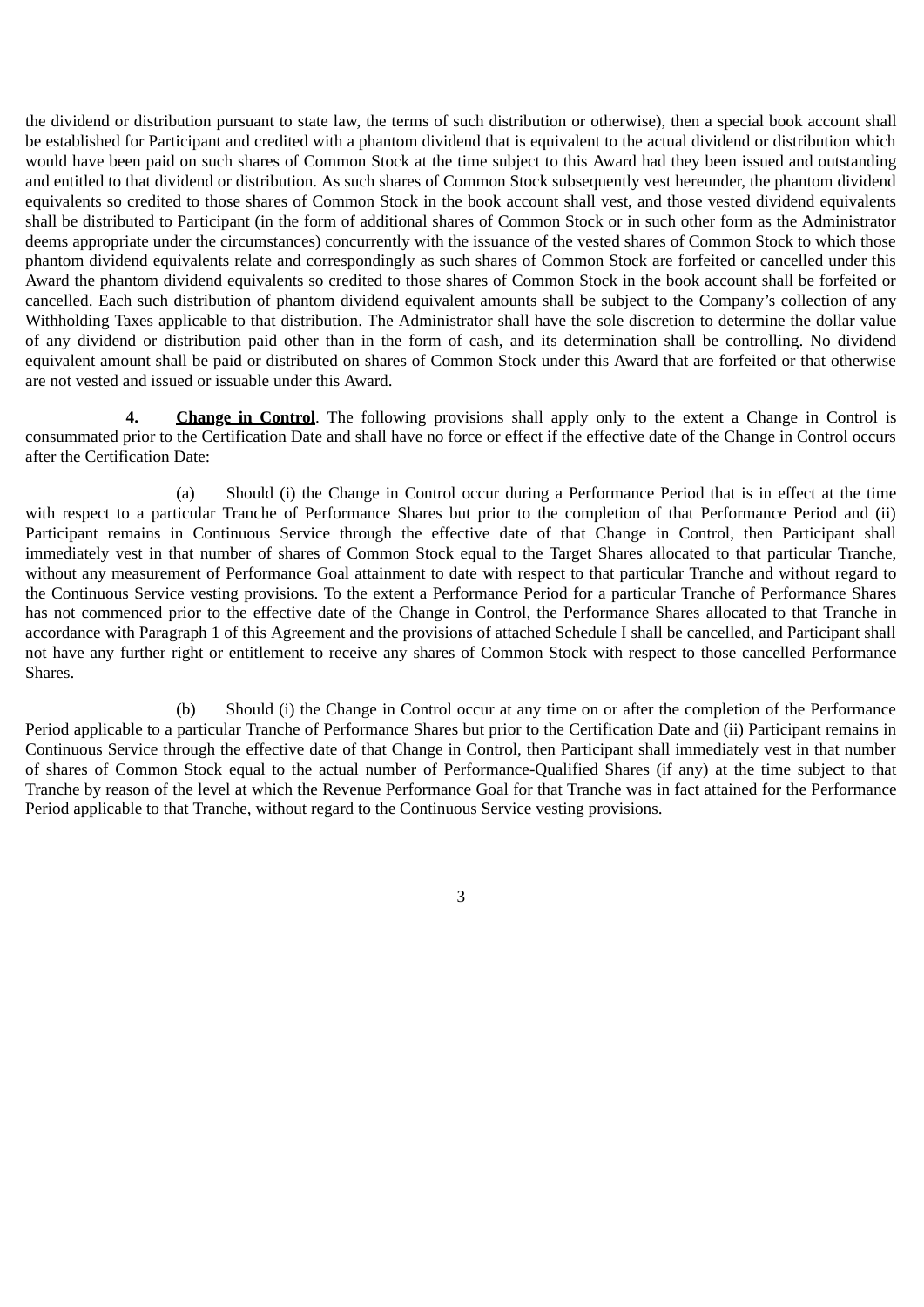the dividend or distribution pursuant to state law, the terms of such distribution or otherwise), then a special book account shall be established for Participant and credited with a phantom dividend that is equivalent to the actual dividend or distribution which would have been paid on such shares of Common Stock at the time subject to this Award had they been issued and outstanding and entitled to that dividend or distribution. As such shares of Common Stock subsequently vest hereunder, the phantom dividend equivalents so credited to those shares of Common Stock in the book account shall vest, and those vested dividend equivalents shall be distributed to Participant (in the form of additional shares of Common Stock or in such other form as the Administrator deems appropriate under the circumstances) concurrently with the issuance of the vested shares of Common Stock to which those phantom dividend equivalents relate and correspondingly as such shares of Common Stock are forfeited or cancelled under this Award the phantom dividend equivalents so credited to those shares of Common Stock in the book account shall be forfeited or cancelled. Each such distribution of phantom dividend equivalent amounts shall be subject to the Company's collection of any Withholding Taxes applicable to that distribution. The Administrator shall have the sole discretion to determine the dollar value of any dividend or distribution paid other than in the form of cash, and its determination shall be controlling. No dividend equivalent amount shall be paid or distributed on shares of Common Stock under this Award that are forfeited or that otherwise are not vested and issued or issuable under this Award.

**4. Change in Control**. The following provisions shall apply only to the extent a Change in Control is consummated prior to the Certification Date and shall have no force or effect if the effective date of the Change in Control occurs after the Certification Date:

(a) Should (i) the Change in Control occur during a Performance Period that is in effect at the time with respect to a particular Tranche of Performance Shares but prior to the completion of that Performance Period and (ii) Participant remains in Continuous Service through the effective date of that Change in Control, then Participant shall immediately vest in that number of shares of Common Stock equal to the Target Shares allocated to that particular Tranche, without any measurement of Performance Goal attainment to date with respect to that particular Tranche and without regard to the Continuous Service vesting provisions. To the extent a Performance Period for a particular Tranche of Performance Shares has not commenced prior to the effective date of the Change in Control, the Performance Shares allocated to that Tranche in accordance with Paragraph 1 of this Agreement and the provisions of attached Schedule I shall be cancelled, and Participant shall not have any further right or entitlement to receive any shares of Common Stock with respect to those cancelled Performance Shares.

(b) Should (i) the Change in Control occur at any time on or after the completion of the Performance Period applicable to a particular Tranche of Performance Shares but prior to the Certification Date and (ii) Participant remains in Continuous Service through the effective date of that Change in Control, then Participant shall immediately vest in that number of shares of Common Stock equal to the actual number of Performance-Qualified Shares (if any) at the time subject to that Tranche by reason of the level at which the Revenue Performance Goal for that Tranche was in fact attained for the Performance Period applicable to that Tranche, without regard to the Continuous Service vesting provisions.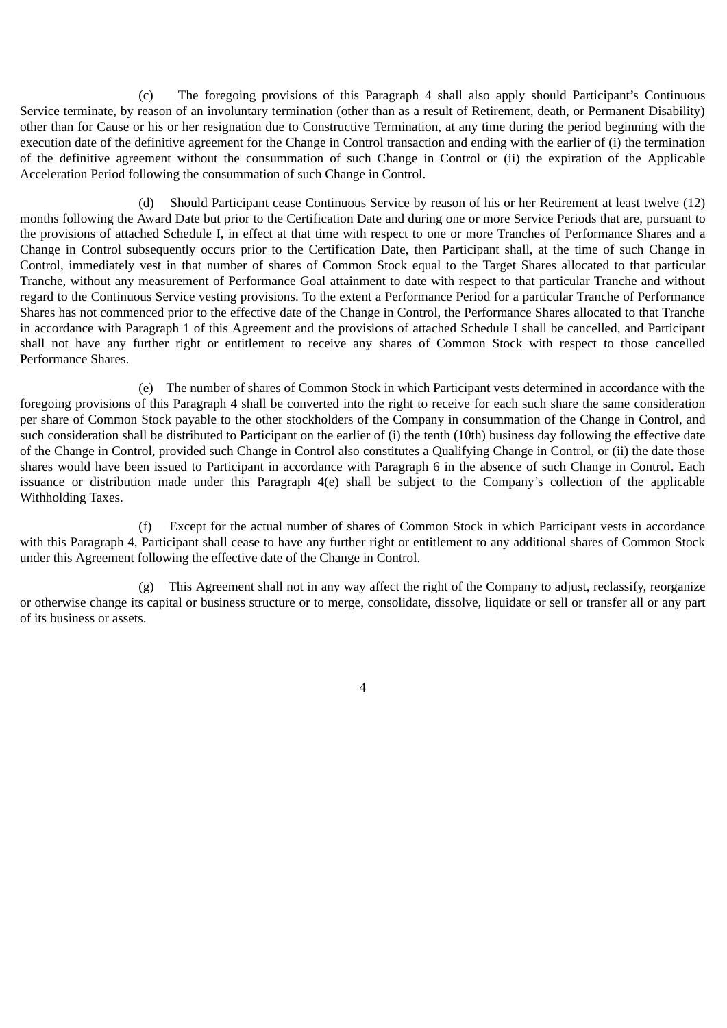(c) The foregoing provisions of this Paragraph 4 shall also apply should Participant's Continuous Service terminate, by reason of an involuntary termination (other than as a result of Retirement, death, or Permanent Disability) other than for Cause or his or her resignation due to Constructive Termination, at any time during the period beginning with the execution date of the definitive agreement for the Change in Control transaction and ending with the earlier of (i) the termination of the definitive agreement without the consummation of such Change in Control or (ii) the expiration of the Applicable Acceleration Period following the consummation of such Change in Control.

(d) Should Participant cease Continuous Service by reason of his or her Retirement at least twelve (12) months following the Award Date but prior to the Certification Date and during one or more Service Periods that are, pursuant to the provisions of attached Schedule I, in effect at that time with respect to one or more Tranches of Performance Shares and a Change in Control subsequently occurs prior to the Certification Date, then Participant shall, at the time of such Change in Control, immediately vest in that number of shares of Common Stock equal to the Target Shares allocated to that particular Tranche, without any measurement of Performance Goal attainment to date with respect to that particular Tranche and without regard to the Continuous Service vesting provisions. To the extent a Performance Period for a particular Tranche of Performance Shares has not commenced prior to the effective date of the Change in Control, the Performance Shares allocated to that Tranche in accordance with Paragraph 1 of this Agreement and the provisions of attached Schedule I shall be cancelled, and Participant shall not have any further right or entitlement to receive any shares of Common Stock with respect to those cancelled Performance Shares.

(e) The number of shares of Common Stock in which Participant vests determined in accordance with the foregoing provisions of this Paragraph 4 shall be converted into the right to receive for each such share the same consideration per share of Common Stock payable to the other stockholders of the Company in consummation of the Change in Control, and such consideration shall be distributed to Participant on the earlier of (i) the tenth (10th) business day following the effective date of the Change in Control, provided such Change in Control also constitutes a Qualifying Change in Control, or (ii) the date those shares would have been issued to Participant in accordance with Paragraph 6 in the absence of such Change in Control. Each issuance or distribution made under this Paragraph 4(e) shall be subject to the Company's collection of the applicable Withholding Taxes.

(f) Except for the actual number of shares of Common Stock in which Participant vests in accordance with this Paragraph 4, Participant shall cease to have any further right or entitlement to any additional shares of Common Stock under this Agreement following the effective date of the Change in Control.

(g) This Agreement shall not in any way affect the right of the Company to adjust, reclassify, reorganize or otherwise change its capital or business structure or to merge, consolidate, dissolve, liquidate or sell or transfer all or any part of its business or assets.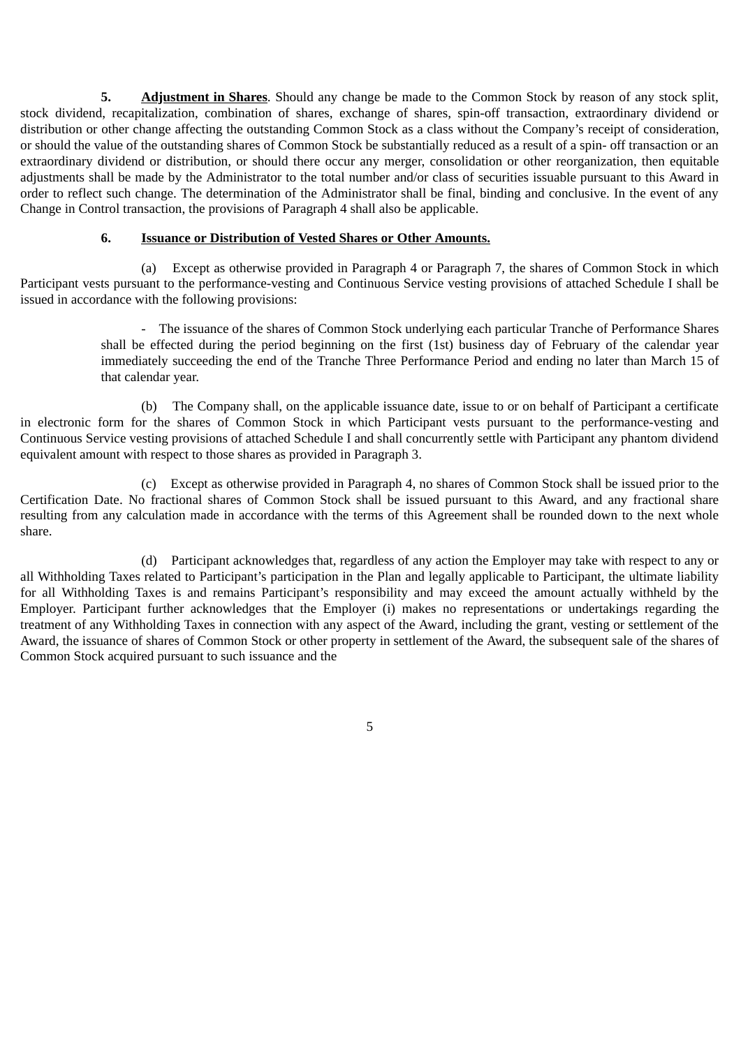**5.** **Adjustment in Shares**. Should any change be made to the Common Stock by reason of any stock split, stock dividend, recapitalization, combination of shares, exchange of shares, spin-off transaction, extraordinary dividend or distribution or other change affecting the outstanding Common Stock as a class without the Company's receipt of consideration, or should the value of the outstanding shares of Common Stock be substantially reduced as a result of a spin- off transaction or an extraordinary dividend or distribution, or should there occur any merger, consolidation or other reorganization, then equitable adjustments shall be made by the Administrator to the total number and/or class of securities issuable pursuant to this Award in order to reflect such change. The determination of the Administrator shall be final, binding and conclusive. In the event of any Change in Control transaction, the provisions of Paragraph 4 shall also be applicable.

**6.** **Issuance or Distribution of Vested Shares or Other Amounts.**

(a) Except as otherwise provided in Paragraph 4 or Paragraph 7, the shares of Common Stock in which Participant vests pursuant to the performance-vesting and Continuous Service vesting provisions of attached Schedule I shall be issued in accordance with the following provisions:

- The issuance of the shares of Common Stock underlying each particular Tranche of Performance Shares shall be effected during the period beginning on the first (1st) business day of February of the calendar year immediately succeeding the end of the Tranche Three Performance Period and ending no later than March 15 of that calendar year.

(b) The Company shall, on the applicable issuance date, issue to or on behalf of Participant a certificate in electronic form for the shares of Common Stock in which Participant vests pursuant to the performance-vesting and Continuous Service vesting provisions of attached Schedule I and shall concurrently settle with Participant any phantom dividend equivalent amount with respect to those shares as provided in Paragraph 3.

(c) Except as otherwise provided in Paragraph 4, no shares of Common Stock shall be issued prior to the Certification Date. No fractional shares of Common Stock shall be issued pursuant to this Award, and any fractional share resulting from any calculation made in accordance with the terms of this Agreement shall be rounded down to the next whole share.

(d) Participant acknowledges that, regardless of any action the Employer may take with respect to any or all Withholding Taxes related to Participant's participation in the Plan and legally applicable to Participant, the ultimate liability for all Withholding Taxes is and remains Participant's responsibility and may exceed the amount actually withheld by the Employer. Participant further acknowledges that the Employer (i) makes no representations or undertakings regarding the treatment of any Withholding Taxes in connection with any aspect of the Award, including the grant, vesting or settlement of the Award, the issuance of shares of Common Stock or other property in settlement of the Award, the subsequent sale of the shares of Common Stock acquired pursuant to such issuance and the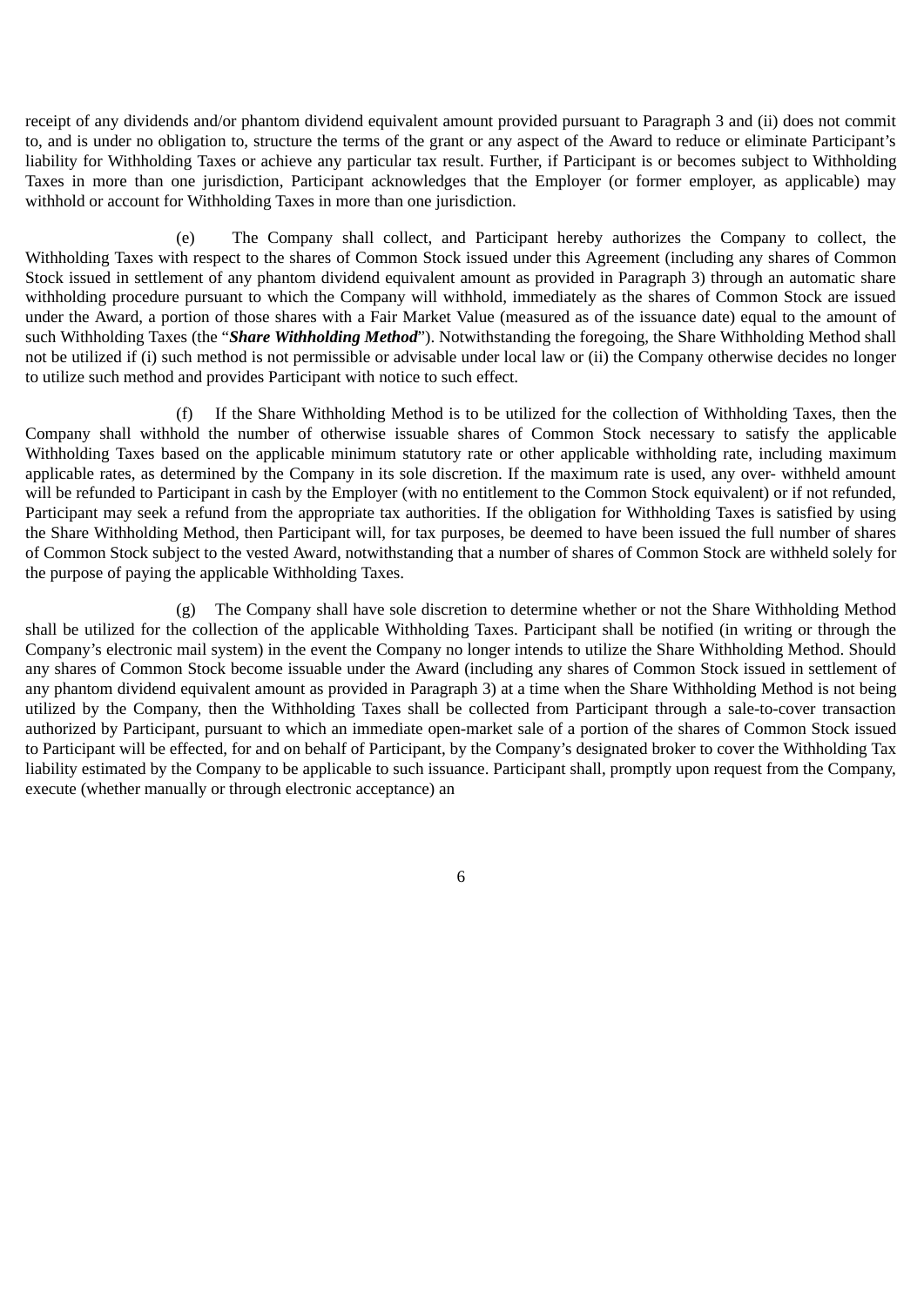receipt of any dividends and/or phantom dividend equivalent amount provided pursuant to Paragraph 3 and (ii) does not commit to, and is under no obligation to, structure the terms of the grant or any aspect of the Award to reduce or eliminate Participant's liability for Withholding Taxes or achieve any particular tax result. Further, if Participant is or becomes subject to Withholding Taxes in more than one jurisdiction, Participant acknowledges that the Employer (or former employer, as applicable) may withhold or account for Withholding Taxes in more than one jurisdiction.

(e) The Company shall collect, and Participant hereby authorizes the Company to collect, the Withholding Taxes with respect to the shares of Common Stock issued under this Agreement (including any shares of Common Stock issued in settlement of any phantom dividend equivalent amount as provided in Paragraph 3) through an automatic share withholding procedure pursuant to which the Company will withhold, immediately as the shares of Common Stock are issued under the Award, a portion of those shares with a Fair Market Value (measured as of the issuance date) equal to the amount of such Withholding Taxes (the "***Share Withholding Method***"). Notwithstanding the foregoing, the Share Withholding Method shall not be utilized if (i) such method is not permissible or advisable under local law or (ii) the Company otherwise decides no longer to utilize such method and provides Participant with notice to such effect.

(f) If the Share Withholding Method is to be utilized for the collection of Withholding Taxes, then the Company shall withhold the number of otherwise issuable shares of Common Stock necessary to satisfy the applicable Withholding Taxes based on the applicable minimum statutory rate or other applicable withholding rate, including maximum applicable rates, as determined by the Company in its sole discretion. If the maximum rate is used, any over- withheld amount will be refunded to Participant in cash by the Employer (with no entitlement to the Common Stock equivalent) or if not refunded, Participant may seek a refund from the appropriate tax authorities. If the obligation for Withholding Taxes is satisfied by using the Share Withholding Method, then Participant will, for tax purposes, be deemed to have been issued the full number of shares of Common Stock subject to the vested Award, notwithstanding that a number of shares of Common Stock are withheld solely for the purpose of paying the applicable Withholding Taxes.

(g) The Company shall have sole discretion to determine whether or not the Share Withholding Method shall be utilized for the collection of the applicable Withholding Taxes. Participant shall be notified (in writing or through the Company's electronic mail system) in the event the Company no longer intends to utilize the Share Withholding Method. Should any shares of Common Stock become issuable under the Award (including any shares of Common Stock issued in settlement of any phantom dividend equivalent amount as provided in Paragraph 3) at a time when the Share Withholding Method is not being utilized by the Company, then the Withholding Taxes shall be collected from Participant through a sale-to-cover transaction authorized by Participant, pursuant to which an immediate open-market sale of a portion of the shares of Common Stock issued to Participant will be effected, for and on behalf of Participant, by the Company's designated broker to cover the Withholding Tax liability estimated by the Company to be applicable to such issuance. Participant shall, promptly upon request from the Company, execute (whether manually or through electronic acceptance) an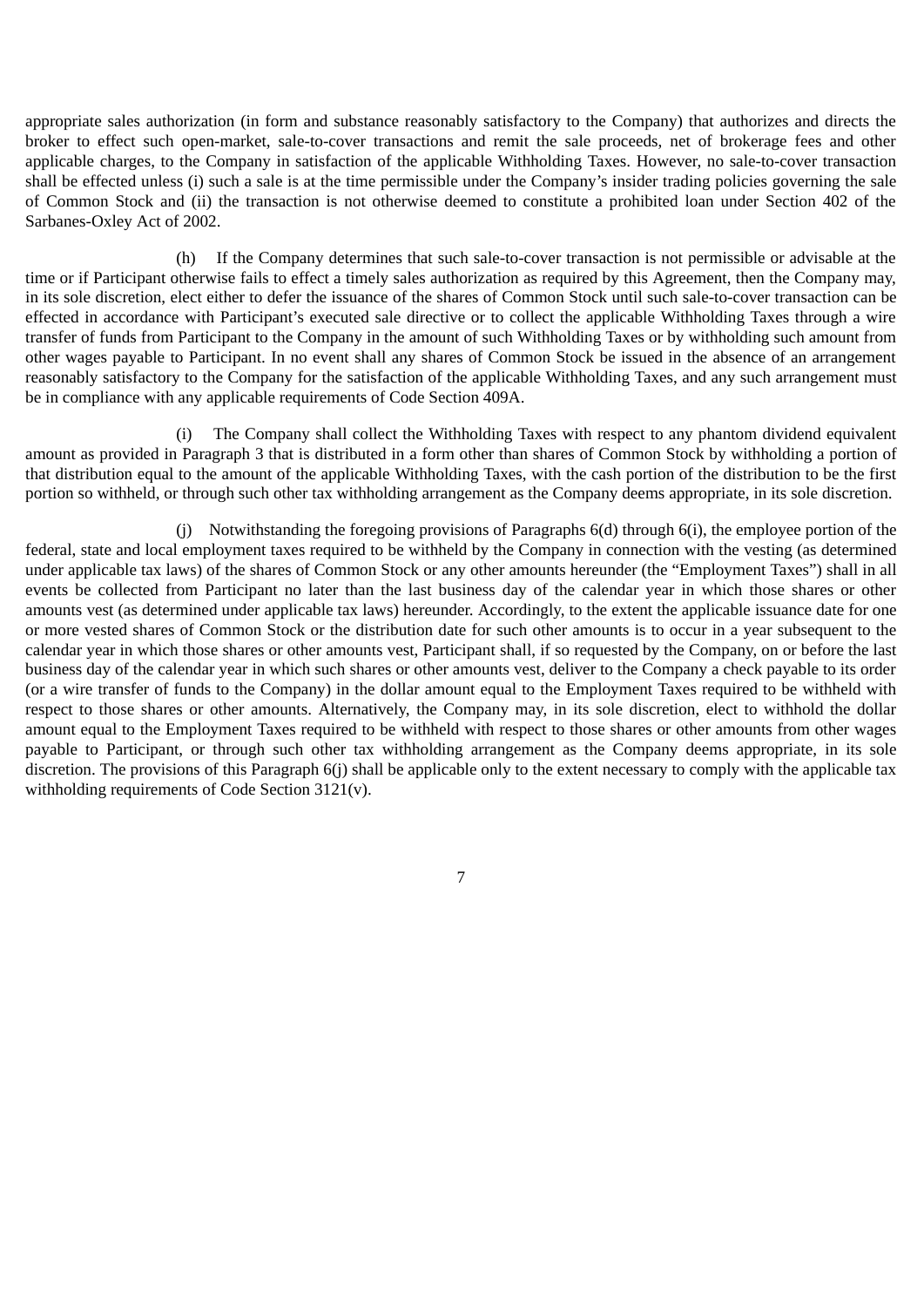appropriate sales authorization (in form and substance reasonably satisfactory to the Company) that authorizes and directs the broker to effect such open-market, sale-to-cover transactions and remit the sale proceeds, net of brokerage fees and other applicable charges, to the Company in satisfaction of the applicable Withholding Taxes. However, no sale-to-cover transaction shall be effected unless (i) such a sale is at the time permissible under the Company's insider trading policies governing the sale of Common Stock and (ii) the transaction is not otherwise deemed to constitute a prohibited loan under Section 402 of the Sarbanes-Oxley Act of 2002.

(h) If the Company determines that such sale-to-cover transaction is not permissible or advisable at the time or if Participant otherwise fails to effect a timely sales authorization as required by this Agreement, then the Company may, in its sole discretion, elect either to defer the issuance of the shares of Common Stock until such sale-to-cover transaction can be effected in accordance with Participant's executed sale directive or to collect the applicable Withholding Taxes through a wire transfer of funds from Participant to the Company in the amount of such Withholding Taxes or by withholding such amount from other wages payable to Participant. In no event shall any shares of Common Stock be issued in the absence of an arrangement reasonably satisfactory to the Company for the satisfaction of the applicable Withholding Taxes, and any such arrangement must be in compliance with any applicable requirements of Code Section 409A.

(i) The Company shall collect the Withholding Taxes with respect to any phantom dividend equivalent amount as provided in Paragraph 3 that is distributed in a form other than shares of Common Stock by withholding a portion of that distribution equal to the amount of the applicable Withholding Taxes, with the cash portion of the distribution to be the first portion so withheld, or through such other tax withholding arrangement as the Company deems appropriate, in its sole discretion.

(j) Notwithstanding the foregoing provisions of Paragraphs 6(d) through 6(i), the employee portion of the federal, state and local employment taxes required to be withheld by the Company in connection with the vesting (as determined under applicable tax laws) of the shares of Common Stock or any other amounts hereunder (the "Employment Taxes") shall in all events be collected from Participant no later than the last business day of the calendar year in which those shares or other amounts vest (as determined under applicable tax laws) hereunder. Accordingly, to the extent the applicable issuance date for one or more vested shares of Common Stock or the distribution date for such other amounts is to occur in a year subsequent to the calendar year in which those shares or other amounts vest, Participant shall, if so requested by the Company, on or before the last business day of the calendar year in which such shares or other amounts vest, deliver to the Company a check payable to its order (or a wire transfer of funds to the Company) in the dollar amount equal to the Employment Taxes required to be withheld with respect to those shares or other amounts. Alternatively, the Company may, in its sole discretion, elect to withhold the dollar amount equal to the Employment Taxes required to be withheld with respect to those shares or other amounts from other wages payable to Participant, or through such other tax withholding arrangement as the Company deems appropriate, in its sole discretion. The provisions of this Paragraph 6(j) shall be applicable only to the extent necessary to comply with the applicable tax withholding requirements of Code Section 3121(v).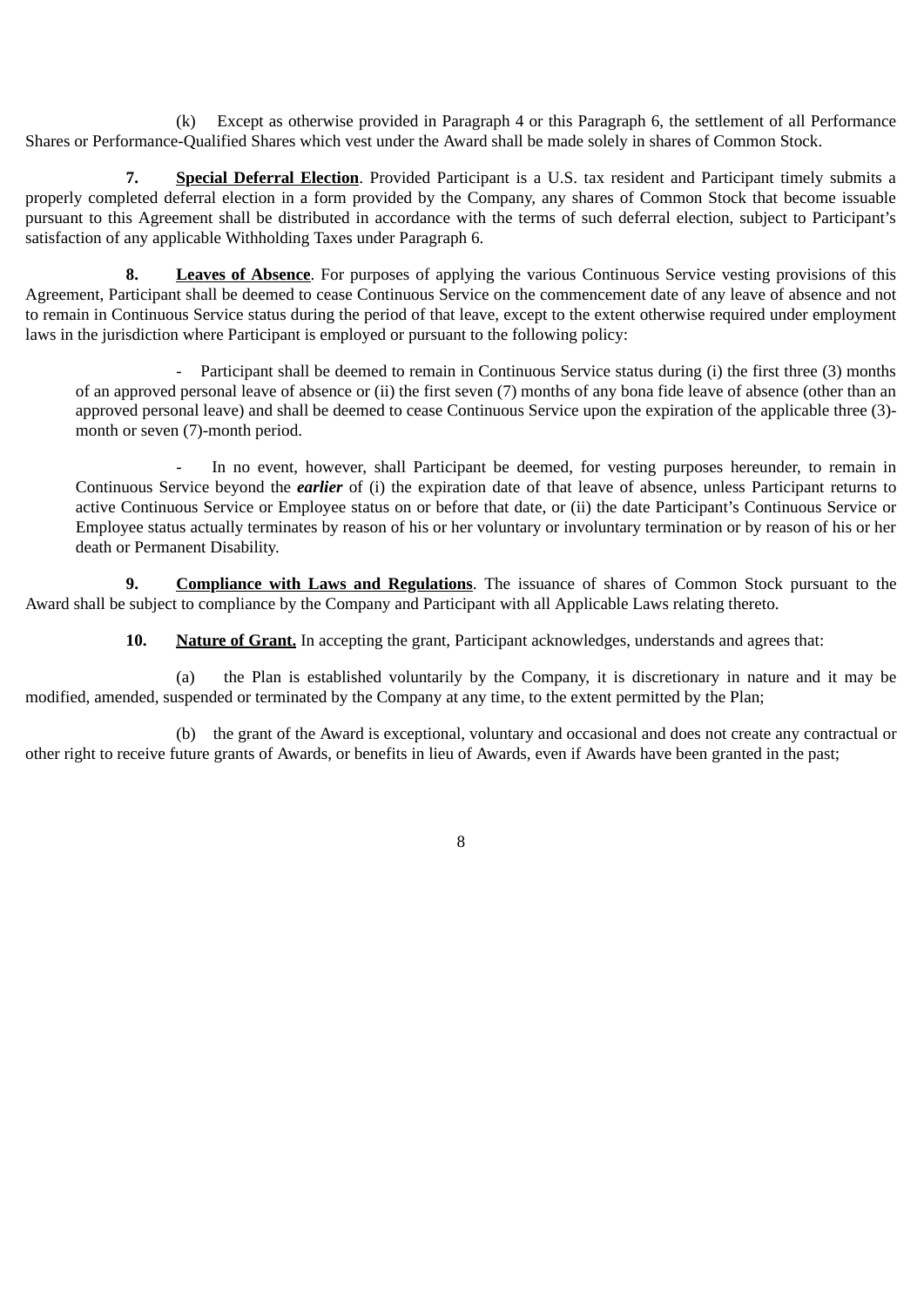(k) Except as otherwise provided in Paragraph 4 or this Paragraph 6, the settlement of all Performance Shares or Performance-Qualified Shares which vest under the Award shall be made solely in shares of Common Stock.

**7. <u>Special Deferral Election</u>**. Provided Participant is a U.S. tax resident and Participant timely submits a properly completed deferral election in a form provided by the Company, any shares of Common Stock that become issuable pursuant to this Agreement shall be distributed in accordance with the terms of such deferral election, subject to Participant's satisfaction of any applicable Withholding Taxes under Paragraph 6.

**8. <u>Leaves of Absence</u>**. For purposes of applying the various Continuous Service vesting provisions of this Agreement, Participant shall be deemed to cease Continuous Service on the commencement date of any leave of absence and not to remain in Continuous Service status during the period of that leave, except to the extent otherwise required under employment laws in the jurisdiction where Participant is employed or pursuant to the following policy:

- Participant shall be deemed to remain in Continuous Service status during (i) the first three (3) months of an approved personal leave of absence or (ii) the first seven (7) months of any bona fide leave of absence (other than an approved personal leave) and shall be deemed to cease Continuous Service upon the expiration of the applicable three (3)-month or seven (7)-month period.

- In no event, however, shall Participant be deemed, for vesting purposes hereunder, to remain in Continuous Service beyond the ***earlier*** of (i) the expiration date of that leave of absence, unless Participant returns to active Continuous Service or Employee status on or before that date, or (ii) the date Participant's Continuous Service or Employee status actually terminates by reason of his or her voluntary or involuntary termination or by reason of his or her death or Permanent Disability.

**9. <u>Compliance with Laws and Regulations</u>**. The issuance of shares of Common Stock pursuant to the Award shall be subject to compliance by the Company and Participant with all Applicable Laws relating thereto.

**10. <u>Nature of Grant.</u>** In accepting the grant, Participant acknowledges, understands and agrees that:

(a) the Plan is established voluntarily by the Company, it is discretionary in nature and it may be modified, amended, suspended or terminated by the Company at any time, to the extent permitted by the Plan;

(b) the grant of the Award is exceptional, voluntary and occasional and does not create any contractual or other right to receive future grants of Awards, or benefits in lieu of Awards, even if Awards have been granted in the past;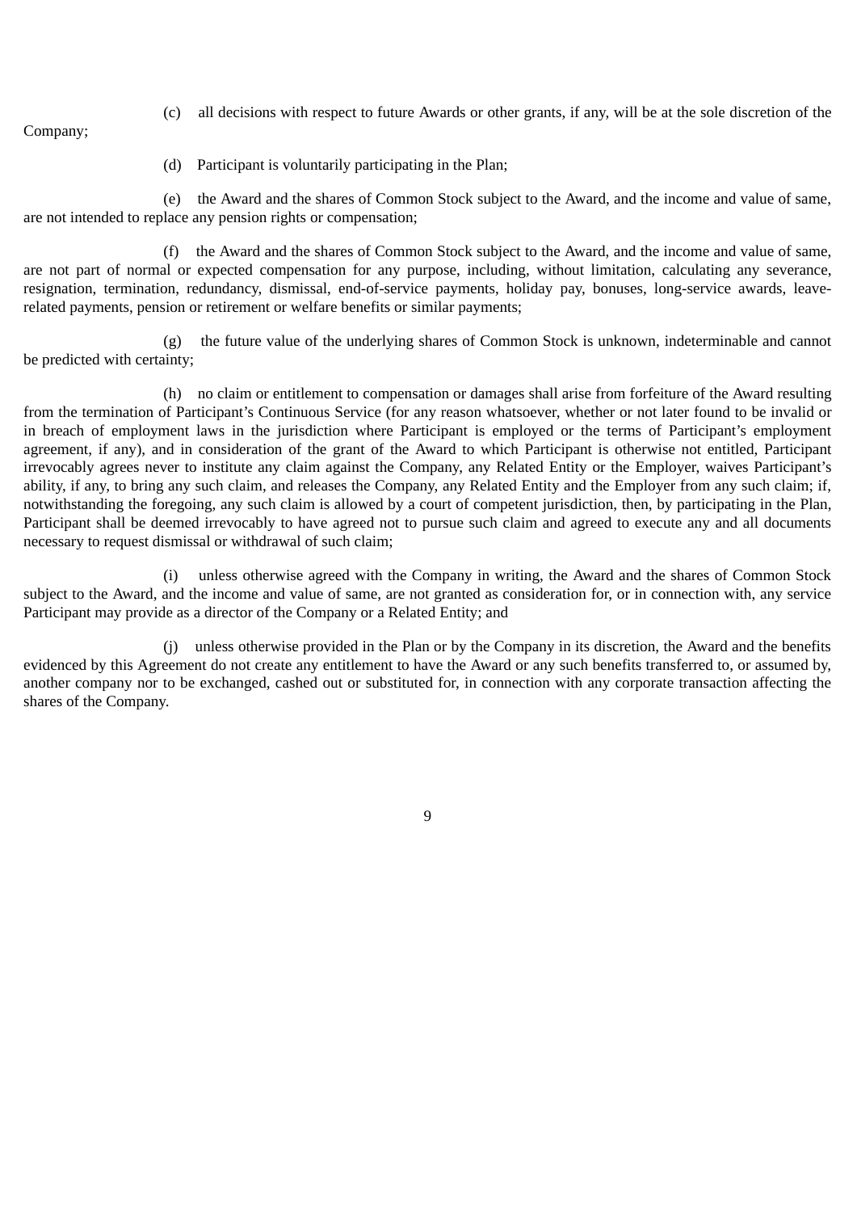(c) all decisions with respect to future Awards or other grants, if any, will be at the sole discretion of the Company;

(d) Participant is voluntarily participating in the Plan;

(e) the Award and the shares of Common Stock subject to the Award, and the income and value of same, are not intended to replace any pension rights or compensation;

(f) the Award and the shares of Common Stock subject to the Award, and the income and value of same, are not part of normal or expected compensation for any purpose, including, without limitation, calculating any severance, resignation, termination, redundancy, dismissal, end-of-service payments, holiday pay, bonuses, long-service awards, leave-related payments, pension or retirement or welfare benefits or similar payments;

(g) the future value of the underlying shares of Common Stock is unknown, indeterminable and cannot be predicted with certainty;

(h) no claim or entitlement to compensation or damages shall arise from forfeiture of the Award resulting from the termination of Participant's Continuous Service (for any reason whatsoever, whether or not later found to be invalid or in breach of employment laws in the jurisdiction where Participant is employed or the terms of Participant's employment agreement, if any), and in consideration of the grant of the Award to which Participant is otherwise not entitled, Participant irrevocably agrees never to institute any claim against the Company, any Related Entity or the Employer, waives Participant's ability, if any, to bring any such claim, and releases the Company, any Related Entity and the Employer from any such claim; if, notwithstanding the foregoing, any such claim is allowed by a court of competent jurisdiction, then, by participating in the Plan, Participant shall be deemed irrevocably to have agreed not to pursue such claim and agreed to execute any and all documents necessary to request dismissal or withdrawal of such claim;

(i) unless otherwise agreed with the Company in writing, the Award and the shares of Common Stock subject to the Award, and the income and value of same, are not granted as consideration for, or in connection with, any service Participant may provide as a director of the Company or a Related Entity; and

(j) unless otherwise provided in the Plan or by the Company in its discretion, the Award and the benefits evidenced by this Agreement do not create any entitlement to have the Award or any such benefits transferred to, or assumed by, another company nor to be exchanged, cashed out or substituted for, in connection with any corporate transaction affecting the shares of the Company.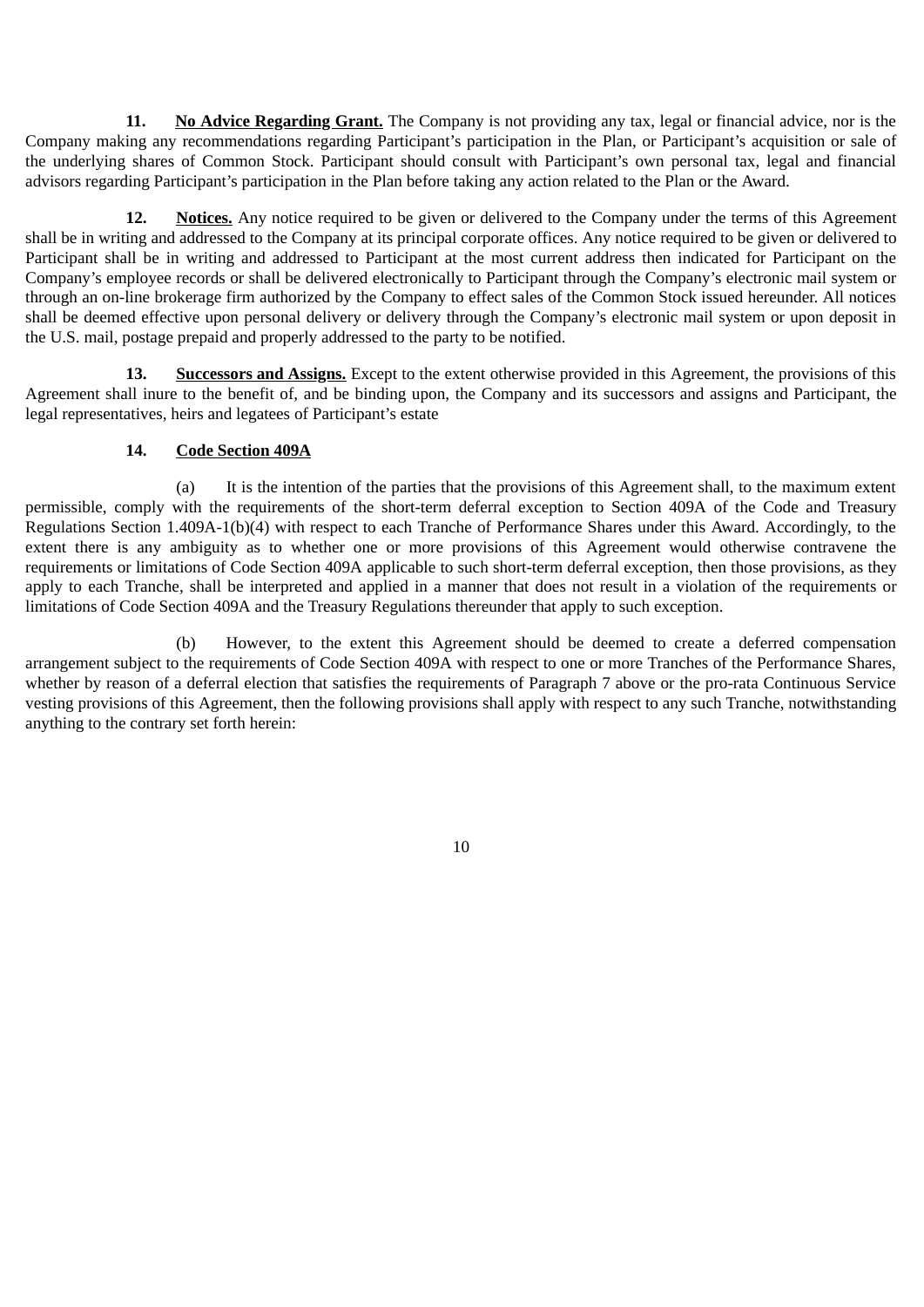**11. No Advice Regarding Grant.** The Company is not providing any tax, legal or financial advice, nor is the Company making any recommendations regarding Participant's participation in the Plan, or Participant's acquisition or sale of the underlying shares of Common Stock. Participant should consult with Participant's own personal tax, legal and financial advisors regarding Participant's participation in the Plan before taking any action related to the Plan or the Award.

**12. Notices.** Any notice required to be given or delivered to the Company under the terms of this Agreement shall be in writing and addressed to the Company at its principal corporate offices. Any notice required to be given or delivered to Participant shall be in writing and addressed to Participant at the most current address then indicated for Participant on the Company's employee records or shall be delivered electronically to Participant through the Company's electronic mail system or through an on-line brokerage firm authorized by the Company to effect sales of the Common Stock issued hereunder. All notices shall be deemed effective upon personal delivery or delivery through the Company's electronic mail system or upon deposit in the U.S. mail, postage prepaid and properly addressed to the party to be notified.

**13. Successors and Assigns.** Except to the extent otherwise provided in this Agreement, the provisions of this Agreement shall inure to the benefit of, and be binding upon, the Company and its successors and assigns and Participant, the legal representatives, heirs and legatees of Participant's estate

**14. Code Section 409A**

(a) It is the intention of the parties that the provisions of this Agreement shall, to the maximum extent permissible, comply with the requirements of the short-term deferral exception to Section 409A of the Code and Treasury Regulations Section 1.409A-1(b)(4) with respect to each Tranche of Performance Shares under this Award. Accordingly, to the extent there is any ambiguity as to whether one or more provisions of this Agreement would otherwise contravene the requirements or limitations of Code Section 409A applicable to such short-term deferral exception, then those provisions, as they apply to each Tranche, shall be interpreted and applied in a manner that does not result in a violation of the requirements or limitations of Code Section 409A and the Treasury Regulations thereunder that apply to such exception.

(b) However, to the extent this Agreement should be deemed to create a deferred compensation arrangement subject to the requirements of Code Section 409A with respect to one or more Tranches of the Performance Shares, whether by reason of a deferral election that satisfies the requirements of Paragraph 7 above or the pro-rata Continuous Service vesting provisions of this Agreement, then the following provisions shall apply with respect to any such Tranche, notwithstanding anything to the contrary set forth herein: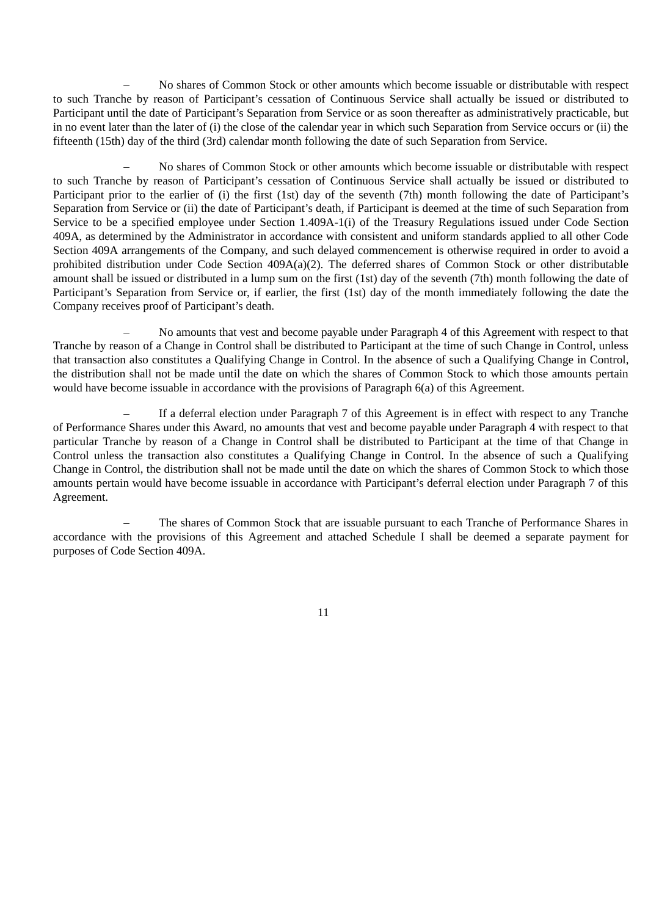– No shares of Common Stock or other amounts which become issuable or distributable with respect to such Tranche by reason of Participant's cessation of Continuous Service shall actually be issued or distributed to Participant until the date of Participant's Separation from Service or as soon thereafter as administratively practicable, but in no event later than the later of (i) the close of the calendar year in which such Separation from Service occurs or (ii) the fifteenth (15th) day of the third (3rd) calendar month following the date of such Separation from Service.

– No shares of Common Stock or other amounts which become issuable or distributable with respect to such Tranche by reason of Participant's cessation of Continuous Service shall actually be issued or distributed to Participant prior to the earlier of (i) the first (1st) day of the seventh (7th) month following the date of Participant's Separation from Service or (ii) the date of Participant's death, if Participant is deemed at the time of such Separation from Service to be a specified employee under Section 1.409A-1(i) of the Treasury Regulations issued under Code Section 409A, as determined by the Administrator in accordance with consistent and uniform standards applied to all other Code Section 409A arrangements of the Company, and such delayed commencement is otherwise required in order to avoid a prohibited distribution under Code Section 409A(a)(2). The deferred shares of Common Stock or other distributable amount shall be issued or distributed in a lump sum on the first (1st) day of the seventh (7th) month following the date of Participant's Separation from Service or, if earlier, the first (1st) day of the month immediately following the date the Company receives proof of Participant's death.

– No amounts that vest and become payable under Paragraph 4 of this Agreement with respect to that Tranche by reason of a Change in Control shall be distributed to Participant at the time of such Change in Control, unless that transaction also constitutes a Qualifying Change in Control. In the absence of such a Qualifying Change in Control, the distribution shall not be made until the date on which the shares of Common Stock to which those amounts pertain would have become issuable in accordance with the provisions of Paragraph 6(a) of this Agreement.

– If a deferral election under Paragraph 7 of this Agreement is in effect with respect to any Tranche of Performance Shares under this Award, no amounts that vest and become payable under Paragraph 4 with respect to that particular Tranche by reason of a Change in Control shall be distributed to Participant at the time of that Change in Control unless the transaction also constitutes a Qualifying Change in Control. In the absence of such a Qualifying Change in Control, the distribution shall not be made until the date on which the shares of Common Stock to which those amounts pertain would have become issuable in accordance with Participant's deferral election under Paragraph 7 of this Agreement.

– The shares of Common Stock that are issuable pursuant to each Tranche of Performance Shares in accordance with the provisions of this Agreement and attached Schedule I shall be deemed a separate payment for purposes of Code Section 409A.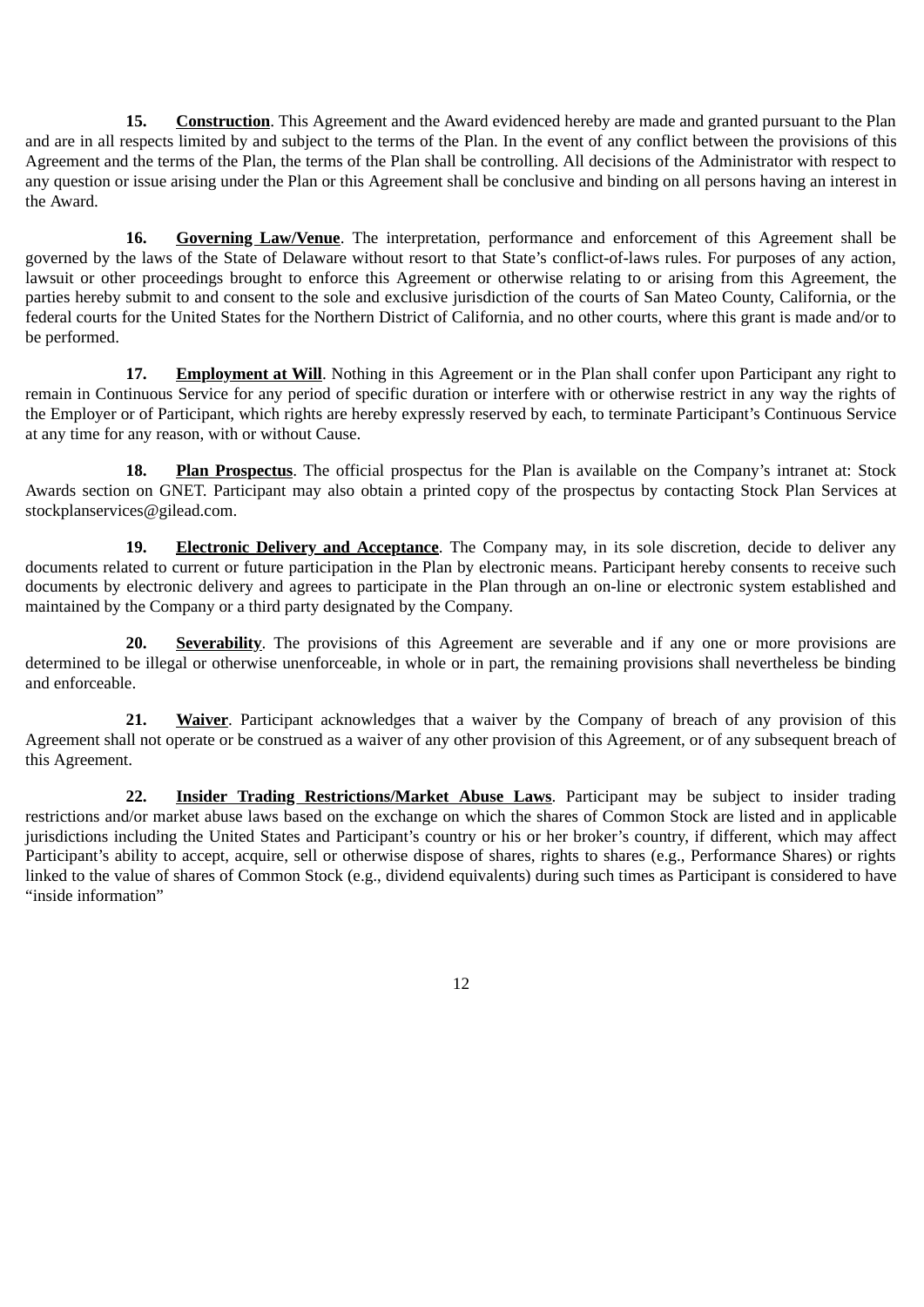**15.** **Construction**. This Agreement and the Award evidenced hereby are made and granted pursuant to the Plan and are in all respects limited by and subject to the terms of the Plan. In the event of any conflict between the provisions of this Agreement and the terms of the Plan, the terms of the Plan shall be controlling. All decisions of the Administrator with respect to any question or issue arising under the Plan or this Agreement shall be conclusive and binding on all persons having an interest in the Award.

**16.** **Governing Law/Venue**. The interpretation, performance and enforcement of this Agreement shall be governed by the laws of the State of Delaware without resort to that State's conflict-of-laws rules. For purposes of any action, lawsuit or other proceedings brought to enforce this Agreement or otherwise relating to or arising from this Agreement, the parties hereby submit to and consent to the sole and exclusive jurisdiction of the courts of San Mateo County, California, or the federal courts for the United States for the Northern District of California, and no other courts, where this grant is made and/or to be performed.

**17.** **Employment at Will**. Nothing in this Agreement or in the Plan shall confer upon Participant any right to remain in Continuous Service for any period of specific duration or interfere with or otherwise restrict in any way the rights of the Employer or of Participant, which rights are hereby expressly reserved by each, to terminate Participant's Continuous Service at any time for any reason, with or without Cause.

**18.** **Plan Prospectus**. The official prospectus for the Plan is available on the Company's intranet at: Stock Awards section on GNET. Participant may also obtain a printed copy of the prospectus by contacting Stock Plan Services at stockplanservices@gilead.com.

**19.** **Electronic Delivery and Acceptance**. The Company may, in its sole discretion, decide to deliver any documents related to current or future participation in the Plan by electronic means. Participant hereby consents to receive such documents by electronic delivery and agrees to participate in the Plan through an on-line or electronic system established and maintained by the Company or a third party designated by the Company.

**20.** **Severability**. The provisions of this Agreement are severable and if any one or more provisions are determined to be illegal or otherwise unenforceable, in whole or in part, the remaining provisions shall nevertheless be binding and enforceable.

**21.** **Waiver**. Participant acknowledges that a waiver by the Company of breach of any provision of this Agreement shall not operate or be construed as a waiver of any other provision of this Agreement, or of any subsequent breach of this Agreement.

**22.** **Insider Trading Restrictions/Market Abuse Laws**. Participant may be subject to insider trading restrictions and/or market abuse laws based on the exchange on which the shares of Common Stock are listed and in applicable jurisdictions including the United States and Participant's country or his or her broker's country, if different, which may affect Participant's ability to accept, acquire, sell or otherwise dispose of shares, rights to shares (e.g., Performance Shares) or rights linked to the value of shares of Common Stock (e.g., dividend equivalents) during such times as Participant is considered to have "inside information"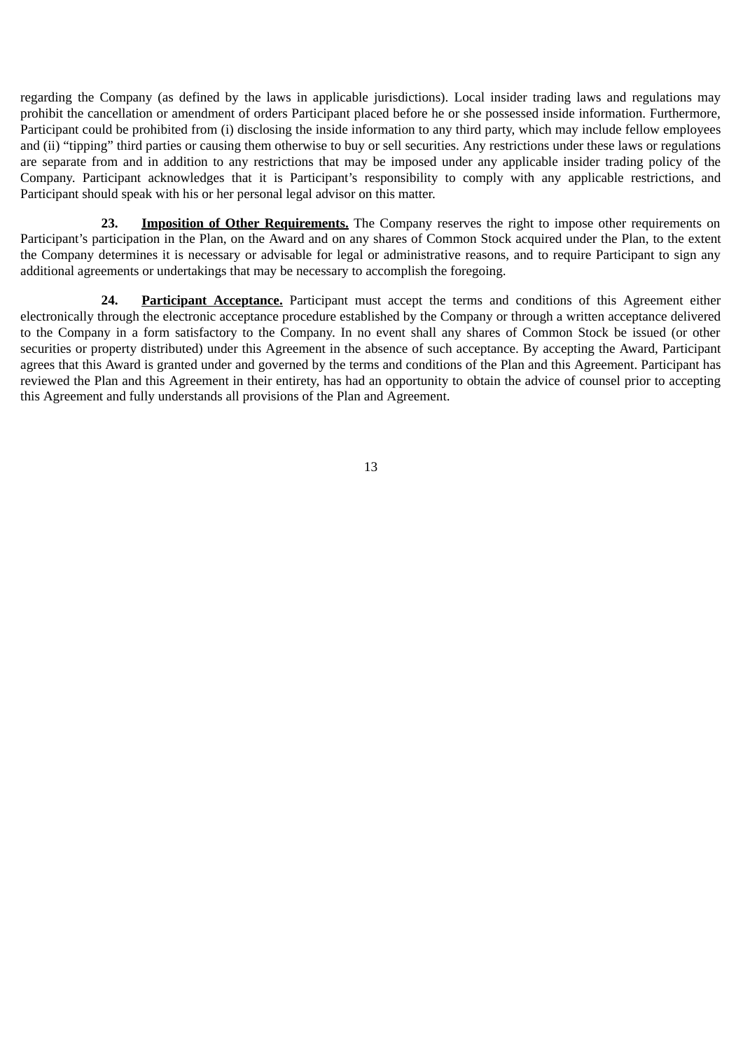regarding the Company (as defined by the laws in applicable jurisdictions). Local insider trading laws and regulations may prohibit the cancellation or amendment of orders Participant placed before he or she possessed inside information. Furthermore, Participant could be prohibited from (i) disclosing the inside information to any third party, which may include fellow employees and (ii) "tipping" third parties or causing them otherwise to buy or sell securities. Any restrictions under these laws or regulations are separate from and in addition to any restrictions that may be imposed under any applicable insider trading policy of the Company. Participant acknowledges that it is Participant's responsibility to comply with any applicable restrictions, and Participant should speak with his or her personal legal advisor on this matter.

**23. Imposition of Other Requirements.** The Company reserves the right to impose other requirements on Participant's participation in the Plan, on the Award and on any shares of Common Stock acquired under the Plan, to the extent the Company determines it is necessary or advisable for legal or administrative reasons, and to require Participant to sign any additional agreements or undertakings that may be necessary to accomplish the foregoing.

**24. Participant Acceptance.** Participant must accept the terms and conditions of this Agreement either electronically through the electronic acceptance procedure established by the Company or through a written acceptance delivered to the Company in a form satisfactory to the Company. In no event shall any shares of Common Stock be issued (or other securities or property distributed) under this Agreement in the absence of such acceptance. By accepting the Award, Participant agrees that this Award is granted under and governed by the terms and conditions of the Plan and this Agreement. Participant has reviewed the Plan and this Agreement in their entirety, has had an opportunity to obtain the advice of counsel prior to accepting this Agreement and fully understands all provisions of the Plan and Agreement.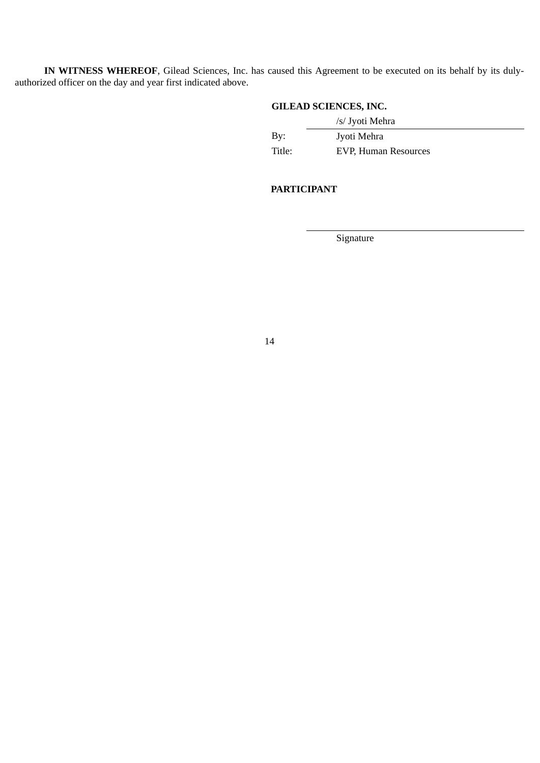**IN WITNESS WHEREOF**, Gilead Sciences, Inc. has caused this Agreement to be executed on its behalf by its duly-authorized officer on the day and year first indicated above.

**GILEAD SCIENCES, INC.**

| | |
|---|---|
| | /s/ Jyoti Mehra |
| By: | Jyoti Mehra |
| Title: | EVP, Human Resources |

**PARTICIPANT**

\_\_\_\_\_\_\_\_\_\_\_\_\_\_\_\_\_\_\_\_\_\_\_\_\_\_\_\_\_\_\_\_
Signature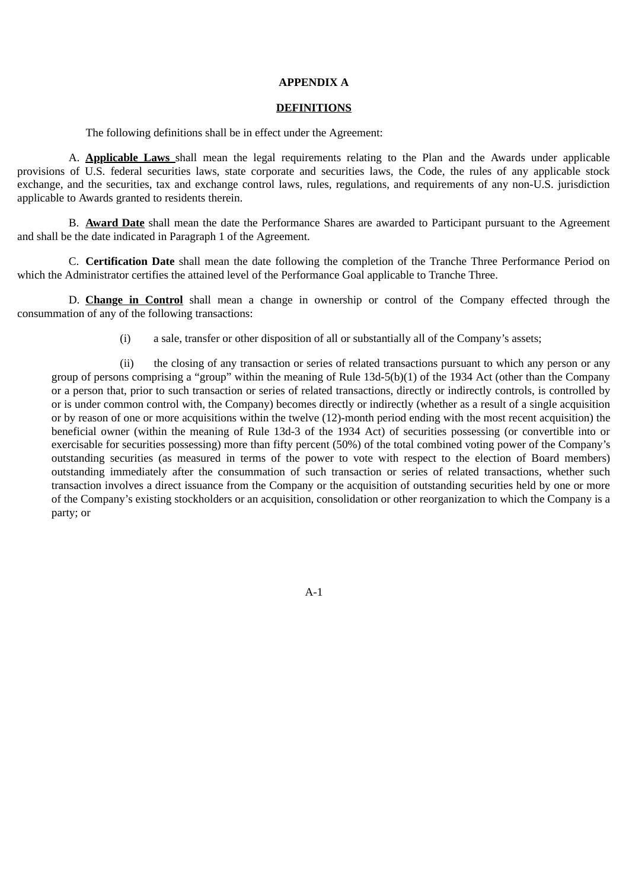**APPENDIX A**

**DEFINITIONS**

The following definitions shall be in effect under the Agreement:

A. **Applicable Laws** shall mean the legal requirements relating to the Plan and the Awards under applicable provisions of U.S. federal securities laws, state corporate and securities laws, the Code, the rules of any applicable stock exchange, and the securities, tax and exchange control laws, rules, regulations, and requirements of any non-U.S. jurisdiction applicable to Awards granted to residents therein.

B. **Award Date** shall mean the date the Performance Shares are awarded to Participant pursuant to the Agreement and shall be the date indicated in Paragraph 1 of the Agreement.

C. **Certification Date** shall mean the date following the completion of the Tranche Three Performance Period on which the Administrator certifies the attained level of the Performance Goal applicable to Tranche Three.

D. **Change in Control** shall mean a change in ownership or control of the Company effected through the consummation of any of the following transactions:

(i) a sale, transfer or other disposition of all or substantially all of the Company's assets;

(ii) the closing of any transaction or series of related transactions pursuant to which any person or any group of persons comprising a "group" within the meaning of Rule 13d-5(b)(1) of the 1934 Act (other than the Company or a person that, prior to such transaction or series of related transactions, directly or indirectly controls, is controlled by or is under common control with, the Company) becomes directly or indirectly (whether as a result of a single acquisition or by reason of one or more acquisitions within the twelve (12)-month period ending with the most recent acquisition) the beneficial owner (within the meaning of Rule 13d-3 of the 1934 Act) of securities possessing (or convertible into or exercisable for securities possessing) more than fifty percent (50%) of the total combined voting power of the Company's outstanding securities (as measured in terms of the power to vote with respect to the election of Board members) outstanding immediately after the consummation of such transaction or series of related transactions, whether such transaction involves a direct issuance from the Company or the acquisition of outstanding securities held by one or more of the Company's existing stockholders or an acquisition, consolidation or other reorganization to which the Company is a party; or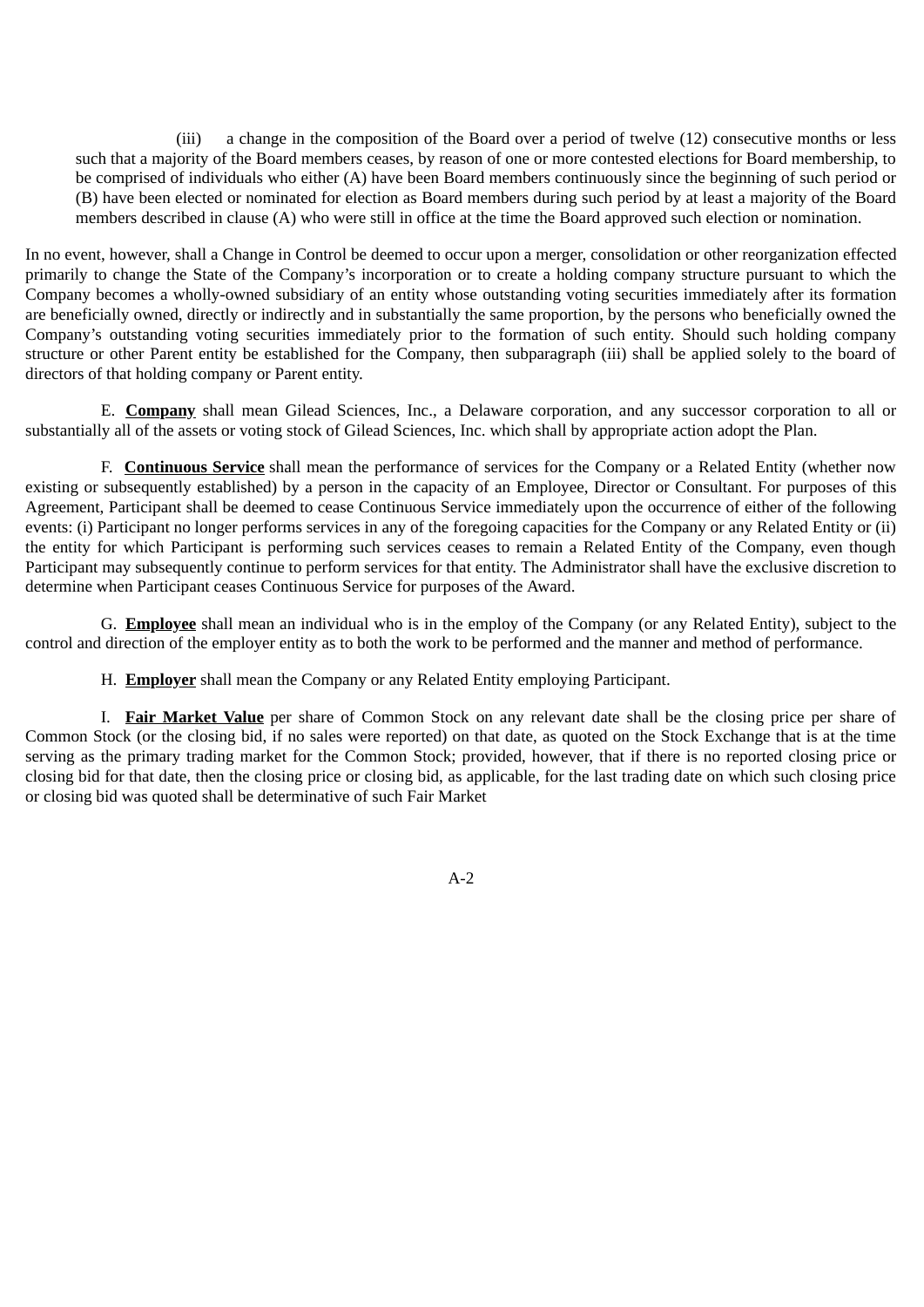(iii) a change in the composition of the Board over a period of twelve (12) consecutive months or less such that a majority of the Board members ceases, by reason of one or more contested elections for Board membership, to be comprised of individuals who either (A) have been Board members continuously since the beginning of such period or (B) have been elected or nominated for election as Board members during such period by at least a majority of the Board members described in clause (A) who were still in office at the time the Board approved such election or nomination.

In no event, however, shall a Change in Control be deemed to occur upon a merger, consolidation or other reorganization effected primarily to change the State of the Company's incorporation or to create a holding company structure pursuant to which the Company becomes a wholly-owned subsidiary of an entity whose outstanding voting securities immediately after its formation are beneficially owned, directly or indirectly and in substantially the same proportion, by the persons who beneficially owned the Company's outstanding voting securities immediately prior to the formation of such entity. Should such holding company structure or other Parent entity be established for the Company, then subparagraph (iii) shall be applied solely to the board of directors of that holding company or Parent entity.

E. **Company** shall mean Gilead Sciences, Inc., a Delaware corporation, and any successor corporation to all or substantially all of the assets or voting stock of Gilead Sciences, Inc. which shall by appropriate action adopt the Plan.

F. **Continuous Service** shall mean the performance of services for the Company or a Related Entity (whether now existing or subsequently established) by a person in the capacity of an Employee, Director or Consultant. For purposes of this Agreement, Participant shall be deemed to cease Continuous Service immediately upon the occurrence of either of the following events: (i) Participant no longer performs services in any of the foregoing capacities for the Company or any Related Entity or (ii) the entity for which Participant is performing such services ceases to remain a Related Entity of the Company, even though Participant may subsequently continue to perform services for that entity. The Administrator shall have the exclusive discretion to determine when Participant ceases Continuous Service for purposes of the Award.

G. **Employee** shall mean an individual who is in the employ of the Company (or any Related Entity), subject to the control and direction of the employer entity as to both the work to be performed and the manner and method of performance.

H. **Employer** shall mean the Company or any Related Entity employing Participant.

I. **Fair Market Value** per share of Common Stock on any relevant date shall be the closing price per share of Common Stock (or the closing bid, if no sales were reported) on that date, as quoted on the Stock Exchange that is at the time serving as the primary trading market for the Common Stock; provided, however, that if there is no reported closing price or closing bid for that date, then the closing price or closing bid, as applicable, for the last trading date on which such closing price or closing bid was quoted shall be determinative of such Fair Market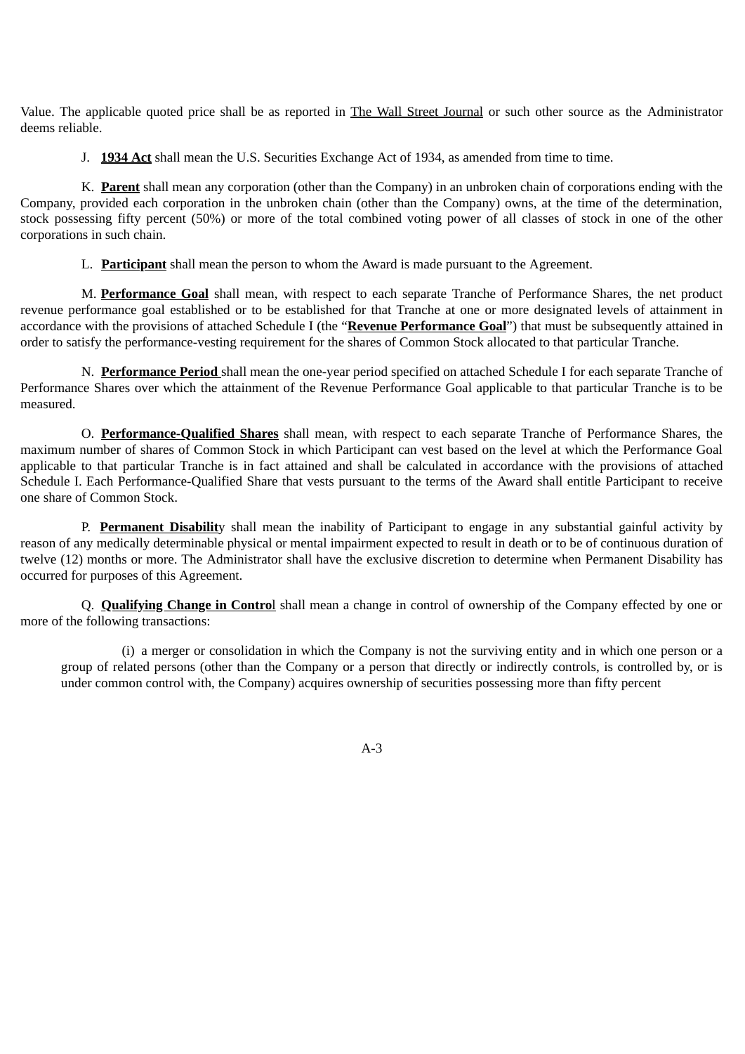Value. The applicable quoted price shall be as reported in The Wall Street Journal or such other source as the Administrator deems reliable.

J. **1934 Act** shall mean the U.S. Securities Exchange Act of 1934, as amended from time to time.

K. **Parent** shall mean any corporation (other than the Company) in an unbroken chain of corporations ending with the Company, provided each corporation in the unbroken chain (other than the Company) owns, at the time of the determination, stock possessing fifty percent (50%) or more of the total combined voting power of all classes of stock in one of the other corporations in such chain.

L. **Participant** shall mean the person to whom the Award is made pursuant to the Agreement.

M. **Performance Goal** shall mean, with respect to each separate Tranche of Performance Shares, the net product revenue performance goal established or to be established for that Tranche at one or more designated levels of attainment in accordance with the provisions of attached Schedule I (the "**Revenue Performance Goal**") that must be subsequently attained in order to satisfy the performance-vesting requirement for the shares of Common Stock allocated to that particular Tranche.

N. **Performance Period** shall mean the one-year period specified on attached Schedule I for each separate Tranche of Performance Shares over which the attainment of the Revenue Performance Goal applicable to that particular Tranche is to be measured.

O. **Performance-Qualified Shares** shall mean, with respect to each separate Tranche of Performance Shares, the maximum number of shares of Common Stock in which Participant can vest based on the level at which the Performance Goal applicable to that particular Tranche is in fact attained and shall be calculated in accordance with the provisions of attached Schedule I. Each Performance-Qualified Share that vests pursuant to the terms of the Award shall entitle Participant to receive one share of Common Stock.

P. **Permanent Disability** shall mean the inability of Participant to engage in any substantial gainful activity by reason of any medically determinable physical or mental impairment expected to result in death or to be of continuous duration of twelve (12) months or more. The Administrator shall have the exclusive discretion to determine when Permanent Disability has occurred for purposes of this Agreement.

Q. **Qualifying Change in Control** shall mean a change in control of ownership of the Company effected by one or more of the following transactions:

(i) a merger or consolidation in which the Company is not the surviving entity and in which one person or a group of related persons (other than the Company or a person that directly or indirectly controls, is controlled by, or is under common control with, the Company) acquires ownership of securities possessing more than fifty percent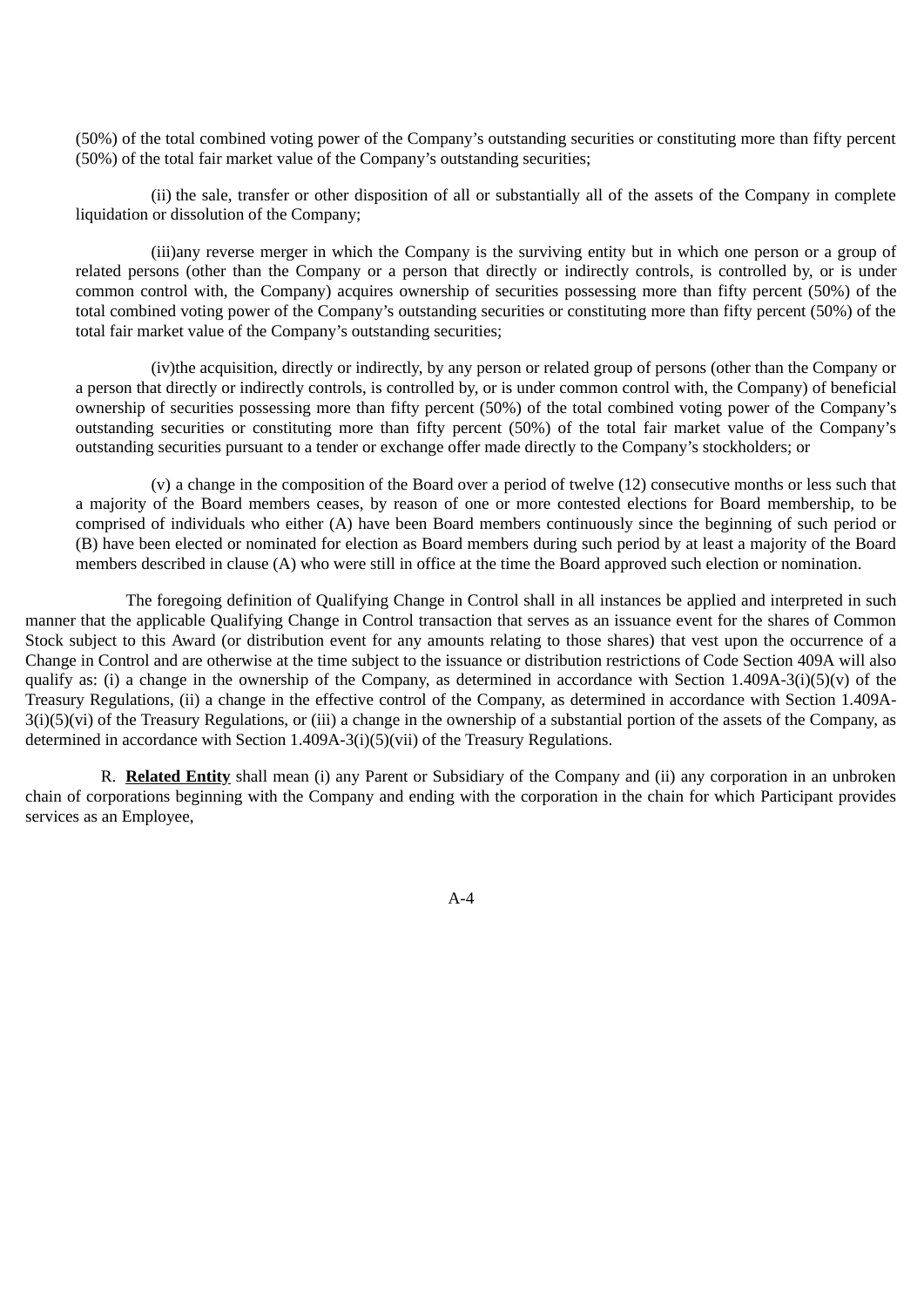(50%) of the total combined voting power of the Company's outstanding securities or constituting more than fifty percent (50%) of the total fair market value of the Company's outstanding securities;

(ii) the sale, transfer or other disposition of all or substantially all of the assets of the Company in complete liquidation or dissolution of the Company;

(iii)any reverse merger in which the Company is the surviving entity but in which one person or a group of related persons (other than the Company or a person that directly or indirectly controls, is controlled by, or is under common control with, the Company) acquires ownership of securities possessing more than fifty percent (50%) of the total combined voting power of the Company's outstanding securities or constituting more than fifty percent (50%) of the total fair market value of the Company's outstanding securities;

(iv)the acquisition, directly or indirectly, by any person or related group of persons (other than the Company or a person that directly or indirectly controls, is controlled by, or is under common control with, the Company) of beneficial ownership of securities possessing more than fifty percent (50%) of the total combined voting power of the Company's outstanding securities or constituting more than fifty percent (50%) of the total fair market value of the Company's outstanding securities pursuant to a tender or exchange offer made directly to the Company's stockholders; or

(v) a change in the composition of the Board over a period of twelve (12) consecutive months or less such that a majority of the Board members ceases, by reason of one or more contested elections for Board membership, to be comprised of individuals who either (A) have been Board members continuously since the beginning of such period or (B) have been elected or nominated for election as Board members during such period by at least a majority of the Board members described in clause (A) who were still in office at the time the Board approved such election or nomination.

The foregoing definition of Qualifying Change in Control shall in all instances be applied and interpreted in such manner that the applicable Qualifying Change in Control transaction that serves as an issuance event for the shares of Common Stock subject to this Award (or distribution event for any amounts relating to those shares) that vest upon the occurrence of a Change in Control and are otherwise at the time subject to the issuance or distribution restrictions of Code Section 409A will also qualify as: (i) a change in the ownership of the Company, as determined in accordance with Section 1.409A-3(i)(5)(v) of the Treasury Regulations, (ii) a change in the effective control of the Company, as determined in accordance with Section 1.409A-3(i)(5)(vi) of the Treasury Regulations, or (iii) a change in the ownership of a substantial portion of the assets of the Company, as determined in accordance with Section 1.409A-3(i)(5)(vii) of the Treasury Regulations.

R. **Related Entity** shall mean (i) any Parent or Subsidiary of the Company and (ii) any corporation in an unbroken chain of corporations beginning with the Company and ending with the corporation in the chain for which Participant provides services as an Employee,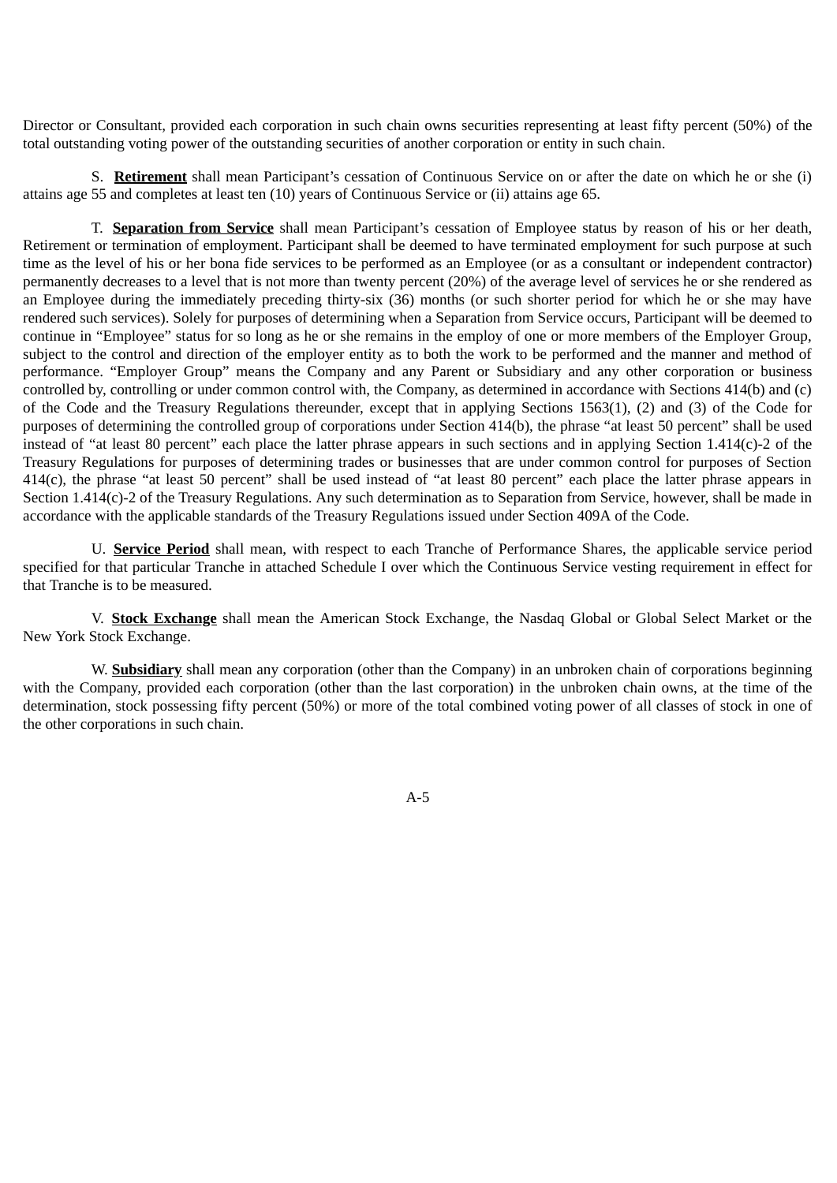Director or Consultant, provided each corporation in such chain owns securities representing at least fifty percent (50%) of the total outstanding voting power of the outstanding securities of another corporation or entity in such chain.

S. **Retirement** shall mean Participant's cessation of Continuous Service on or after the date on which he or she (i) attains age 55 and completes at least ten (10) years of Continuous Service or (ii) attains age 65.

T. **Separation from Service** shall mean Participant's cessation of Employee status by reason of his or her death, Retirement or termination of employment. Participant shall be deemed to have terminated employment for such purpose at such time as the level of his or her bona fide services to be performed as an Employee (or as a consultant or independent contractor) permanently decreases to a level that is not more than twenty percent (20%) of the average level of services he or she rendered as an Employee during the immediately preceding thirty-six (36) months (or such shorter period for which he or she may have rendered such services). Solely for purposes of determining when a Separation from Service occurs, Participant will be deemed to continue in "Employee" status for so long as he or she remains in the employ of one or more members of the Employer Group, subject to the control and direction of the employer entity as to both the work to be performed and the manner and method of performance. "Employer Group" means the Company and any Parent or Subsidiary and any other corporation or business controlled by, controlling or under common control with, the Company, as determined in accordance with Sections 414(b) and (c) of the Code and the Treasury Regulations thereunder, except that in applying Sections 1563(1), (2) and (3) of the Code for purposes of determining the controlled group of corporations under Section 414(b), the phrase "at least 50 percent" shall be used instead of "at least 80 percent" each place the latter phrase appears in such sections and in applying Section 1.414(c)-2 of the Treasury Regulations for purposes of determining trades or businesses that are under common control for purposes of Section 414(c), the phrase "at least 50 percent" shall be used instead of "at least 80 percent" each place the latter phrase appears in Section 1.414(c)-2 of the Treasury Regulations. Any such determination as to Separation from Service, however, shall be made in accordance with the applicable standards of the Treasury Regulations issued under Section 409A of the Code.

U. **Service Period** shall mean, with respect to each Tranche of Performance Shares, the applicable service period specified for that particular Tranche in attached Schedule I over which the Continuous Service vesting requirement in effect for that Tranche is to be measured.

V. **Stock Exchange** shall mean the American Stock Exchange, the Nasdaq Global or Global Select Market or the New York Stock Exchange.

W. **Subsidiary** shall mean any corporation (other than the Company) in an unbroken chain of corporations beginning with the Company, provided each corporation (other than the last corporation) in the unbroken chain owns, at the time of the determination, stock possessing fifty percent (50%) or more of the total combined voting power of all classes of stock in one of the other corporations in such chain.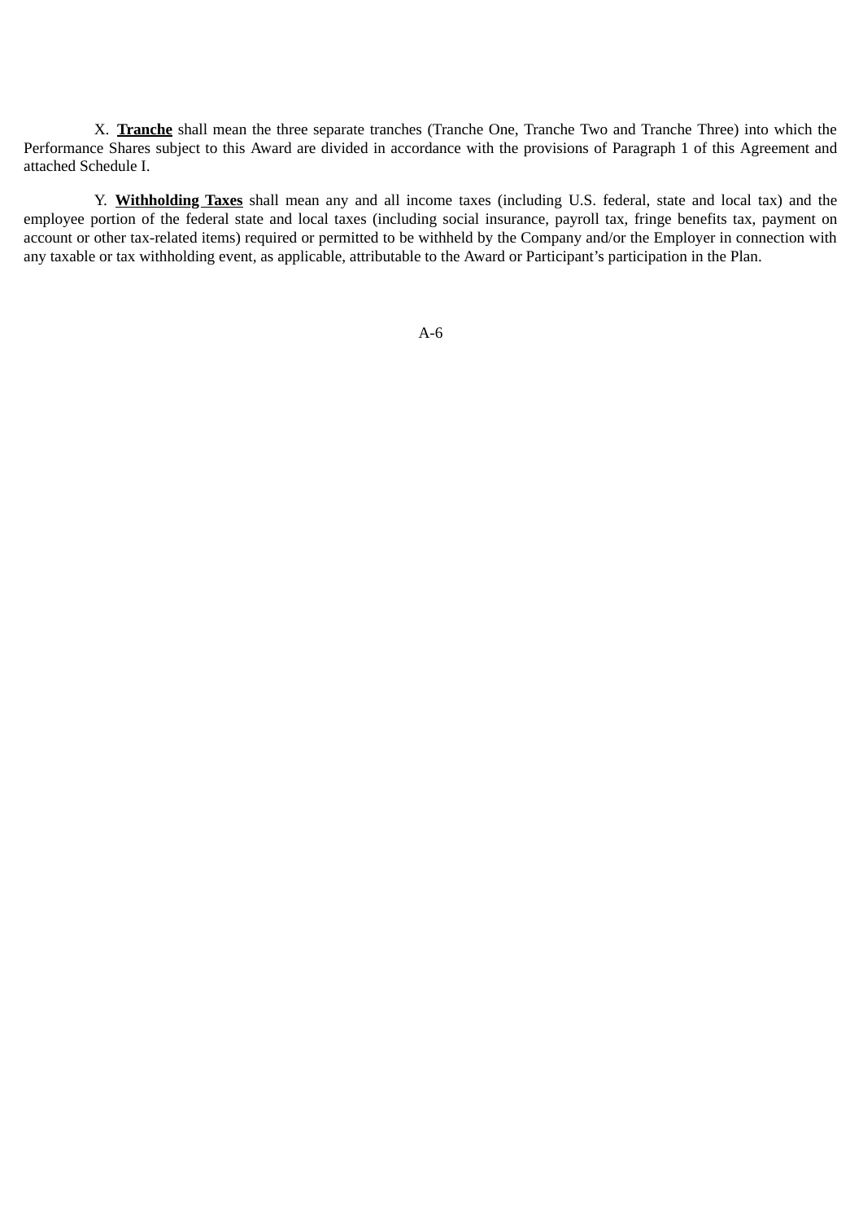X. **Tranche** shall mean the three separate tranches (Tranche One, Tranche Two and Tranche Three) into which the Performance Shares subject to this Award are divided in accordance with the provisions of Paragraph 1 of this Agreement and attached Schedule I.

Y. **Withholding Taxes** shall mean any and all income taxes (including U.S. federal, state and local tax) and the employee portion of the federal state and local taxes (including social insurance, payroll tax, fringe benefits tax, payment on account or other tax-related items) required or permitted to be withheld by the Company and/or the Employer in connection with any taxable or tax withholding event, as applicable, attributable to the Award or Participant's participation in the Plan.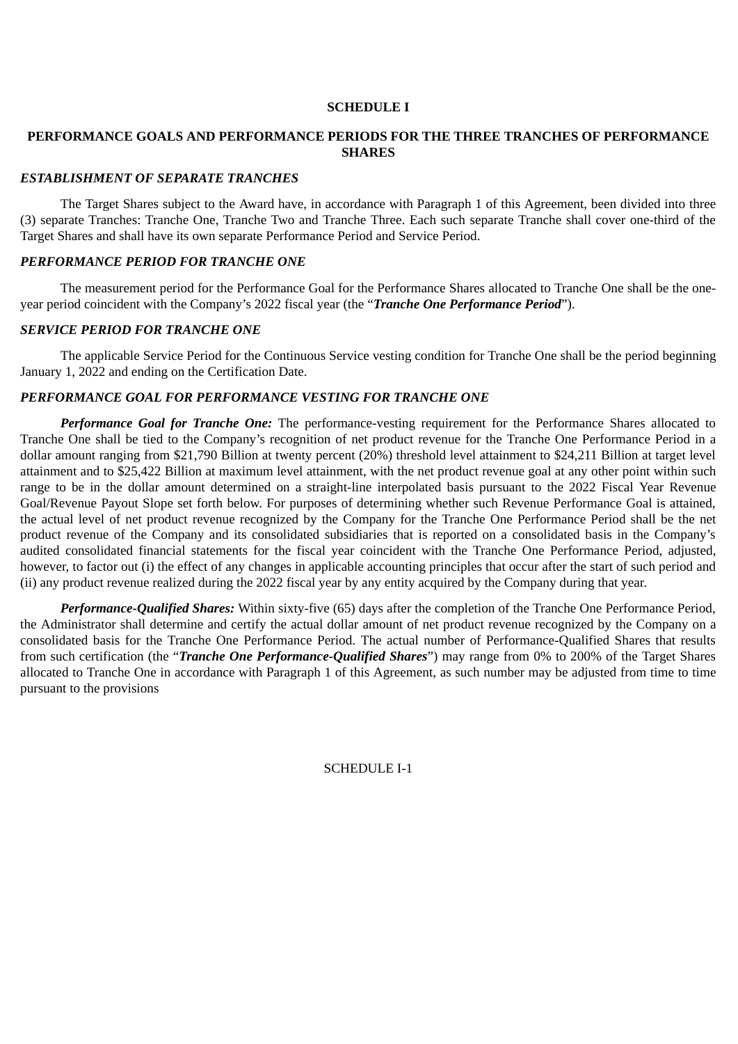# SCHEDULE I

## PERFORMANCE GOALS AND PERFORMANCE PERIODS FOR THE THREE TRANCHES OF PERFORMANCE SHARES

### *ESTABLISHMENT OF SEPARATE TRANCHES*

The Target Shares subject to the Award have, in accordance with Paragraph 1 of this Agreement, been divided into three (3) separate Tranches: Tranche One, Tranche Two and Tranche Three. Each such separate Tranche shall cover one-third of the Target Shares and shall have its own separate Performance Period and Service Period.

### *PERFORMANCE PERIOD FOR TRANCHE ONE*

The measurement period for the Performance Goal for the Performance Shares allocated to Tranche One shall be the one-year period coincident with the Company's 2022 fiscal year (the "***Tranche One Performance Period***").

### *SERVICE PERIOD FOR TRANCHE ONE*

The applicable Service Period for the Continuous Service vesting condition for Tranche One shall be the period beginning January 1, 2022 and ending on the Certification Date.

### *PERFORMANCE GOAL FOR PERFORMANCE VESTING FOR TRANCHE ONE*

***Performance Goal for Tranche One:*** The performance-vesting requirement for the Performance Shares allocated to Tranche One shall be tied to the Company's recognition of net product revenue for the Tranche One Performance Period in a dollar amount ranging from $21,790 Billion at twenty percent (20%) threshold level attainment to $24,211 Billion at target level attainment and to $25,422 Billion at maximum level attainment, with the net product revenue goal at any other point within such range to be in the dollar amount determined on a straight-line interpolated basis pursuant to the 2022 Fiscal Year Revenue Goal/Revenue Payout Slope set forth below. For purposes of determining whether such Revenue Performance Goal is attained, the actual level of net product revenue recognized by the Company for the Tranche One Performance Period shall be the net product revenue of the Company and its consolidated subsidiaries that is reported on a consolidated basis in the Company's audited consolidated financial statements for the fiscal year coincident with the Tranche One Performance Period, adjusted, however, to factor out (i) the effect of any changes in applicable accounting principles that occur after the start of such period and (ii) any product revenue realized during the 2022 fiscal year by any entity acquired by the Company during that year.

***Performance-Qualified Shares:*** Within sixty-five (65) days after the completion of the Tranche One Performance Period, the Administrator shall determine and certify the actual dollar amount of net product revenue recognized by the Company on a consolidated basis for the Tranche One Performance Period. The actual number of Performance-Qualified Shares that results from such certification (the "***Tranche One Performance-Qualified Shares***") may range from 0% to 200% of the Target Shares allocated to Tranche One in accordance with Paragraph 1 of this Agreement, as such number may be adjusted from time to time pursuant to the provisions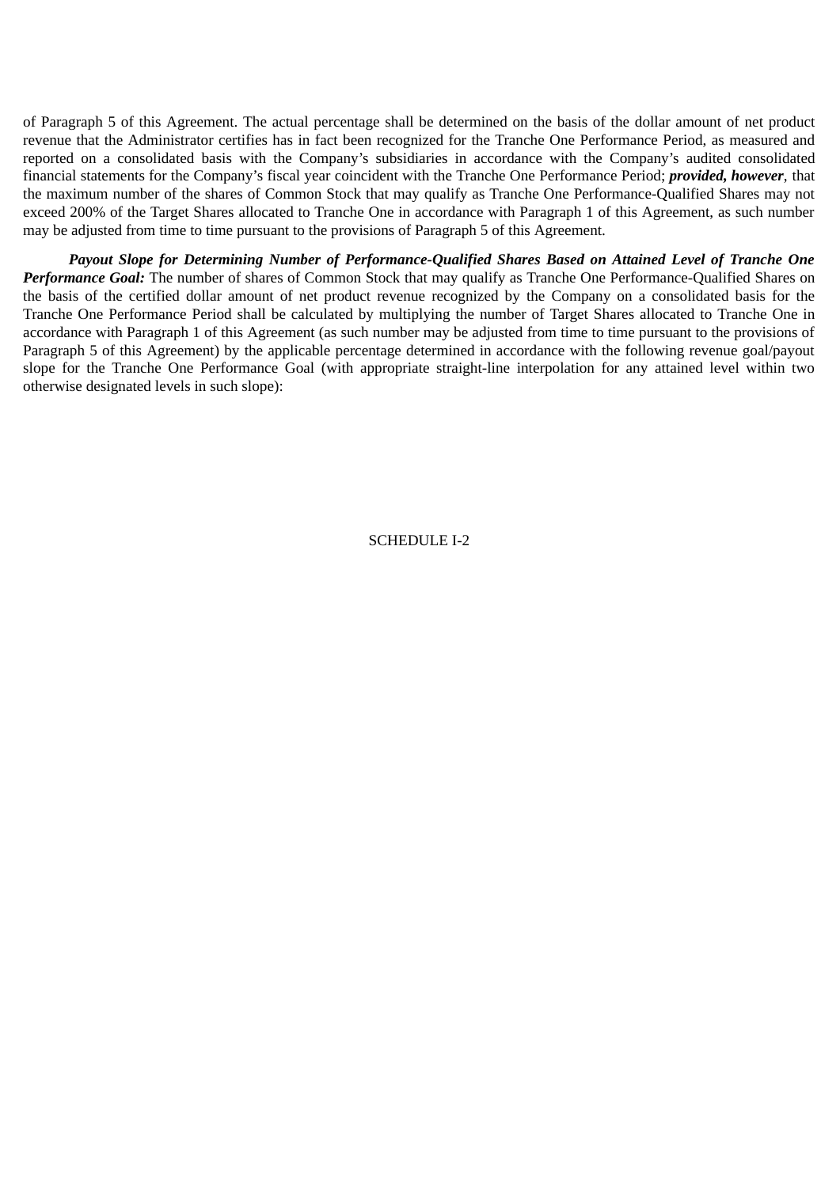of Paragraph 5 of this Agreement. The actual percentage shall be determined on the basis of the dollar amount of net product revenue that the Administrator certifies has in fact been recognized for the Tranche One Performance Period, as measured and reported on a consolidated basis with the Company's subsidiaries in accordance with the Company's audited consolidated financial statements for the Company's fiscal year coincident with the Tranche One Performance Period; ***provided, however***, that the maximum number of the shares of Common Stock that may qualify as Tranche One Performance-Qualified Shares may not exceed 200% of the Target Shares allocated to Tranche One in accordance with Paragraph 1 of this Agreement, as such number may be adjusted from time to time pursuant to the provisions of Paragraph 5 of this Agreement.

***Payout Slope for Determining Number of Performance-Qualified Shares Based on Attained Level of Tranche One Performance Goal:*** The number of shares of Common Stock that may qualify as Tranche One Performance-Qualified Shares on the basis of the certified dollar amount of net product revenue recognized by the Company on a consolidated basis for the Tranche One Performance Period shall be calculated by multiplying the number of Target Shares allocated to Tranche One in accordance with Paragraph 1 of this Agreement (as such number may be adjusted from time to time pursuant to the provisions of Paragraph 5 of this Agreement) by the applicable percentage determined in accordance with the following revenue goal/payout slope for the Tranche One Performance Goal (with appropriate straight-line interpolation for any attained level within two otherwise designated levels in such slope):

SCHEDULE I-2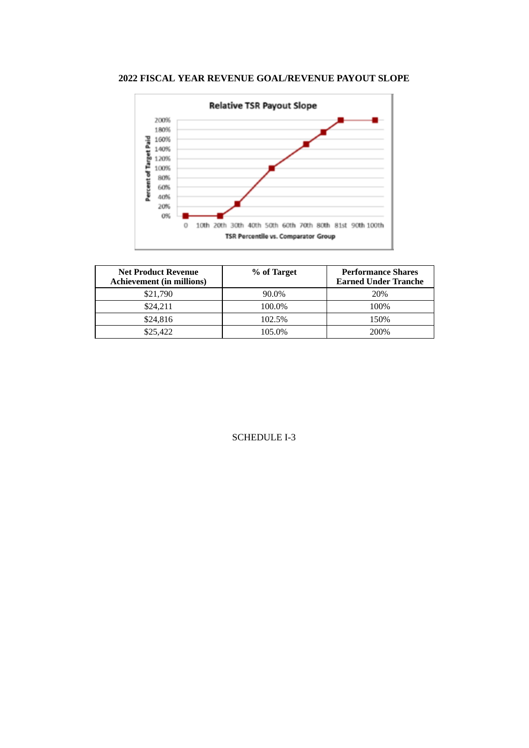**2022 FISCAL YEAR REVENUE GOAL/REVENUE PAYOUT SLOPE**

| Net Product Revenue Achievement (in millions) | % of Target | Performance Shares Earned Under Tranche |
|---|---|---|
| $21,790 | 90.0% | 20% |
| $24,211 | 100.0% | 100% |
| $24,816 | 102.5% | 150% |
| $25,422 | 105.0% | 200% |

SCHEDULE I-3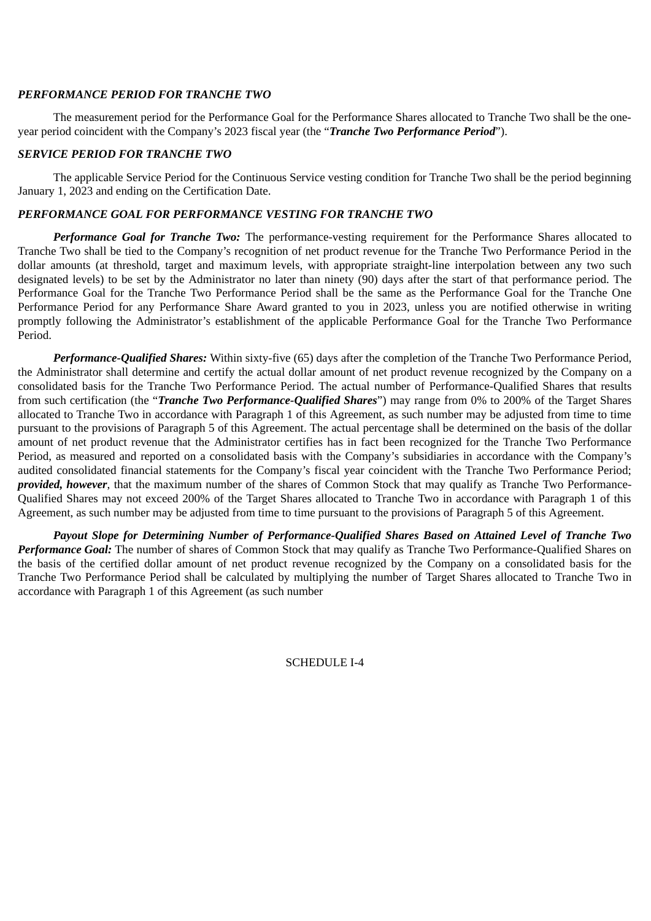***PERFORMANCE PERIOD FOR TRANCHE TWO***

The measurement period for the Performance Goal for the Performance Shares allocated to Tranche Two shall be the one-year period coincident with the Company's 2023 fiscal year (the "***Tranche Two Performance Period***").

***SERVICE PERIOD FOR TRANCHE TWO***

The applicable Service Period for the Continuous Service vesting condition for Tranche Two shall be the period beginning January 1, 2023 and ending on the Certification Date.

***PERFORMANCE GOAL FOR PERFORMANCE VESTING FOR TRANCHE TWO***

***Performance Goal for Tranche Two:*** The performance-vesting requirement for the Performance Shares allocated to Tranche Two shall be tied to the Company's recognition of net product revenue for the Tranche Two Performance Period in the dollar amounts (at threshold, target and maximum levels, with appropriate straight-line interpolation between any two such designated levels) to be set by the Administrator no later than ninety (90) days after the start of that performance period. The Performance Goal for the Tranche Two Performance Period shall be the same as the Performance Goal for the Tranche One Performance Period for any Performance Share Award granted to you in 2023, unless you are notified otherwise in writing promptly following the Administrator's establishment of the applicable Performance Goal for the Tranche Two Performance Period.

***Performance-Qualified Shares:*** Within sixty-five (65) days after the completion of the Tranche Two Performance Period, the Administrator shall determine and certify the actual dollar amount of net product revenue recognized by the Company on a consolidated basis for the Tranche Two Performance Period. The actual number of Performance-Qualified Shares that results from such certification (the "***Tranche Two Performance-Qualified Shares***") may range from 0% to 200% of the Target Shares allocated to Tranche Two in accordance with Paragraph 1 of this Agreement, as such number may be adjusted from time to time pursuant to the provisions of Paragraph 5 of this Agreement. The actual percentage shall be determined on the basis of the dollar amount of net product revenue that the Administrator certifies has in fact been recognized for the Tranche Two Performance Period, as measured and reported on a consolidated basis with the Company's subsidiaries in accordance with the Company's audited consolidated financial statements for the Company's fiscal year coincident with the Tranche Two Performance Period; ***provided, however***, that the maximum number of the shares of Common Stock that may qualify as Tranche Two Performance-Qualified Shares may not exceed 200% of the Target Shares allocated to Tranche Two in accordance with Paragraph 1 of this Agreement, as such number may be adjusted from time to time pursuant to the provisions of Paragraph 5 of this Agreement.

***Payout Slope for Determining Number of Performance-Qualified Shares Based on Attained Level of Tranche Two Performance Goal:*** The number of shares of Common Stock that may qualify as Tranche Two Performance-Qualified Shares on the basis of the certified dollar amount of net product revenue recognized by the Company on a consolidated basis for the Tranche Two Performance Period shall be calculated by multiplying the number of Target Shares allocated to Tranche Two in accordance with Paragraph 1 of this Agreement (as such number

SCHEDULE I-4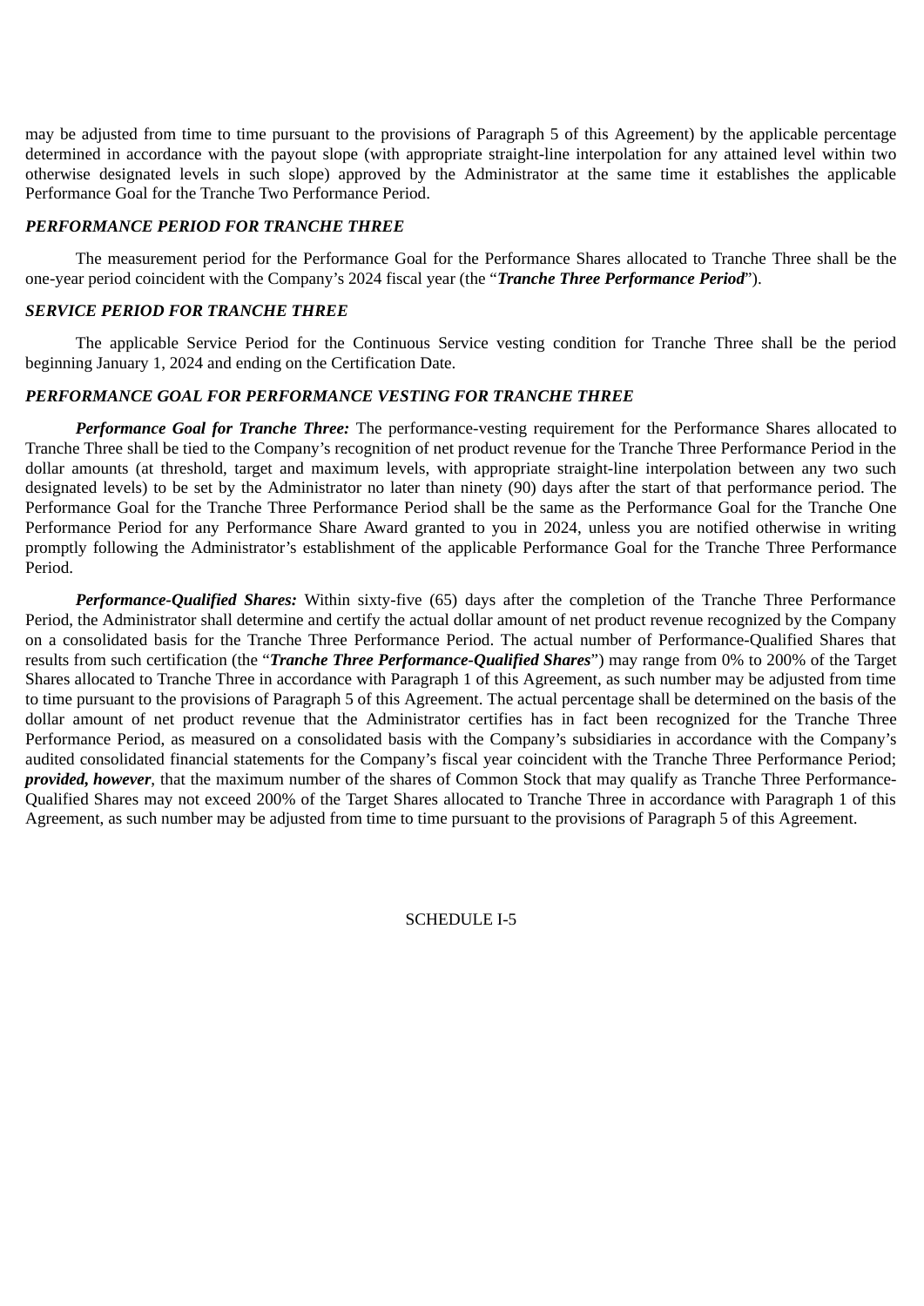may be adjusted from time to time pursuant to the provisions of Paragraph 5 of this Agreement) by the applicable percentage determined in accordance with the payout slope (with appropriate straight-line interpolation for any attained level within two otherwise designated levels in such slope) approved by the Administrator at the same time it establishes the applicable Performance Goal for the Tranche Two Performance Period.

***PERFORMANCE PERIOD FOR TRANCHE THREE***

The measurement period for the Performance Goal for the Performance Shares allocated to Tranche Three shall be the one-year period coincident with the Company's 2024 fiscal year (the "***Tranche Three Performance Period***").

***SERVICE PERIOD FOR TRANCHE THREE***

The applicable Service Period for the Continuous Service vesting condition for Tranche Three shall be the period beginning January 1, 2024 and ending on the Certification Date.

***PERFORMANCE GOAL FOR PERFORMANCE VESTING FOR TRANCHE THREE***

***Performance Goal for Tranche Three:*** The performance-vesting requirement for the Performance Shares allocated to Tranche Three shall be tied to the Company's recognition of net product revenue for the Tranche Three Performance Period in the dollar amounts (at threshold, target and maximum levels, with appropriate straight-line interpolation between any two such designated levels) to be set by the Administrator no later than ninety (90) days after the start of that performance period. The Performance Goal for the Tranche Three Performance Period shall be the same as the Performance Goal for the Tranche One Performance Period for any Performance Share Award granted to you in 2024, unless you are notified otherwise in writing promptly following the Administrator's establishment of the applicable Performance Goal for the Tranche Three Performance Period.

***Performance-Qualified Shares:*** Within sixty-five (65) days after the completion of the Tranche Three Performance Period, the Administrator shall determine and certify the actual dollar amount of net product revenue recognized by the Company on a consolidated basis for the Tranche Three Performance Period. The actual number of Performance-Qualified Shares that results from such certification (the "***Tranche Three Performance-Qualified Shares***") may range from 0% to 200% of the Target Shares allocated to Tranche Three in accordance with Paragraph 1 of this Agreement, as such number may be adjusted from time to time pursuant to the provisions of Paragraph 5 of this Agreement. The actual percentage shall be determined on the basis of the dollar amount of net product revenue that the Administrator certifies has in fact been recognized for the Tranche Three Performance Period, as measured on a consolidated basis with the Company's subsidiaries in accordance with the Company's audited consolidated financial statements for the Company's fiscal year coincident with the Tranche Three Performance Period; ***provided, however***, that the maximum number of the shares of Common Stock that may qualify as Tranche Three Performance-Qualified Shares may not exceed 200% of the Target Shares allocated to Tranche Three in accordance with Paragraph 1 of this Agreement, as such number may be adjusted from time to time pursuant to the provisions of Paragraph 5 of this Agreement.

SCHEDULE I-5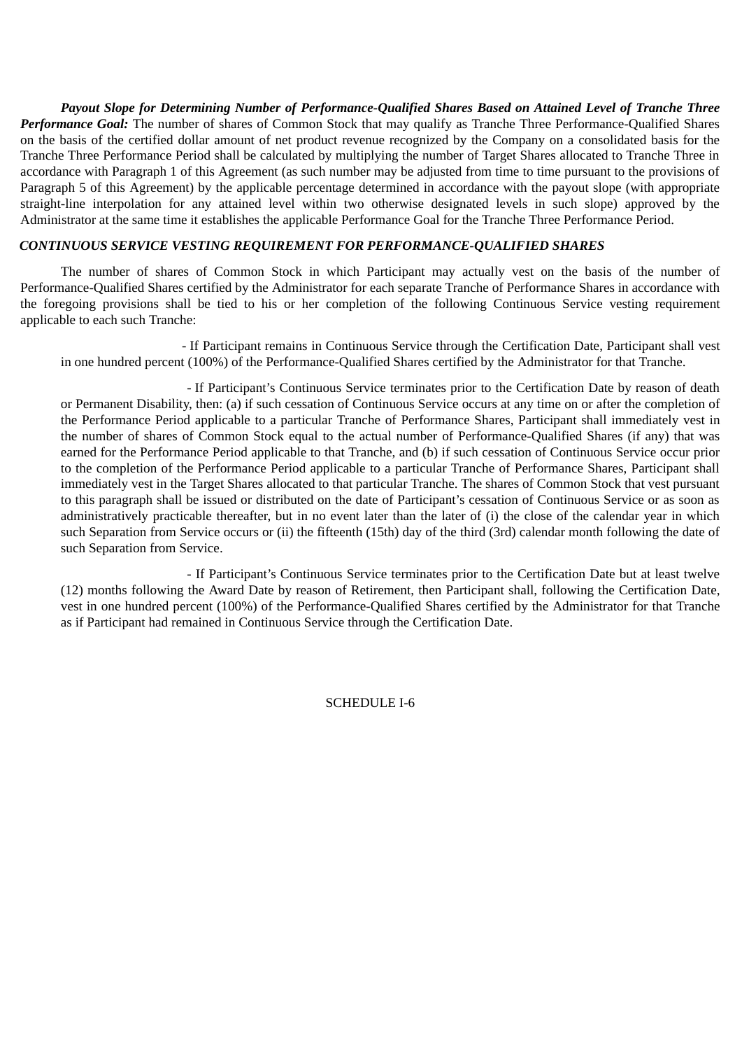***Payout Slope for Determining Number of Performance-Qualified Shares Based on Attained Level of Tranche Three Performance Goal:*** The number of shares of Common Stock that may qualify as Tranche Three Performance-Qualified Shares on the basis of the certified dollar amount of net product revenue recognized by the Company on a consolidated basis for the Tranche Three Performance Period shall be calculated by multiplying the number of Target Shares allocated to Tranche Three in accordance with Paragraph 1 of this Agreement (as such number may be adjusted from time to time pursuant to the provisions of Paragraph 5 of this Agreement) by the applicable percentage determined in accordance with the payout slope (with appropriate straight-line interpolation for any attained level within two otherwise designated levels in such slope) approved by the Administrator at the same time it establishes the applicable Performance Goal for the Tranche Three Performance Period.

***CONTINUOUS SERVICE VESTING REQUIREMENT FOR PERFORMANCE-QUALIFIED SHARES***

The number of shares of Common Stock in which Participant may actually vest on the basis of the number of Performance-Qualified Shares certified by the Administrator for each separate Tranche of Performance Shares in accordance with the foregoing provisions shall be tied to his or her completion of the following Continuous Service vesting requirement applicable to each such Tranche:

- If Participant remains in Continuous Service through the Certification Date, Participant shall vest in one hundred percent (100%) of the Performance-Qualified Shares certified by the Administrator for that Tranche.

- If Participant's Continuous Service terminates prior to the Certification Date by reason of death or Permanent Disability, then: (a) if such cessation of Continuous Service occurs at any time on or after the completion of the Performance Period applicable to a particular Tranche of Performance Shares, Participant shall immediately vest in the number of shares of Common Stock equal to the actual number of Performance-Qualified Shares (if any) that was earned for the Performance Period applicable to that Tranche, and (b) if such cessation of Continuous Service occur prior to the completion of the Performance Period applicable to a particular Tranche of Performance Shares, Participant shall immediately vest in the Target Shares allocated to that particular Tranche. The shares of Common Stock that vest pursuant to this paragraph shall be issued or distributed on the date of Participant's cessation of Continuous Service or as soon as administratively practicable thereafter, but in no event later than the later of (i) the close of the calendar year in which such Separation from Service occurs or (ii) the fifteenth (15th) day of the third (3rd) calendar month following the date of such Separation from Service.

- If Participant's Continuous Service terminates prior to the Certification Date but at least twelve (12) months following the Award Date by reason of Retirement, then Participant shall, following the Certification Date, vest in one hundred percent (100%) of the Performance-Qualified Shares certified by the Administrator for that Tranche as if Participant had remained in Continuous Service through the Certification Date.

SCHEDULE I-6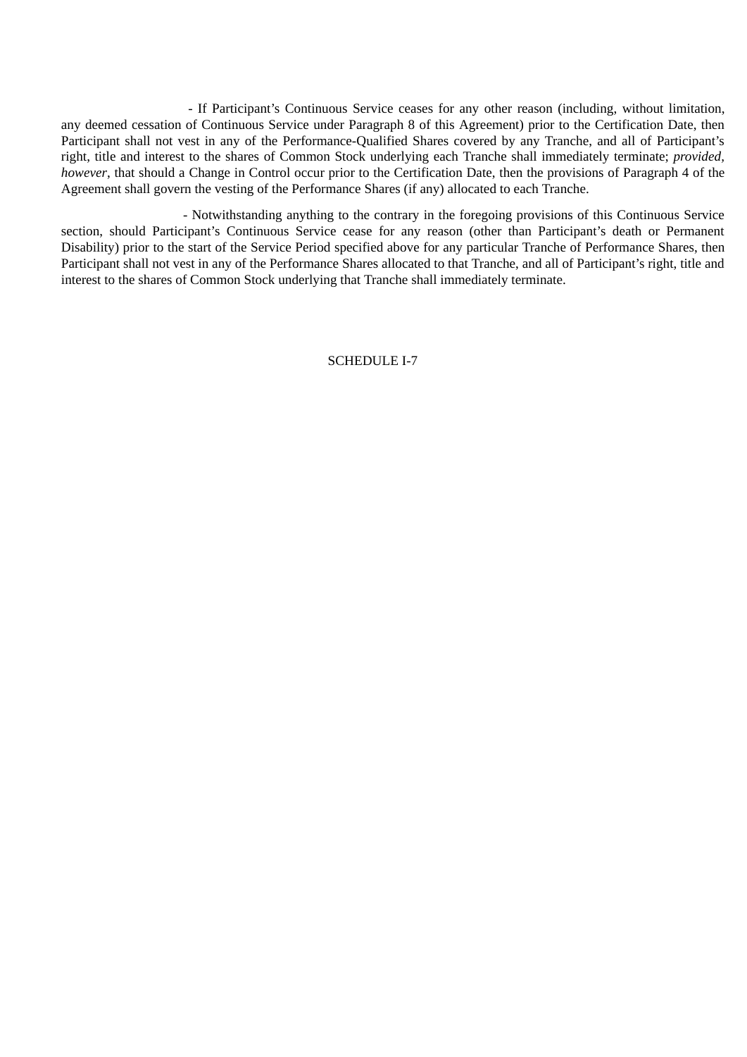- If Participant's Continuous Service ceases for any other reason (including, without limitation, any deemed cessation of Continuous Service under Paragraph 8 of this Agreement) prior to the Certification Date, then Participant shall not vest in any of the Performance-Qualified Shares covered by any Tranche, and all of Participant's right, title and interest to the shares of Common Stock underlying each Tranche shall immediately terminate; *provided, however*, that should a Change in Control occur prior to the Certification Date, then the provisions of Paragraph 4 of the Agreement shall govern the vesting of the Performance Shares (if any) allocated to each Tranche.

- Notwithstanding anything to the contrary in the foregoing provisions of this Continuous Service section, should Participant's Continuous Service cease for any reason (other than Participant's death or Permanent Disability) prior to the start of the Service Period specified above for any particular Tranche of Performance Shares, then Participant shall not vest in any of the Performance Shares allocated to that Tranche, and all of Participant's right, title and interest to the shares of Common Stock underlying that Tranche shall immediately terminate.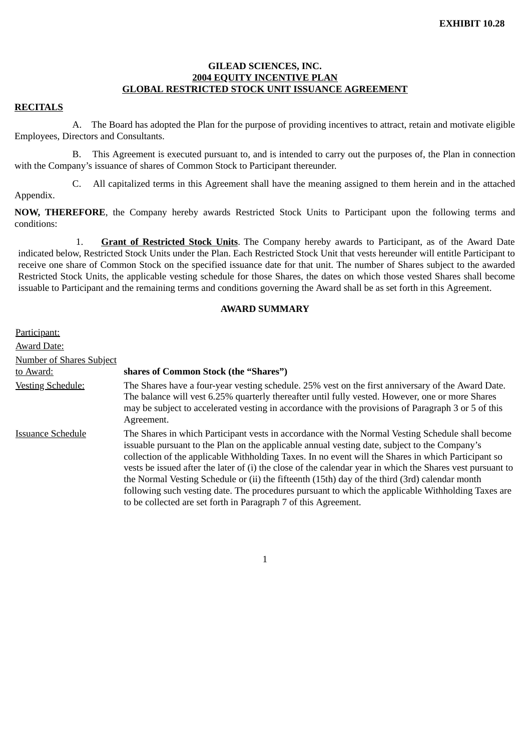EXHIBIT 10.28

# GILEAD SCIENCES, INC.
## 2004 EQUITY INCENTIVE PLAN
## GLOBAL RESTRICTED STOCK UNIT ISSUANCE AGREEMENT

**RECITALS**

A. The Board has adopted the Plan for the purpose of providing incentives to attract, retain and motivate eligible Employees, Directors and Consultants.

B. This Agreement is executed pursuant to, and is intended to carry out the purposes of, the Plan in connection with the Company's issuance of shares of Common Stock to Participant thereunder.

C. All capitalized terms in this Agreement shall have the meaning assigned to them herein and in the attached Appendix.

**NOW, THEREFORE**, the Company hereby awards Restricted Stock Units to Participant upon the following terms and conditions:

1. **Grant of Restricted Stock Units**. The Company hereby awards to Participant, as of the Award Date indicated below, Restricted Stock Units under the Plan. Each Restricted Stock Unit that vests hereunder will entitle Participant to receive one share of Common Stock on the specified issuance date for that unit. The number of Shares subject to the awarded Restricted Stock Units, the applicable vesting schedule for those Shares, the dates on which those vested Shares shall become issuable to Participant and the remaining terms and conditions governing the Award shall be as set forth in this Agreement.

**AWARD SUMMARY**

| | |
|---|---|
| Participant: | |
| Award Date: | |
| Number of Shares Subject to Award: | **shares of Common Stock (the "Shares")** |
| Vesting Schedule: | The Shares have a four-year vesting schedule. 25% vest on the first anniversary of the Award Date. The balance will vest 6.25% quarterly thereafter until fully vested. However, one or more Shares may be subject to accelerated vesting in accordance with the provisions of Paragraph 3 or 5 of this Agreement. |
| Issuance Schedule | The Shares in which Participant vests in accordance with the Normal Vesting Schedule shall become issuable pursuant to the Plan on the applicable annual vesting date, subject to the Company's collection of the applicable Withholding Taxes. In no event will the Shares in which Participant so vests be issued after the later of (i) the close of the calendar year in which the Shares vest pursuant to the Normal Vesting Schedule or (ii) the fifteenth (15th) day of the third (3rd) calendar month following such vesting date. The procedures pursuant to which the applicable Withholding Taxes are to be collected are set forth in Paragraph 7 of this Agreement. |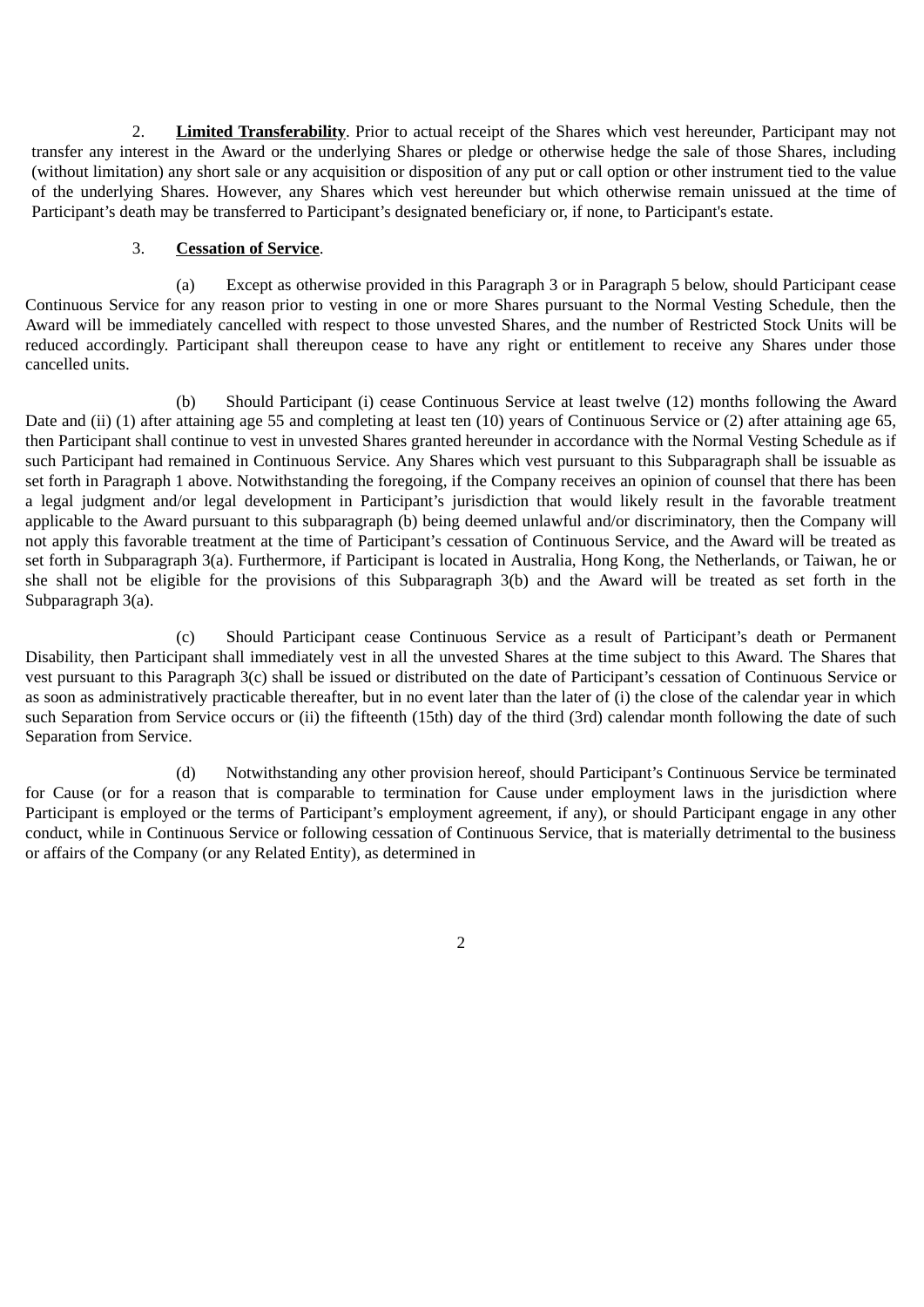2. **Limited Transferability**. Prior to actual receipt of the Shares which vest hereunder, Participant may not transfer any interest in the Award or the underlying Shares or pledge or otherwise hedge the sale of those Shares, including (without limitation) any short sale or any acquisition or disposition of any put or call option or other instrument tied to the value of the underlying Shares. However, any Shares which vest hereunder but which otherwise remain unissued at the time of Participant's death may be transferred to Participant's designated beneficiary or, if none, to Participant's estate.

3. **Cessation of Service**.

(a) Except as otherwise provided in this Paragraph 3 or in Paragraph 5 below, should Participant cease Continuous Service for any reason prior to vesting in one or more Shares pursuant to the Normal Vesting Schedule, then the Award will be immediately cancelled with respect to those unvested Shares, and the number of Restricted Stock Units will be reduced accordingly. Participant shall thereupon cease to have any right or entitlement to receive any Shares under those cancelled units.

(b) Should Participant (i) cease Continuous Service at least twelve (12) months following the Award Date and (ii) (1) after attaining age 55 and completing at least ten (10) years of Continuous Service or (2) after attaining age 65, then Participant shall continue to vest in unvested Shares granted hereunder in accordance with the Normal Vesting Schedule as if such Participant had remained in Continuous Service. Any Shares which vest pursuant to this Subparagraph shall be issuable as set forth in Paragraph 1 above. Notwithstanding the foregoing, if the Company receives an opinion of counsel that there has been a legal judgment and/or legal development in Participant's jurisdiction that would likely result in the favorable treatment applicable to the Award pursuant to this subparagraph (b) being deemed unlawful and/or discriminatory, then the Company will not apply this favorable treatment at the time of Participant's cessation of Continuous Service, and the Award will be treated as set forth in Subparagraph 3(a). Furthermore, if Participant is located in Australia, Hong Kong, the Netherlands, or Taiwan, he or she shall not be eligible for the provisions of this Subparagraph 3(b) and the Award will be treated as set forth in the Subparagraph 3(a).

(c) Should Participant cease Continuous Service as a result of Participant's death or Permanent Disability, then Participant shall immediately vest in all the unvested Shares at the time subject to this Award. The Shares that vest pursuant to this Paragraph 3(c) shall be issued or distributed on the date of Participant's cessation of Continuous Service or as soon as administratively practicable thereafter, but in no event later than the later of (i) the close of the calendar year in which such Separation from Service occurs or (ii) the fifteenth (15th) day of the third (3rd) calendar month following the date of such Separation from Service.

(d) Notwithstanding any other provision hereof, should Participant's Continuous Service be terminated for Cause (or for a reason that is comparable to termination for Cause under employment laws in the jurisdiction where Participant is employed or the terms of Participant's employment agreement, if any), or should Participant engage in any other conduct, while in Continuous Service or following cessation of Continuous Service, that is materially detrimental to the business or affairs of the Company (or any Related Entity), as determined in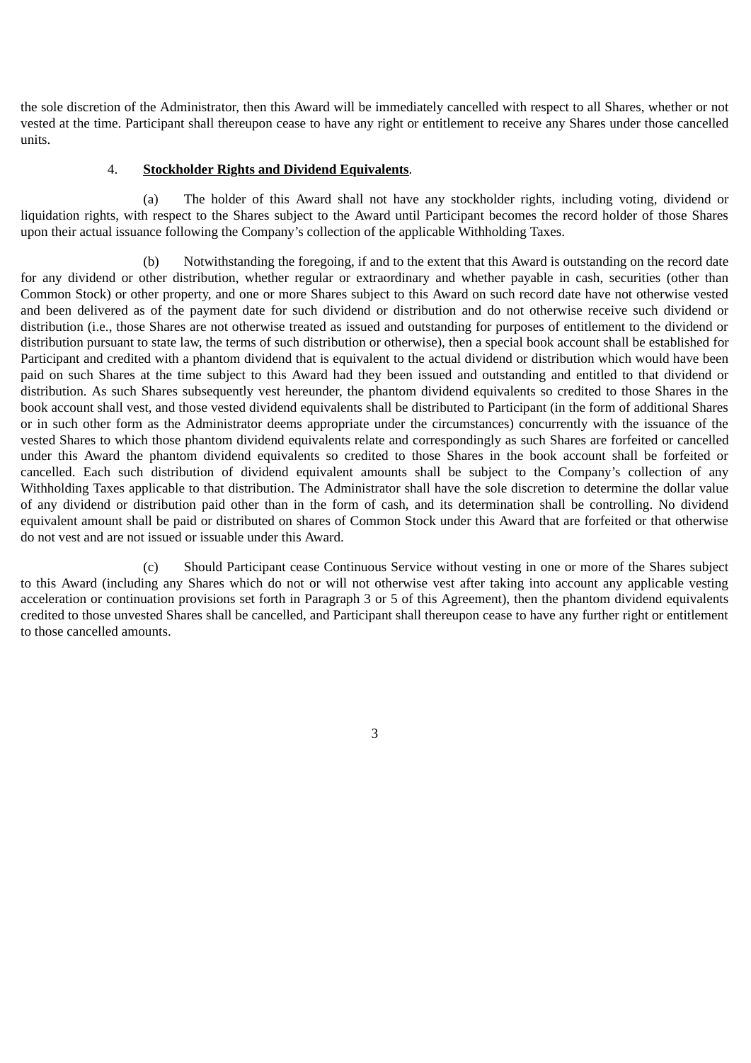the sole discretion of the Administrator, then this Award will be immediately cancelled with respect to all Shares, whether or not vested at the time. Participant shall thereupon cease to have any right or entitlement to receive any Shares under those cancelled units.

4. **Stockholder Rights and Dividend Equivalents**.

(a) The holder of this Award shall not have any stockholder rights, including voting, dividend or liquidation rights, with respect to the Shares subject to the Award until Participant becomes the record holder of those Shares upon their actual issuance following the Company's collection of the applicable Withholding Taxes.

(b) Notwithstanding the foregoing, if and to the extent that this Award is outstanding on the record date for any dividend or other distribution, whether regular or extraordinary and whether payable in cash, securities (other than Common Stock) or other property, and one or more Shares subject to this Award on such record date have not otherwise vested and been delivered as of the payment date for such dividend or distribution and do not otherwise receive such dividend or distribution (i.e., those Shares are not otherwise treated as issued and outstanding for purposes of entitlement to the dividend or distribution pursuant to state law, the terms of such distribution or otherwise), then a special book account shall be established for Participant and credited with a phantom dividend that is equivalent to the actual dividend or distribution which would have been paid on such Shares at the time subject to this Award had they been issued and outstanding and entitled to that dividend or distribution. As such Shares subsequently vest hereunder, the phantom dividend equivalents so credited to those Shares in the book account shall vest, and those vested dividend equivalents shall be distributed to Participant (in the form of additional Shares or in such other form as the Administrator deems appropriate under the circumstances) concurrently with the issuance of the vested Shares to which those phantom dividend equivalents relate and correspondingly as such Shares are forfeited or cancelled under this Award the phantom dividend equivalents so credited to those Shares in the book account shall be forfeited or cancelled. Each such distribution of dividend equivalent amounts shall be subject to the Company's collection of any Withholding Taxes applicable to that distribution. The Administrator shall have the sole discretion to determine the dollar value of any dividend or distribution paid other than in the form of cash, and its determination shall be controlling. No dividend equivalent amount shall be paid or distributed on shares of Common Stock under this Award that are forfeited or that otherwise do not vest and are not issued or issuable under this Award.

(c) Should Participant cease Continuous Service without vesting in one or more of the Shares subject to this Award (including any Shares which do not or will not otherwise vest after taking into account any applicable vesting acceleration or continuation provisions set forth in Paragraph 3 or 5 of this Agreement), then the phantom dividend equivalents credited to those unvested Shares shall be cancelled, and Participant shall thereupon cease to have any further right or entitlement to those cancelled amounts.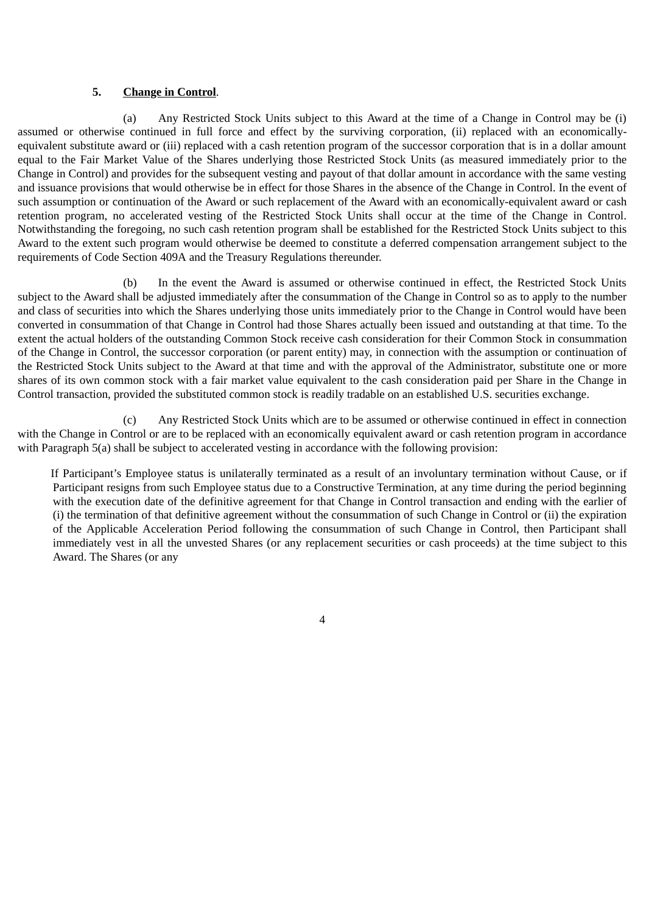**5. Change in Control.**

(a) Any Restricted Stock Units subject to this Award at the time of a Change in Control may be (i) assumed or otherwise continued in full force and effect by the surviving corporation, (ii) replaced with an economically-equivalent substitute award or (iii) replaced with a cash retention program of the successor corporation that is in a dollar amount equal to the Fair Market Value of the Shares underlying those Restricted Stock Units (as measured immediately prior to the Change in Control) and provides for the subsequent vesting and payout of that dollar amount in accordance with the same vesting and issuance provisions that would otherwise be in effect for those Shares in the absence of the Change in Control. In the event of such assumption or continuation of the Award or such replacement of the Award with an economically-equivalent award or cash retention program, no accelerated vesting of the Restricted Stock Units shall occur at the time of the Change in Control. Notwithstanding the foregoing, no such cash retention program shall be established for the Restricted Stock Units subject to this Award to the extent such program would otherwise be deemed to constitute a deferred compensation arrangement subject to the requirements of Code Section 409A and the Treasury Regulations thereunder.

(b) In the event the Award is assumed or otherwise continued in effect, the Restricted Stock Units subject to the Award shall be adjusted immediately after the consummation of the Change in Control so as to apply to the number and class of securities into which the Shares underlying those units immediately prior to the Change in Control would have been converted in consummation of that Change in Control had those Shares actually been issued and outstanding at that time. To the extent the actual holders of the outstanding Common Stock receive cash consideration for their Common Stock in consummation of the Change in Control, the successor corporation (or parent entity) may, in connection with the assumption or continuation of the Restricted Stock Units subject to the Award at that time and with the approval of the Administrator, substitute one or more shares of its own common stock with a fair market value equivalent to the cash consideration paid per Share in the Change in Control transaction, provided the substituted common stock is readily tradable on an established U.S. securities exchange.

(c) Any Restricted Stock Units which are to be assumed or otherwise continued in effect in connection with the Change in Control or are to be replaced with an economically equivalent award or cash retention program in accordance with Paragraph 5(a) shall be subject to accelerated vesting in accordance with the following provision:

If Participant's Employee status is unilaterally terminated as a result of an involuntary termination without Cause, or if Participant resigns from such Employee status due to a Constructive Termination, at any time during the period beginning with the execution date of the definitive agreement for that Change in Control transaction and ending with the earlier of (i) the termination of that definitive agreement without the consummation of such Change in Control or (ii) the expiration of the Applicable Acceleration Period following the consummation of such Change in Control, then Participant shall immediately vest in all the unvested Shares (or any replacement securities or cash proceeds) at the time subject to this Award. The Shares (or any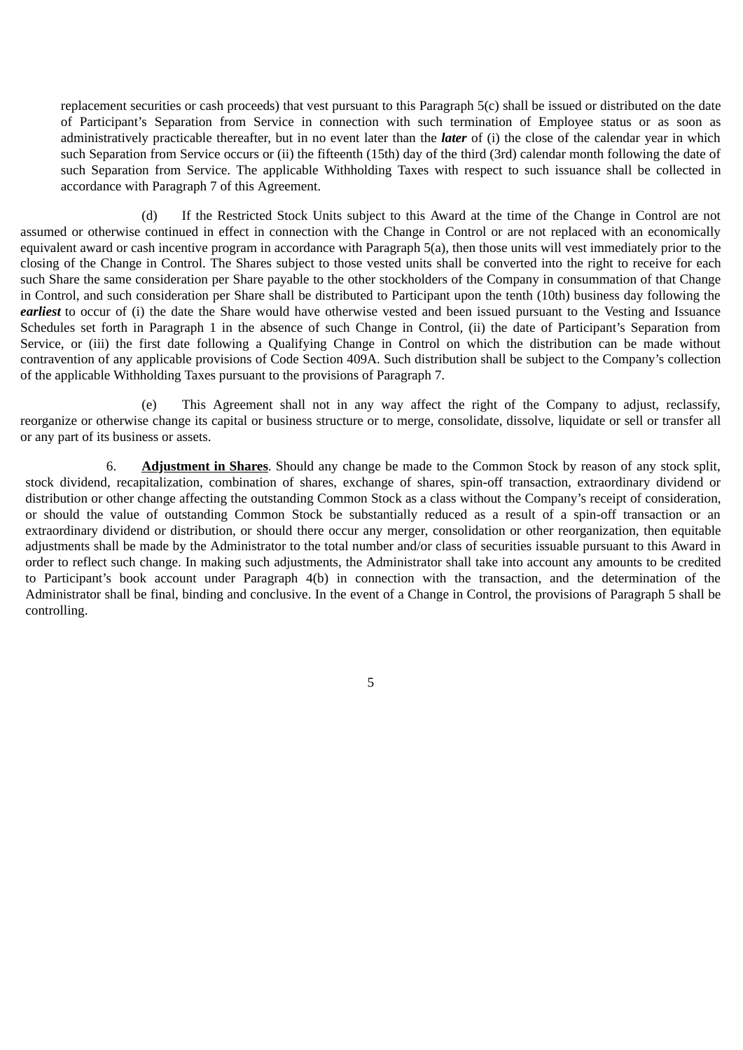replacement securities or cash proceeds) that vest pursuant to this Paragraph 5(c) shall be issued or distributed on the date of Participant's Separation from Service in connection with such termination of Employee status or as soon as administratively practicable thereafter, but in no event later than the ***later*** of (i) the close of the calendar year in which such Separation from Service occurs or (ii) the fifteenth (15th) day of the third (3rd) calendar month following the date of such Separation from Service. The applicable Withholding Taxes with respect to such issuance shall be collected in accordance with Paragraph 7 of this Agreement.

(d) If the Restricted Stock Units subject to this Award at the time of the Change in Control are not assumed or otherwise continued in effect in connection with the Change in Control or are not replaced with an economically equivalent award or cash incentive program in accordance with Paragraph 5(a), then those units will vest immediately prior to the closing of the Change in Control. The Shares subject to those vested units shall be converted into the right to receive for each such Share the same consideration per Share payable to the other stockholders of the Company in consummation of that Change in Control, and such consideration per Share shall be distributed to Participant upon the tenth (10th) business day following the ***earliest*** to occur of (i) the date the Share would have otherwise vested and been issued pursuant to the Vesting and Issuance Schedules set forth in Paragraph 1 in the absence of such Change in Control, (ii) the date of Participant's Separation from Service, or (iii) the first date following a Qualifying Change in Control on which the distribution can be made without contravention of any applicable provisions of Code Section 409A. Such distribution shall be subject to the Company's collection of the applicable Withholding Taxes pursuant to the provisions of Paragraph 7.

(e) This Agreement shall not in any way affect the right of the Company to adjust, reclassify, reorganize or otherwise change its capital or business structure or to merge, consolidate, dissolve, liquidate or sell or transfer all or any part of its business or assets.

6. **<u>Adjustment in Shares</u>**. Should any change be made to the Common Stock by reason of any stock split, stock dividend, recapitalization, combination of shares, exchange of shares, spin-off transaction, extraordinary dividend or distribution or other change affecting the outstanding Common Stock as a class without the Company's receipt of consideration, or should the value of outstanding Common Stock be substantially reduced as a result of a spin-off transaction or an extraordinary dividend or distribution, or should there occur any merger, consolidation or other reorganization, then equitable adjustments shall be made by the Administrator to the total number and/or class of securities issuable pursuant to this Award in order to reflect such change. In making such adjustments, the Administrator shall take into account any amounts to be credited to Participant's book account under Paragraph 4(b) in connection with the transaction, and the determination of the Administrator shall be final, binding and conclusive. In the event of a Change in Control, the provisions of Paragraph 5 shall be controlling.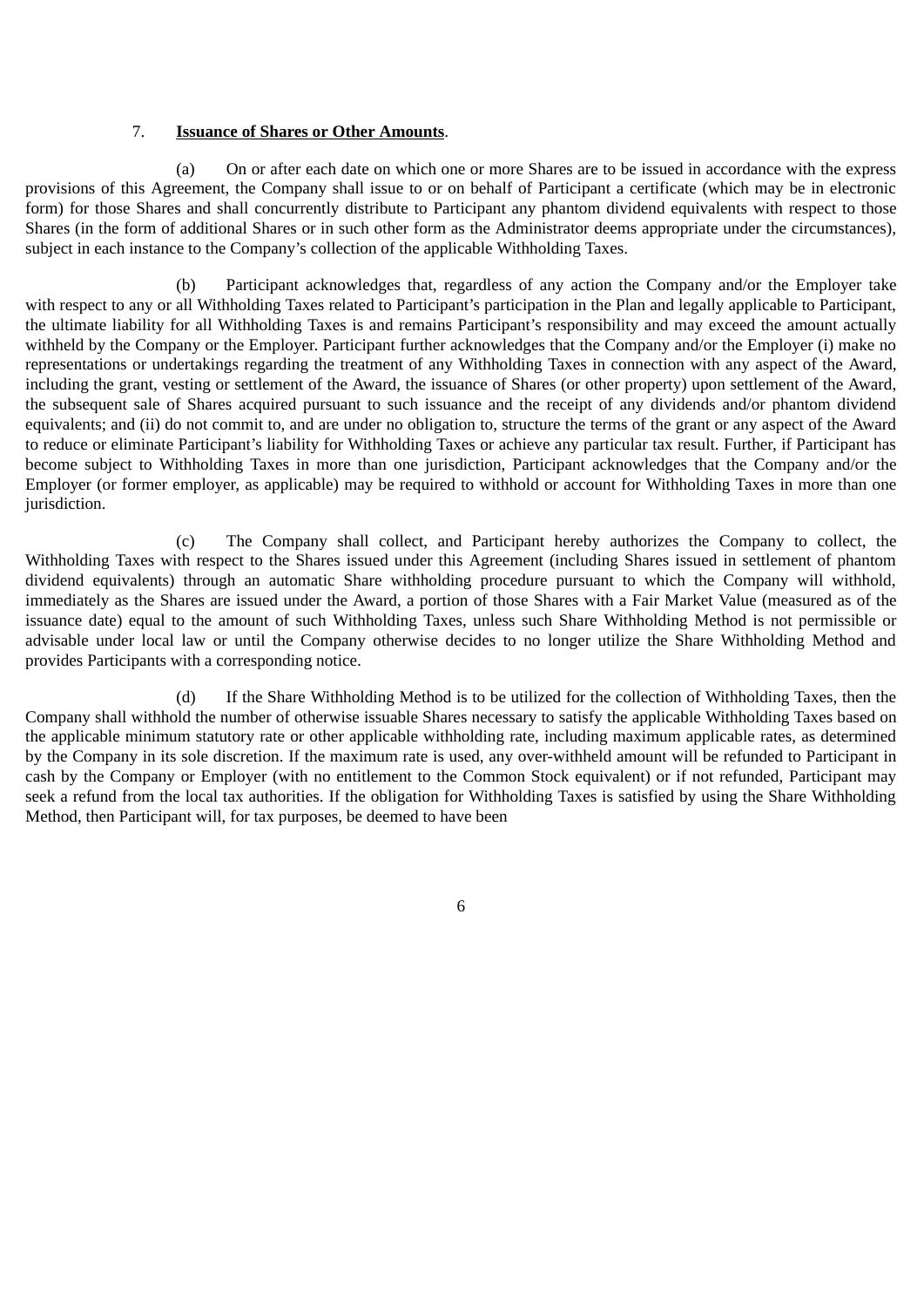7. **Issuance of Shares or Other Amounts**.

(a) On or after each date on which one or more Shares are to be issued in accordance with the express provisions of this Agreement, the Company shall issue to or on behalf of Participant a certificate (which may be in electronic form) for those Shares and shall concurrently distribute to Participant any phantom dividend equivalents with respect to those Shares (in the form of additional Shares or in such other form as the Administrator deems appropriate under the circumstances), subject in each instance to the Company's collection of the applicable Withholding Taxes.

(b) Participant acknowledges that, regardless of any action the Company and/or the Employer take with respect to any or all Withholding Taxes related to Participant's participation in the Plan and legally applicable to Participant, the ultimate liability for all Withholding Taxes is and remains Participant's responsibility and may exceed the amount actually withheld by the Company or the Employer. Participant further acknowledges that the Company and/or the Employer (i) make no representations or undertakings regarding the treatment of any Withholding Taxes in connection with any aspect of the Award, including the grant, vesting or settlement of the Award, the issuance of Shares (or other property) upon settlement of the Award, the subsequent sale of Shares acquired pursuant to such issuance and the receipt of any dividends and/or phantom dividend equivalents; and (ii) do not commit to, and are under no obligation to, structure the terms of the grant or any aspect of the Award to reduce or eliminate Participant's liability for Withholding Taxes or achieve any particular tax result. Further, if Participant has become subject to Withholding Taxes in more than one jurisdiction, Participant acknowledges that the Company and/or the Employer (or former employer, as applicable) may be required to withhold or account for Withholding Taxes in more than one jurisdiction.

(c) The Company shall collect, and Participant hereby authorizes the Company to collect, the Withholding Taxes with respect to the Shares issued under this Agreement (including Shares issued in settlement of phantom dividend equivalents) through an automatic Share withholding procedure pursuant to which the Company will withhold, immediately as the Shares are issued under the Award, a portion of those Shares with a Fair Market Value (measured as of the issuance date) equal to the amount of such Withholding Taxes, unless such Share Withholding Method is not permissible or advisable under local law or until the Company otherwise decides to no longer utilize the Share Withholding Method and provides Participants with a corresponding notice.

(d) If the Share Withholding Method is to be utilized for the collection of Withholding Taxes, then the Company shall withhold the number of otherwise issuable Shares necessary to satisfy the applicable Withholding Taxes based on the applicable minimum statutory rate or other applicable withholding rate, including maximum applicable rates, as determined by the Company in its sole discretion. If the maximum rate is used, any over-withheld amount will be refunded to Participant in cash by the Company or Employer (with no entitlement to the Common Stock equivalent) or if not refunded, Participant may seek a refund from the local tax authorities. If the obligation for Withholding Taxes is satisfied by using the Share Withholding Method, then Participant will, for tax purposes, be deemed to have been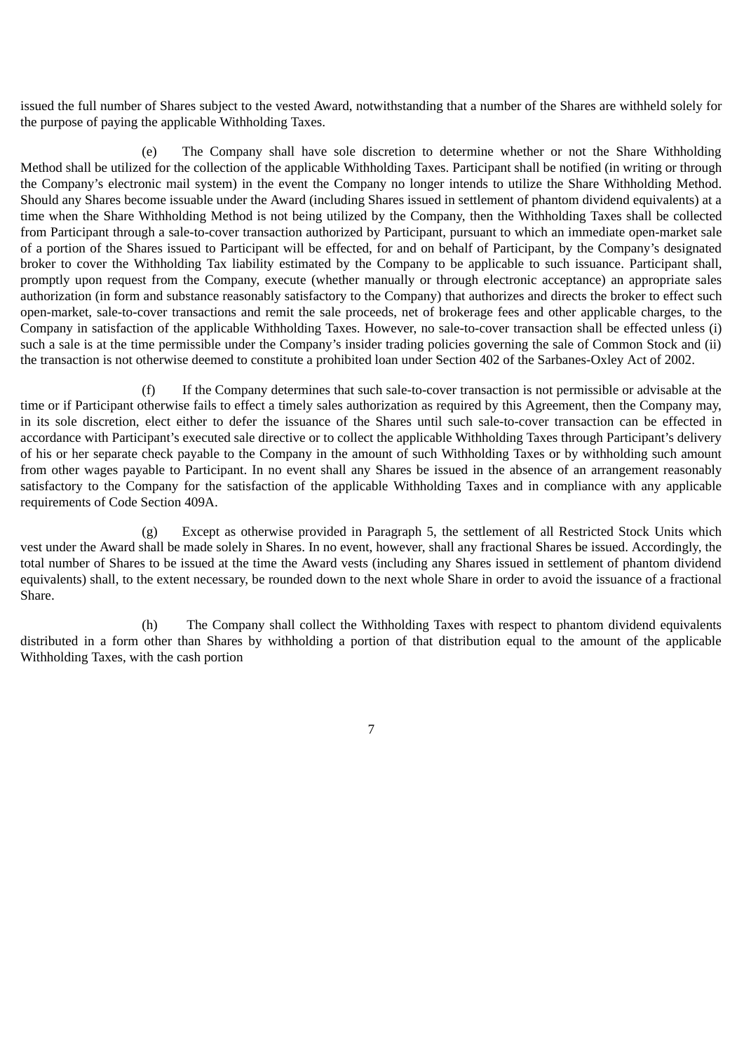issued the full number of Shares subject to the vested Award, notwithstanding that a number of the Shares are withheld solely for the purpose of paying the applicable Withholding Taxes.

(e) The Company shall have sole discretion to determine whether or not the Share Withholding Method shall be utilized for the collection of the applicable Withholding Taxes. Participant shall be notified (in writing or through the Company's electronic mail system) in the event the Company no longer intends to utilize the Share Withholding Method. Should any Shares become issuable under the Award (including Shares issued in settlement of phantom dividend equivalents) at a time when the Share Withholding Method is not being utilized by the Company, then the Withholding Taxes shall be collected from Participant through a sale-to-cover transaction authorized by Participant, pursuant to which an immediate open-market sale of a portion of the Shares issued to Participant will be effected, for and on behalf of Participant, by the Company's designated broker to cover the Withholding Tax liability estimated by the Company to be applicable to such issuance. Participant shall, promptly upon request from the Company, execute (whether manually or through electronic acceptance) an appropriate sales authorization (in form and substance reasonably satisfactory to the Company) that authorizes and directs the broker to effect such open-market, sale-to-cover transactions and remit the sale proceeds, net of brokerage fees and other applicable charges, to the Company in satisfaction of the applicable Withholding Taxes. However, no sale-to-cover transaction shall be effected unless (i) such a sale is at the time permissible under the Company's insider trading policies governing the sale of Common Stock and (ii) the transaction is not otherwise deemed to constitute a prohibited loan under Section 402 of the Sarbanes-Oxley Act of 2002.

(f) If the Company determines that such sale-to-cover transaction is not permissible or advisable at the time or if Participant otherwise fails to effect a timely sales authorization as required by this Agreement, then the Company may, in its sole discretion, elect either to defer the issuance of the Shares until such sale-to-cover transaction can be effected in accordance with Participant's executed sale directive or to collect the applicable Withholding Taxes through Participant's delivery of his or her separate check payable to the Company in the amount of such Withholding Taxes or by withholding such amount from other wages payable to Participant. In no event shall any Shares be issued in the absence of an arrangement reasonably satisfactory to the Company for the satisfaction of the applicable Withholding Taxes and in compliance with any applicable requirements of Code Section 409A.

(g) Except as otherwise provided in Paragraph 5, the settlement of all Restricted Stock Units which vest under the Award shall be made solely in Shares. In no event, however, shall any fractional Shares be issued. Accordingly, the total number of Shares to be issued at the time the Award vests (including any Shares issued in settlement of phantom dividend equivalents) shall, to the extent necessary, be rounded down to the next whole Share in order to avoid the issuance of a fractional Share.

(h) The Company shall collect the Withholding Taxes with respect to phantom dividend equivalents distributed in a form other than Shares by withholding a portion of that distribution equal to the amount of the applicable Withholding Taxes, with the cash portion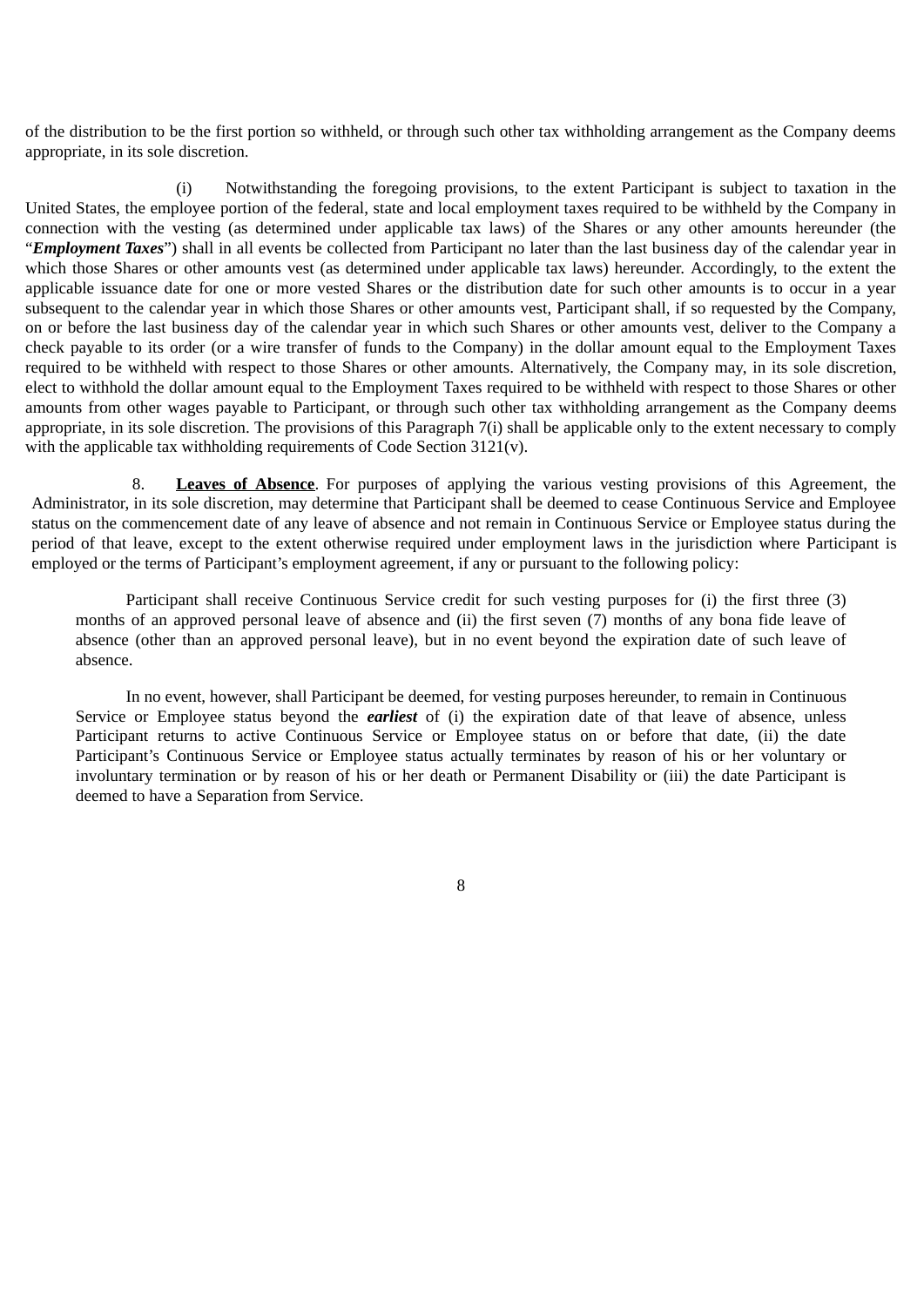of the distribution to be the first portion so withheld, or through such other tax withholding arrangement as the Company deems appropriate, in its sole discretion.

(i) Notwithstanding the foregoing provisions, to the extent Participant is subject to taxation in the United States, the employee portion of the federal, state and local employment taxes required to be withheld by the Company in connection with the vesting (as determined under applicable tax laws) of the Shares or any other amounts hereunder (the "***Employment Taxes***") shall in all events be collected from Participant no later than the last business day of the calendar year in which those Shares or other amounts vest (as determined under applicable tax laws) hereunder. Accordingly, to the extent the applicable issuance date for one or more vested Shares or the distribution date for such other amounts is to occur in a year subsequent to the calendar year in which those Shares or other amounts vest, Participant shall, if so requested by the Company, on or before the last business day of the calendar year in which such Shares or other amounts vest, deliver to the Company a check payable to its order (or a wire transfer of funds to the Company) in the dollar amount equal to the Employment Taxes required to be withheld with respect to those Shares or other amounts. Alternatively, the Company may, in its sole discretion, elect to withhold the dollar amount equal to the Employment Taxes required to be withheld with respect to those Shares or other amounts from other wages payable to Participant, or through such other tax withholding arrangement as the Company deems appropriate, in its sole discretion. The provisions of this Paragraph 7(i) shall be applicable only to the extent necessary to comply with the applicable tax withholding requirements of Code Section 3121(v).

8. **Leaves of Absence**. For purposes of applying the various vesting provisions of this Agreement, the Administrator, in its sole discretion, may determine that Participant shall be deemed to cease Continuous Service and Employee status on the commencement date of any leave of absence and not remain in Continuous Service or Employee status during the period of that leave, except to the extent otherwise required under employment laws in the jurisdiction where Participant is employed or the terms of Participant's employment agreement, if any or pursuant to the following policy:

> Participant shall receive Continuous Service credit for such vesting purposes for (i) the first three (3) months of an approved personal leave of absence and (ii) the first seven (7) months of any bona fide leave of absence (other than an approved personal leave), but in no event beyond the expiration date of such leave of absence.
>
> In no event, however, shall Participant be deemed, for vesting purposes hereunder, to remain in Continuous Service or Employee status beyond the ***earliest*** of (i) the expiration date of that leave of absence, unless Participant returns to active Continuous Service or Employee status on or before that date, (ii) the date Participant's Continuous Service or Employee status actually terminates by reason of his or her voluntary or involuntary termination or by reason of his or her death or Permanent Disability or (iii) the date Participant is deemed to have a Separation from Service.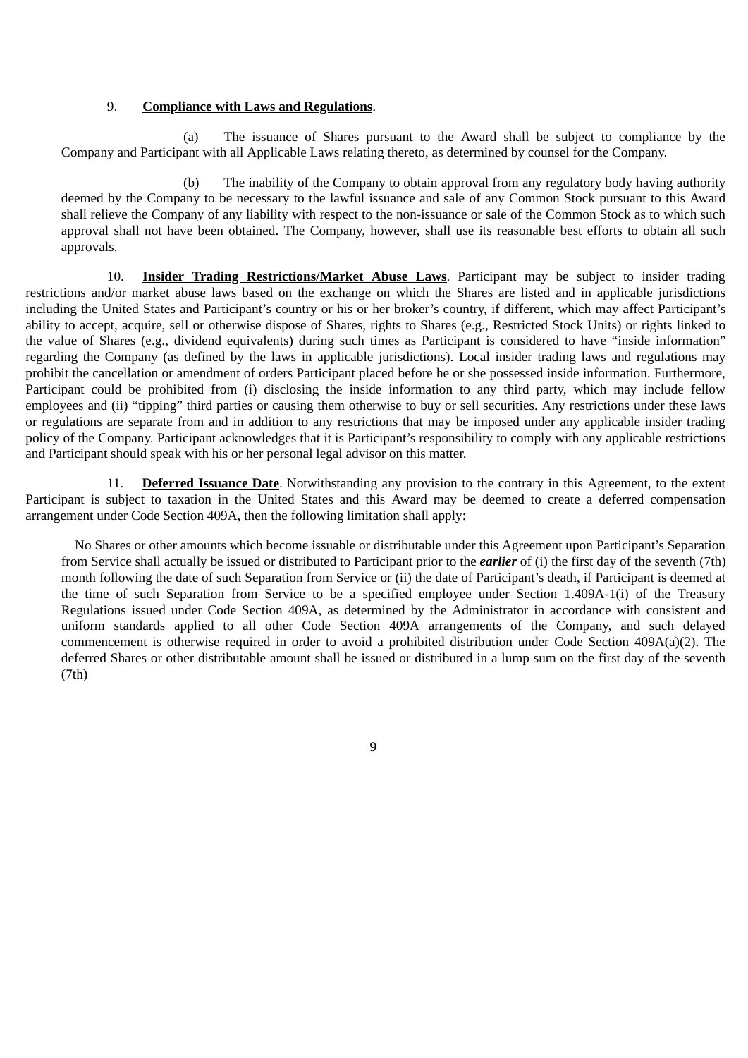9. **Compliance with Laws and Regulations**.

(a) The issuance of Shares pursuant to the Award shall be subject to compliance by the Company and Participant with all Applicable Laws relating thereto, as determined by counsel for the Company.

(b) The inability of the Company to obtain approval from any regulatory body having authority deemed by the Company to be necessary to the lawful issuance and sale of any Common Stock pursuant to this Award shall relieve the Company of any liability with respect to the non-issuance or sale of the Common Stock as to which such approval shall not have been obtained. The Company, however, shall use its reasonable best efforts to obtain all such approvals.

10. **Insider Trading Restrictions/Market Abuse Laws**. Participant may be subject to insider trading restrictions and/or market abuse laws based on the exchange on which the Shares are listed and in applicable jurisdictions including the United States and Participant's country or his or her broker's country, if different, which may affect Participant's ability to accept, acquire, sell or otherwise dispose of Shares, rights to Shares (e.g., Restricted Stock Units) or rights linked to the value of Shares (e.g., dividend equivalents) during such times as Participant is considered to have "inside information" regarding the Company (as defined by the laws in applicable jurisdictions). Local insider trading laws and regulations may prohibit the cancellation or amendment of orders Participant placed before he or she possessed inside information. Furthermore, Participant could be prohibited from (i) disclosing the inside information to any third party, which may include fellow employees and (ii) "tipping" third parties or causing them otherwise to buy or sell securities. Any restrictions under these laws or regulations are separate from and in addition to any restrictions that may be imposed under any applicable insider trading policy of the Company. Participant acknowledges that it is Participant's responsibility to comply with any applicable restrictions and Participant should speak with his or her personal legal advisor on this matter.

11. **Deferred Issuance Date**. Notwithstanding any provision to the contrary in this Agreement, to the extent Participant is subject to taxation in the United States and this Award may be deemed to create a deferred compensation arrangement under Code Section 409A, then the following limitation shall apply:

No Shares or other amounts which become issuable or distributable under this Agreement upon Participant's Separation from Service shall actually be issued or distributed to Participant prior to the ***earlier*** of (i) the first day of the seventh (7th) month following the date of such Separation from Service or (ii) the date of Participant's death, if Participant is deemed at the time of such Separation from Service to be a specified employee under Section 1.409A-1(i) of the Treasury Regulations issued under Code Section 409A, as determined by the Administrator in accordance with consistent and uniform standards applied to all other Code Section 409A arrangements of the Company, and such delayed commencement is otherwise required in order to avoid a prohibited distribution under Code Section 409A(a)(2). The deferred Shares or other distributable amount shall be issued or distributed in a lump sum on the first day of the seventh (7th)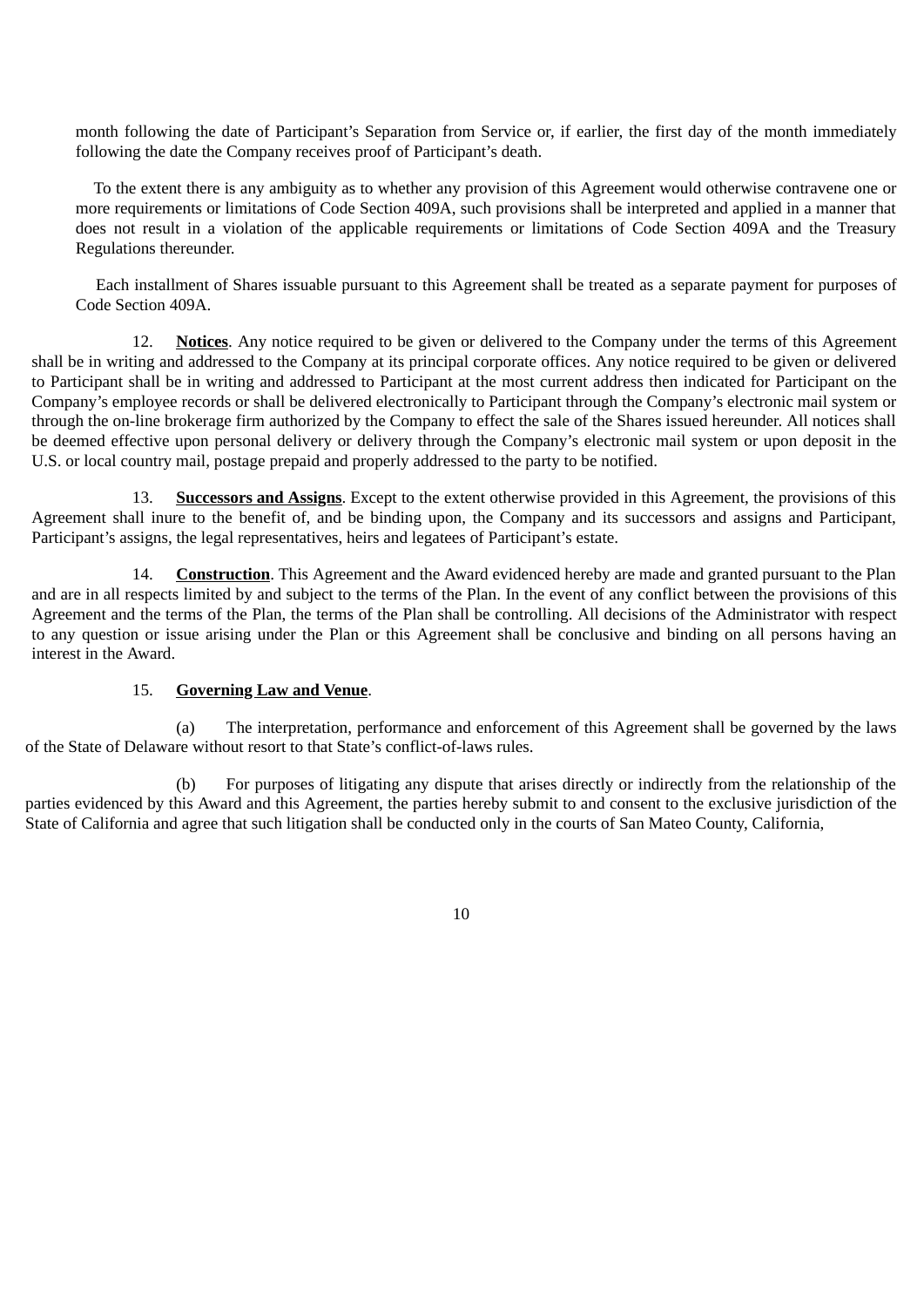month following the date of Participant's Separation from Service or, if earlier, the first day of the month immediately following the date the Company receives proof of Participant's death.

To the extent there is any ambiguity as to whether any provision of this Agreement would otherwise contravene one or more requirements or limitations of Code Section 409A, such provisions shall be interpreted and applied in a manner that does not result in a violation of the applicable requirements or limitations of Code Section 409A and the Treasury Regulations thereunder.

Each installment of Shares issuable pursuant to this Agreement shall be treated as a separate payment for purposes of Code Section 409A.

12. **Notices**. Any notice required to be given or delivered to the Company under the terms of this Agreement shall be in writing and addressed to the Company at its principal corporate offices. Any notice required to be given or delivered to Participant shall be in writing and addressed to Participant at the most current address then indicated for Participant on the Company's employee records or shall be delivered electronically to Participant through the Company's electronic mail system or through the on-line brokerage firm authorized by the Company to effect the sale of the Shares issued hereunder. All notices shall be deemed effective upon personal delivery or delivery through the Company's electronic mail system or upon deposit in the U.S. or local country mail, postage prepaid and properly addressed to the party to be notified.

13. **Successors and Assigns**. Except to the extent otherwise provided in this Agreement, the provisions of this Agreement shall inure to the benefit of, and be binding upon, the Company and its successors and assigns and Participant, Participant's assigns, the legal representatives, heirs and legatees of Participant's estate.

14. **Construction**. This Agreement and the Award evidenced hereby are made and granted pursuant to the Plan and are in all respects limited by and subject to the terms of the Plan. In the event of any conflict between the provisions of this Agreement and the terms of the Plan, the terms of the Plan shall be controlling. All decisions of the Administrator with respect to any question or issue arising under the Plan or this Agreement shall be conclusive and binding on all persons having an interest in the Award.

15. **Governing Law and Venue**.

(a) The interpretation, performance and enforcement of this Agreement shall be governed by the laws of the State of Delaware without resort to that State's conflict-of-laws rules.

(b) For purposes of litigating any dispute that arises directly or indirectly from the relationship of the parties evidenced by this Award and this Agreement, the parties hereby submit to and consent to the exclusive jurisdiction of the State of California and agree that such litigation shall be conducted only in the courts of San Mateo County, California,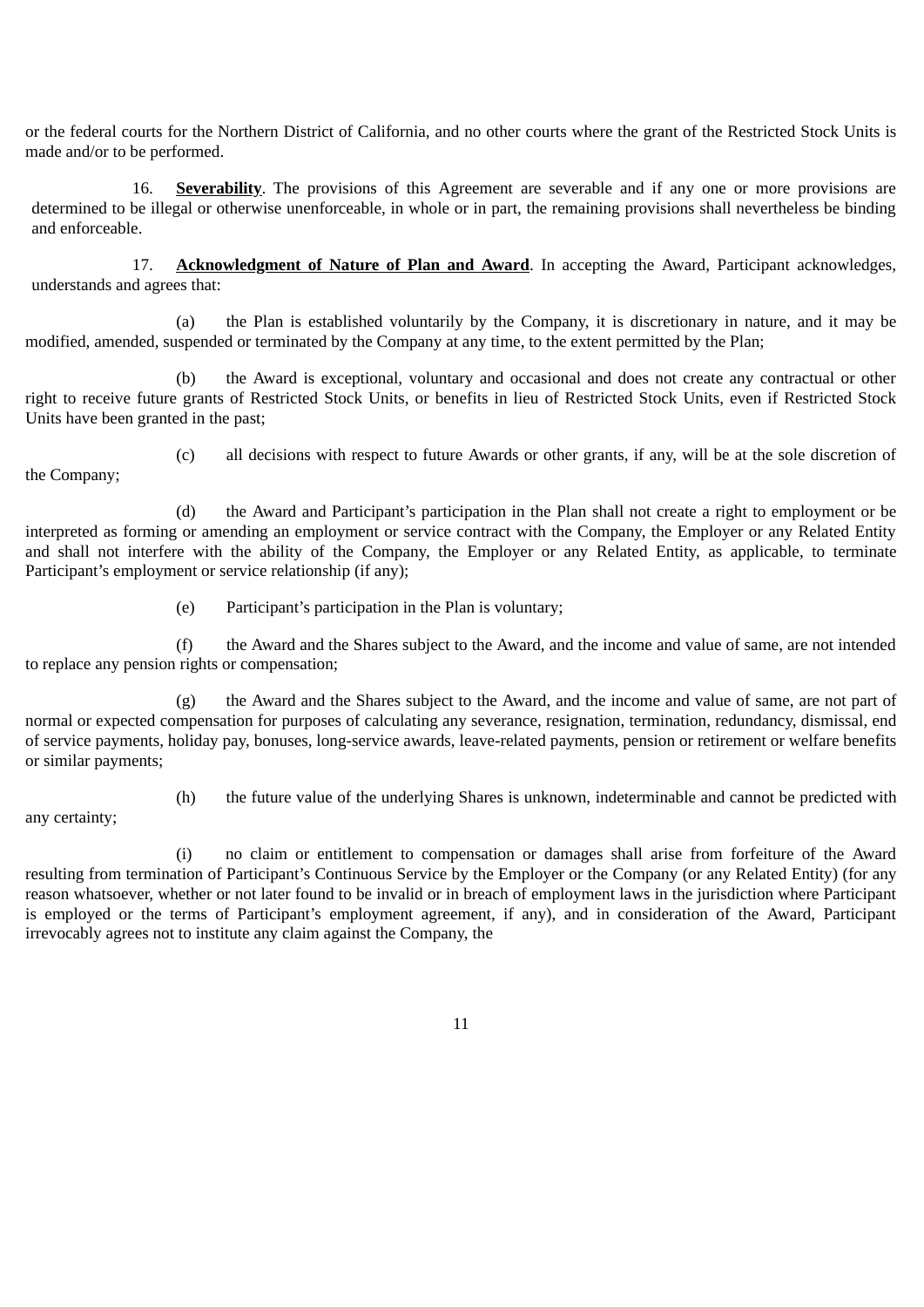or the federal courts for the Northern District of California, and no other courts where the grant of the Restricted Stock Units is made and/or to be performed.

16. **Severability**. The provisions of this Agreement are severable and if any one or more provisions are determined to be illegal or otherwise unenforceable, in whole or in part, the remaining provisions shall nevertheless be binding and enforceable.

17. **Acknowledgment of Nature of Plan and Award**. In accepting the Award, Participant acknowledges, understands and agrees that:

(a) the Plan is established voluntarily by the Company, it is discretionary in nature, and it may be modified, amended, suspended or terminated by the Company at any time, to the extent permitted by the Plan;

(b) the Award is exceptional, voluntary and occasional and does not create any contractual or other right to receive future grants of Restricted Stock Units, or benefits in lieu of Restricted Stock Units, even if Restricted Stock Units have been granted in the past;

(c) all decisions with respect to future Awards or other grants, if any, will be at the sole discretion of the Company;

(d) the Award and Participant's participation in the Plan shall not create a right to employment or be interpreted as forming or amending an employment or service contract with the Company, the Employer or any Related Entity and shall not interfere with the ability of the Company, the Employer or any Related Entity, as applicable, to terminate Participant's employment or service relationship (if any);

(e) Participant's participation in the Plan is voluntary;

(f) the Award and the Shares subject to the Award, and the income and value of same, are not intended to replace any pension rights or compensation;

(g) the Award and the Shares subject to the Award, and the income and value of same, are not part of normal or expected compensation for purposes of calculating any severance, resignation, termination, redundancy, dismissal, end of service payments, holiday pay, bonuses, long-service awards, leave-related payments, pension or retirement or welfare benefits or similar payments;

(h) the future value of the underlying Shares is unknown, indeterminable and cannot be predicted with any certainty;

(i) no claim or entitlement to compensation or damages shall arise from forfeiture of the Award resulting from termination of Participant's Continuous Service by the Employer or the Company (or any Related Entity) (for any reason whatsoever, whether or not later found to be invalid or in breach of employment laws in the jurisdiction where Participant is employed or the terms of Participant's employment agreement, if any), and in consideration of the Award, Participant irrevocably agrees not to institute any claim against the Company, the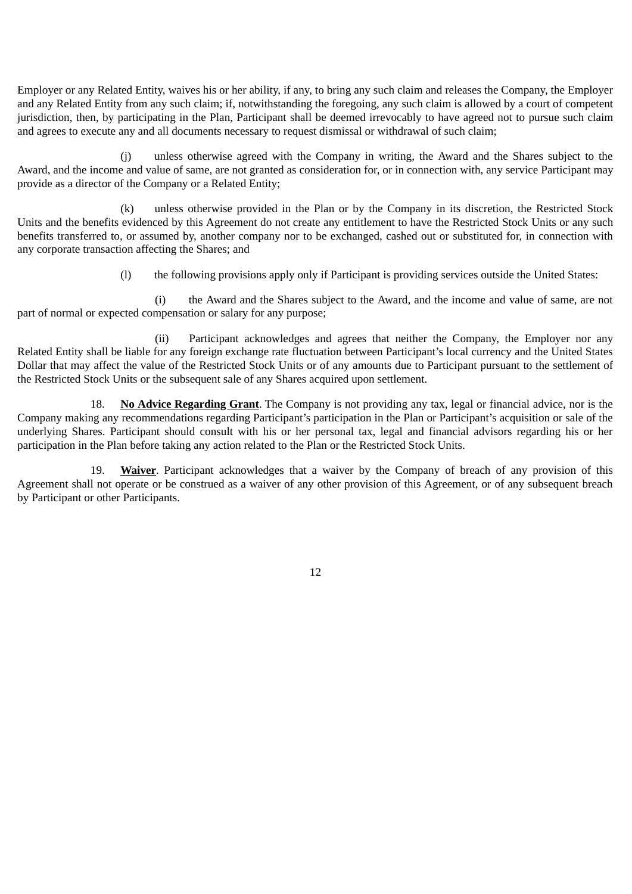Employer or any Related Entity, waives his or her ability, if any, to bring any such claim and releases the Company, the Employer and any Related Entity from any such claim; if, notwithstanding the foregoing, any such claim is allowed by a court of competent jurisdiction, then, by participating in the Plan, Participant shall be deemed irrevocably to have agreed not to pursue such claim and agrees to execute any and all documents necessary to request dismissal or withdrawal of such claim;

(j) unless otherwise agreed with the Company in writing, the Award and the Shares subject to the Award, and the income and value of same, are not granted as consideration for, or in connection with, any service Participant may provide as a director of the Company or a Related Entity;

(k) unless otherwise provided in the Plan or by the Company in its discretion, the Restricted Stock Units and the benefits evidenced by this Agreement do not create any entitlement to have the Restricted Stock Units or any such benefits transferred to, or assumed by, another company nor to be exchanged, cashed out or substituted for, in connection with any corporate transaction affecting the Shares; and

(l) the following provisions apply only if Participant is providing services outside the United States:

(i) the Award and the Shares subject to the Award, and the income and value of same, are not part of normal or expected compensation or salary for any purpose;

(ii) Participant acknowledges and agrees that neither the Company, the Employer nor any Related Entity shall be liable for any foreign exchange rate fluctuation between Participant's local currency and the United States Dollar that may affect the value of the Restricted Stock Units or of any amounts due to Participant pursuant to the settlement of the Restricted Stock Units or the subsequent sale of any Shares acquired upon settlement.

18. **No Advice Regarding Grant**. The Company is not providing any tax, legal or financial advice, nor is the Company making any recommendations regarding Participant's participation in the Plan or Participant's acquisition or sale of the underlying Shares. Participant should consult with his or her personal tax, legal and financial advisors regarding his or her participation in the Plan before taking any action related to the Plan or the Restricted Stock Units.

19. **Waiver**. Participant acknowledges that a waiver by the Company of breach of any provision of this Agreement shall not operate or be construed as a waiver of any other provision of this Agreement, or of any subsequent breach by Participant or other Participants.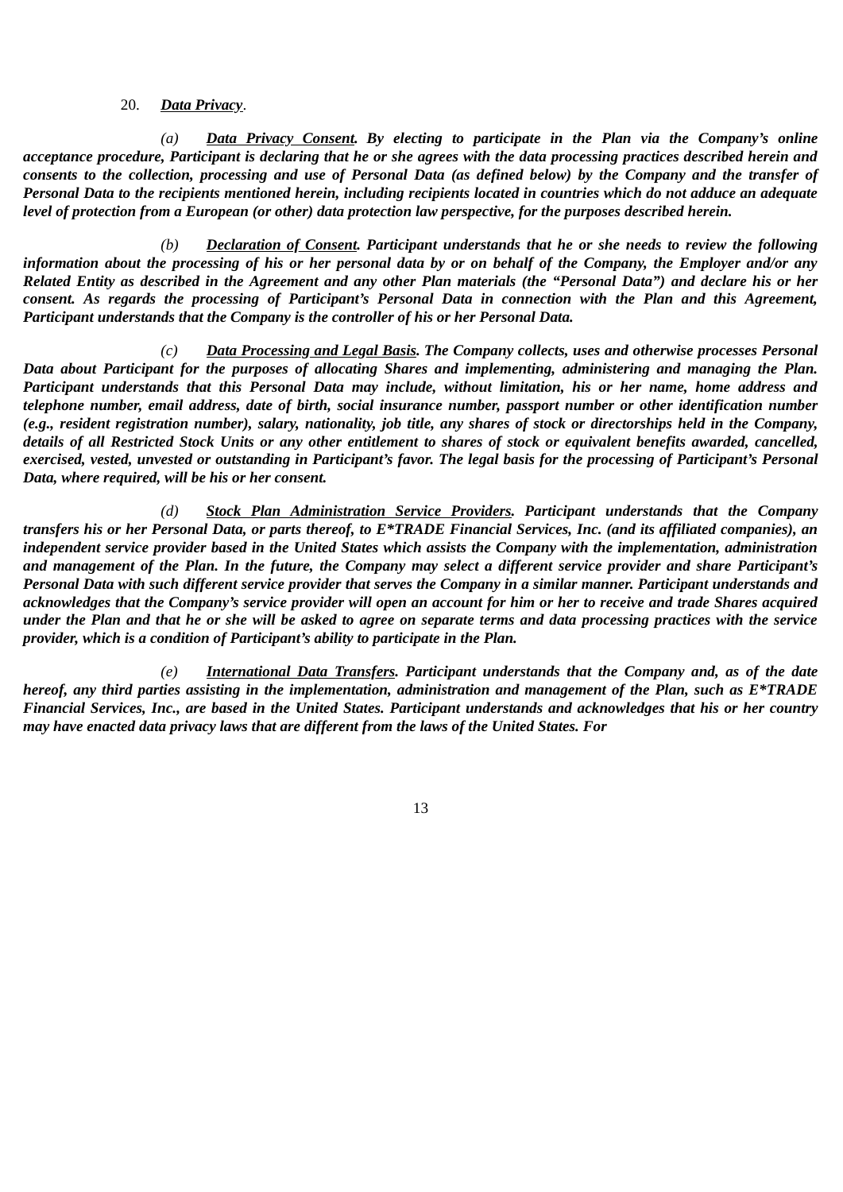20. ***Data Privacy***.

*(a)* ***Data Privacy Consent**. By electing to participate in the Plan via the Company's online acceptance procedure, Participant is declaring that he or she agrees with the data processing practices described herein and consents to the collection, processing and use of Personal Data (as defined below) by the Company and the transfer of Personal Data to the recipients mentioned herein, including recipients located in countries which do not adduce an adequate level of protection from a European (or other) data protection law perspective, for the purposes described herein.*

*(b)* ***Declaration of Consent**. Participant understands that he or she needs to review the following information about the processing of his or her personal data by or on behalf of the Company, the Employer and/or any Related Entity as described in the Agreement and any other Plan materials (the "Personal Data") and declare his or her consent. As regards the processing of Participant's Personal Data in connection with the Plan and this Agreement, Participant understands that the Company is the controller of his or her Personal Data.*

*(c)* ***Data Processing and Legal Basis**. The Company collects, uses and otherwise processes Personal Data about Participant for the purposes of allocating Shares and implementing, administering and managing the Plan. Participant understands that this Personal Data may include, without limitation, his or her name, home address and telephone number, email address, date of birth, social insurance number, passport number or other identification number (e.g., resident registration number), salary, nationality, job title, any shares of stock or directorships held in the Company, details of all Restricted Stock Units or any other entitlement to shares of stock or equivalent benefits awarded, cancelled, exercised, vested, unvested or outstanding in Participant's favor. The legal basis for the processing of Participant's Personal Data, where required, will be his or her consent.*

*(d)* ***Stock Plan Administration Service Providers**. Participant understands that the Company transfers his or her Personal Data, or parts thereof, to E*TRADE Financial Services, Inc. (and its affiliated companies), an independent service provider based in the United States which assists the Company with the implementation, administration and management of the Plan. In the future, the Company may select a different service provider and share Participant's Personal Data with such different service provider that serves the Company in a similar manner. Participant understands and acknowledges that the Company's service provider will open an account for him or her to receive and trade Shares acquired under the Plan and that he or she will be asked to agree on separate terms and data processing practices with the service provider, which is a condition of Participant's ability to participate in the Plan.*

*(e)* ***International Data Transfers**. Participant understands that the Company and, as of the date hereof, any third parties assisting in the implementation, administration and management of the Plan, such as E*TRADE Financial Services, Inc., are based in the United States. Participant understands and acknowledges that his or her country may have enacted data privacy laws that are different from the laws of the United States. For*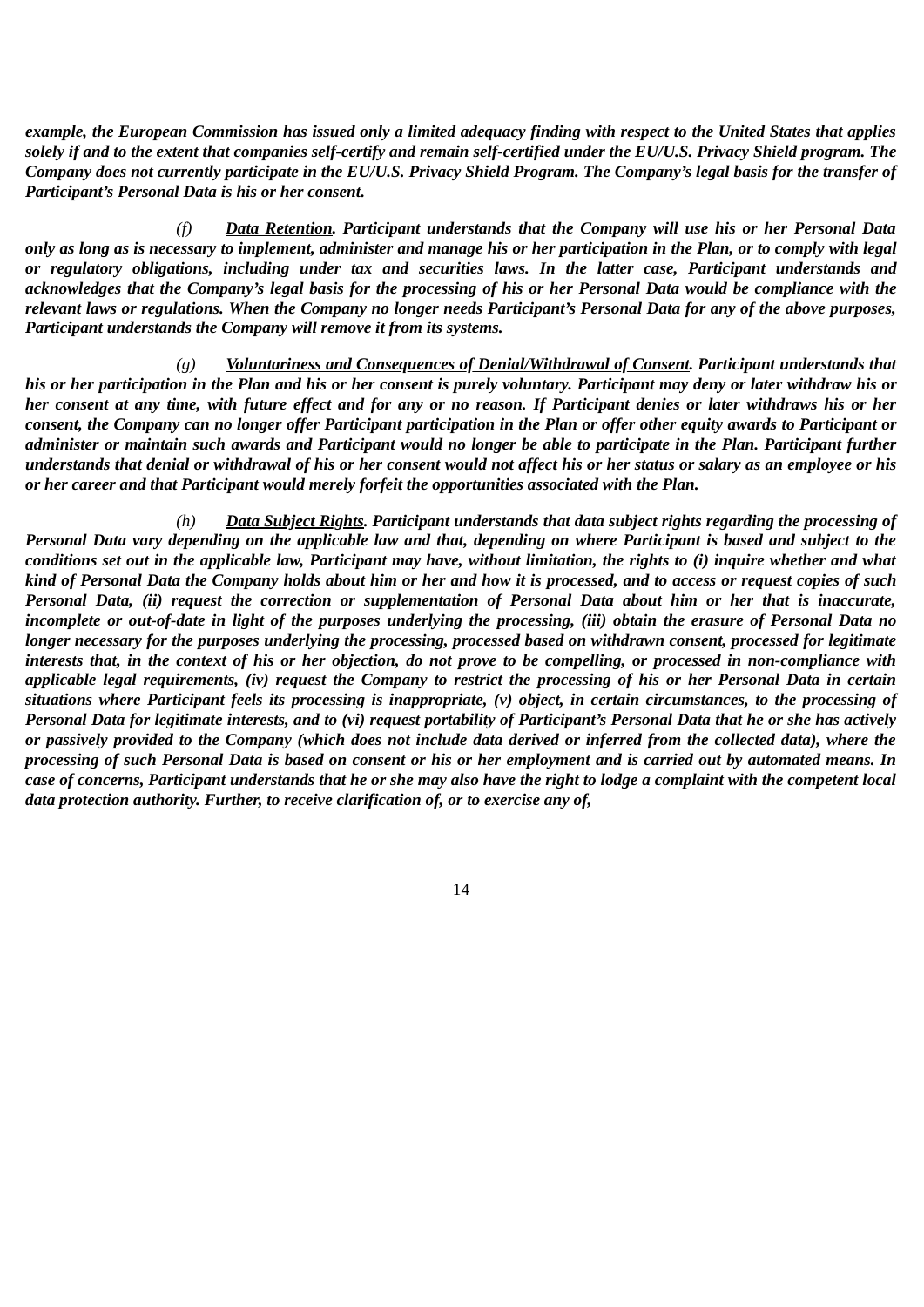***example, the European Commission has issued only a limited adequacy finding with respect to the United States that applies solely if and to the extent that companies self-certify and remain self-certified under the EU/U.S. Privacy Shield program. The Company does not currently participate in the EU/U.S. Privacy Shield Program. The Company's legal basis for the transfer of Participant's Personal Data is his or her consent.***

***(f) <u>Data Retention</u>. Participant understands that the Company will use his or her Personal Data only as long as is necessary to implement, administer and manage his or her participation in the Plan, or to comply with legal or regulatory obligations, including under tax and securities laws. In the latter case, Participant understands and acknowledges that the Company's legal basis for the processing of his or her Personal Data would be compliance with the relevant laws or regulations. When the Company no longer needs Participant's Personal Data for any of the above purposes, Participant understands the Company will remove it from its systems.***

***(g) <u>Voluntariness and Consequences of Denial/Withdrawal of Consent</u>. Participant understands that his or her participation in the Plan and his or her consent is purely voluntary. Participant may deny or later withdraw his or her consent at any time, with future effect and for any or no reason. If Participant denies or later withdraws his or her consent, the Company can no longer offer Participant participation in the Plan or offer other equity awards to Participant or administer or maintain such awards and Participant would no longer be able to participate in the Plan. Participant further understands that denial or withdrawal of his or her consent would not affect his or her status or salary as an employee or his or her career and that Participant would merely forfeit the opportunities associated with the Plan.***

***(h) <u>Data Subject Rights</u>. Participant understands that data subject rights regarding the processing of Personal Data vary depending on the applicable law and that, depending on where Participant is based and subject to the conditions set out in the applicable law, Participant may have, without limitation, the rights to (i) inquire whether and what kind of Personal Data the Company holds about him or her and how it is processed, and to access or request copies of such Personal Data, (ii) request the correction or supplementation of Personal Data about him or her that is inaccurate, incomplete or out-of-date in light of the purposes underlying the processing, (iii) obtain the erasure of Personal Data no longer necessary for the purposes underlying the processing, processed based on withdrawn consent, processed for legitimate interests that, in the context of his or her objection, do not prove to be compelling, or processed in non-compliance with applicable legal requirements, (iv) request the Company to restrict the processing of his or her Personal Data in certain situations where Participant feels its processing is inappropriate, (v) object, in certain circumstances, to the processing of Personal Data for legitimate interests, and to (vi) request portability of Participant's Personal Data that he or she has actively or passively provided to the Company (which does not include data derived or inferred from the collected data), where the processing of such Personal Data is based on consent or his or her employment and is carried out by automated means. In case of concerns, Participant understands that he or she may also have the right to lodge a complaint with the competent local data protection authority. Further, to receive clarification of, or to exercise any of,***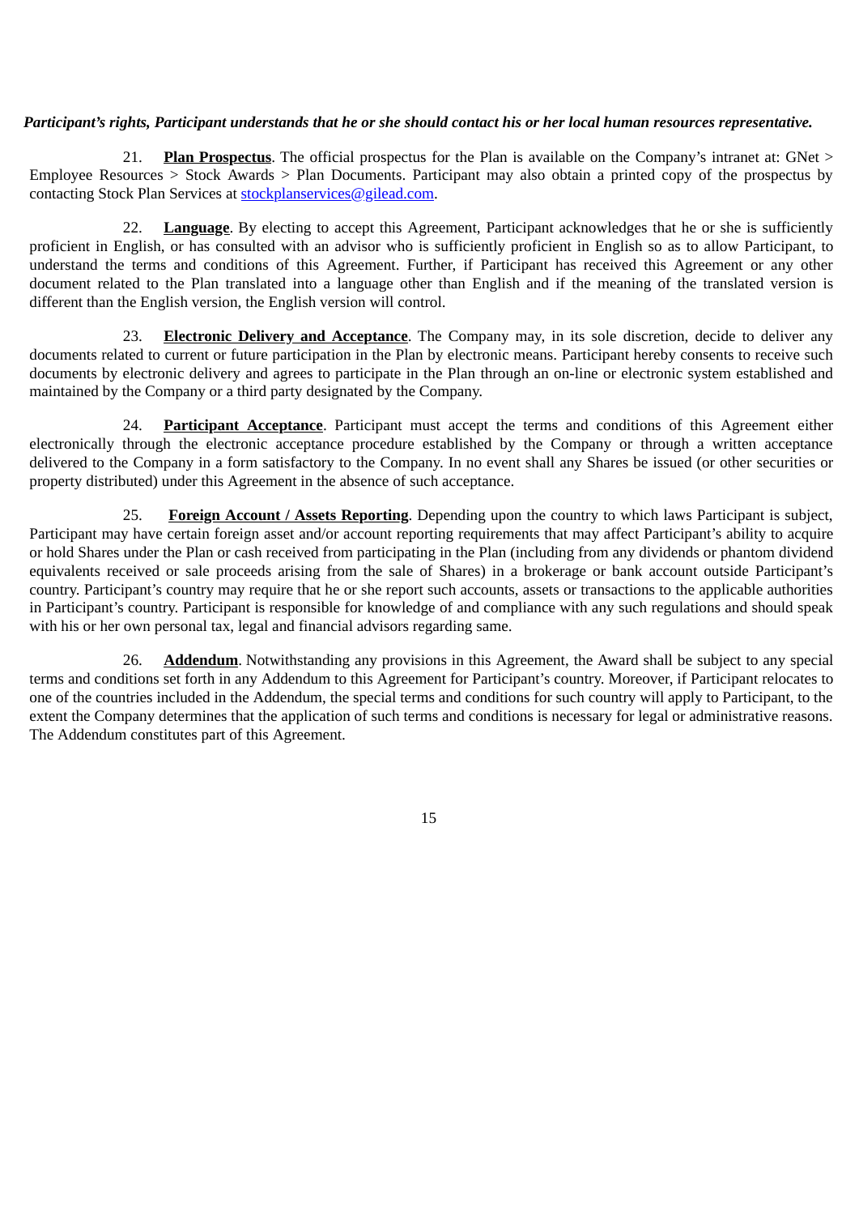***Participant's rights, Participant understands that he or she should contact his or her local human resources representative.***

21. **Plan Prospectus**. The official prospectus for the Plan is available on the Company's intranet at: GNet > Employee Resources > Stock Awards > Plan Documents. Participant may also obtain a printed copy of the prospectus by contacting Stock Plan Services at stockplanservices@gilead.com.

22. **Language**. By electing to accept this Agreement, Participant acknowledges that he or she is sufficiently proficient in English, or has consulted with an advisor who is sufficiently proficient in English so as to allow Participant, to understand the terms and conditions of this Agreement. Further, if Participant has received this Agreement or any other document related to the Plan translated into a language other than English and if the meaning of the translated version is different than the English version, the English version will control.

23. **Electronic Delivery and Acceptance**. The Company may, in its sole discretion, decide to deliver any documents related to current or future participation in the Plan by electronic means. Participant hereby consents to receive such documents by electronic delivery and agrees to participate in the Plan through an on-line or electronic system established and maintained by the Company or a third party designated by the Company.

24. **Participant Acceptance**. Participant must accept the terms and conditions of this Agreement either electronically through the electronic acceptance procedure established by the Company or through a written acceptance delivered to the Company in a form satisfactory to the Company. In no event shall any Shares be issued (or other securities or property distributed) under this Agreement in the absence of such acceptance.

25. **Foreign Account / Assets Reporting**. Depending upon the country to which laws Participant is subject, Participant may have certain foreign asset and/or account reporting requirements that may affect Participant's ability to acquire or hold Shares under the Plan or cash received from participating in the Plan (including from any dividends or phantom dividend equivalents received or sale proceeds arising from the sale of Shares) in a brokerage or bank account outside Participant's country. Participant's country may require that he or she report such accounts, assets or transactions to the applicable authorities in Participant's country. Participant is responsible for knowledge of and compliance with any such regulations and should speak with his or her own personal tax, legal and financial advisors regarding same.

26. **Addendum**. Notwithstanding any provisions in this Agreement, the Award shall be subject to any special terms and conditions set forth in any Addendum to this Agreement for Participant's country. Moreover, if Participant relocates to one of the countries included in the Addendum, the special terms and conditions for such country will apply to Participant, to the extent the Company determines that the application of such terms and conditions is necessary for legal or administrative reasons. The Addendum constitutes part of this Agreement.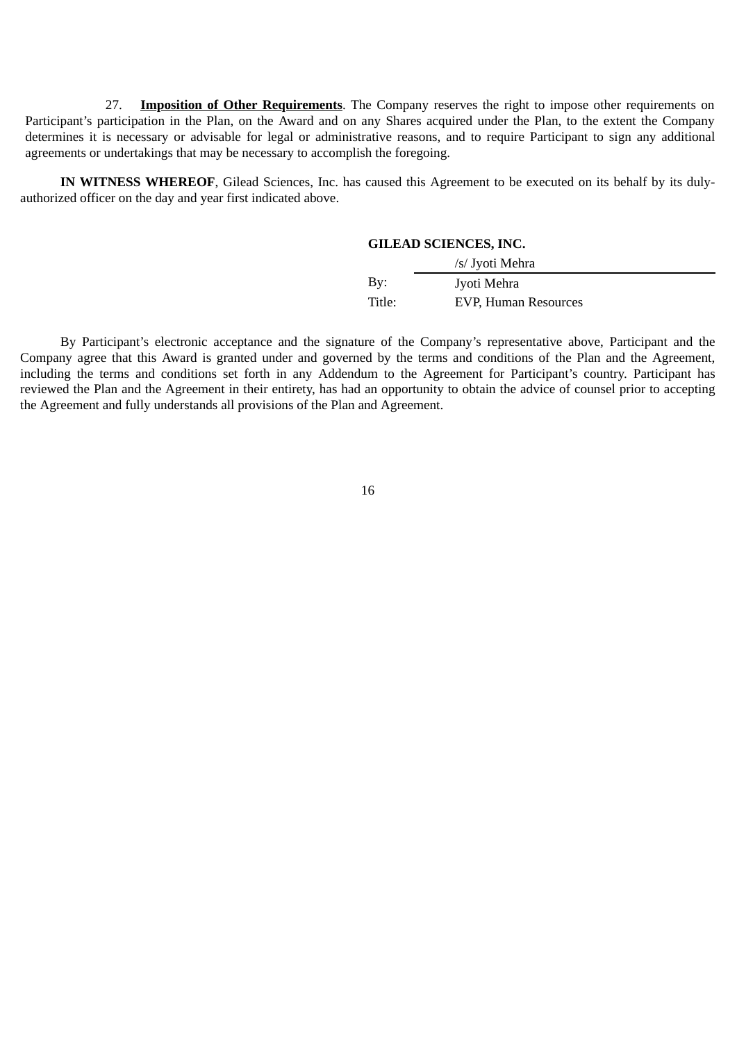27. **Imposition of Other Requirements**. The Company reserves the right to impose other requirements on Participant's participation in the Plan, on the Award and on any Shares acquired under the Plan, to the extent the Company determines it is necessary or advisable for legal or administrative reasons, and to require Participant to sign any additional agreements or undertakings that may be necessary to accomplish the foregoing.

**IN WITNESS WHEREOF**, Gilead Sciences, Inc. has caused this Agreement to be executed on its behalf by its duly-authorized officer on the day and year first indicated above.

**GILEAD SCIENCES, INC.**

| | |
|---|---|
| | /s/ Jyoti Mehra |
| By: | Jyoti Mehra |
| Title: | EVP, Human Resources |

By Participant's electronic acceptance and the signature of the Company's representative above, Participant and the Company agree that this Award is granted under and governed by the terms and conditions of the Plan and the Agreement, including the terms and conditions set forth in any Addendum to the Agreement for Participant's country. Participant has reviewed the Plan and the Agreement in their entirety, has had an opportunity to obtain the advice of counsel prior to accepting the Agreement and fully understands all provisions of the Plan and Agreement.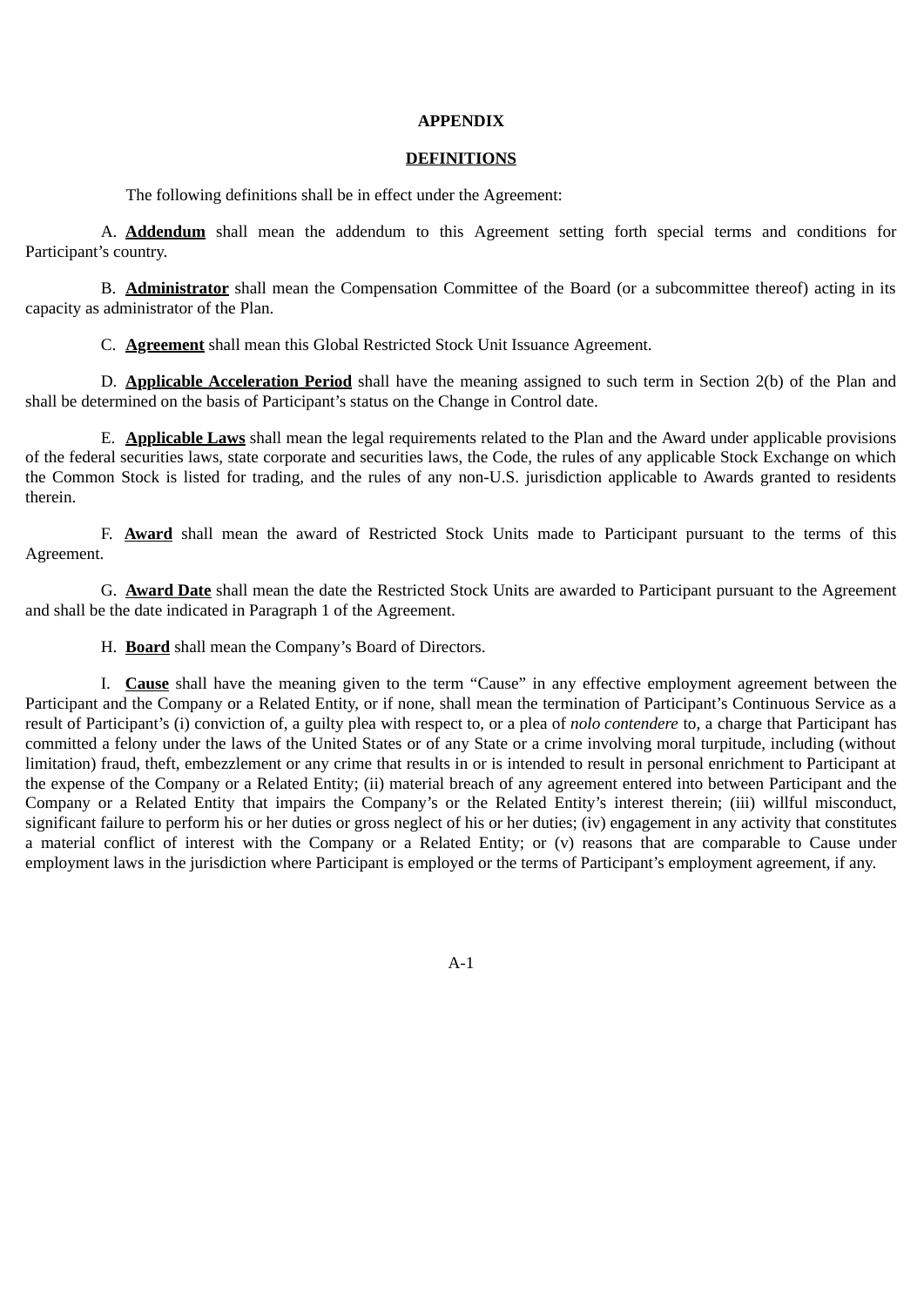# APPENDIX

## DEFINITIONS

The following definitions shall be in effect under the Agreement:

A. **Addendum** shall mean the addendum to this Agreement setting forth special terms and conditions for Participant's country.

B. **Administrator** shall mean the Compensation Committee of the Board (or a subcommittee thereof) acting in its capacity as administrator of the Plan.

C. **Agreement** shall mean this Global Restricted Stock Unit Issuance Agreement.

D. **Applicable Acceleration Period** shall have the meaning assigned to such term in Section 2(b) of the Plan and shall be determined on the basis of Participant's status on the Change in Control date.

E. **Applicable Laws** shall mean the legal requirements related to the Plan and the Award under applicable provisions of the federal securities laws, state corporate and securities laws, the Code, the rules of any applicable Stock Exchange on which the Common Stock is listed for trading, and the rules of any non-U.S. jurisdiction applicable to Awards granted to residents therein.

F. **Award** shall mean the award of Restricted Stock Units made to Participant pursuant to the terms of this Agreement.

G. **Award Date** shall mean the date the Restricted Stock Units are awarded to Participant pursuant to the Agreement and shall be the date indicated in Paragraph 1 of the Agreement.

H. **Board** shall mean the Company's Board of Directors.

I. **Cause** shall have the meaning given to the term "Cause" in any effective employment agreement between the Participant and the Company or a Related Entity, or if none, shall mean the termination of Participant's Continuous Service as a result of Participant's (i) conviction of, a guilty plea with respect to, or a plea of *nolo contendere* to, a charge that Participant has committed a felony under the laws of the United States or of any State or a crime involving moral turpitude, including (without limitation) fraud, theft, embezzlement or any crime that results in or is intended to result in personal enrichment to Participant at the expense of the Company or a Related Entity; (ii) material breach of any agreement entered into between Participant and the Company or a Related Entity that impairs the Company's or the Related Entity's interest therein; (iii) willful misconduct, significant failure to perform his or her duties or gross neglect of his or her duties; (iv) engagement in any activity that constitutes a material conflict of interest with the Company or a Related Entity; or (v) reasons that are comparable to Cause under employment laws in the jurisdiction where Participant is employed or the terms of Participant's employment agreement, if any.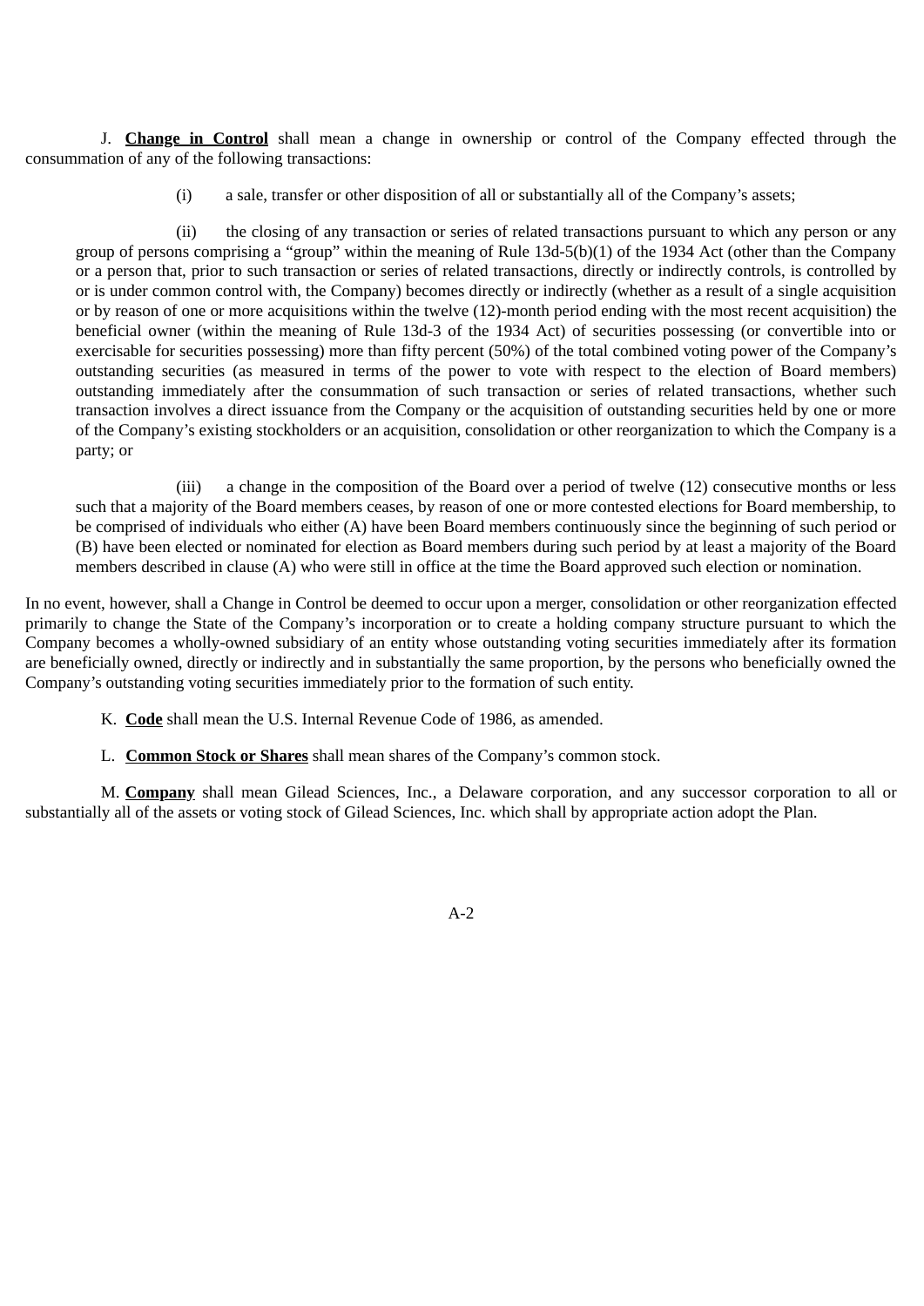J. **Change in Control** shall mean a change in ownership or control of the Company effected through the consummation of any of the following transactions:

(i) a sale, transfer or other disposition of all or substantially all of the Company's assets;

(ii) the closing of any transaction or series of related transactions pursuant to which any person or any group of persons comprising a "group" within the meaning of Rule 13d-5(b)(1) of the 1934 Act (other than the Company or a person that, prior to such transaction or series of related transactions, directly or indirectly controls, is controlled by or is under common control with, the Company) becomes directly or indirectly (whether as a result of a single acquisition or by reason of one or more acquisitions within the twelve (12)-month period ending with the most recent acquisition) the beneficial owner (within the meaning of Rule 13d-3 of the 1934 Act) of securities possessing (or convertible into or exercisable for securities possessing) more than fifty percent (50%) of the total combined voting power of the Company's outstanding securities (as measured in terms of the power to vote with respect to the election of Board members) outstanding immediately after the consummation of such transaction or series of related transactions, whether such transaction involves a direct issuance from the Company or the acquisition of outstanding securities held by one or more of the Company's existing stockholders or an acquisition, consolidation or other reorganization to which the Company is a party; or

(iii) a change in the composition of the Board over a period of twelve (12) consecutive months or less such that a majority of the Board members ceases, by reason of one or more contested elections for Board membership, to be comprised of individuals who either (A) have been Board members continuously since the beginning of such period or (B) have been elected or nominated for election as Board members during such period by at least a majority of the Board members described in clause (A) who were still in office at the time the Board approved such election or nomination.

In no event, however, shall a Change in Control be deemed to occur upon a merger, consolidation or other reorganization effected primarily to change the State of the Company's incorporation or to create a holding company structure pursuant to which the Company becomes a wholly-owned subsidiary of an entity whose outstanding voting securities immediately after its formation are beneficially owned, directly or indirectly and in substantially the same proportion, by the persons who beneficially owned the Company's outstanding voting securities immediately prior to the formation of such entity.

K. **Code** shall mean the U.S. Internal Revenue Code of 1986, as amended.

L. **Common Stock or Shares** shall mean shares of the Company's common stock.

M. **Company** shall mean Gilead Sciences, Inc., a Delaware corporation, and any successor corporation to all or substantially all of the assets or voting stock of Gilead Sciences, Inc. which shall by appropriate action adopt the Plan.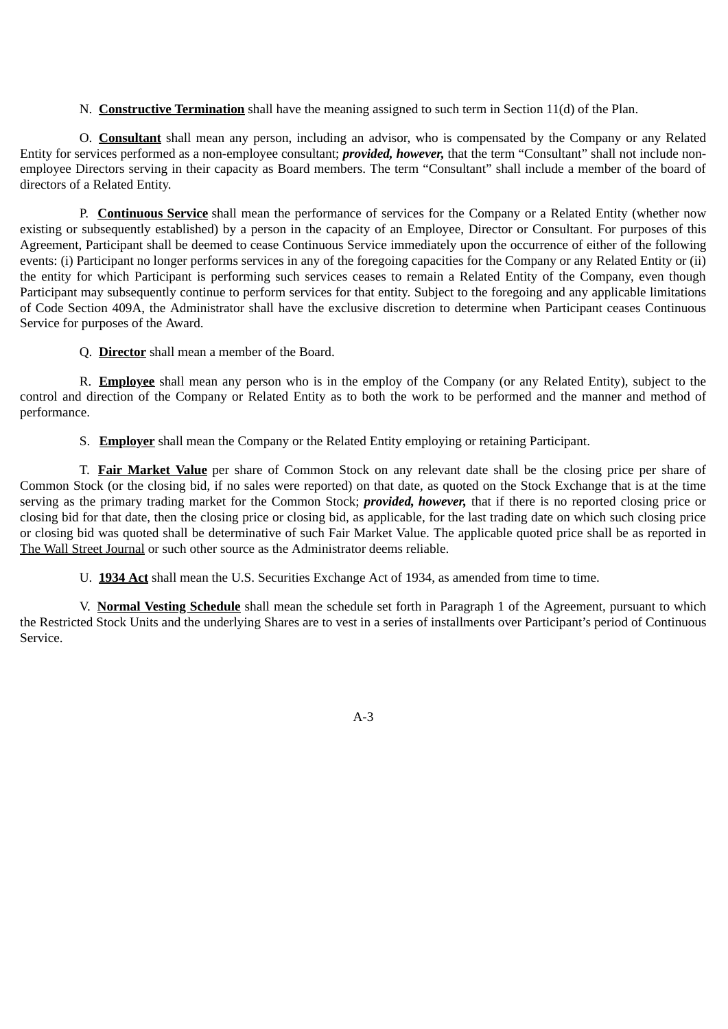N. **Constructive Termination** shall have the meaning assigned to such term in Section 11(d) of the Plan.

O. **Consultant** shall mean any person, including an advisor, who is compensated by the Company or any Related Entity for services performed as a non-employee consultant; ***provided, however,*** that the term “Consultant” shall not include non-employee Directors serving in their capacity as Board members. The term “Consultant” shall include a member of the board of directors of a Related Entity.

P. **Continuous Service** shall mean the performance of services for the Company or a Related Entity (whether now existing or subsequently established) by a person in the capacity of an Employee, Director or Consultant. For purposes of this Agreement, Participant shall be deemed to cease Continuous Service immediately upon the occurrence of either of the following events: (i) Participant no longer performs services in any of the foregoing capacities for the Company or any Related Entity or (ii) the entity for which Participant is performing such services ceases to remain a Related Entity of the Company, even though Participant may subsequently continue to perform services for that entity. Subject to the foregoing and any applicable limitations of Code Section 409A, the Administrator shall have the exclusive discretion to determine when Participant ceases Continuous Service for purposes of the Award.

Q. **Director** shall mean a member of the Board.

R. **Employee** shall mean any person who is in the employ of the Company (or any Related Entity), subject to the control and direction of the Company or Related Entity as to both the work to be performed and the manner and method of performance.

S. **Employer** shall mean the Company or the Related Entity employing or retaining Participant.

T. **Fair Market Value** per share of Common Stock on any relevant date shall be the closing price per share of Common Stock (or the closing bid, if no sales were reported) on that date, as quoted on the Stock Exchange that is at the time serving as the primary trading market for the Common Stock; ***provided, however,*** that if there is no reported closing price or closing bid for that date, then the closing price or closing bid, as applicable, for the last trading date on which such closing price or closing bid was quoted shall be determinative of such Fair Market Value. The applicable quoted price shall be as reported in The Wall Street Journal or such other source as the Administrator deems reliable.

U. **1934 Act** shall mean the U.S. Securities Exchange Act of 1934, as amended from time to time.

V. **Normal Vesting Schedule** shall mean the schedule set forth in Paragraph 1 of the Agreement, pursuant to which the Restricted Stock Units and the underlying Shares are to vest in a series of installments over Participant’s period of Continuous Service.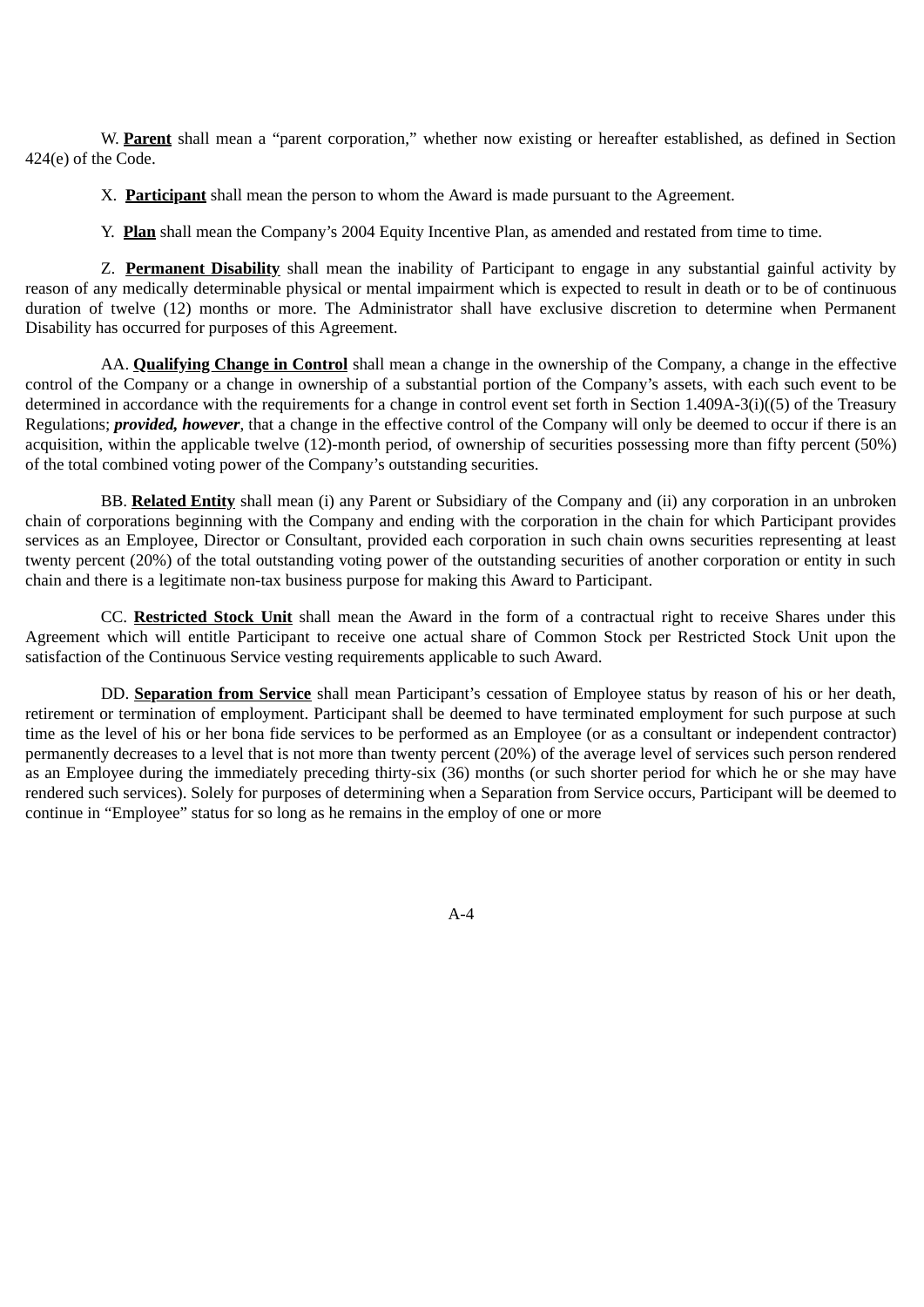W. **Parent** shall mean a "parent corporation," whether now existing or hereafter established, as defined in Section 424(e) of the Code.

X. **Participant** shall mean the person to whom the Award is made pursuant to the Agreement.

Y. **Plan** shall mean the Company's 2004 Equity Incentive Plan, as amended and restated from time to time.

Z. **Permanent Disability** shall mean the inability of Participant to engage in any substantial gainful activity by reason of any medically determinable physical or mental impairment which is expected to result in death or to be of continuous duration of twelve (12) months or more. The Administrator shall have exclusive discretion to determine when Permanent Disability has occurred for purposes of this Agreement.

AA. **Qualifying Change in Control** shall mean a change in the ownership of the Company, a change in the effective control of the Company or a change in ownership of a substantial portion of the Company's assets, with each such event to be determined in accordance with the requirements for a change in control event set forth in Section 1.409A-3(i)((5) of the Treasury Regulations; ***provided, however***, that a change in the effective control of the Company will only be deemed to occur if there is an acquisition, within the applicable twelve (12)-month period, of ownership of securities possessing more than fifty percent (50%) of the total combined voting power of the Company's outstanding securities.

BB. **Related Entity** shall mean (i) any Parent or Subsidiary of the Company and (ii) any corporation in an unbroken chain of corporations beginning with the Company and ending with the corporation in the chain for which Participant provides services as an Employee, Director or Consultant, provided each corporation in such chain owns securities representing at least twenty percent (20%) of the total outstanding voting power of the outstanding securities of another corporation or entity in such chain and there is a legitimate non-tax business purpose for making this Award to Participant.

CC. **Restricted Stock Unit** shall mean the Award in the form of a contractual right to receive Shares under this Agreement which will entitle Participant to receive one actual share of Common Stock per Restricted Stock Unit upon the satisfaction of the Continuous Service vesting requirements applicable to such Award.

DD. **Separation from Service** shall mean Participant's cessation of Employee status by reason of his or her death, retirement or termination of employment. Participant shall be deemed to have terminated employment for such purpose at such time as the level of his or her bona fide services to be performed as an Employee (or as a consultant or independent contractor) permanently decreases to a level that is not more than twenty percent (20%) of the average level of services such person rendered as an Employee during the immediately preceding thirty-six (36) months (or such shorter period for which he or she may have rendered such services). Solely for purposes of determining when a Separation from Service occurs, Participant will be deemed to continue in "Employee" status for so long as he remains in the employ of one or more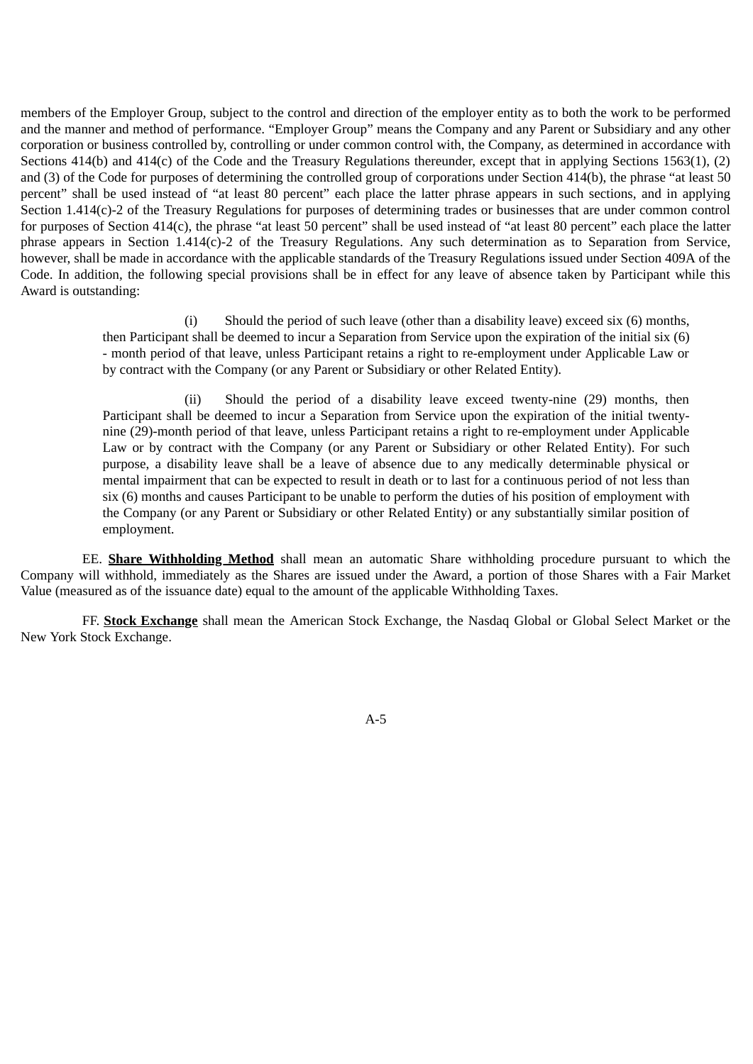members of the Employer Group, subject to the control and direction of the employer entity as to both the work to be performed and the manner and method of performance. "Employer Group" means the Company and any Parent or Subsidiary and any other corporation or business controlled by, controlling or under common control with, the Company, as determined in accordance with Sections 414(b) and 414(c) of the Code and the Treasury Regulations thereunder, except that in applying Sections 1563(1), (2) and (3) of the Code for purposes of determining the controlled group of corporations under Section 414(b), the phrase "at least 50 percent" shall be used instead of "at least 80 percent" each place the latter phrase appears in such sections, and in applying Section 1.414(c)-2 of the Treasury Regulations for purposes of determining trades or businesses that are under common control for purposes of Section 414(c), the phrase "at least 50 percent" shall be used instead of "at least 80 percent" each place the latter phrase appears in Section 1.414(c)-2 of the Treasury Regulations. Any such determination as to Separation from Service, however, shall be made in accordance with the applicable standards of the Treasury Regulations issued under Section 409A of the Code. In addition, the following special provisions shall be in effect for any leave of absence taken by Participant while this Award is outstanding:

> (i) Should the period of such leave (other than a disability leave) exceed six (6) months, then Participant shall be deemed to incur a Separation from Service upon the expiration of the initial six (6) - month period of that leave, unless Participant retains a right to re-employment under Applicable Law or by contract with the Company (or any Parent or Subsidiary or other Related Entity).
>
> (ii) Should the period of a disability leave exceed twenty-nine (29) months, then Participant shall be deemed to incur a Separation from Service upon the expiration of the initial twenty-nine (29)-month period of that leave, unless Participant retains a right to re-employment under Applicable Law or by contract with the Company (or any Parent or Subsidiary or other Related Entity). For such purpose, a disability leave shall be a leave of absence due to any medically determinable physical or mental impairment that can be expected to result in death or to last for a continuous period of not less than six (6) months and causes Participant to be unable to perform the duties of his position of employment with the Company (or any Parent or Subsidiary or other Related Entity) or any substantially similar position of employment.

EE. **Share Withholding Method** shall mean an automatic Share withholding procedure pursuant to which the Company will withhold, immediately as the Shares are issued under the Award, a portion of those Shares with a Fair Market Value (measured as of the issuance date) equal to the amount of the applicable Withholding Taxes.

FF. **Stock Exchange** shall mean the American Stock Exchange, the Nasdaq Global or Global Select Market or the New York Stock Exchange.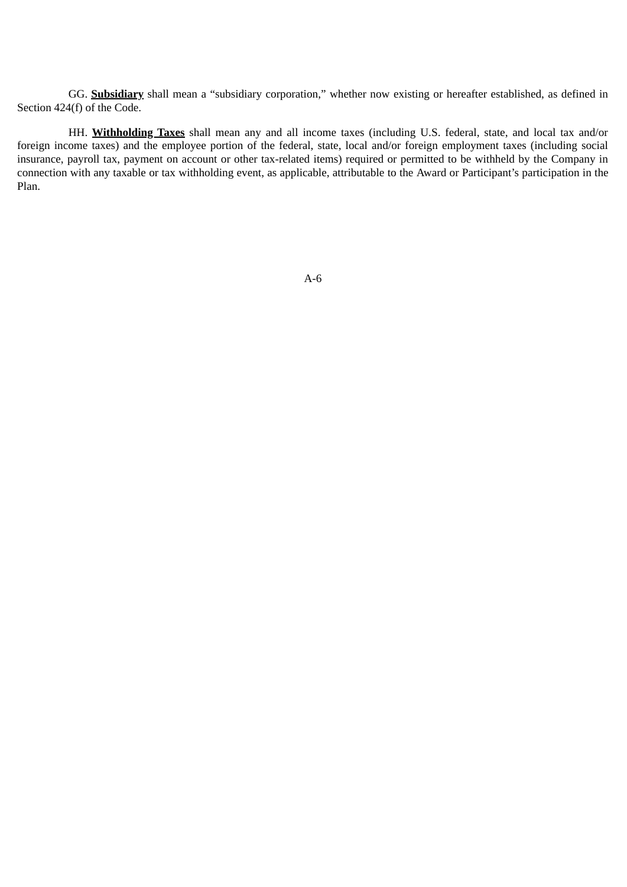GG. **Subsidiary** shall mean a "subsidiary corporation," whether now existing or hereafter established, as defined in Section 424(f) of the Code.

HH. **Withholding Taxes** shall mean any and all income taxes (including U.S. federal, state, and local tax and/or foreign income taxes) and the employee portion of the federal, state, local and/or foreign employment taxes (including social insurance, payroll tax, payment on account or other tax-related items) required or permitted to be withheld by the Company in connection with any taxable or tax withholding event, as applicable, attributable to the Award or Participant's participation in the Plan.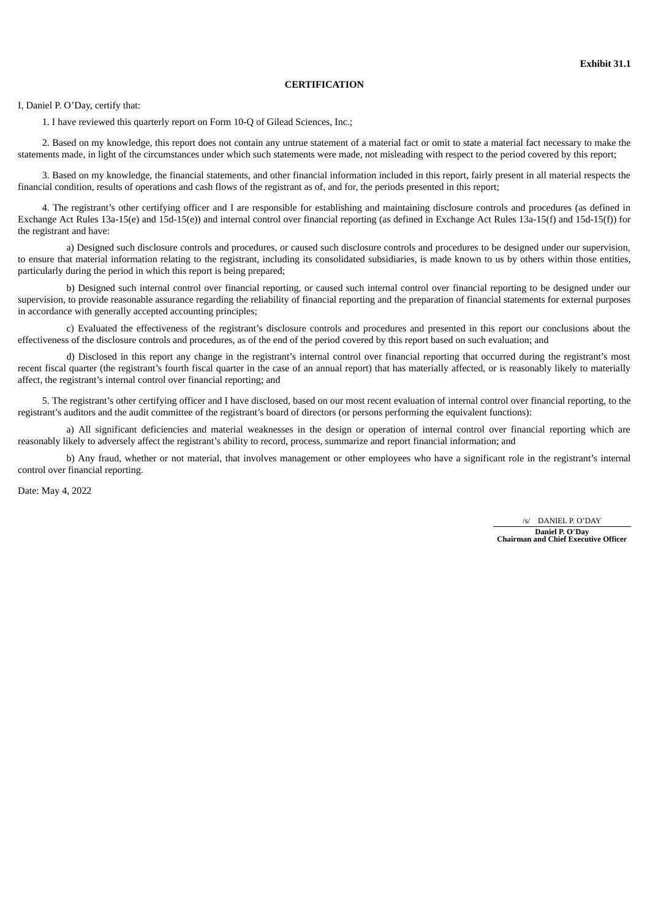**Exhibit 31.1**

**CERTIFICATION**

I, Daniel P. O’Day, certify that:

1. I have reviewed this quarterly report on Form 10-Q of Gilead Sciences, Inc.;

2. Based on my knowledge, this report does not contain any untrue statement of a material fact or omit to state a material fact necessary to make the statements made, in light of the circumstances under which such statements were made, not misleading with respect to the period covered by this report;

3. Based on my knowledge, the financial statements, and other financial information included in this report, fairly present in all material respects the financial condition, results of operations and cash flows of the registrant as of, and for, the periods presented in this report;

4. The registrant’s other certifying officer and I are responsible for establishing and maintaining disclosure controls and procedures (as defined in Exchange Act Rules 13a-15(e) and 15d-15(e)) and internal control over financial reporting (as defined in Exchange Act Rules 13a-15(f) and 15d-15(f)) for the registrant and have:

a) Designed such disclosure controls and procedures, or caused such disclosure controls and procedures to be designed under our supervision, to ensure that material information relating to the registrant, including its consolidated subsidiaries, is made known to us by others within those entities, particularly during the period in which this report is being prepared;

b) Designed such internal control over financial reporting, or caused such internal control over financial reporting to be designed under our supervision, to provide reasonable assurance regarding the reliability of financial reporting and the preparation of financial statements for external purposes in accordance with generally accepted accounting principles;

c) Evaluated the effectiveness of the registrant’s disclosure controls and procedures and presented in this report our conclusions about the effectiveness of the disclosure controls and procedures, as of the end of the period covered by this report based on such evaluation; and

d) Disclosed in this report any change in the registrant’s internal control over financial reporting that occurred during the registrant’s most recent fiscal quarter (the registrant’s fourth fiscal quarter in the case of an annual report) that has materially affected, or is reasonably likely to materially affect, the registrant’s internal control over financial reporting; and

5. The registrant’s other certifying officer and I have disclosed, based on our most recent evaluation of internal control over financial reporting, to the registrant’s auditors and the audit committee of the registrant’s board of directors (or persons performing the equivalent functions):

a) All significant deficiencies and material weaknesses in the design or operation of internal control over financial reporting which are reasonably likely to adversely affect the registrant’s ability to record, process, summarize and report financial information; and

b) Any fraud, whether or not material, that involves management or other employees who have a significant role in the registrant’s internal control over financial reporting.

Date: May 4, 2022

/s/ DANIEL P. O’DAY

**Daniel P. O’Day**
**Chairman and Chief Executive Officer**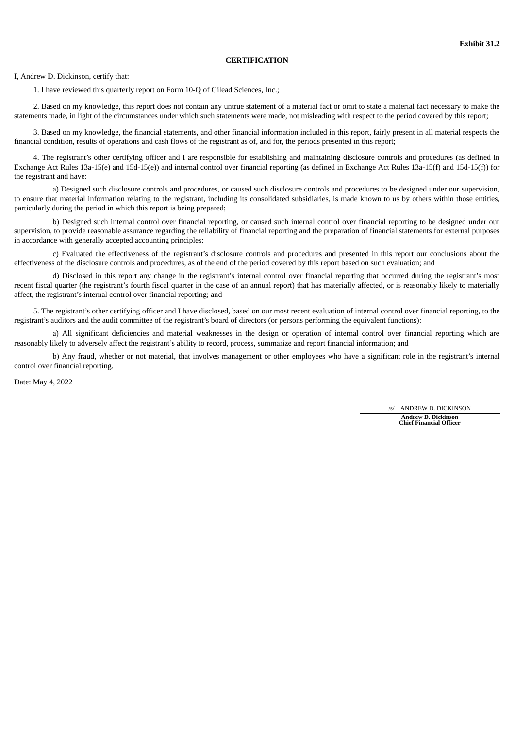**Exhibit 31.2**

**CERTIFICATION**

I, Andrew D. Dickinson, certify that:

1. I have reviewed this quarterly report on Form 10-Q of Gilead Sciences, Inc.;

2. Based on my knowledge, this report does not contain any untrue statement of a material fact or omit to state a material fact necessary to make the statements made, in light of the circumstances under which such statements were made, not misleading with respect to the period covered by this report;

3. Based on my knowledge, the financial statements, and other financial information included in this report, fairly present in all material respects the financial condition, results of operations and cash flows of the registrant as of, and for, the periods presented in this report;

4. The registrant's other certifying officer and I are responsible for establishing and maintaining disclosure controls and procedures (as defined in Exchange Act Rules 13a-15(e) and 15d-15(e)) and internal control over financial reporting (as defined in Exchange Act Rules 13a-15(f) and 15d-15(f)) for the registrant and have:

a) Designed such disclosure controls and procedures, or caused such disclosure controls and procedures to be designed under our supervision, to ensure that material information relating to the registrant, including its consolidated subsidiaries, is made known to us by others within those entities, particularly during the period in which this report is being prepared;

b) Designed such internal control over financial reporting, or caused such internal control over financial reporting to be designed under our supervision, to provide reasonable assurance regarding the reliability of financial reporting and the preparation of financial statements for external purposes in accordance with generally accepted accounting principles;

c) Evaluated the effectiveness of the registrant's disclosure controls and procedures and presented in this report our conclusions about the effectiveness of the disclosure controls and procedures, as of the end of the period covered by this report based on such evaluation; and

d) Disclosed in this report any change in the registrant's internal control over financial reporting that occurred during the registrant's most recent fiscal quarter (the registrant's fourth fiscal quarter in the case of an annual report) that has materially affected, or is reasonably likely to materially affect, the registrant's internal control over financial reporting; and

5. The registrant's other certifying officer and I have disclosed, based on our most recent evaluation of internal control over financial reporting, to the registrant's auditors and the audit committee of the registrant's board of directors (or persons performing the equivalent functions):

a) All significant deficiencies and material weaknesses in the design or operation of internal control over financial reporting which are reasonably likely to adversely affect the registrant's ability to record, process, summarize and report financial information; and

b) Any fraud, whether or not material, that involves management or other employees who have a significant role in the registrant's internal control over financial reporting.

Date: May 4, 2022

/s/ ANDREW D. DICKINSON

**Andrew D. Dickinson**
**Chief Financial Officer**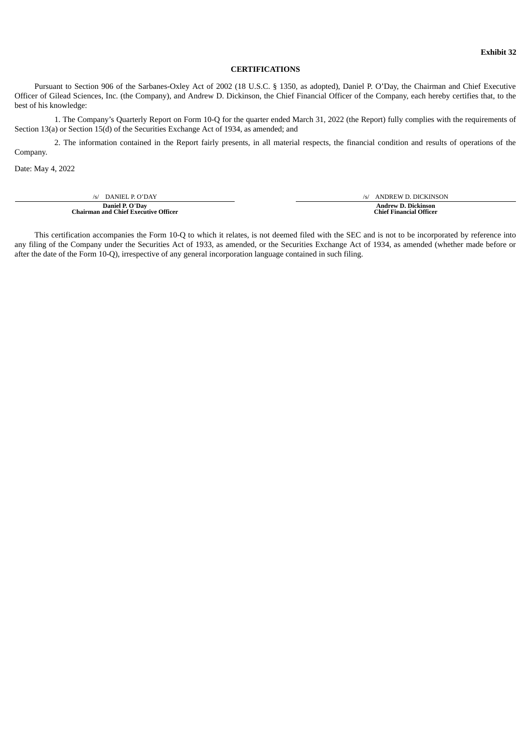**Exhibit 32**

**CERTIFICATIONS**

Pursuant to Section 906 of the Sarbanes-Oxley Act of 2002 (18 U.S.C. § 1350, as adopted), Daniel P. O'Day, the Chairman and Chief Executive Officer of Gilead Sciences, Inc. (the Company), and Andrew D. Dickinson, the Chief Financial Officer of the Company, each hereby certifies that, to the best of his knowledge:

1. The Company's Quarterly Report on Form 10-Q for the quarter ended March 31, 2022 (the Report) fully complies with the requirements of Section 13(a) or Section 15(d) of the Securities Exchange Act of 1934, as amended; and

2. The information contained in the Report fairly presents, in all material respects, the financial condition and results of operations of the Company.

Date: May 4, 2022

| | |
|---|---|
| /s/ DANIEL P. O'DAY | /s/ ANDREW D. DICKINSON |
| **Daniel P. O'Day** | **Andrew D. Dickinson** |
| **Chairman and Chief Executive Officer** | **Chief Financial Officer** |

This certification accompanies the Form 10-Q to which it relates, is not deemed filed with the SEC and is not to be incorporated by reference into any filing of the Company under the Securities Act of 1933, as amended, or the Securities Exchange Act of 1934, as amended (whether made before or after the date of the Form 10-Q), irrespective of any general incorporation language contained in such filing.